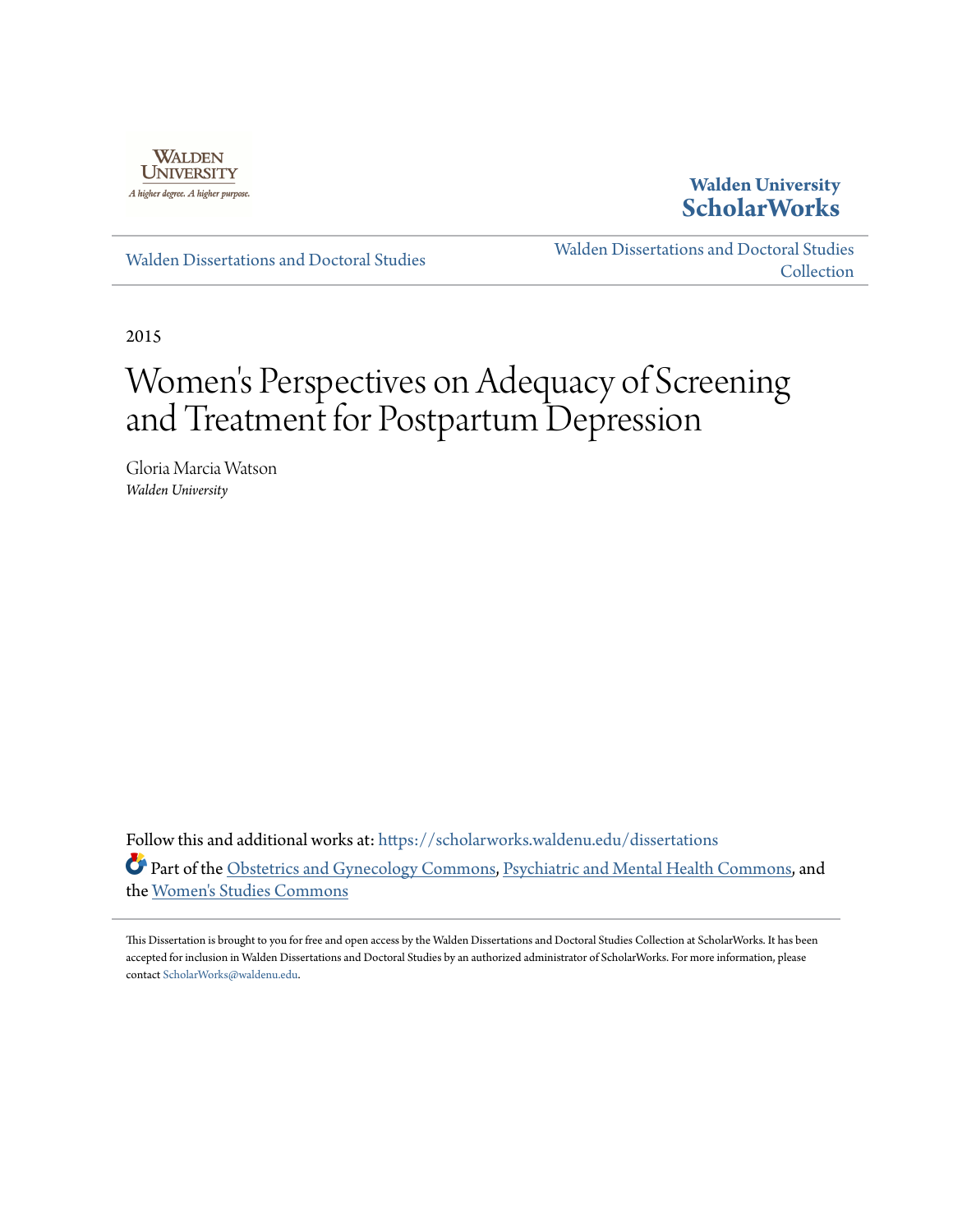Walden University

A higher degree. A higher purpose.

**Walden University ScholarWorks**

Walden Dissertations and Doctoral Studies

Walden Dissertations and Doctoral Studies Collection

2015

# Women's Perspectives on Adequacy of Screening and Treatment for Postpartum Depression

Gloria Marcia Watson
*Walden University*

Follow this and additional works at: https://scholarworks.waldenu.edu/dissertations

Part of the Obstetrics and Gynecology Commons, Psychiatric and Mental Health Commons, and the Women's Studies Commons

This Dissertation is brought to you for free and open access by the Walden Dissertations and Doctoral Studies Collection at ScholarWorks. It has been accepted for inclusion in Walden Dissertations and Doctoral Studies by an authorized administrator of ScholarWorks. For more information, please contact ScholarWorks@waldenu.edu.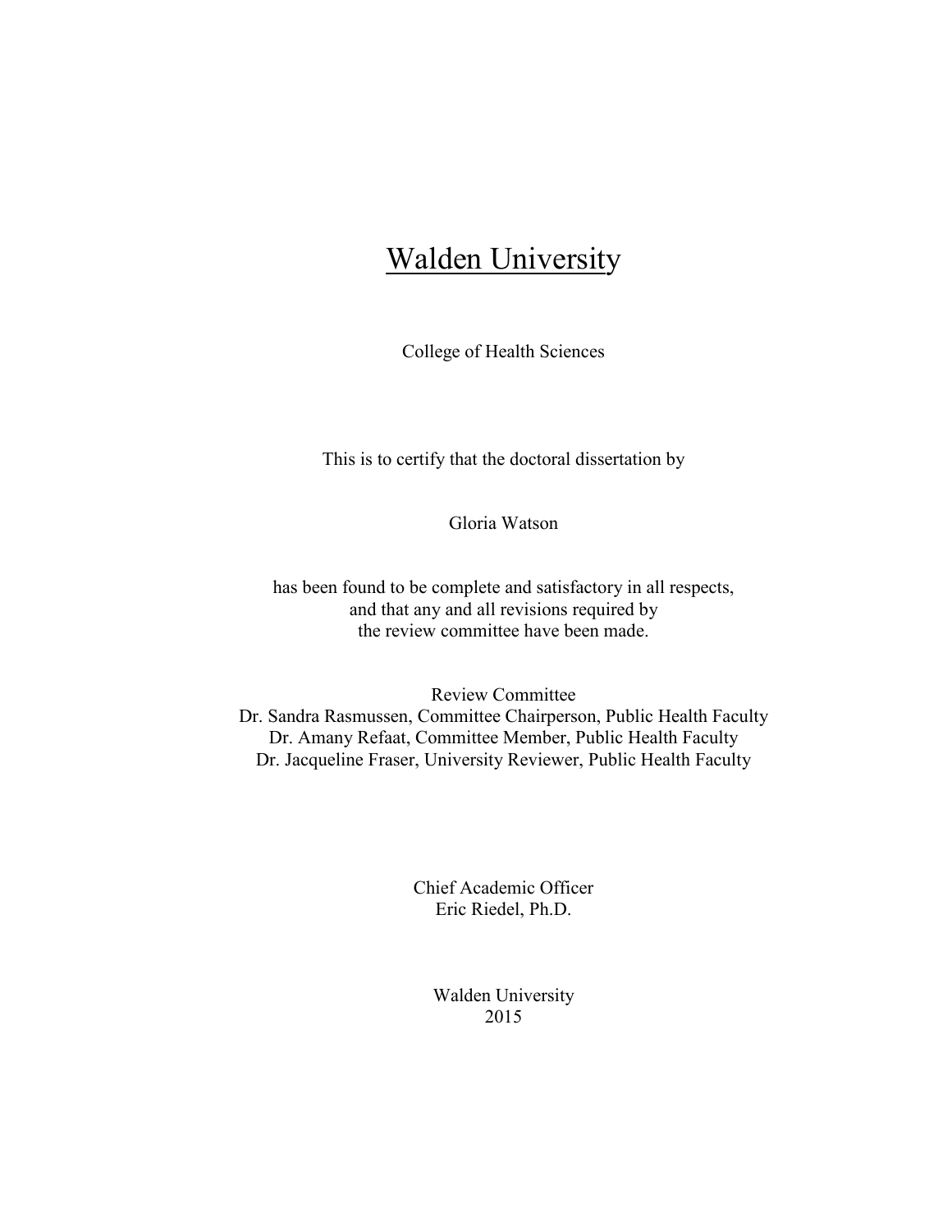# Walden University

College of Health Sciences

This is to certify that the doctoral dissertation by

Gloria Watson

has been found to be complete and satisfactory in all respects,
and that any and all revisions required by
the review committee have been made.

Review Committee
Dr. Sandra Rasmussen, Committee Chairperson, Public Health Faculty
Dr. Amany Refaat, Committee Member, Public Health Faculty
Dr. Jacqueline Fraser, University Reviewer, Public Health Faculty

Chief Academic Officer
Eric Riedel, Ph.D.

Walden University
2015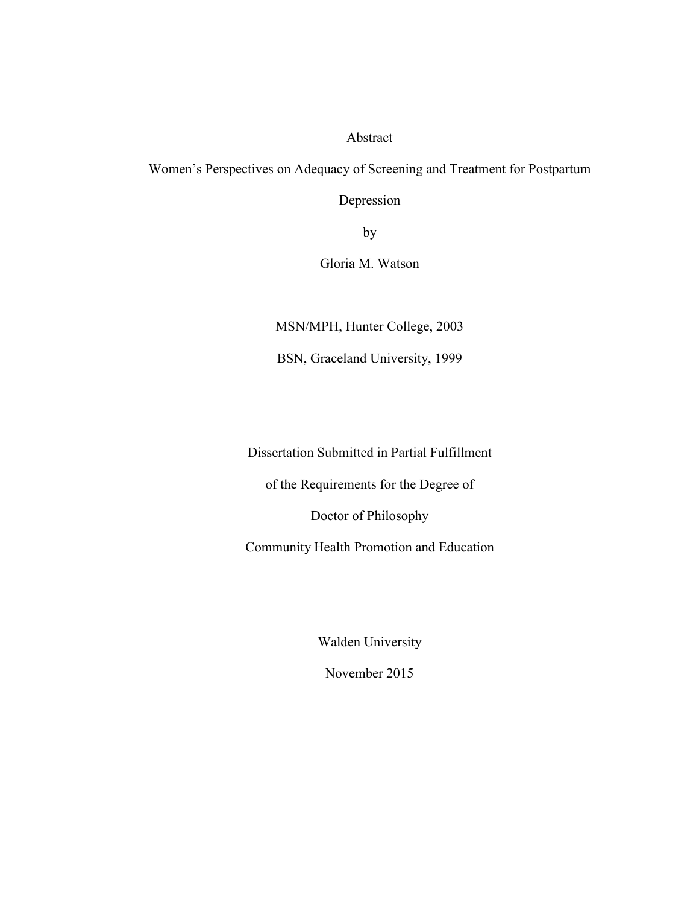Abstract

Women's Perspectives on Adequacy of Screening and Treatment for Postpartum Depression

by

Gloria M. Watson

MSN/MPH, Hunter College, 2003

BSN, Graceland University, 1999

Dissertation Submitted in Partial Fulfillment

of the Requirements for the Degree of

Doctor of Philosophy

Community Health Promotion and Education

Walden University

November 2015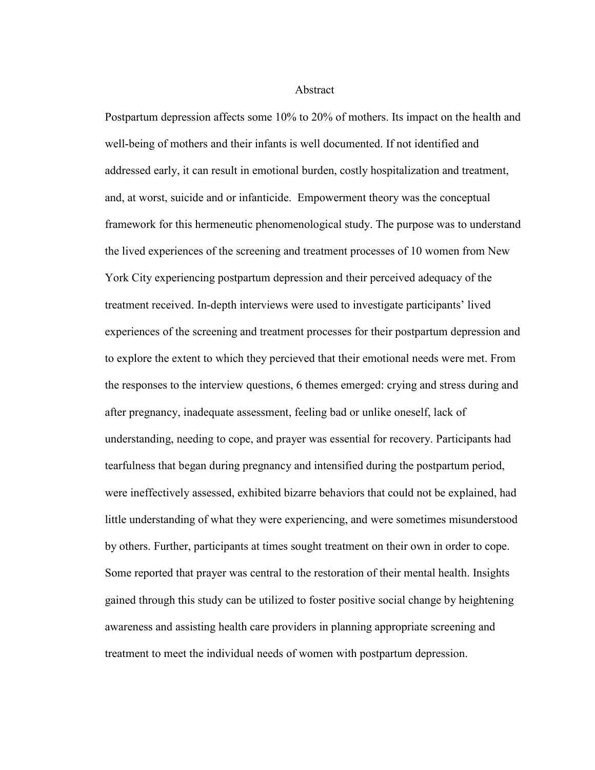# Abstract

Postpartum depression affects some 10% to 20% of mothers. Its impact on the health and well-being of mothers and their infants is well documented. If not identified and addressed early, it can result in emotional burden, costly hospitalization and treatment, and, at worst, suicide and or infanticide. Empowerment theory was the conceptual framework for this hermeneutic phenomenological study. The purpose was to understand the lived experiences of the screening and treatment processes of 10 women from New York City experiencing postpartum depression and their perceived adequacy of the treatment received. In-depth interviews were used to investigate participants' lived experiences of the screening and treatment processes for their postpartum depression and to explore the extent to which they percieved that their emotional needs were met. From the responses to the interview questions, 6 themes emerged: crying and stress during and after pregnancy, inadequate assessment, feeling bad or unlike oneself, lack of understanding, needing to cope, and prayer was essential for recovery. Participants had tearfulness that began during pregnancy and intensified during the postpartum period, were ineffectively assessed, exhibited bizarre behaviors that could not be explained, had little understanding of what they were experiencing, and were sometimes misunderstood by others. Further, participants at times sought treatment on their own in order to cope. Some reported that prayer was central to the restoration of their mental health. Insights gained through this study can be utilized to foster positive social change by heightening awareness and assisting health care providers in planning appropriate screening and treatment to meet the individual needs of women with postpartum depression.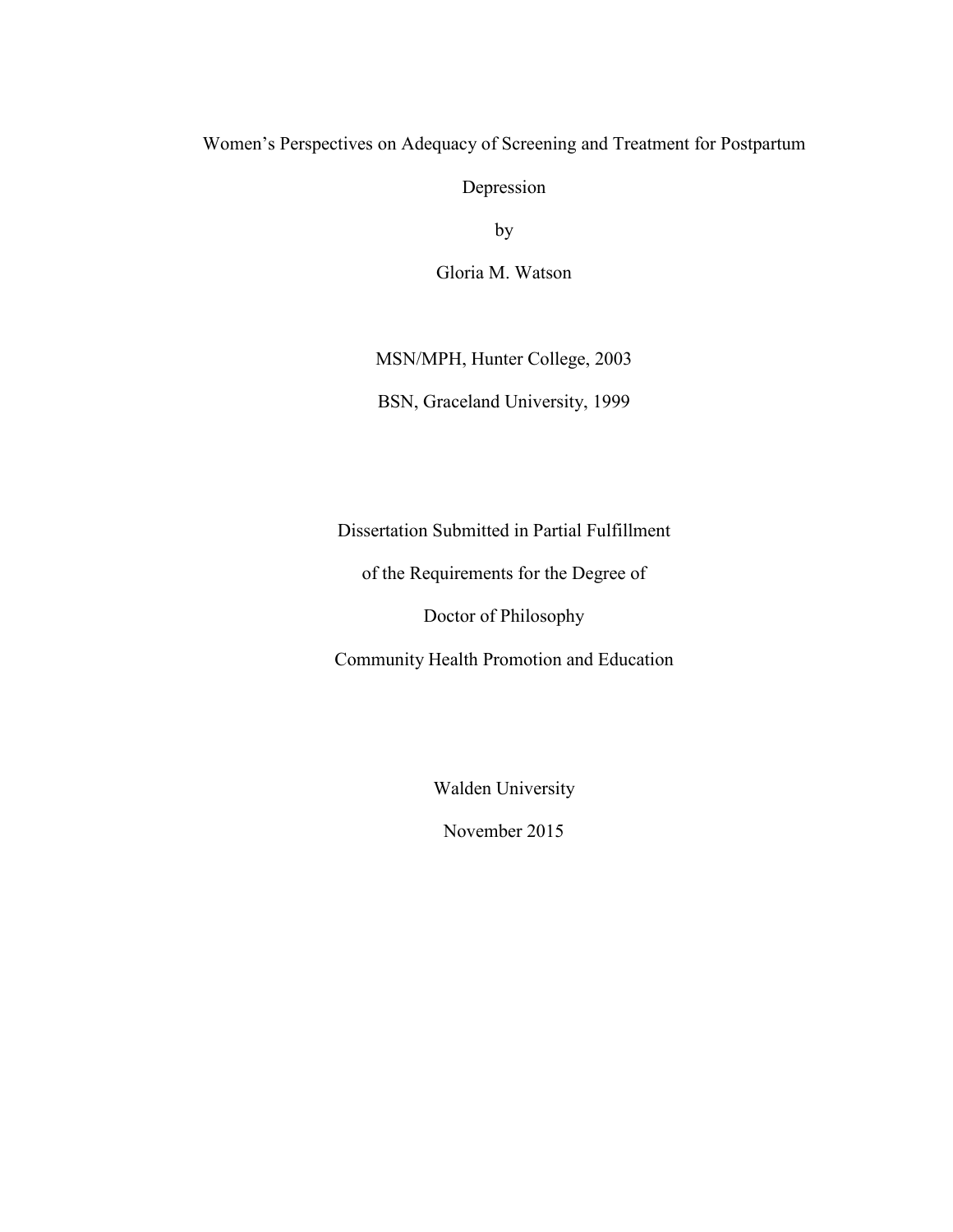# Women's Perspectives on Adequacy of Screening and Treatment for Postpartum Depression

by

Gloria M. Watson

MSN/MPH, Hunter College, 2003

BSN, Graceland University, 1999

Dissertation Submitted in Partial Fulfillment

of the Requirements for the Degree of

Doctor of Philosophy

Community Health Promotion and Education

Walden University

November 2015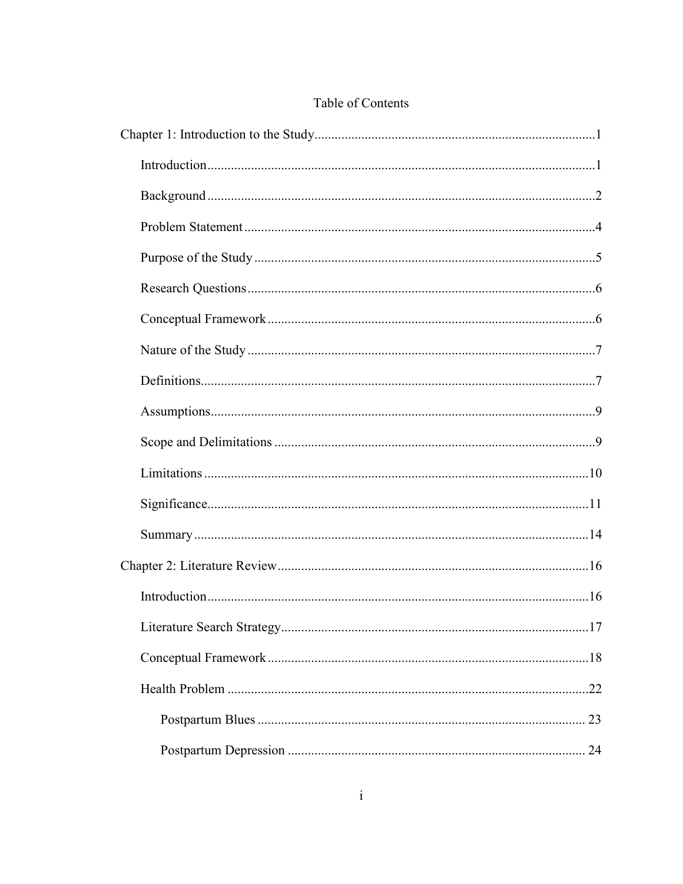# Table of Contents

Chapter 1: Introduction to the Study....................................................................................1

Introduction....................................................................................................................1

Background....................................................................................................................2

Problem Statement..........................................................................................................4

Purpose of the Study.......................................................................................................5

Research Questions.........................................................................................................6

Conceptual Framework...................................................................................................6

Nature of the Study.........................................................................................................7

Definitions......................................................................................................................7

Assumptions...................................................................................................................9

Scope and Delimitations.................................................................................................9

Limitations....................................................................................................................10

Significance..................................................................................................................11

Summary......................................................................................................................14

Chapter 2: Literature Review..............................................................................................16

Introduction..................................................................................................................16

Literature Search Strategy............................................................................................17

Conceptual Framework................................................................................................18

Health Problem............................................................................................................22

Postpartum Blues.....................................................................................................23

Postpartum Depression............................................................................................24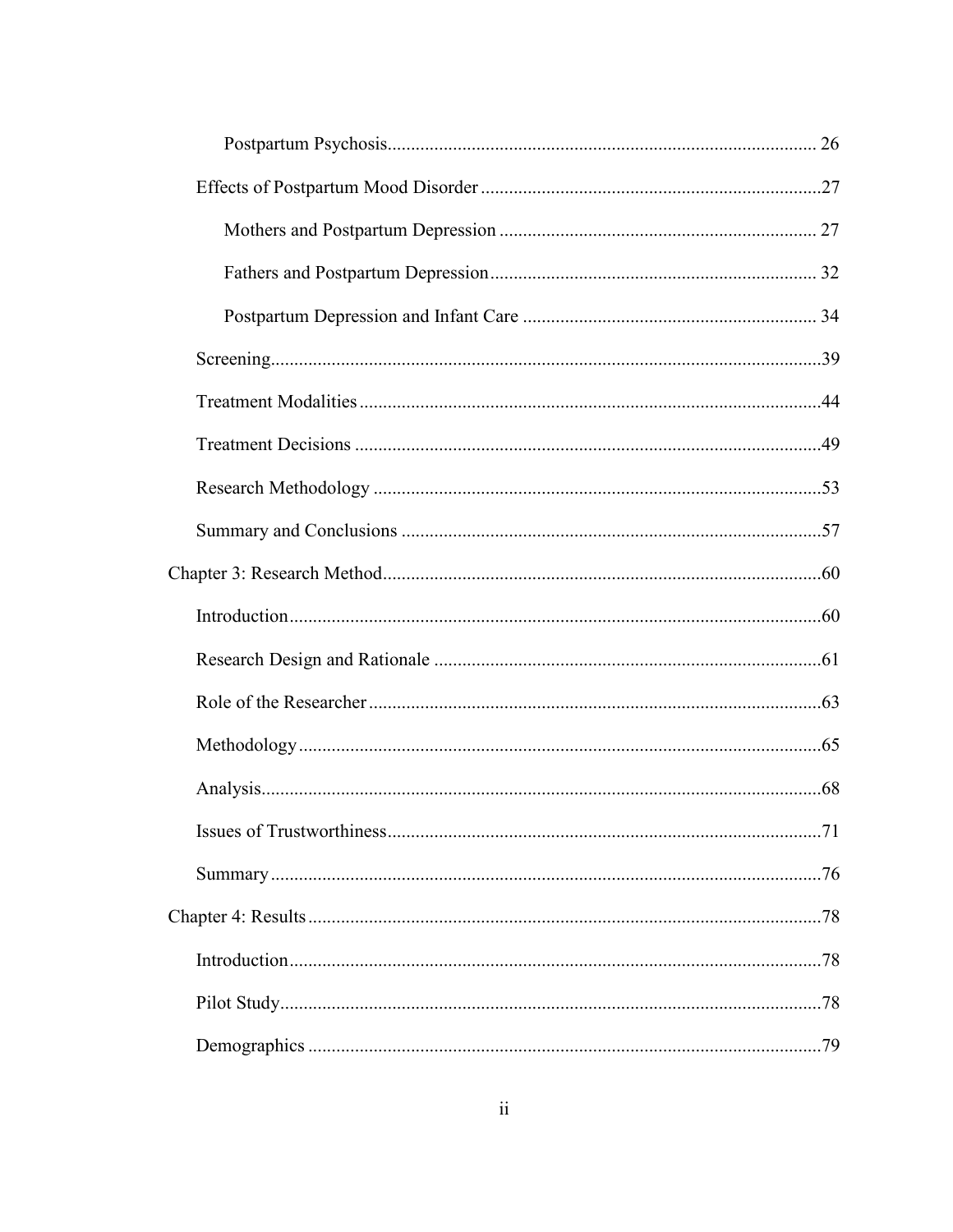Postpartum Psychosis ........................................................................................ 26

Effects of Postpartum Mood Disorder ........................................................................ 27

Mothers and Postpartum Depression ................................................................... 27

Fathers and Postpartum Depression ..................................................................... 32

Postpartum Depression and Infant Care .............................................................. 34

Screening ..................................................................................................................... 39

Treatment Modalities .................................................................................................. 44

Treatment Decisions ................................................................................................... 49

Research Methodology ............................................................................................... 53

Summary and Conclusions ......................................................................................... 57

Chapter 3: Research Method ............................................................................................. 60

Introduction ................................................................................................................. 60

Research Design and Rationale .................................................................................. 61

Role of the Researcher ................................................................................................ 63

Methodology ............................................................................................................... 65

Analysis ....................................................................................................................... 68

Issues of Trustworthiness ............................................................................................ 71

Summary ..................................................................................................................... 76

Chapter 4: Results ............................................................................................................. 78

Introduction ................................................................................................................. 78

Pilot Study ................................................................................................................... 78

Demographics ............................................................................................................. 79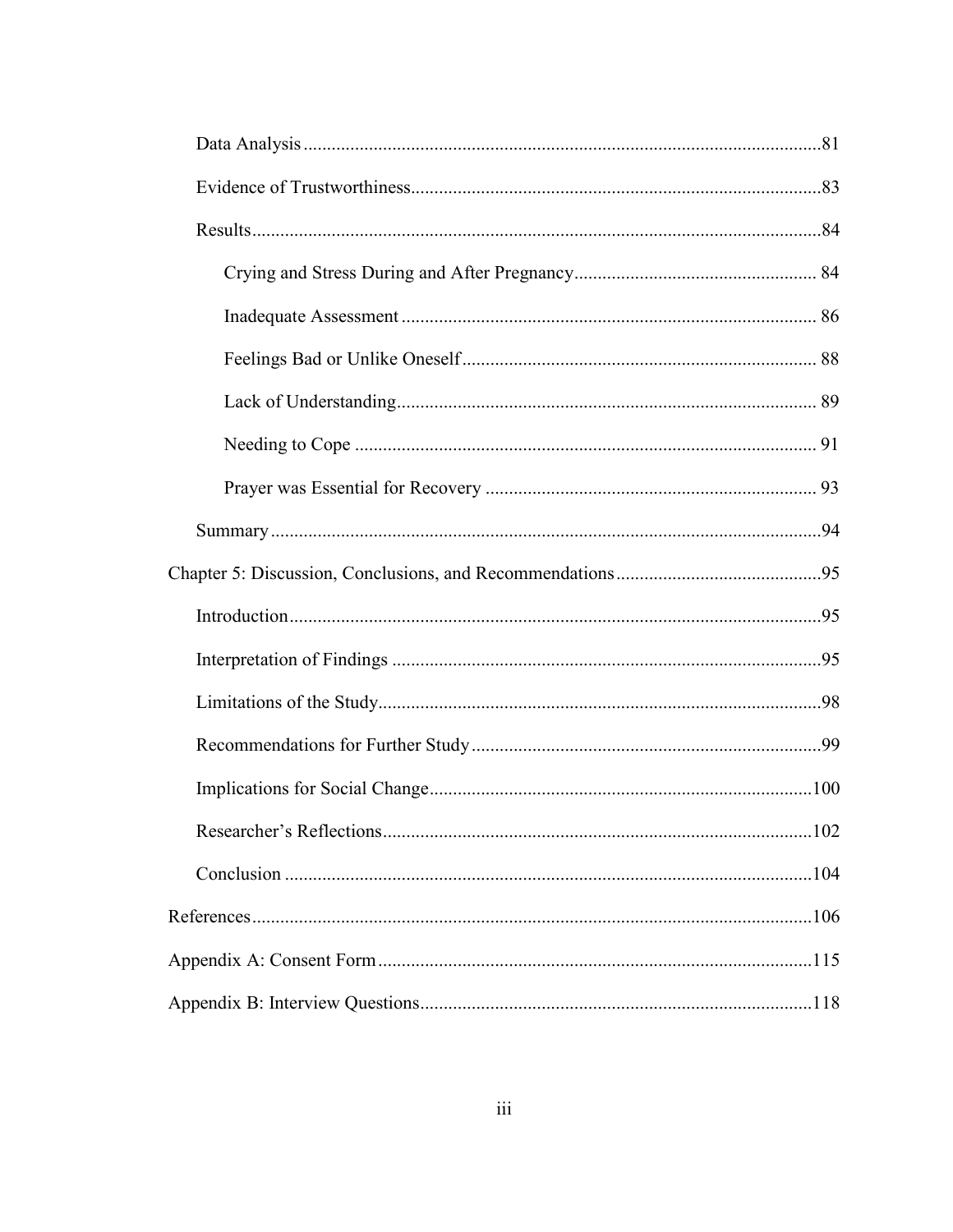Data Analysis .............................................................................................................81

Evidence of Trustworthiness........................................................................................83

Results........................................................................................................................84

Crying and Stress During and After Pregnancy.................................................. 84

Inadequate Assessment ........................................................................................ 86

Feelings Bad or Unlike Oneself........................................................................... 88

Lack of Understanding......................................................................................... 89

Needing to Cope .................................................................................................. 91

Prayer was Essential for Recovery ...................................................................... 93

Summary.....................................................................................................................94

Chapter 5: Discussion, Conclusions, and Recommendations............................................95

Introduction.................................................................................................................95

Interpretation of Findings ...........................................................................................95

Limitations of the Study.............................................................................................98

Recommendations for Further Study..........................................................................99

Implications for Social Change.................................................................................100

Researcher's Reflections............................................................................................102

Conclusion ................................................................................................................104

References.......................................................................................................................106

Appendix A: Consent Form............................................................................................115

Appendix B: Interview Questions...................................................................................118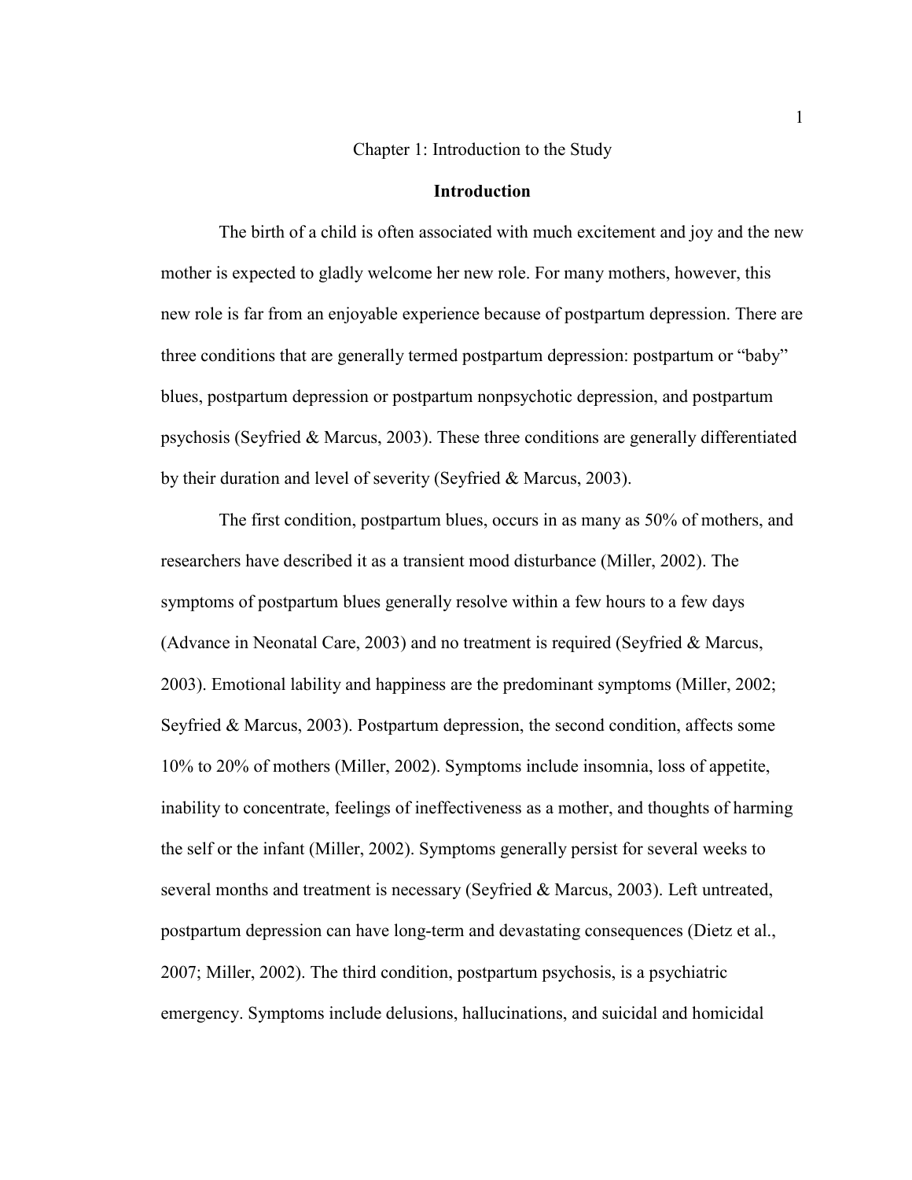# Chapter 1: Introduction to the Study

## Introduction

The birth of a child is often associated with much excitement and joy and the new mother is expected to gladly welcome her new role. For many mothers, however, this new role is far from an enjoyable experience because of postpartum depression. There are three conditions that are generally termed postpartum depression: postpartum or "baby" blues, postpartum depression or postpartum nonpsychotic depression, and postpartum psychosis (Seyfried & Marcus, 2003). These three conditions are generally differentiated by their duration and level of severity (Seyfried & Marcus, 2003).

The first condition, postpartum blues, occurs in as many as 50% of mothers, and researchers have described it as a transient mood disturbance (Miller, 2002). The symptoms of postpartum blues generally resolve within a few hours to a few days (Advance in Neonatal Care, 2003) and no treatment is required (Seyfried & Marcus, 2003). Emotional lability and happiness are the predominant symptoms (Miller, 2002; Seyfried & Marcus, 2003). Postpartum depression, the second condition, affects some 10% to 20% of mothers (Miller, 2002). Symptoms include insomnia, loss of appetite, inability to concentrate, feelings of ineffectiveness as a mother, and thoughts of harming the self or the infant (Miller, 2002). Symptoms generally persist for several weeks to several months and treatment is necessary (Seyfried & Marcus, 2003). Left untreated, postpartum depression can have long-term and devastating consequences (Dietz et al., 2007; Miller, 2002). The third condition, postpartum psychosis, is a psychiatric emergency. Symptoms include delusions, hallucinations, and suicidal and homicidal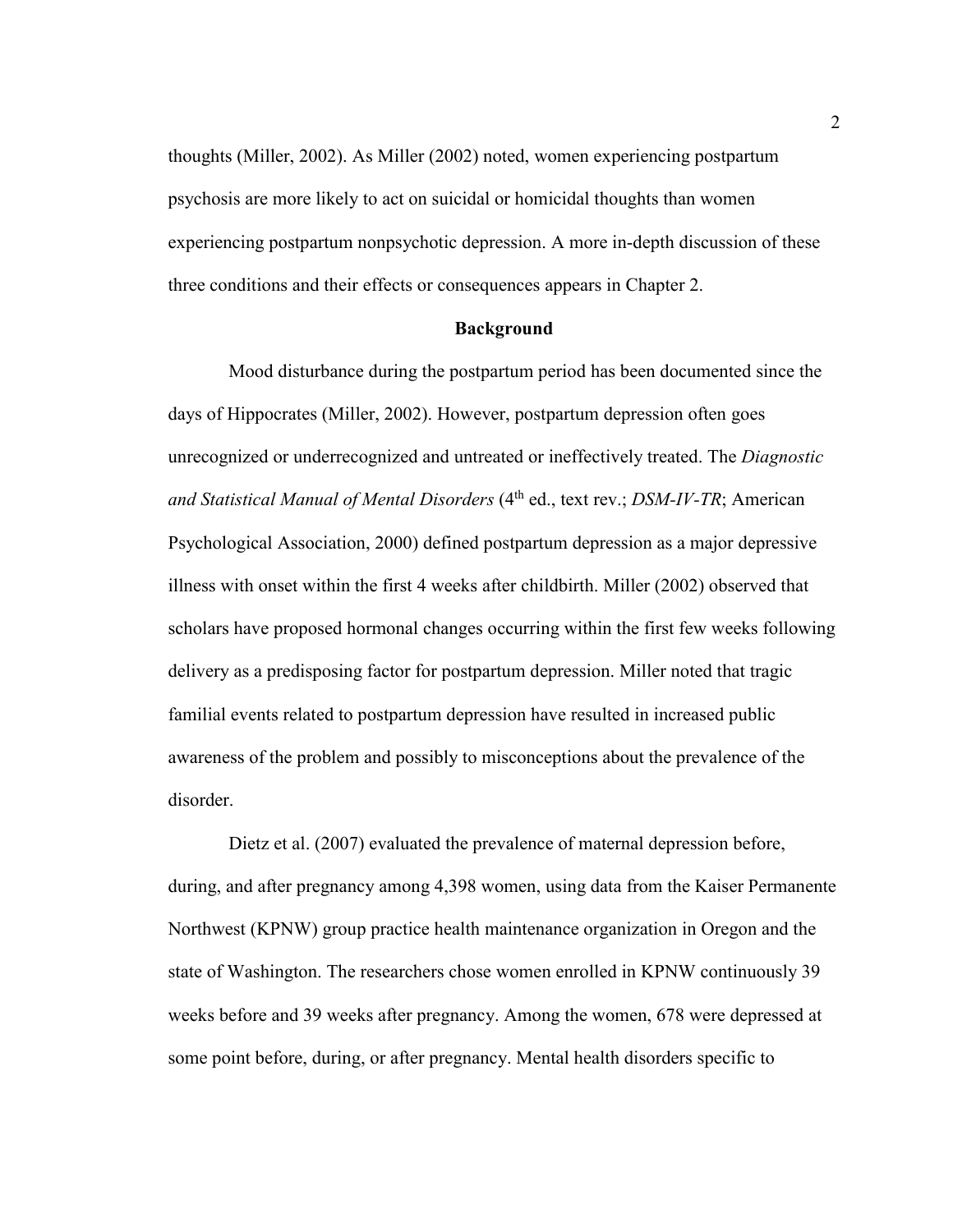thoughts (Miller, 2002). As Miller (2002) noted, women experiencing postpartum psychosis are more likely to act on suicidal or homicidal thoughts than women experiencing postpartum nonpsychotic depression. A more in-depth discussion of these three conditions and their effects or consequences appears in Chapter 2.

## Background

Mood disturbance during the postpartum period has been documented since the days of Hippocrates (Miller, 2002). However, postpartum depression often goes unrecognized or underrecognized and untreated or ineffectively treated. The *Diagnostic and Statistical Manual of Mental Disorders* (4th ed., text rev.; *DSM-IV-TR*; American Psychological Association, 2000) defined postpartum depression as a major depressive illness with onset within the first 4 weeks after childbirth. Miller (2002) observed that scholars have proposed hormonal changes occurring within the first few weeks following delivery as a predisposing factor for postpartum depression. Miller noted that tragic familial events related to postpartum depression have resulted in increased public awareness of the problem and possibly to misconceptions about the prevalence of the disorder.

Dietz et al. (2007) evaluated the prevalence of maternal depression before, during, and after pregnancy among 4,398 women, using data from the Kaiser Permanente Northwest (KPNW) group practice health maintenance organization in Oregon and the state of Washington. The researchers chose women enrolled in KPNW continuously 39 weeks before and 39 weeks after pregnancy. Among the women, 678 were depressed at some point before, during, or after pregnancy. Mental health disorders specific to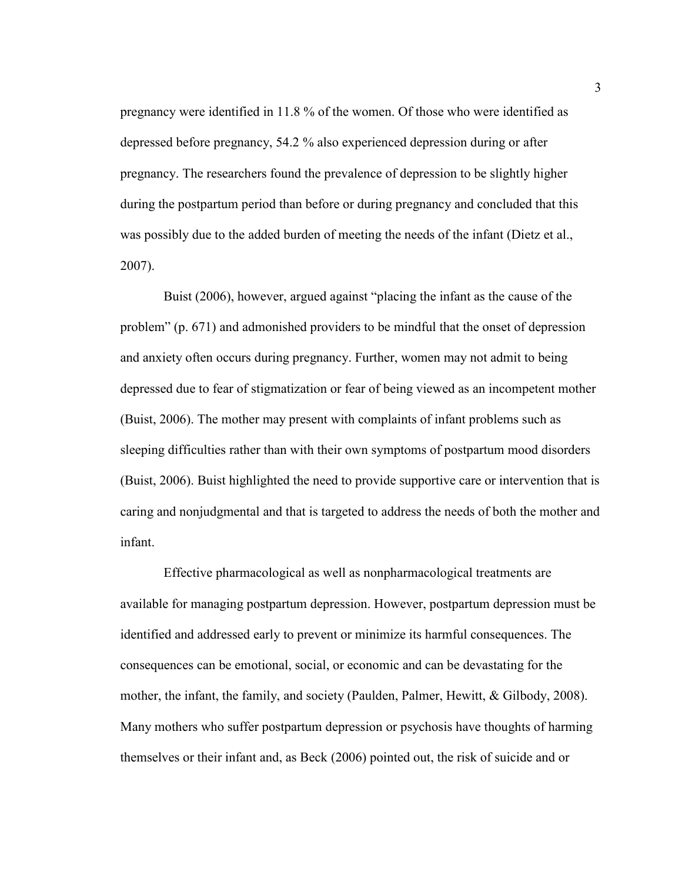pregnancy were identified in 11.8 % of the women. Of those who were identified as depressed before pregnancy, 54.2 % also experienced depression during or after pregnancy. The researchers found the prevalence of depression to be slightly higher during the postpartum period than before or during pregnancy and concluded that this was possibly due to the added burden of meeting the needs of the infant (Dietz et al., 2007).

Buist (2006), however, argued against "placing the infant as the cause of the problem" (p. 671) and admonished providers to be mindful that the onset of depression and anxiety often occurs during pregnancy. Further, women may not admit to being depressed due to fear of stigmatization or fear of being viewed as an incompetent mother (Buist, 2006). The mother may present with complaints of infant problems such as sleeping difficulties rather than with their own symptoms of postpartum mood disorders (Buist, 2006). Buist highlighted the need to provide supportive care or intervention that is caring and nonjudgmental and that is targeted to address the needs of both the mother and infant.

Effective pharmacological as well as nonpharmacological treatments are available for managing postpartum depression. However, postpartum depression must be identified and addressed early to prevent or minimize its harmful consequences. The consequences can be emotional, social, or economic and can be devastating for the mother, the infant, the family, and society (Paulden, Palmer, Hewitt, & Gilbody, 2008). Many mothers who suffer postpartum depression or psychosis have thoughts of harming themselves or their infant and, as Beck (2006) pointed out, the risk of suicide and or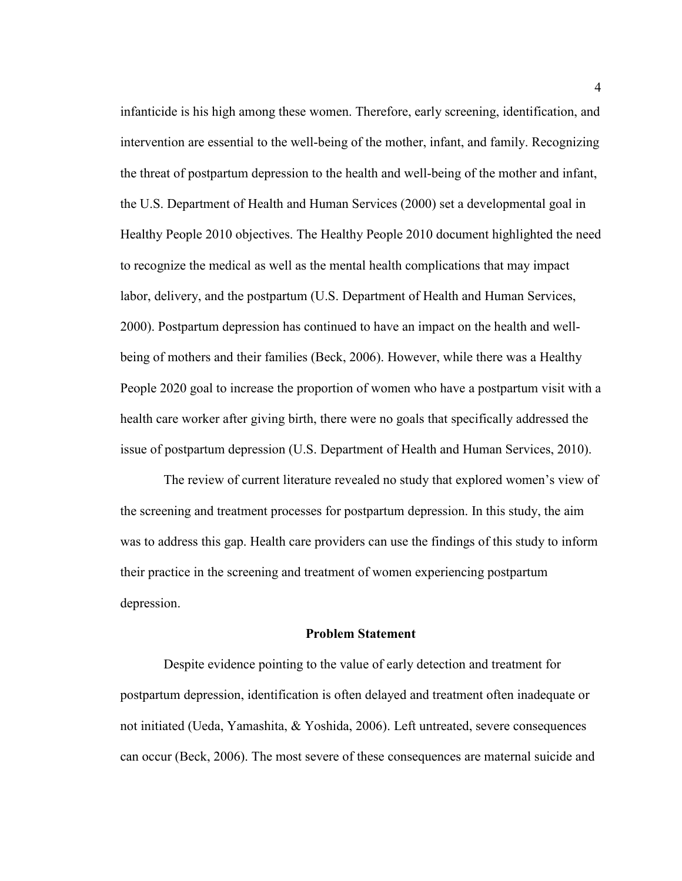infanticide is his high among these women. Therefore, early screening, identification, and intervention are essential to the well-being of the mother, infant, and family. Recognizing the threat of postpartum depression to the health and well-being of the mother and infant, the U.S. Department of Health and Human Services (2000) set a developmental goal in Healthy People 2010 objectives. The Healthy People 2010 document highlighted the need to recognize the medical as well as the mental health complications that may impact labor, delivery, and the postpartum (U.S. Department of Health and Human Services, 2000). Postpartum depression has continued to have an impact on the health and well-being of mothers and their families (Beck, 2006). However, while there was a Healthy People 2020 goal to increase the proportion of women who have a postpartum visit with a health care worker after giving birth, there were no goals that specifically addressed the issue of postpartum depression (U.S. Department of Health and Human Services, 2010).

The review of current literature revealed no study that explored women's view of the screening and treatment processes for postpartum depression. In this study, the aim was to address this gap. Health care providers can use the findings of this study to inform their practice in the screening and treatment of women experiencing postpartum depression.

## Problem Statement

Despite evidence pointing to the value of early detection and treatment for postpartum depression, identification is often delayed and treatment often inadequate or not initiated (Ueda, Yamashita, & Yoshida, 2006). Left untreated, severe consequences can occur (Beck, 2006). The most severe of these consequences are maternal suicide and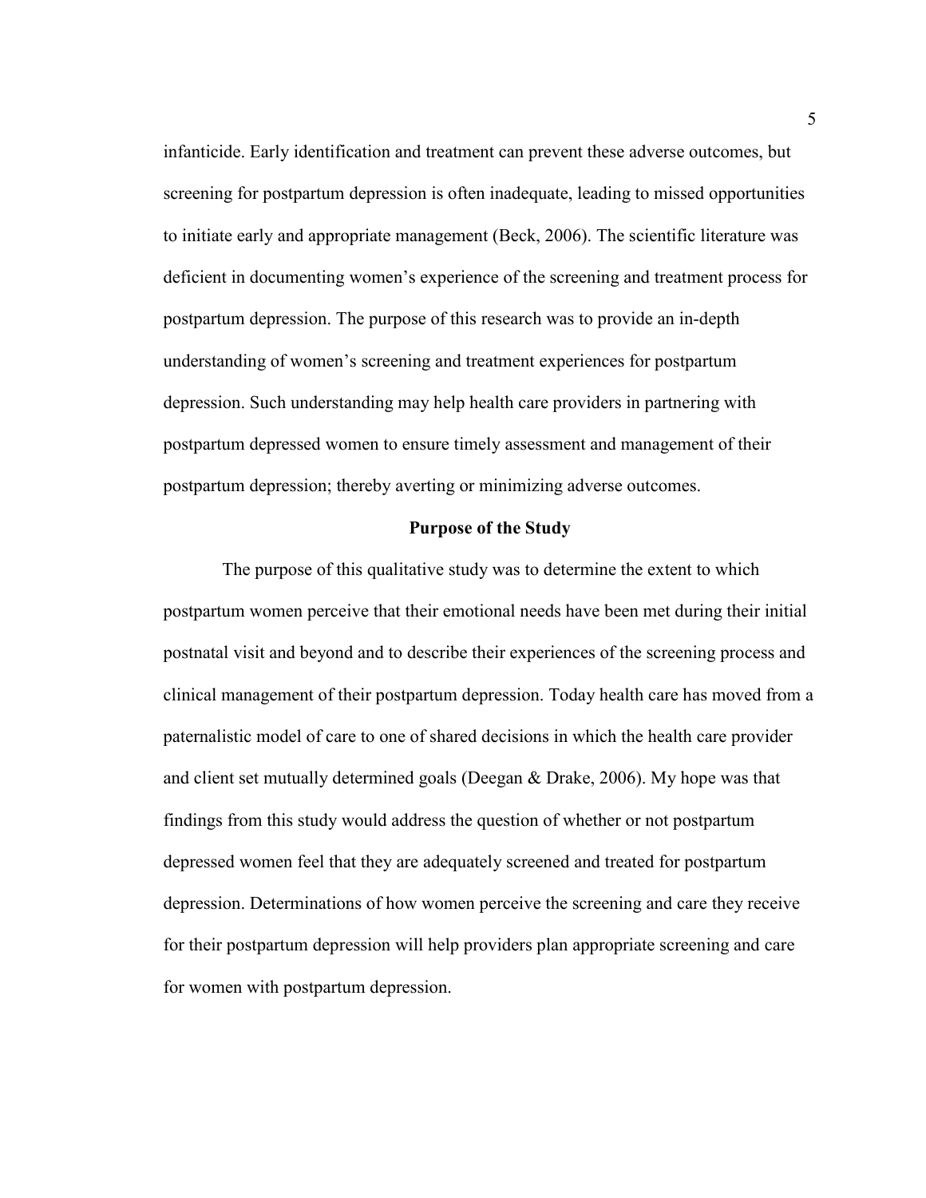infanticide. Early identification and treatment can prevent these adverse outcomes, but screening for postpartum depression is often inadequate, leading to missed opportunities to initiate early and appropriate management (Beck, 2006). The scientific literature was deficient in documenting women's experience of the screening and treatment process for postpartum depression. The purpose of this research was to provide an in-depth understanding of women's screening and treatment experiences for postpartum depression. Such understanding may help health care providers in partnering with postpartum depressed women to ensure timely assessment and management of their postpartum depression; thereby averting or minimizing adverse outcomes.

## Purpose of the Study

The purpose of this qualitative study was to determine the extent to which postpartum women perceive that their emotional needs have been met during their initial postnatal visit and beyond and to describe their experiences of the screening process and clinical management of their postpartum depression. Today health care has moved from a paternalistic model of care to one of shared decisions in which the health care provider and client set mutually determined goals (Deegan & Drake, 2006). My hope was that findings from this study would address the question of whether or not postpartum depressed women feel that they are adequately screened and treated for postpartum depression. Determinations of how women perceive the screening and care they receive for their postpartum depression will help providers plan appropriate screening and care for women with postpartum depression.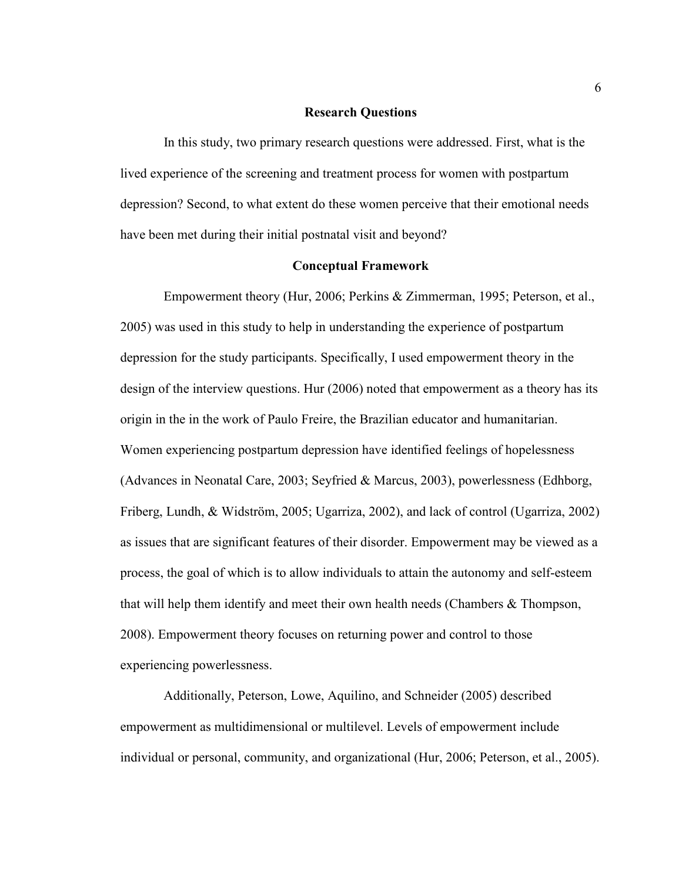## Research Questions

In this study, two primary research questions were addressed. First, what is the lived experience of the screening and treatment process for women with postpartum depression? Second, to what extent do these women perceive that their emotional needs have been met during their initial postnatal visit and beyond?

## Conceptual Framework

Empowerment theory (Hur, 2006; Perkins & Zimmerman, 1995; Peterson, et al., 2005) was used in this study to help in understanding the experience of postpartum depression for the study participants. Specifically, I used empowerment theory in the design of the interview questions. Hur (2006) noted that empowerment as a theory has its origin in the in the work of Paulo Freire, the Brazilian educator and humanitarian. Women experiencing postpartum depression have identified feelings of hopelessness (Advances in Neonatal Care, 2003; Seyfried & Marcus, 2003), powerlessness (Edhborg, Friberg, Lundh, & Widström, 2005; Ugarriza, 2002), and lack of control (Ugarriza, 2002) as issues that are significant features of their disorder. Empowerment may be viewed as a process, the goal of which is to allow individuals to attain the autonomy and self-esteem that will help them identify and meet their own health needs (Chambers & Thompson, 2008). Empowerment theory focuses on returning power and control to those experiencing powerlessness.

Additionally, Peterson, Lowe, Aquilino, and Schneider (2005) described empowerment as multidimensional or multilevel. Levels of empowerment include individual or personal, community, and organizational (Hur, 2006; Peterson, et al., 2005).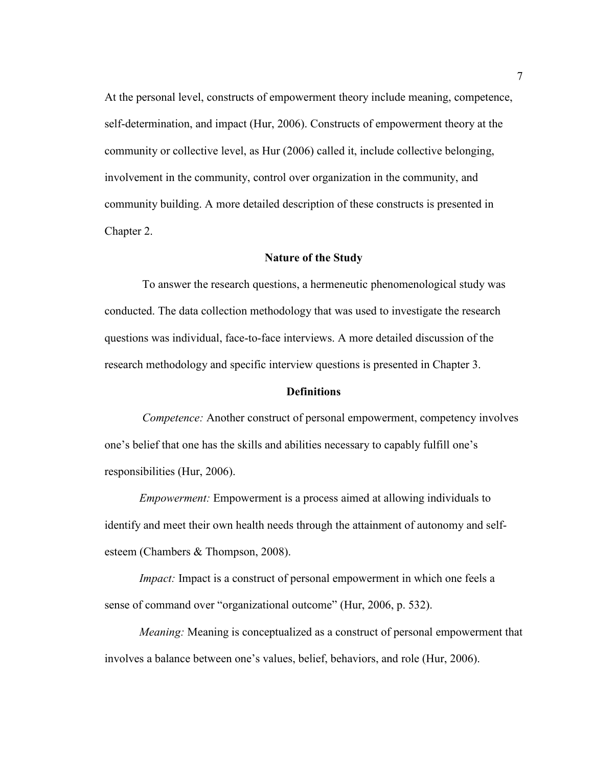At the personal level, constructs of empowerment theory include meaning, competence, self-determination, and impact (Hur, 2006). Constructs of empowerment theory at the community or collective level, as Hur (2006) called it, include collective belonging, involvement in the community, control over organization in the community, and community building. A more detailed description of these constructs is presented in Chapter 2.

## Nature of the Study

To answer the research questions, a hermeneutic phenomenological study was conducted. The data collection methodology that was used to investigate the research questions was individual, face-to-face interviews. A more detailed discussion of the research methodology and specific interview questions is presented in Chapter 3.

## Definitions

*Competence:* Another construct of personal empowerment, competency involves one's belief that one has the skills and abilities necessary to capably fulfill one's responsibilities (Hur, 2006).

*Empowerment:* Empowerment is a process aimed at allowing individuals to identify and meet their own health needs through the attainment of autonomy and self-esteem (Chambers & Thompson, 2008).

*Impact:* Impact is a construct of personal empowerment in which one feels a sense of command over "organizational outcome" (Hur, 2006, p. 532).

*Meaning:* Meaning is conceptualized as a construct of personal empowerment that involves a balance between one's values, belief, behaviors, and role (Hur, 2006).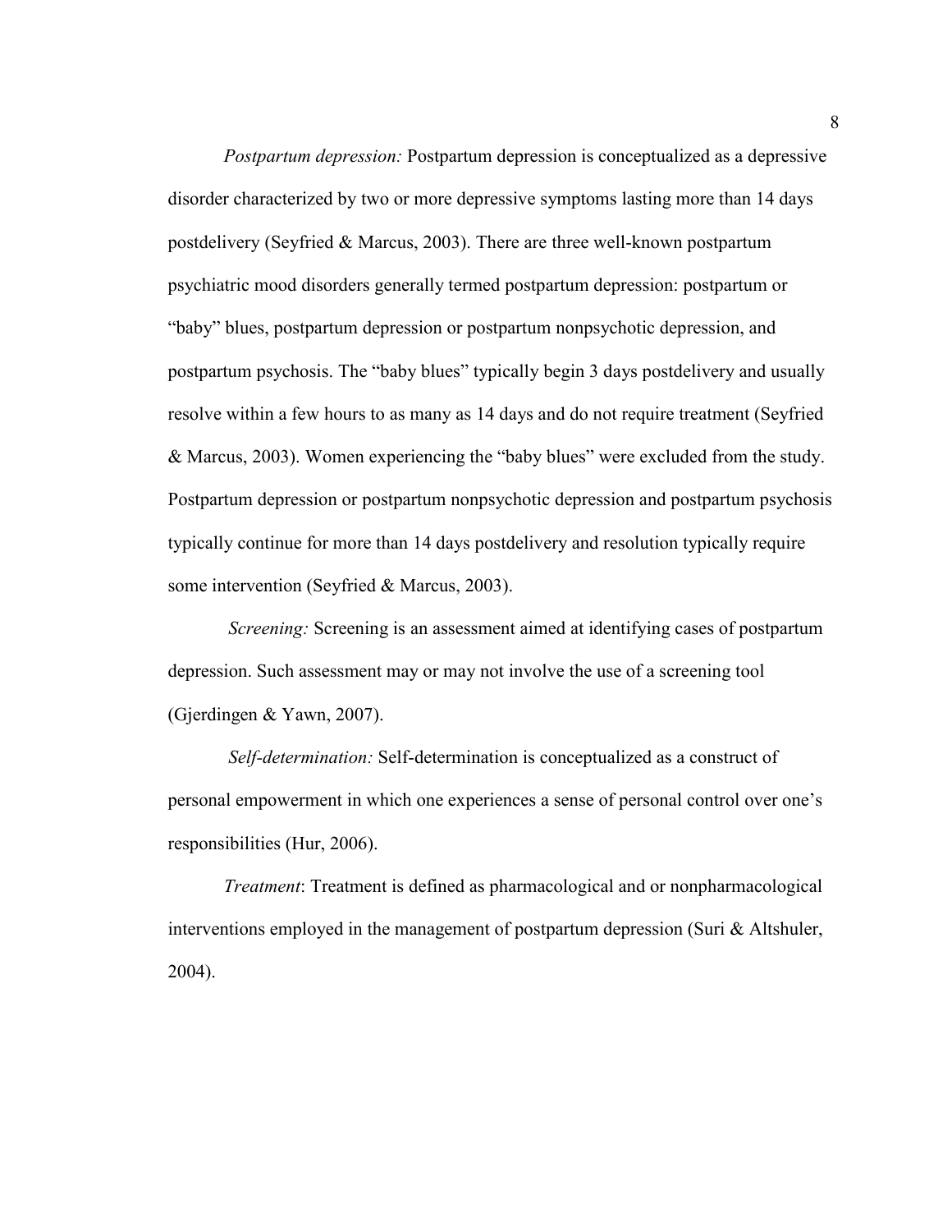*Postpartum depression:* Postpartum depression is conceptualized as a depressive disorder characterized by two or more depressive symptoms lasting more than 14 days postdelivery (Seyfried & Marcus, 2003). There are three well-known postpartum psychiatric mood disorders generally termed postpartum depression: postpartum or "baby" blues, postpartum depression or postpartum nonpsychotic depression, and postpartum psychosis. The "baby blues" typically begin 3 days postdelivery and usually resolve within a few hours to as many as 14 days and do not require treatment (Seyfried & Marcus, 2003). Women experiencing the "baby blues" were excluded from the study. Postpartum depression or postpartum nonpsychotic depression and postpartum psychosis typically continue for more than 14 days postdelivery and resolution typically require some intervention (Seyfried & Marcus, 2003).

*Screening:* Screening is an assessment aimed at identifying cases of postpartum depression. Such assessment may or may not involve the use of a screening tool (Gjerdingen & Yawn, 2007).

*Self-determination:* Self-determination is conceptualized as a construct of personal empowerment in which one experiences a sense of personal control over one's responsibilities (Hur, 2006).

*Treatment*: Treatment is defined as pharmacological and or nonpharmacological interventions employed in the management of postpartum depression (Suri & Altshuler, 2004).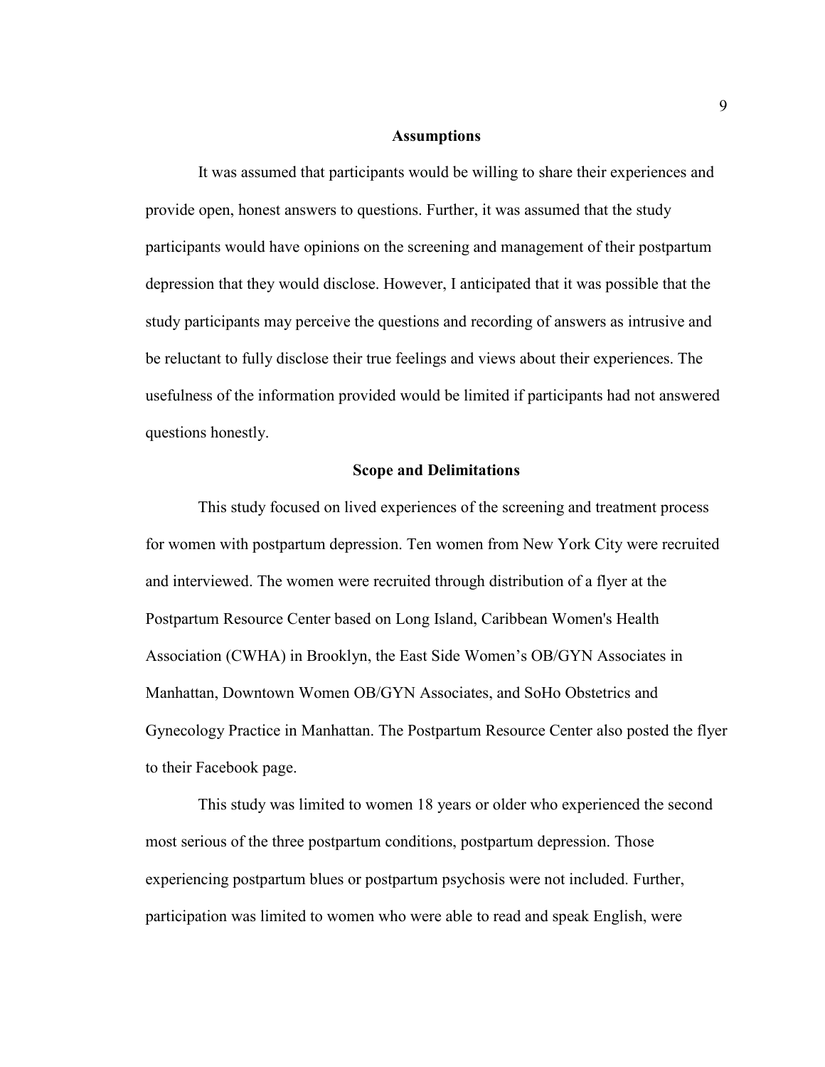## Assumptions

It was assumed that participants would be willing to share their experiences and provide open, honest answers to questions. Further, it was assumed that the study participants would have opinions on the screening and management of their postpartum depression that they would disclose. However, I anticipated that it was possible that the study participants may perceive the questions and recording of answers as intrusive and be reluctant to fully disclose their true feelings and views about their experiences. The usefulness of the information provided would be limited if participants had not answered questions honestly.

## Scope and Delimitations

This study focused on lived experiences of the screening and treatment process for women with postpartum depression. Ten women from New York City were recruited and interviewed. The women were recruited through distribution of a flyer at the Postpartum Resource Center based on Long Island, Caribbean Women's Health Association (CWHA) in Brooklyn, the East Side Women's OB/GYN Associates in Manhattan, Downtown Women OB/GYN Associates, and SoHo Obstetrics and Gynecology Practice in Manhattan. The Postpartum Resource Center also posted the flyer to their Facebook page.

This study was limited to women 18 years or older who experienced the second most serious of the three postpartum conditions, postpartum depression. Those experiencing postpartum blues or postpartum psychosis were not included. Further, participation was limited to women who were able to read and speak English, were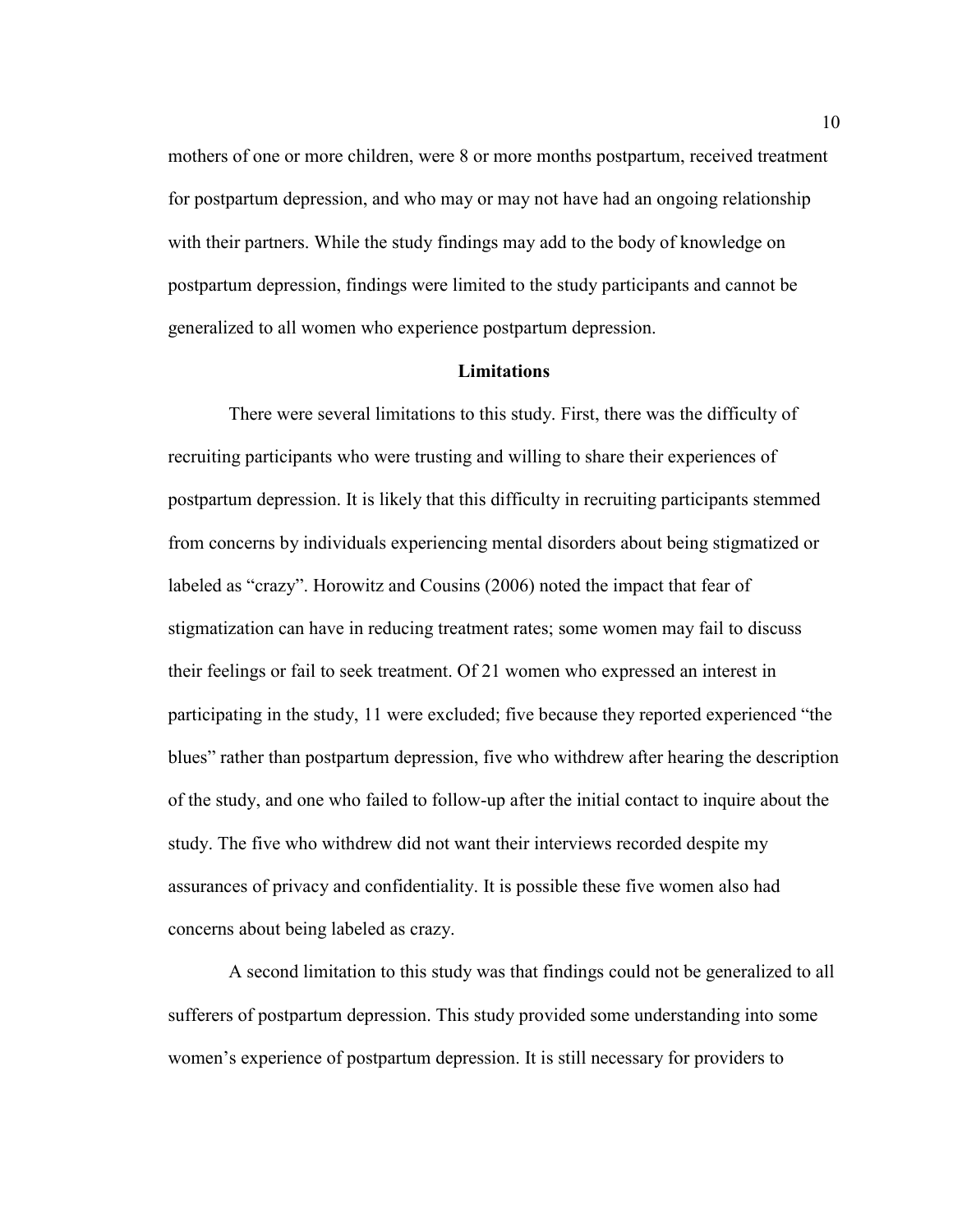mothers of one or more children, were 8 or more months postpartum, received treatment for postpartum depression, and who may or may not have had an ongoing relationship with their partners. While the study findings may add to the body of knowledge on postpartum depression, findings were limited to the study participants and cannot be generalized to all women who experience postpartum depression.

## Limitations

There were several limitations to this study. First, there was the difficulty of recruiting participants who were trusting and willing to share their experiences of postpartum depression. It is likely that this difficulty in recruiting participants stemmed from concerns by individuals experiencing mental disorders about being stigmatized or labeled as “crazy”. Horowitz and Cousins (2006) noted the impact that fear of stigmatization can have in reducing treatment rates; some women may fail to discuss their feelings or fail to seek treatment. Of 21 women who expressed an interest in participating in the study, 11 were excluded; five because they reported experienced “the blues” rather than postpartum depression, five who withdrew after hearing the description of the study, and one who failed to follow-up after the initial contact to inquire about the study. The five who withdrew did not want their interviews recorded despite my assurances of privacy and confidentiality. It is possible these five women also had concerns about being labeled as crazy.

A second limitation to this study was that findings could not be generalized to all sufferers of postpartum depression. This study provided some understanding into some women’s experience of postpartum depression. It is still necessary for providers to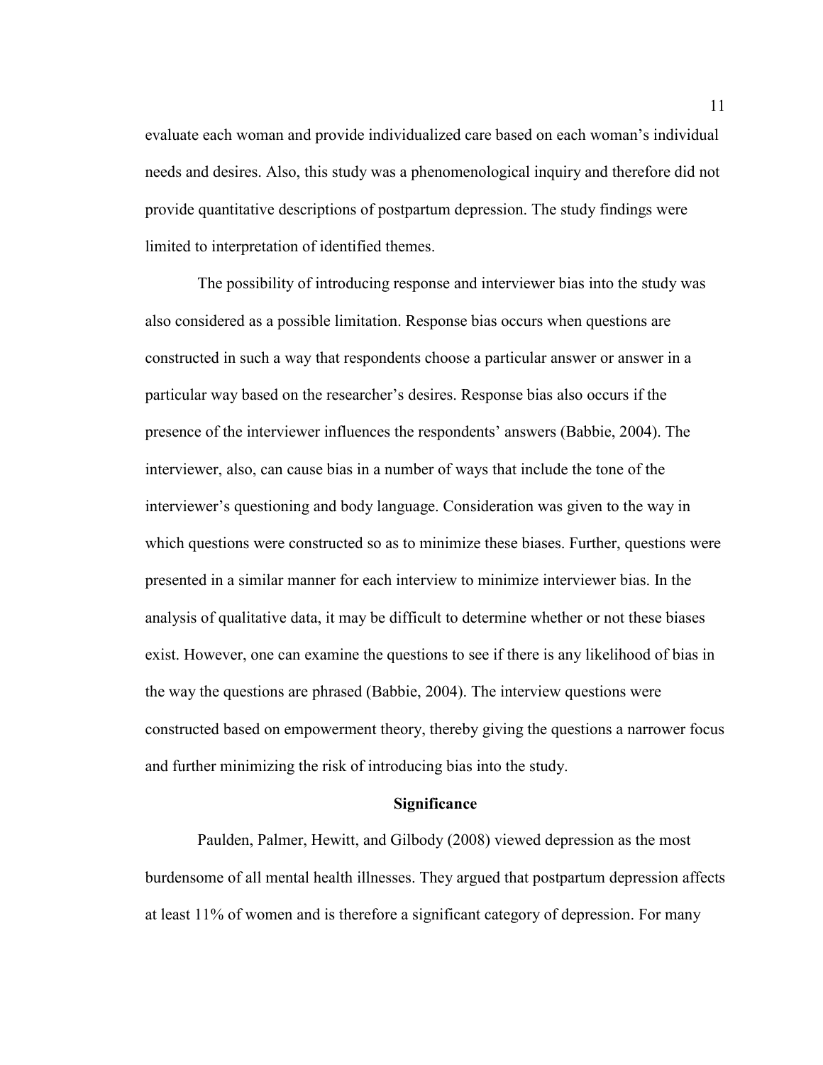evaluate each woman and provide individualized care based on each woman's individual needs and desires. Also, this study was a phenomenological inquiry and therefore did not provide quantitative descriptions of postpartum depression. The study findings were limited to interpretation of identified themes.

The possibility of introducing response and interviewer bias into the study was also considered as a possible limitation. Response bias occurs when questions are constructed in such a way that respondents choose a particular answer or answer in a particular way based on the researcher's desires. Response bias also occurs if the presence of the interviewer influences the respondents' answers (Babbie, 2004). The interviewer, also, can cause bias in a number of ways that include the tone of the interviewer's questioning and body language. Consideration was given to the way in which questions were constructed so as to minimize these biases. Further, questions were presented in a similar manner for each interview to minimize interviewer bias. In the analysis of qualitative data, it may be difficult to determine whether or not these biases exist. However, one can examine the questions to see if there is any likelihood of bias in the way the questions are phrased (Babbie, 2004). The interview questions were constructed based on empowerment theory, thereby giving the questions a narrower focus and further minimizing the risk of introducing bias into the study.

## Significance

Paulden, Palmer, Hewitt, and Gilbody (2008) viewed depression as the most burdensome of all mental health illnesses. They argued that postpartum depression affects at least 11% of women and is therefore a significant category of depression. For many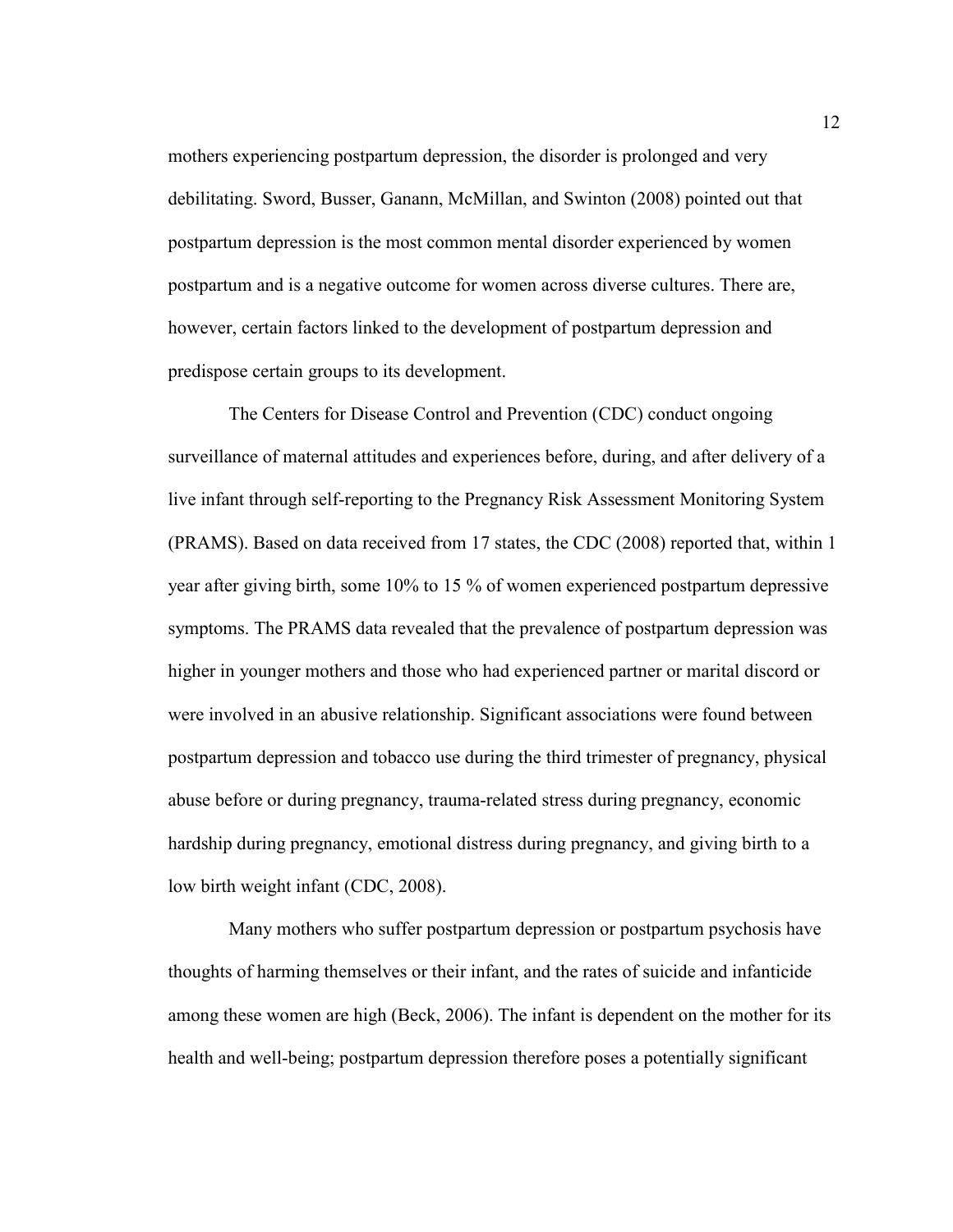mothers experiencing postpartum depression, the disorder is prolonged and very debilitating. Sword, Busser, Ganann, McMillan, and Swinton (2008) pointed out that postpartum depression is the most common mental disorder experienced by women postpartum and is a negative outcome for women across diverse cultures. There are, however, certain factors linked to the development of postpartum depression and predispose certain groups to its development.

The Centers for Disease Control and Prevention (CDC) conduct ongoing surveillance of maternal attitudes and experiences before, during, and after delivery of a live infant through self-reporting to the Pregnancy Risk Assessment Monitoring System (PRAMS). Based on data received from 17 states, the CDC (2008) reported that, within 1 year after giving birth, some 10% to 15 % of women experienced postpartum depressive symptoms. The PRAMS data revealed that the prevalence of postpartum depression was higher in younger mothers and those who had experienced partner or marital discord or were involved in an abusive relationship. Significant associations were found between postpartum depression and tobacco use during the third trimester of pregnancy, physical abuse before or during pregnancy, trauma-related stress during pregnancy, economic hardship during pregnancy, emotional distress during pregnancy, and giving birth to a low birth weight infant (CDC, 2008).

Many mothers who suffer postpartum depression or postpartum psychosis have thoughts of harming themselves or their infant, and the rates of suicide and infanticide among these women are high (Beck, 2006). The infant is dependent on the mother for its health and well-being; postpartum depression therefore poses a potentially significant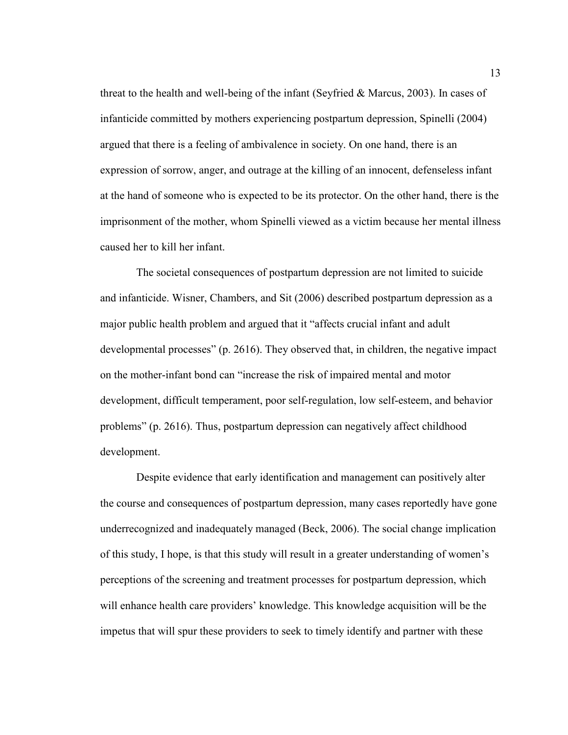threat to the health and well-being of the infant (Seyfried & Marcus, 2003). In cases of infanticide committed by mothers experiencing postpartum depression, Spinelli (2004) argued that there is a feeling of ambivalence in society. On one hand, there is an expression of sorrow, anger, and outrage at the killing of an innocent, defenseless infant at the hand of someone who is expected to be its protector. On the other hand, there is the imprisonment of the mother, whom Spinelli viewed as a victim because her mental illness caused her to kill her infant.

The societal consequences of postpartum depression are not limited to suicide and infanticide. Wisner, Chambers, and Sit (2006) described postpartum depression as a major public health problem and argued that it "affects crucial infant and adult developmental processes" (p. 2616). They observed that, in children, the negative impact on the mother-infant bond can "increase the risk of impaired mental and motor development, difficult temperament, poor self-regulation, low self-esteem, and behavior problems" (p. 2616). Thus, postpartum depression can negatively affect childhood development.

Despite evidence that early identification and management can positively alter the course and consequences of postpartum depression, many cases reportedly have gone underrecognized and inadequately managed (Beck, 2006). The social change implication of this study, I hope, is that this study will result in a greater understanding of women's perceptions of the screening and treatment processes for postpartum depression, which will enhance health care providers' knowledge. This knowledge acquisition will be the impetus that will spur these providers to seek to timely identify and partner with these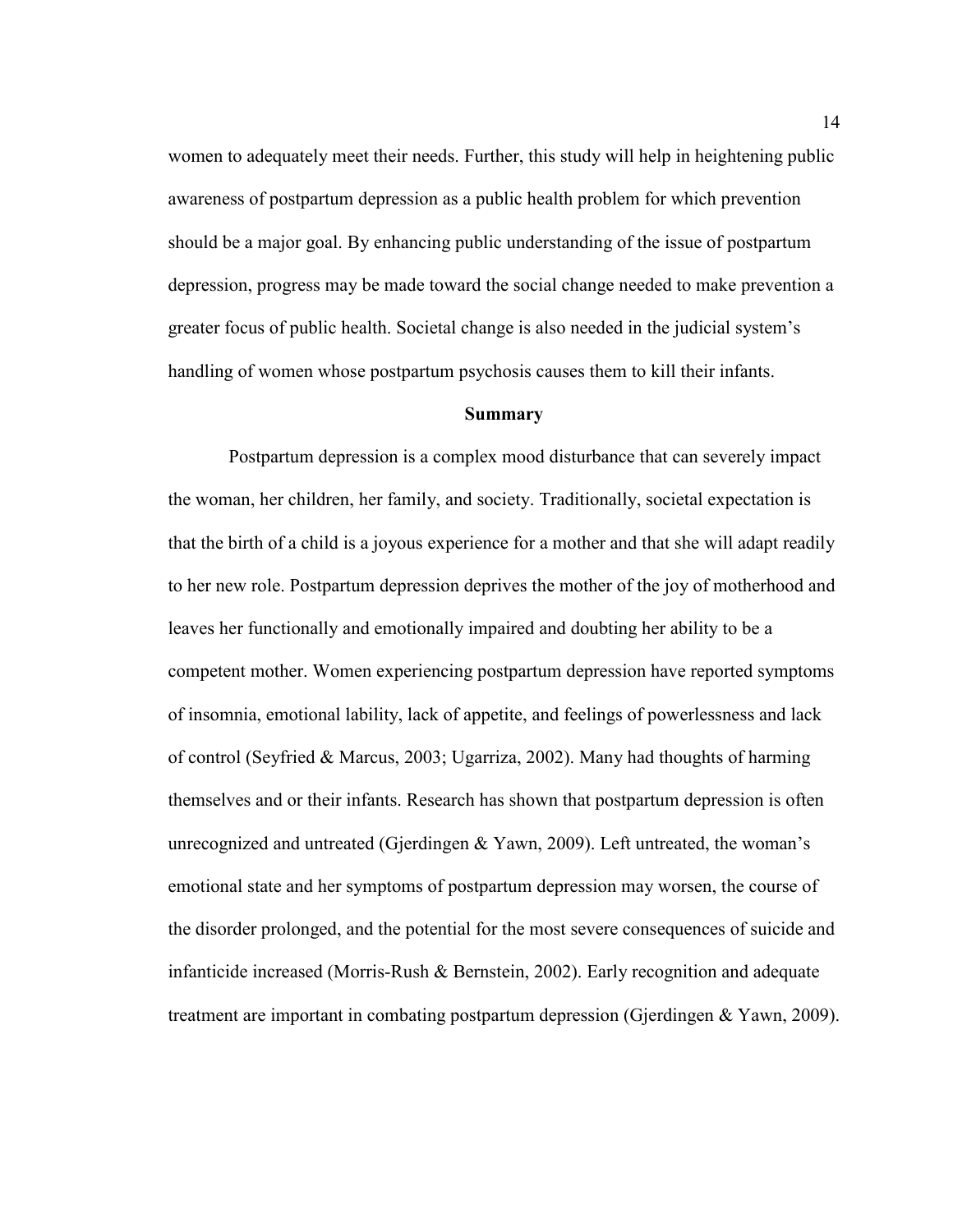women to adequately meet their needs. Further, this study will help in heightening public awareness of postpartum depression as a public health problem for which prevention should be a major goal. By enhancing public understanding of the issue of postpartum depression, progress may be made toward the social change needed to make prevention a greater focus of public health. Societal change is also needed in the judicial system's handling of women whose postpartum psychosis causes them to kill their infants.

## Summary

Postpartum depression is a complex mood disturbance that can severely impact the woman, her children, her family, and society. Traditionally, societal expectation is that the birth of a child is a joyous experience for a mother and that she will adapt readily to her new role. Postpartum depression deprives the mother of the joy of motherhood and leaves her functionally and emotionally impaired and doubting her ability to be a competent mother. Women experiencing postpartum depression have reported symptoms of insomnia, emotional lability, lack of appetite, and feelings of powerlessness and lack of control (Seyfried & Marcus, 2003; Ugarriza, 2002). Many had thoughts of harming themselves and or their infants. Research has shown that postpartum depression is often unrecognized and untreated (Gjerdingen & Yawn, 2009). Left untreated, the woman's emotional state and her symptoms of postpartum depression may worsen, the course of the disorder prolonged, and the potential for the most severe consequences of suicide and infanticide increased (Morris-Rush & Bernstein, 2002). Early recognition and adequate treatment are important in combating postpartum depression (Gjerdingen & Yawn, 2009).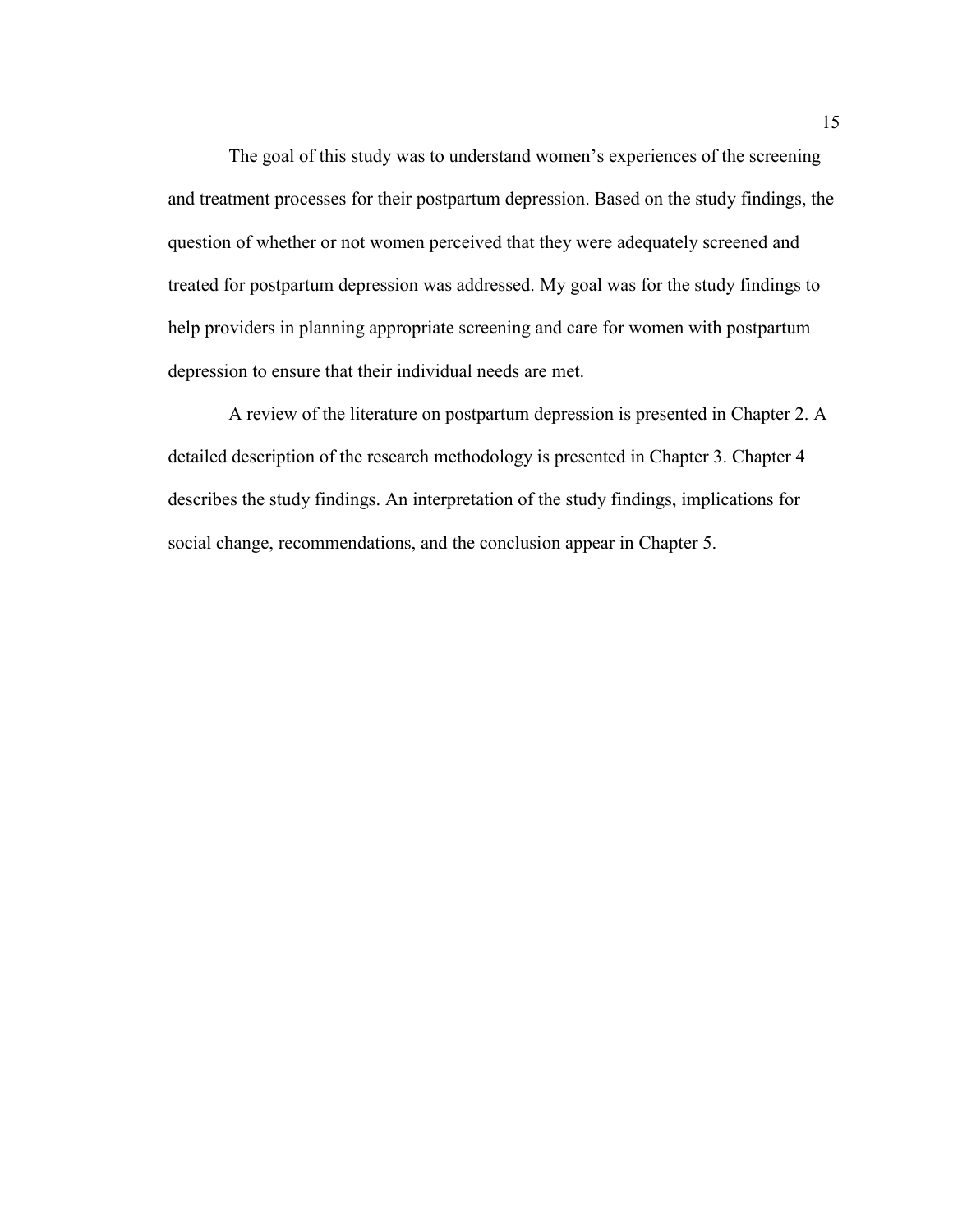The goal of this study was to understand women's experiences of the screening and treatment processes for their postpartum depression. Based on the study findings, the question of whether or not women perceived that they were adequately screened and treated for postpartum depression was addressed. My goal was for the study findings to help providers in planning appropriate screening and care for women with postpartum depression to ensure that their individual needs are met.

A review of the literature on postpartum depression is presented in Chapter 2. A detailed description of the research methodology is presented in Chapter 3. Chapter 4 describes the study findings. An interpretation of the study findings, implications for social change, recommendations, and the conclusion appear in Chapter 5.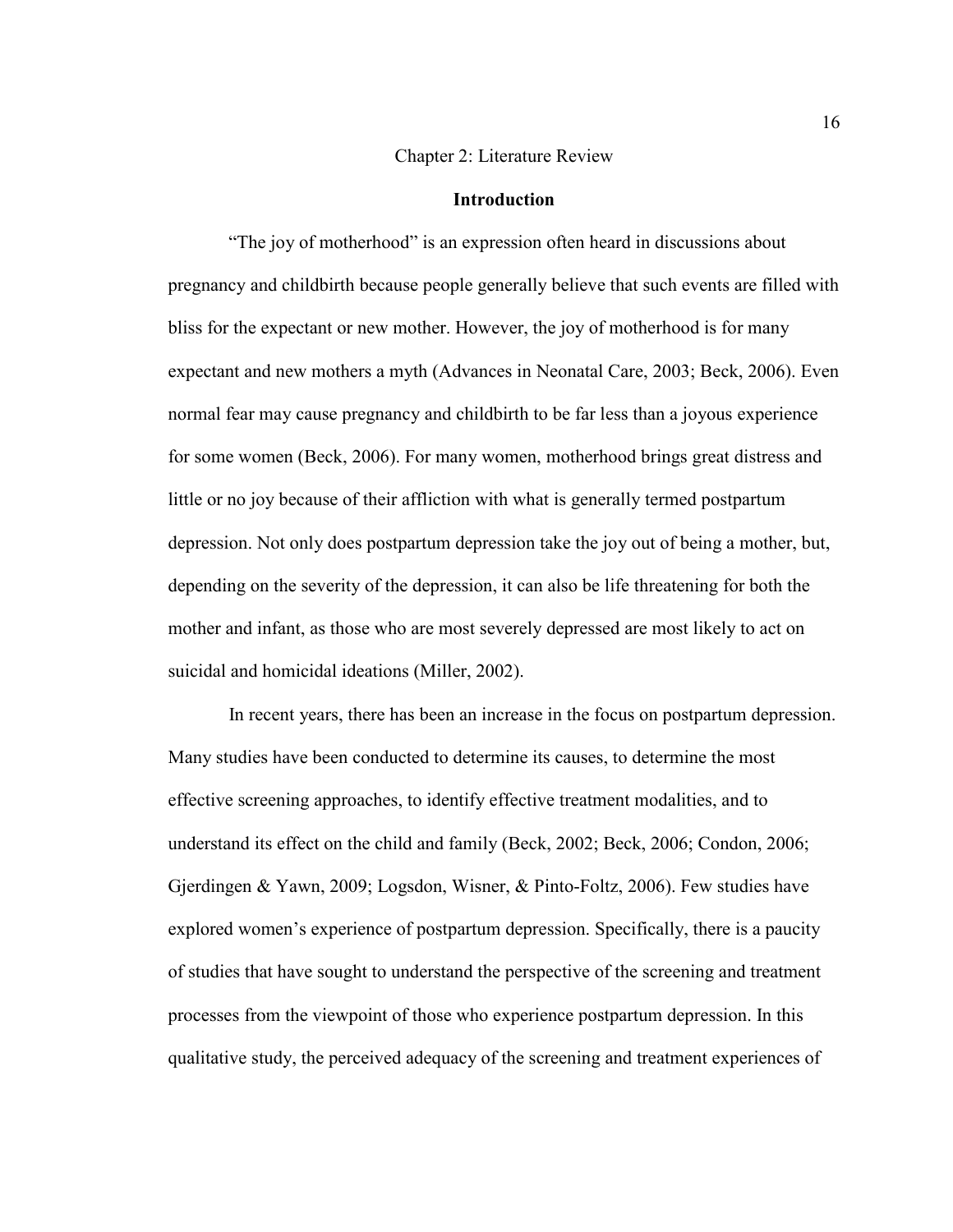# Chapter 2: Literature Review

## Introduction

"The joy of motherhood" is an expression often heard in discussions about pregnancy and childbirth because people generally believe that such events are filled with bliss for the expectant or new mother. However, the joy of motherhood is for many expectant and new mothers a myth (Advances in Neonatal Care, 2003; Beck, 2006). Even normal fear may cause pregnancy and childbirth to be far less than a joyous experience for some women (Beck, 2006). For many women, motherhood brings great distress and little or no joy because of their affliction with what is generally termed postpartum depression. Not only does postpartum depression take the joy out of being a mother, but, depending on the severity of the depression, it can also be life threatening for both the mother and infant, as those who are most severely depressed are most likely to act on suicidal and homicidal ideations (Miller, 2002).

In recent years, there has been an increase in the focus on postpartum depression. Many studies have been conducted to determine its causes, to determine the most effective screening approaches, to identify effective treatment modalities, and to understand its effect on the child and family (Beck, 2002; Beck, 2006; Condon, 2006; Gjerdingen & Yawn, 2009; Logsdon, Wisner, & Pinto-Foltz, 2006). Few studies have explored women's experience of postpartum depression. Specifically, there is a paucity of studies that have sought to understand the perspective of the screening and treatment processes from the viewpoint of those who experience postpartum depression. In this qualitative study, the perceived adequacy of the screening and treatment experiences of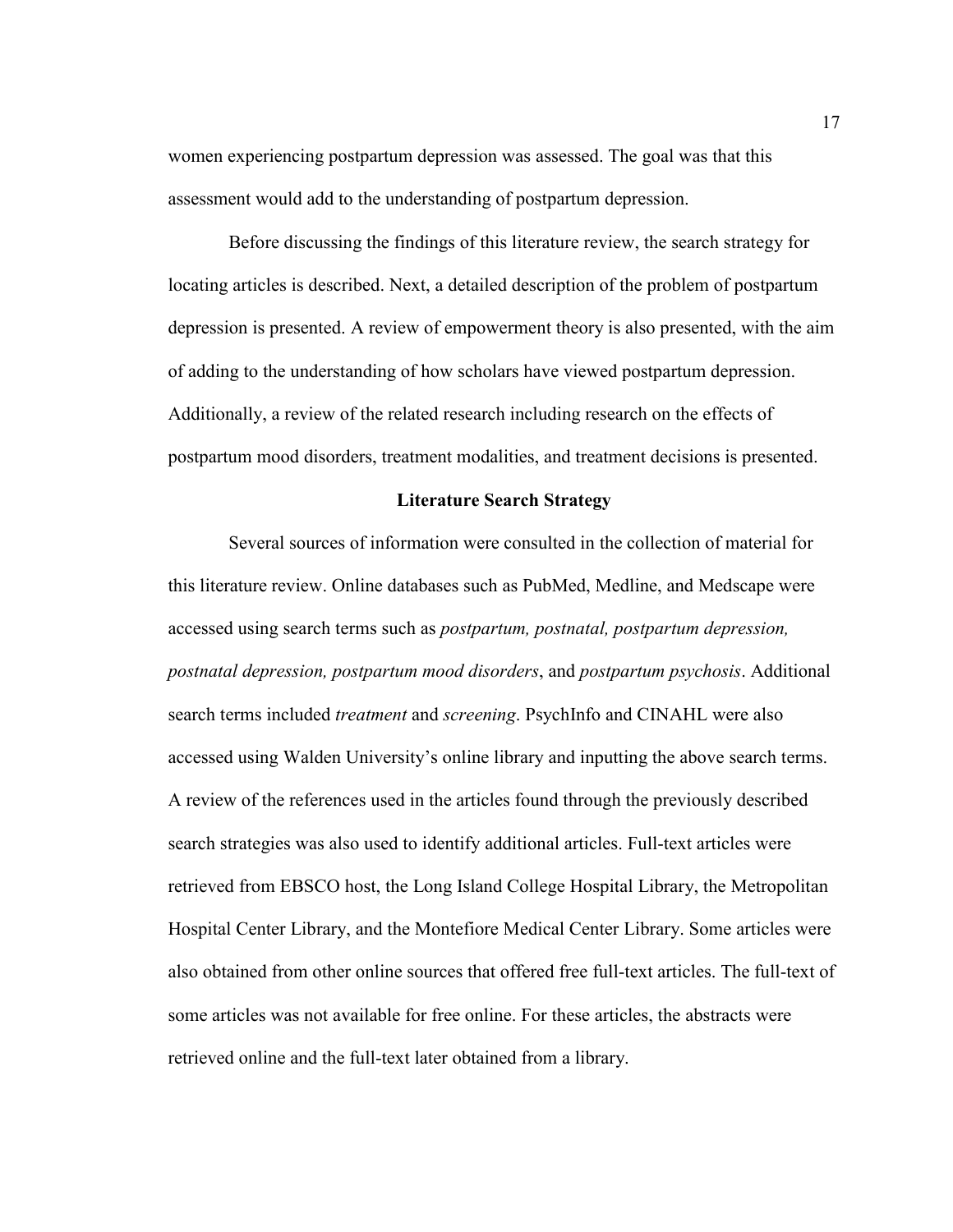women experiencing postpartum depression was assessed. The goal was that this assessment would add to the understanding of postpartum depression.

Before discussing the findings of this literature review, the search strategy for locating articles is described. Next, a detailed description of the problem of postpartum depression is presented. A review of empowerment theory is also presented, with the aim of adding to the understanding of how scholars have viewed postpartum depression. Additionally, a review of the related research including research on the effects of postpartum mood disorders, treatment modalities, and treatment decisions is presented.

## Literature Search Strategy

Several sources of information were consulted in the collection of material for this literature review. Online databases such as PubMed, Medline, and Medscape were accessed using search terms such as *postpartum, postnatal, postpartum depression, postnatal depression, postpartum mood disorders*, and *postpartum psychosis*. Additional search terms included *treatment* and *screening*. PsychInfo and CINAHL were also accessed using Walden University's online library and inputting the above search terms. A review of the references used in the articles found through the previously described search strategies was also used to identify additional articles. Full-text articles were retrieved from EBSCO host, the Long Island College Hospital Library, the Metropolitan Hospital Center Library, and the Montefiore Medical Center Library. Some articles were also obtained from other online sources that offered free full-text articles. The full-text of some articles was not available for free online. For these articles, the abstracts were retrieved online and the full-text later obtained from a library.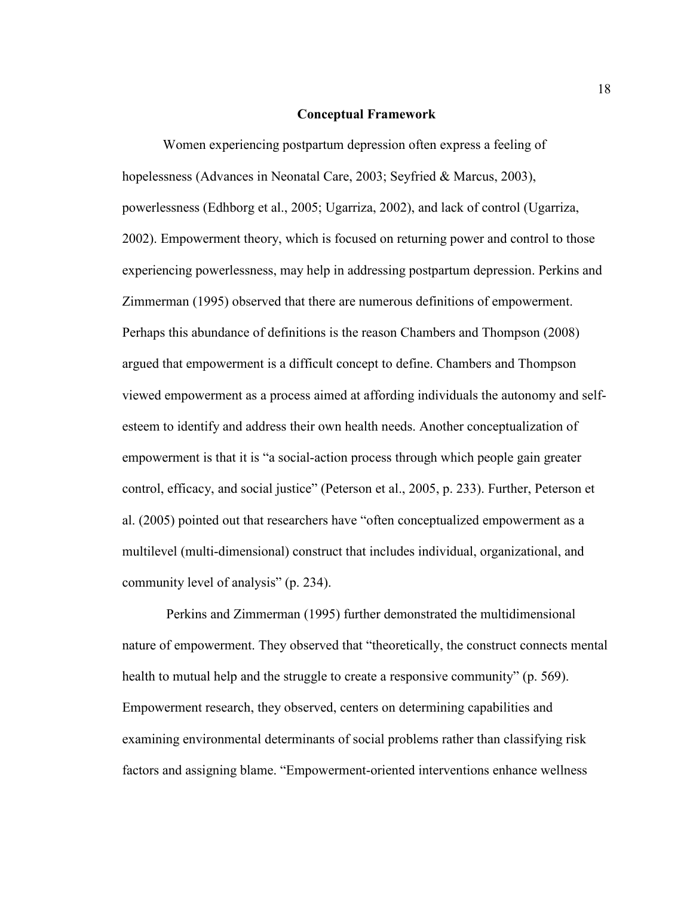## Conceptual Framework

Women experiencing postpartum depression often express a feeling of hopelessness (Advances in Neonatal Care, 2003; Seyfried & Marcus, 2003), powerlessness (Edhborg et al., 2005; Ugarriza, 2002), and lack of control (Ugarriza, 2002). Empowerment theory, which is focused on returning power and control to those experiencing powerlessness, may help in addressing postpartum depression. Perkins and Zimmerman (1995) observed that there are numerous definitions of empowerment. Perhaps this abundance of definitions is the reason Chambers and Thompson (2008) argued that empowerment is a difficult concept to define. Chambers and Thompson viewed empowerment as a process aimed at affording individuals the autonomy and self-esteem to identify and address their own health needs. Another conceptualization of empowerment is that it is "a social-action process through which people gain greater control, efficacy, and social justice" (Peterson et al., 2005, p. 233). Further, Peterson et al. (2005) pointed out that researchers have "often conceptualized empowerment as a multilevel (multi-dimensional) construct that includes individual, organizational, and community level of analysis" (p. 234).

Perkins and Zimmerman (1995) further demonstrated the multidimensional nature of empowerment. They observed that "theoretically, the construct connects mental health to mutual help and the struggle to create a responsive community" (p. 569). Empowerment research, they observed, centers on determining capabilities and examining environmental determinants of social problems rather than classifying risk factors and assigning blame. "Empowerment-oriented interventions enhance wellness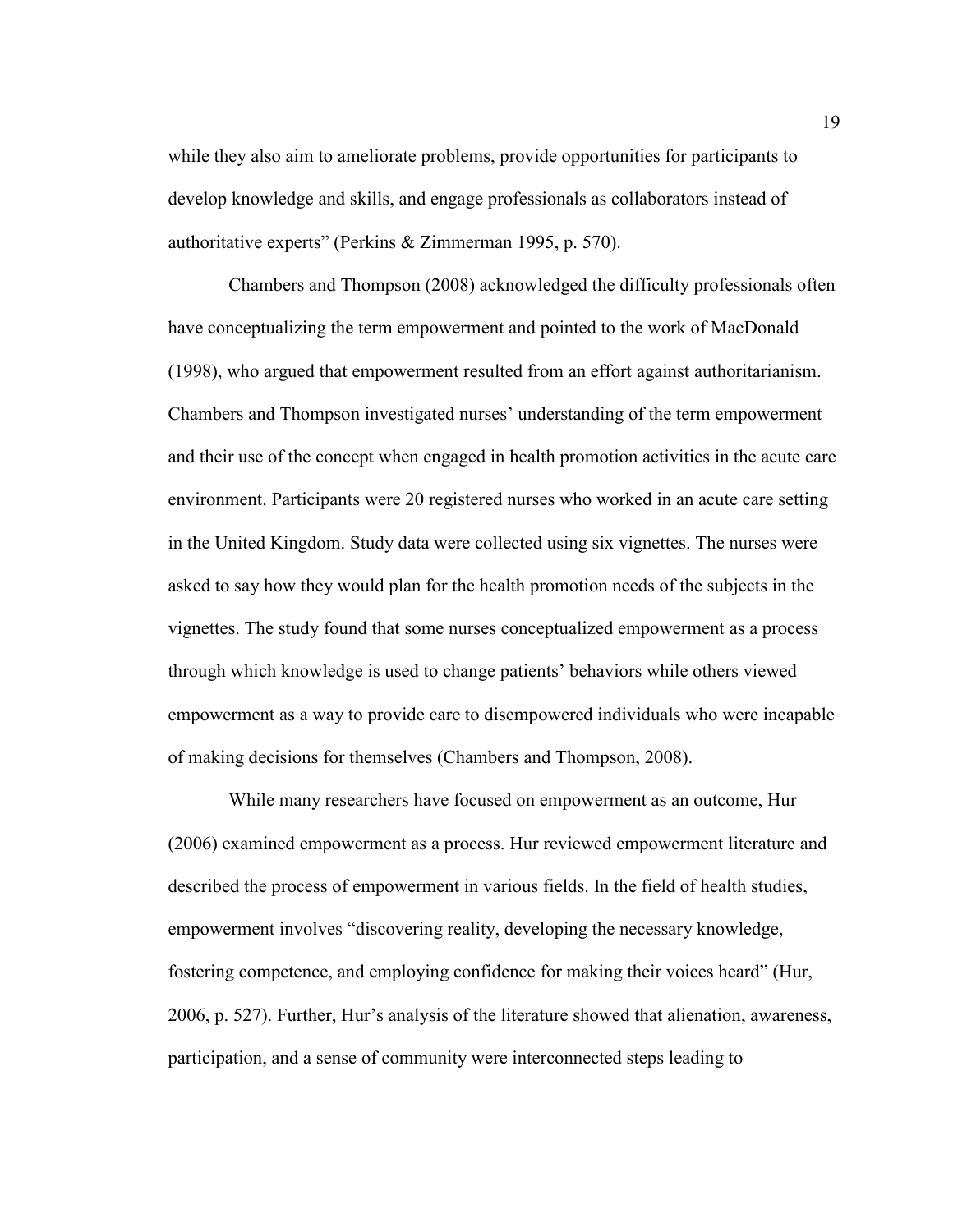while they also aim to ameliorate problems, provide opportunities for participants to develop knowledge and skills, and engage professionals as collaborators instead of authoritative experts" (Perkins & Zimmerman 1995, p. 570).

Chambers and Thompson (2008) acknowledged the difficulty professionals often have conceptualizing the term empowerment and pointed to the work of MacDonald (1998), who argued that empowerment resulted from an effort against authoritarianism. Chambers and Thompson investigated nurses' understanding of the term empowerment and their use of the concept when engaged in health promotion activities in the acute care environment. Participants were 20 registered nurses who worked in an acute care setting in the United Kingdom. Study data were collected using six vignettes. The nurses were asked to say how they would plan for the health promotion needs of the subjects in the vignettes. The study found that some nurses conceptualized empowerment as a process through which knowledge is used to change patients' behaviors while others viewed empowerment as a way to provide care to disempowered individuals who were incapable of making decisions for themselves (Chambers and Thompson, 2008).

While many researchers have focused on empowerment as an outcome, Hur (2006) examined empowerment as a process. Hur reviewed empowerment literature and described the process of empowerment in various fields. In the field of health studies, empowerment involves "discovering reality, developing the necessary knowledge, fostering competence, and employing confidence for making their voices heard" (Hur, 2006, p. 527). Further, Hur's analysis of the literature showed that alienation, awareness, participation, and a sense of community were interconnected steps leading to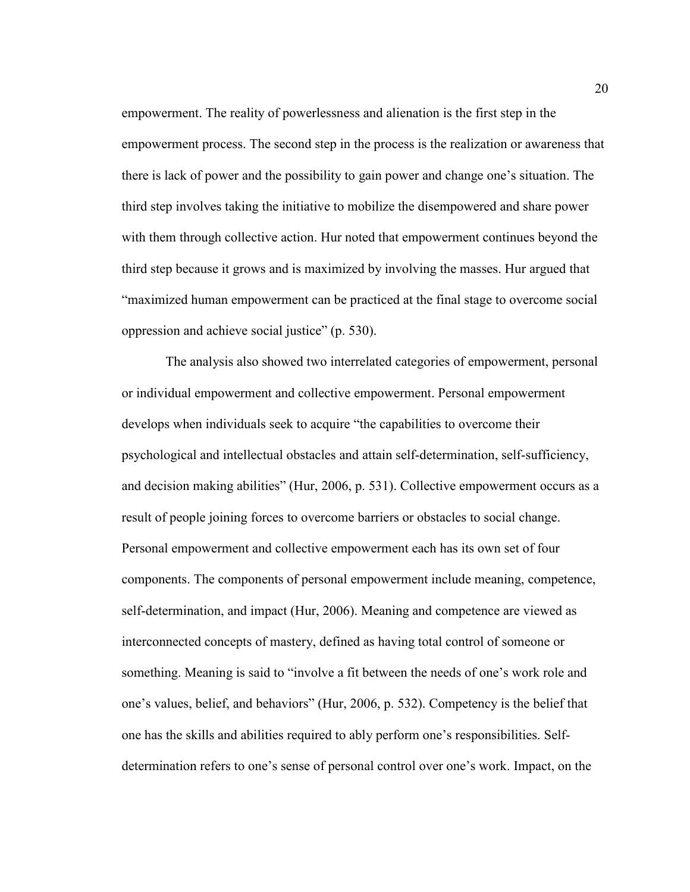empowerment. The reality of powerlessness and alienation is the first step in the empowerment process. The second step in the process is the realization or awareness that there is lack of power and the possibility to gain power and change one's situation. The third step involves taking the initiative to mobilize the disempowered and share power with them through collective action. Hur noted that empowerment continues beyond the third step because it grows and is maximized by involving the masses. Hur argued that "maximized human empowerment can be practiced at the final stage to overcome social oppression and achieve social justice" (p. 530).

The analysis also showed two interrelated categories of empowerment, personal or individual empowerment and collective empowerment. Personal empowerment develops when individuals seek to acquire "the capabilities to overcome their psychological and intellectual obstacles and attain self-determination, self-sufficiency, and decision making abilities" (Hur, 2006, p. 531). Collective empowerment occurs as a result of people joining forces to overcome barriers or obstacles to social change. Personal empowerment and collective empowerment each has its own set of four components. The components of personal empowerment include meaning, competence, self-determination, and impact (Hur, 2006). Meaning and competence are viewed as interconnected concepts of mastery, defined as having total control of someone or something. Meaning is said to "involve a fit between the needs of one's work role and one's values, belief, and behaviors" (Hur, 2006, p. 532). Competency is the belief that one has the skills and abilities required to ably perform one's responsibilities. Self-determination refers to one's sense of personal control over one's work. Impact, on the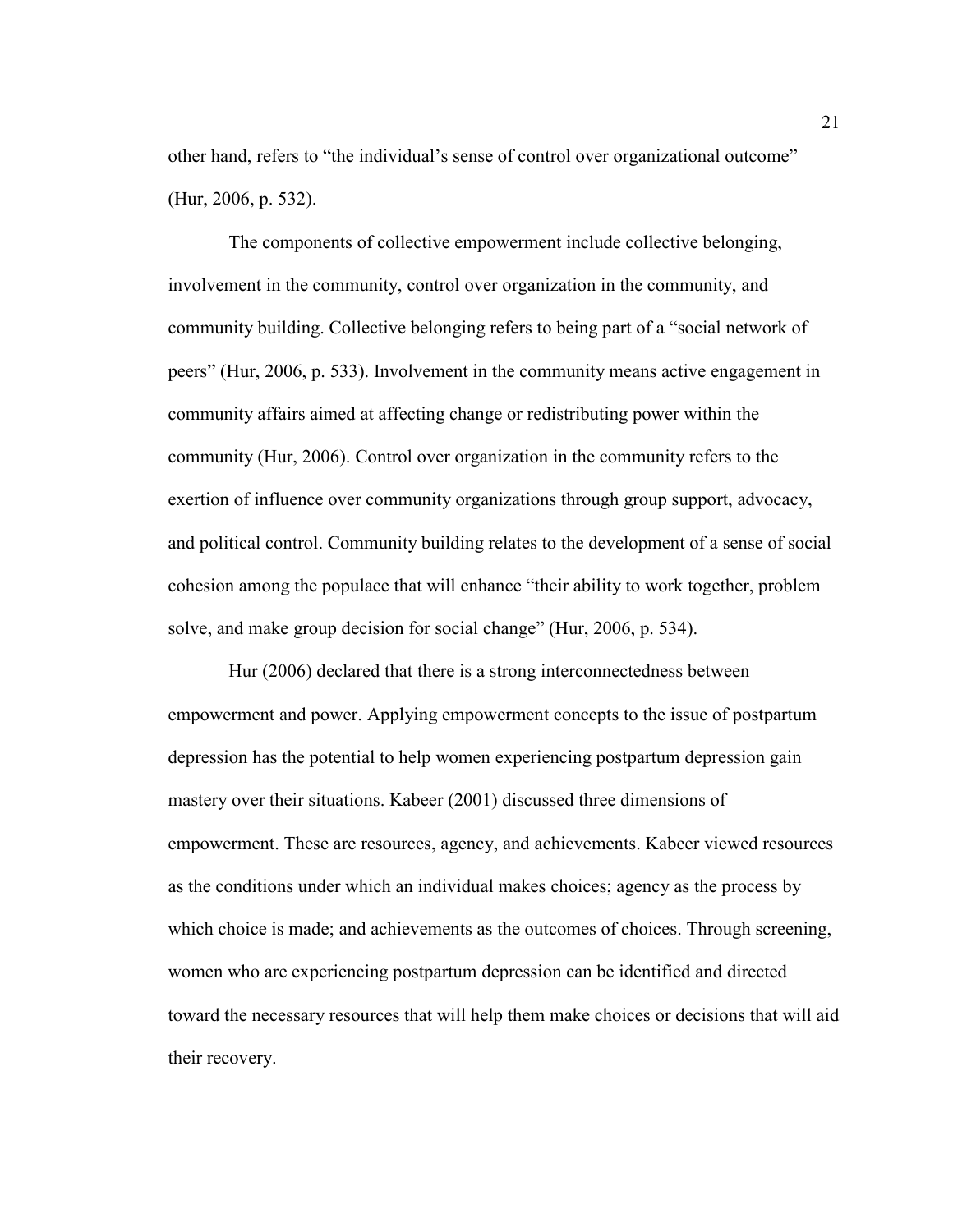other hand, refers to "the individual's sense of control over organizational outcome" (Hur, 2006, p. 532).

The components of collective empowerment include collective belonging, involvement in the community, control over organization in the community, and community building. Collective belonging refers to being part of a "social network of peers" (Hur, 2006, p. 533). Involvement in the community means active engagement in community affairs aimed at affecting change or redistributing power within the community (Hur, 2006). Control over organization in the community refers to the exertion of influence over community organizations through group support, advocacy, and political control. Community building relates to the development of a sense of social cohesion among the populace that will enhance "their ability to work together, problem solve, and make group decision for social change" (Hur, 2006, p. 534).

Hur (2006) declared that there is a strong interconnectedness between empowerment and power. Applying empowerment concepts to the issue of postpartum depression has the potential to help women experiencing postpartum depression gain mastery over their situations. Kabeer (2001) discussed three dimensions of empowerment. These are resources, agency, and achievements. Kabeer viewed resources as the conditions under which an individual makes choices; agency as the process by which choice is made; and achievements as the outcomes of choices. Through screening, women who are experiencing postpartum depression can be identified and directed toward the necessary resources that will help them make choices or decisions that will aid their recovery.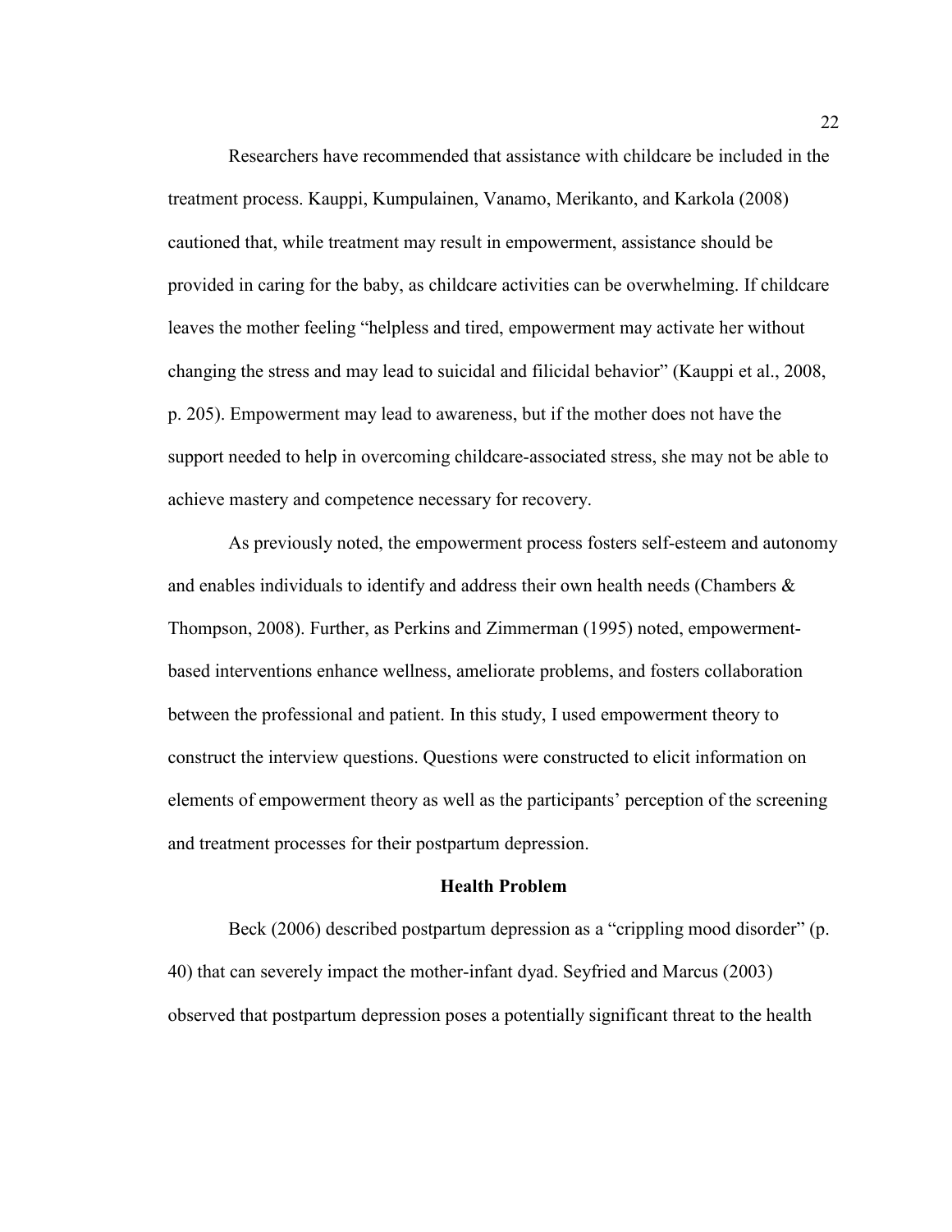Researchers have recommended that assistance with childcare be included in the treatment process. Kauppi, Kumpulainen, Vanamo, Merikanto, and Karkola (2008) cautioned that, while treatment may result in empowerment, assistance should be provided in caring for the baby, as childcare activities can be overwhelming. If childcare leaves the mother feeling "helpless and tired, empowerment may activate her without changing the stress and may lead to suicidal and filicidal behavior" (Kauppi et al., 2008, p. 205). Empowerment may lead to awareness, but if the mother does not have the support needed to help in overcoming childcare-associated stress, she may not be able to achieve mastery and competence necessary for recovery.

As previously noted, the empowerment process fosters self-esteem and autonomy and enables individuals to identify and address their own health needs (Chambers & Thompson, 2008). Further, as Perkins and Zimmerman (1995) noted, empowerment-based interventions enhance wellness, ameliorate problems, and fosters collaboration between the professional and patient. In this study, I used empowerment theory to construct the interview questions. Questions were constructed to elicit information on elements of empowerment theory as well as the participants' perception of the screening and treatment processes for their postpartum depression.

## Health Problem

Beck (2006) described postpartum depression as a "crippling mood disorder" (p. 40) that can severely impact the mother-infant dyad. Seyfried and Marcus (2003) observed that postpartum depression poses a potentially significant threat to the health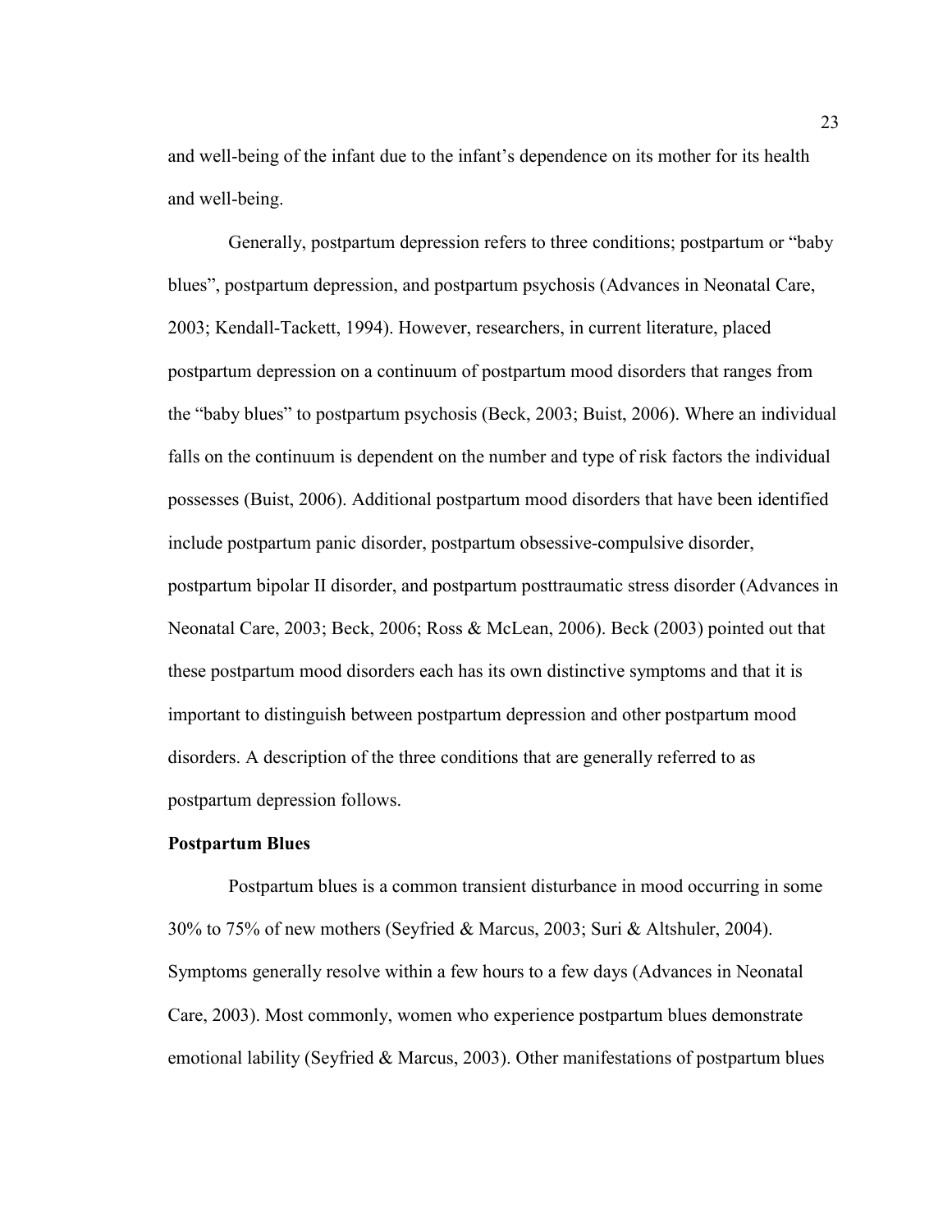and well-being of the infant due to the infant's dependence on its mother for its health and well-being.

Generally, postpartum depression refers to three conditions; postpartum or "baby blues", postpartum depression, and postpartum psychosis (Advances in Neonatal Care, 2003; Kendall-Tackett, 1994). However, researchers, in current literature, placed postpartum depression on a continuum of postpartum mood disorders that ranges from the "baby blues" to postpartum psychosis (Beck, 2003; Buist, 2006). Where an individual falls on the continuum is dependent on the number and type of risk factors the individual possesses (Buist, 2006). Additional postpartum mood disorders that have been identified include postpartum panic disorder, postpartum obsessive-compulsive disorder, postpartum bipolar II disorder, and postpartum posttraumatic stress disorder (Advances in Neonatal Care, 2003; Beck, 2006; Ross & McLean, 2006). Beck (2003) pointed out that these postpartum mood disorders each has its own distinctive symptoms and that it is important to distinguish between postpartum depression and other postpartum mood disorders. A description of the three conditions that are generally referred to as postpartum depression follows.

**Postpartum Blues**

Postpartum blues is a common transient disturbance in mood occurring in some 30% to 75% of new mothers (Seyfried & Marcus, 2003; Suri & Altshuler, 2004). Symptoms generally resolve within a few hours to a few days (Advances in Neonatal Care, 2003). Most commonly, women who experience postpartum blues demonstrate emotional lability (Seyfried & Marcus, 2003). Other manifestations of postpartum blues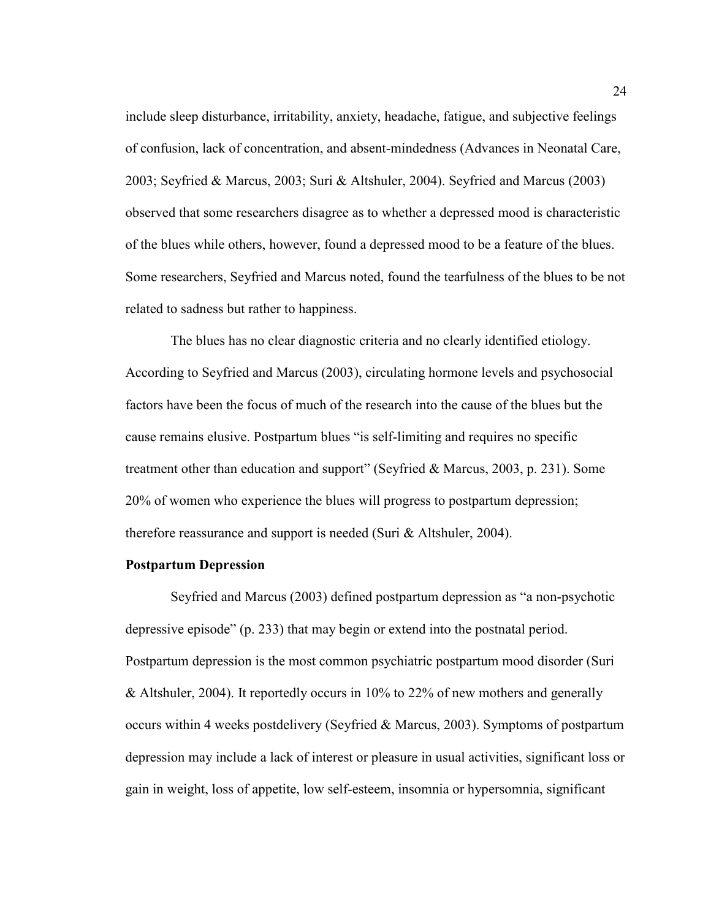include sleep disturbance, irritability, anxiety, headache, fatigue, and subjective feelings of confusion, lack of concentration, and absent-mindedness (Advances in Neonatal Care, 2003; Seyfried & Marcus, 2003; Suri & Altshuler, 2004). Seyfried and Marcus (2003) observed that some researchers disagree as to whether a depressed mood is characteristic of the blues while others, however, found a depressed mood to be a feature of the blues. Some researchers, Seyfried and Marcus noted, found the tearfulness of the blues to be not related to sadness but rather to happiness.

The blues has no clear diagnostic criteria and no clearly identified etiology. According to Seyfried and Marcus (2003), circulating hormone levels and psychosocial factors have been the focus of much of the research into the cause of the blues but the cause remains elusive. Postpartum blues "is self-limiting and requires no specific treatment other than education and support" (Seyfried & Marcus, 2003, p. 231). Some 20% of women who experience the blues will progress to postpartum depression; therefore reassurance and support is needed (Suri & Altshuler, 2004).

**Postpartum Depression**

Seyfried and Marcus (2003) defined postpartum depression as "a non-psychotic depressive episode" (p. 233) that may begin or extend into the postnatal period. Postpartum depression is the most common psychiatric postpartum mood disorder (Suri & Altshuler, 2004). It reportedly occurs in 10% to 22% of new mothers and generally occurs within 4 weeks postdelivery (Seyfried & Marcus, 2003). Symptoms of postpartum depression may include a lack of interest or pleasure in usual activities, significant loss or gain in weight, loss of appetite, low self-esteem, insomnia or hypersomnia, significant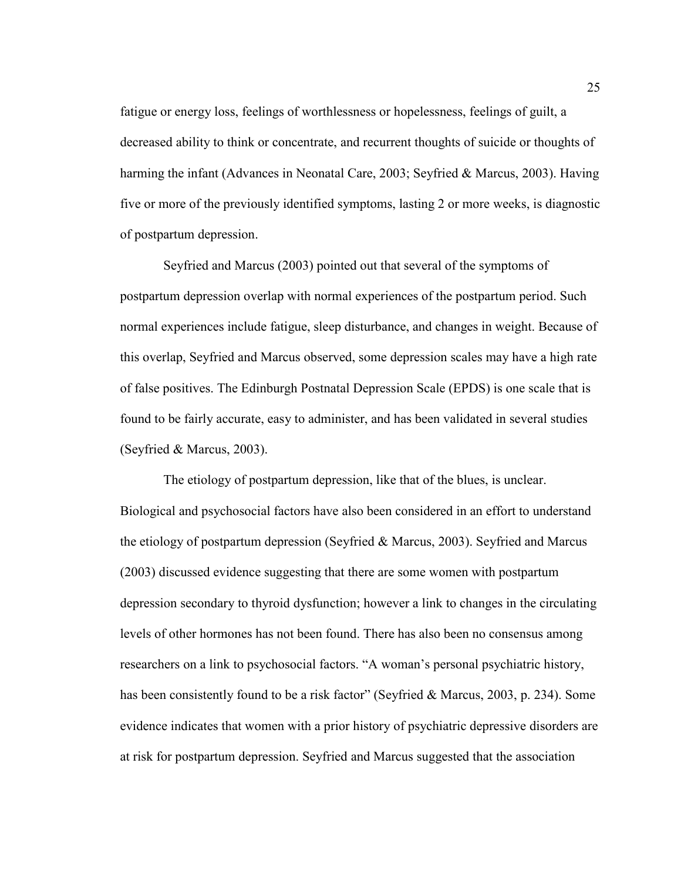fatigue or energy loss, feelings of worthlessness or hopelessness, feelings of guilt, a decreased ability to think or concentrate, and recurrent thoughts of suicide or thoughts of harming the infant (Advances in Neonatal Care, 2003; Seyfried & Marcus, 2003). Having five or more of the previously identified symptoms, lasting 2 or more weeks, is diagnostic of postpartum depression.

Seyfried and Marcus (2003) pointed out that several of the symptoms of postpartum depression overlap with normal experiences of the postpartum period. Such normal experiences include fatigue, sleep disturbance, and changes in weight. Because of this overlap, Seyfried and Marcus observed, some depression scales may have a high rate of false positives. The Edinburgh Postnatal Depression Scale (EPDS) is one scale that is found to be fairly accurate, easy to administer, and has been validated in several studies (Seyfried & Marcus, 2003).

The etiology of postpartum depression, like that of the blues, is unclear. Biological and psychosocial factors have also been considered in an effort to understand the etiology of postpartum depression (Seyfried & Marcus, 2003). Seyfried and Marcus (2003) discussed evidence suggesting that there are some women with postpartum depression secondary to thyroid dysfunction; however a link to changes in the circulating levels of other hormones has not been found. There has also been no consensus among researchers on a link to psychosocial factors. "A woman's personal psychiatric history, has been consistently found to be a risk factor" (Seyfried & Marcus, 2003, p. 234). Some evidence indicates that women with a prior history of psychiatric depressive disorders are at risk for postpartum depression. Seyfried and Marcus suggested that the association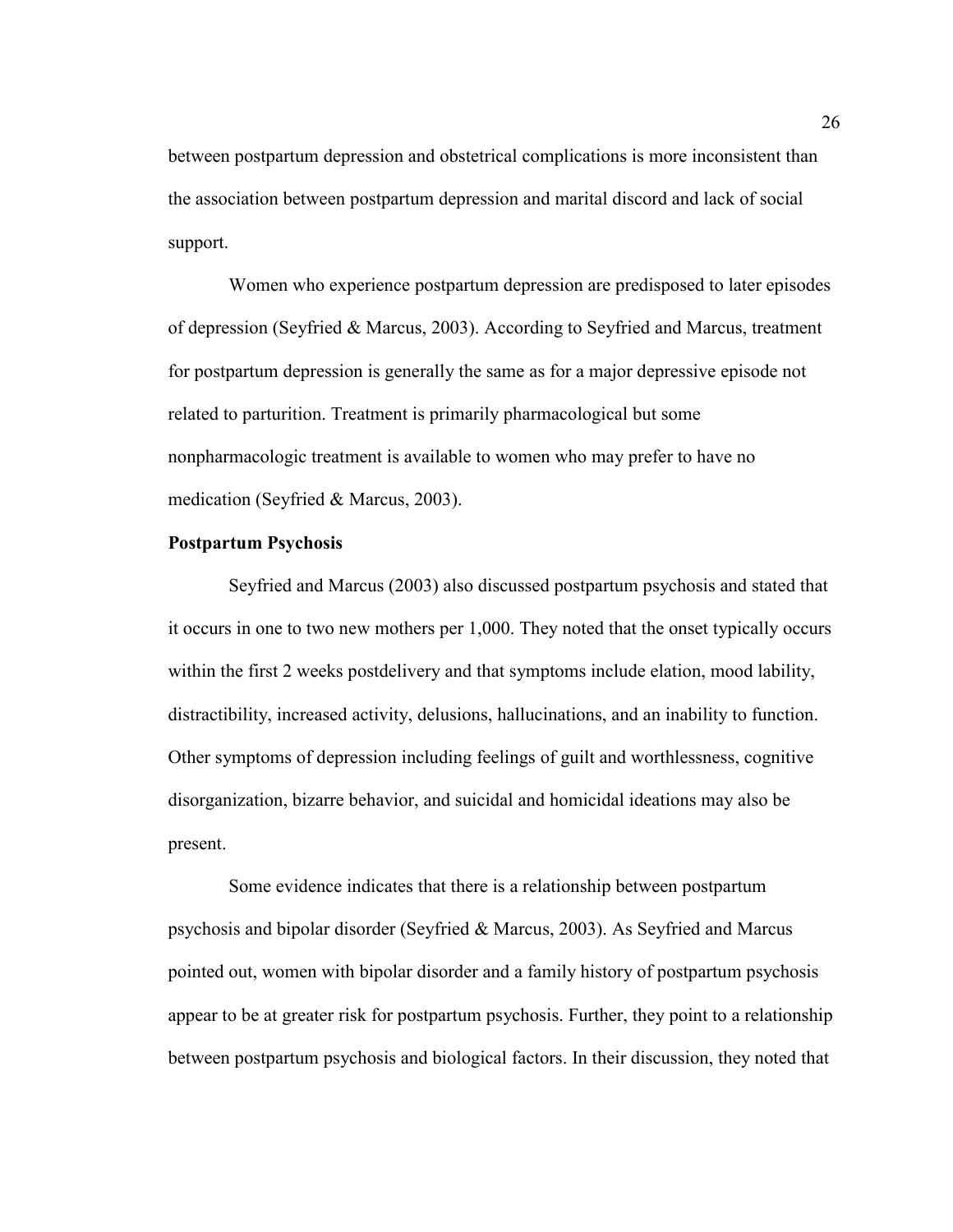between postpartum depression and obstetrical complications is more inconsistent than the association between postpartum depression and marital discord and lack of social support.

Women who experience postpartum depression are predisposed to later episodes of depression (Seyfried & Marcus, 2003). According to Seyfried and Marcus, treatment for postpartum depression is generally the same as for a major depressive episode not related to parturition. Treatment is primarily pharmacological but some nonpharmacologic treatment is available to women who may prefer to have no medication (Seyfried & Marcus, 2003).

**Postpartum Psychosis**

Seyfried and Marcus (2003) also discussed postpartum psychosis and stated that it occurs in one to two new mothers per 1,000. They noted that the onset typically occurs within the first 2 weeks postdelivery and that symptoms include elation, mood lability, distractibility, increased activity, delusions, hallucinations, and an inability to function. Other symptoms of depression including feelings of guilt and worthlessness, cognitive disorganization, bizarre behavior, and suicidal and homicidal ideations may also be present.

Some evidence indicates that there is a relationship between postpartum psychosis and bipolar disorder (Seyfried & Marcus, 2003). As Seyfried and Marcus pointed out, women with bipolar disorder and a family history of postpartum psychosis appear to be at greater risk for postpartum psychosis. Further, they point to a relationship between postpartum psychosis and biological factors. In their discussion, they noted that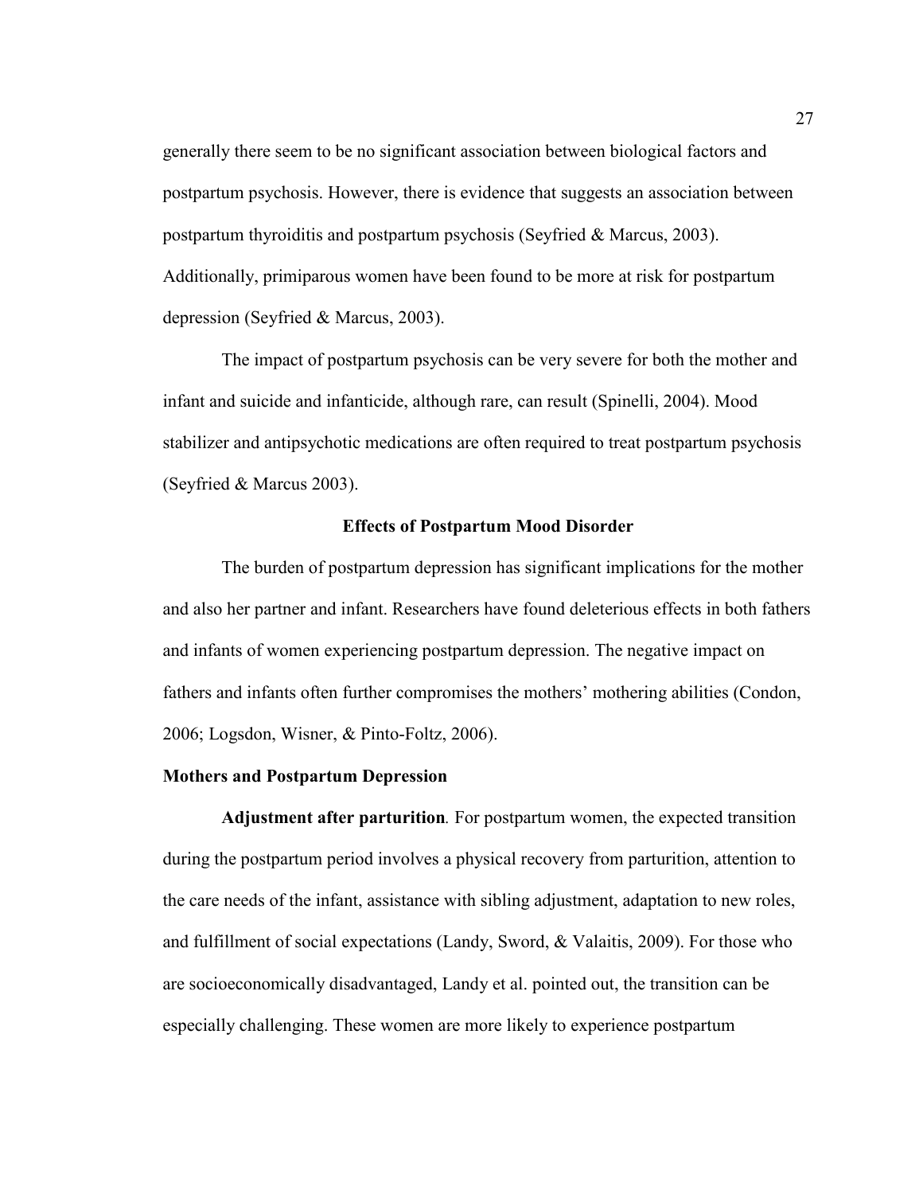generally there seem to be no significant association between biological factors and postpartum psychosis. However, there is evidence that suggests an association between postpartum thyroiditis and postpartum psychosis (Seyfried & Marcus, 2003). Additionally, primiparous women have been found to be more at risk for postpartum depression (Seyfried & Marcus, 2003).

The impact of postpartum psychosis can be very severe for both the mother and infant and suicide and infanticide, although rare, can result (Spinelli, 2004). Mood stabilizer and antipsychotic medications are often required to treat postpartum psychosis (Seyfried & Marcus 2003).

## Effects of Postpartum Mood Disorder

The burden of postpartum depression has significant implications for the mother and also her partner and infant. Researchers have found deleterious effects in both fathers and infants of women experiencing postpartum depression. The negative impact on fathers and infants often further compromises the mothers' mothering abilities (Condon, 2006; Logsdon, Wisner, & Pinto-Foltz, 2006).

### Mothers and Postpartum Depression

**Adjustment after parturition***.* For postpartum women, the expected transition during the postpartum period involves a physical recovery from parturition, attention to the care needs of the infant, assistance with sibling adjustment, adaptation to new roles, and fulfillment of social expectations (Landy, Sword, & Valaitis, 2009). For those who are socioeconomically disadvantaged, Landy et al. pointed out, the transition can be especially challenging. These women are more likely to experience postpartum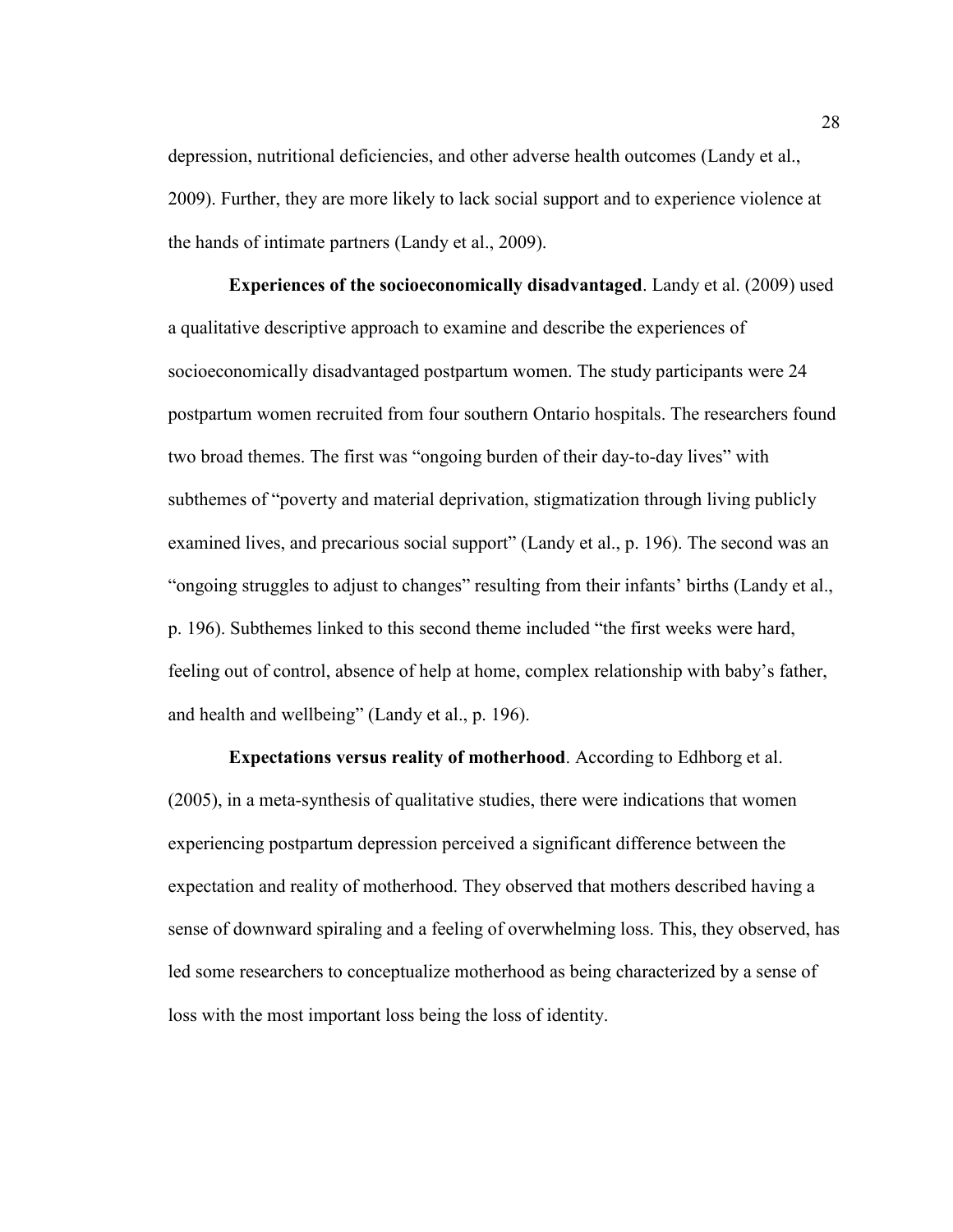depression, nutritional deficiencies, and other adverse health outcomes (Landy et al., 2009). Further, they are more likely to lack social support and to experience violence at the hands of intimate partners (Landy et al., 2009).

**Experiences of the socioeconomically disadvantaged**. Landy et al. (2009) used a qualitative descriptive approach to examine and describe the experiences of socioeconomically disadvantaged postpartum women. The study participants were 24 postpartum women recruited from four southern Ontario hospitals. The researchers found two broad themes. The first was "ongoing burden of their day-to-day lives" with subthemes of "poverty and material deprivation, stigmatization through living publicly examined lives, and precarious social support" (Landy et al., p. 196). The second was an "ongoing struggles to adjust to changes" resulting from their infants' births (Landy et al., p. 196). Subthemes linked to this second theme included "the first weeks were hard, feeling out of control, absence of help at home, complex relationship with baby's father, and health and wellbeing" (Landy et al., p. 196).

**Expectations versus reality of motherhood**. According to Edhborg et al. (2005), in a meta-synthesis of qualitative studies, there were indications that women experiencing postpartum depression perceived a significant difference between the expectation and reality of motherhood. They observed that mothers described having a sense of downward spiraling and a feeling of overwhelming loss. This, they observed, has led some researchers to conceptualize motherhood as being characterized by a sense of loss with the most important loss being the loss of identity.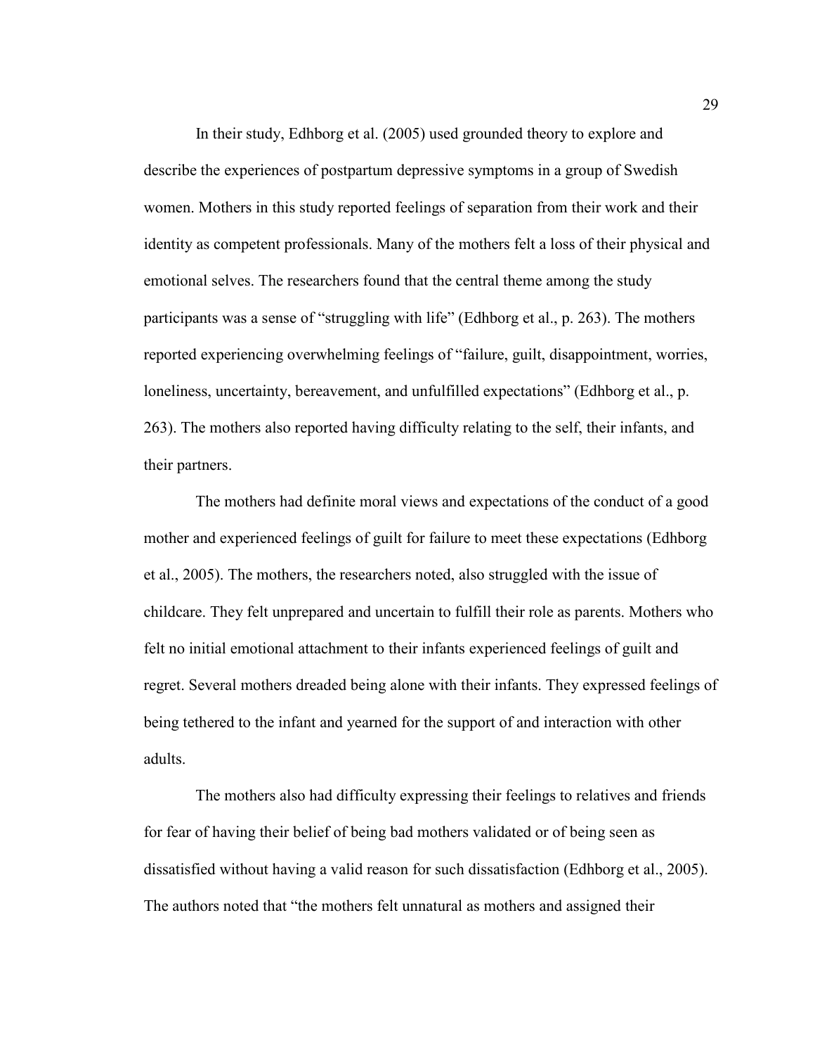In their study, Edhborg et al. (2005) used grounded theory to explore and describe the experiences of postpartum depressive symptoms in a group of Swedish women. Mothers in this study reported feelings of separation from their work and their identity as competent professionals. Many of the mothers felt a loss of their physical and emotional selves. The researchers found that the central theme among the study participants was a sense of "struggling with life" (Edhborg et al., p. 263). The mothers reported experiencing overwhelming feelings of "failure, guilt, disappointment, worries, loneliness, uncertainty, bereavement, and unfulfilled expectations" (Edhborg et al., p. 263). The mothers also reported having difficulty relating to the self, their infants, and their partners.

The mothers had definite moral views and expectations of the conduct of a good mother and experienced feelings of guilt for failure to meet these expectations (Edhborg et al., 2005). The mothers, the researchers noted, also struggled with the issue of childcare. They felt unprepared and uncertain to fulfill their role as parents. Mothers who felt no initial emotional attachment to their infants experienced feelings of guilt and regret. Several mothers dreaded being alone with their infants. They expressed feelings of being tethered to the infant and yearned for the support of and interaction with other adults.

The mothers also had difficulty expressing their feelings to relatives and friends for fear of having their belief of being bad mothers validated or of being seen as dissatisfied without having a valid reason for such dissatisfaction (Edhborg et al., 2005). The authors noted that "the mothers felt unnatural as mothers and assigned their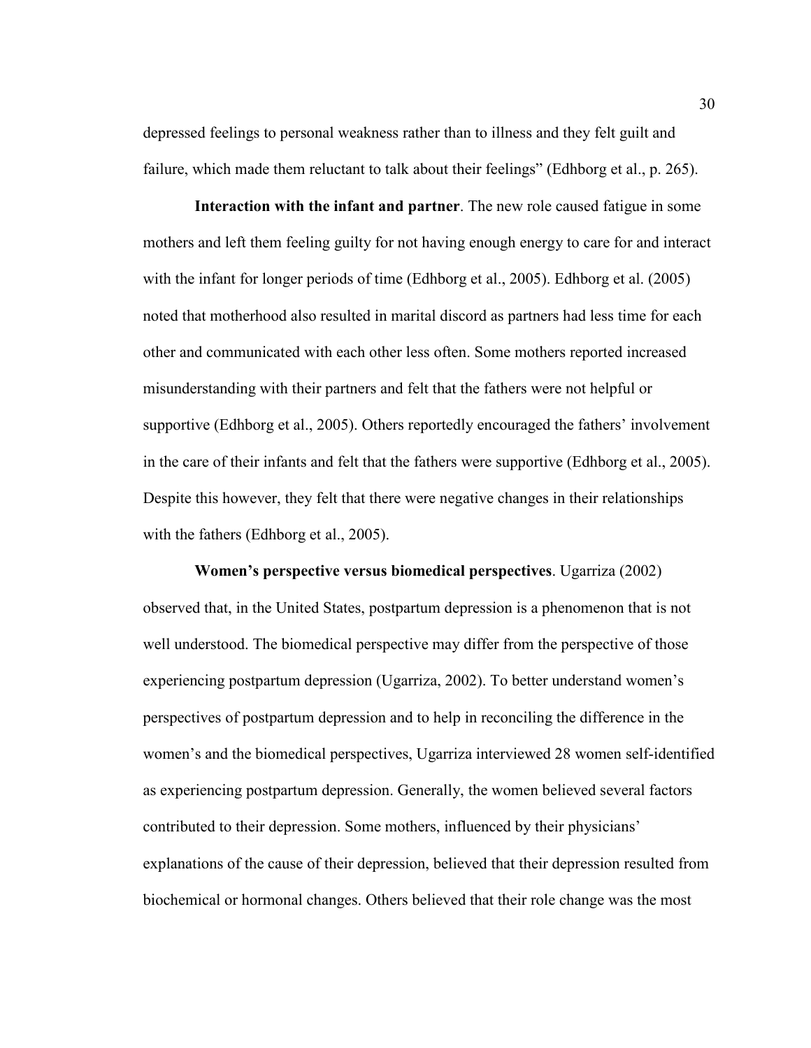depressed feelings to personal weakness rather than to illness and they felt guilt and failure, which made them reluctant to talk about their feelings" (Edhborg et al., p. 265).

**Interaction with the infant and partner**. The new role caused fatigue in some mothers and left them feeling guilty for not having enough energy to care for and interact with the infant for longer periods of time (Edhborg et al., 2005). Edhborg et al. (2005) noted that motherhood also resulted in marital discord as partners had less time for each other and communicated with each other less often. Some mothers reported increased misunderstanding with their partners and felt that the fathers were not helpful or supportive (Edhborg et al., 2005). Others reportedly encouraged the fathers' involvement in the care of their infants and felt that the fathers were supportive (Edhborg et al., 2005). Despite this however, they felt that there were negative changes in their relationships with the fathers (Edhborg et al., 2005).

**Women's perspective versus biomedical perspectives**. Ugarriza (2002) observed that, in the United States, postpartum depression is a phenomenon that is not well understood. The biomedical perspective may differ from the perspective of those experiencing postpartum depression (Ugarriza, 2002). To better understand women's perspectives of postpartum depression and to help in reconciling the difference in the women's and the biomedical perspectives, Ugarriza interviewed 28 women self-identified as experiencing postpartum depression. Generally, the women believed several factors contributed to their depression. Some mothers, influenced by their physicians' explanations of the cause of their depression, believed that their depression resulted from biochemical or hormonal changes. Others believed that their role change was the most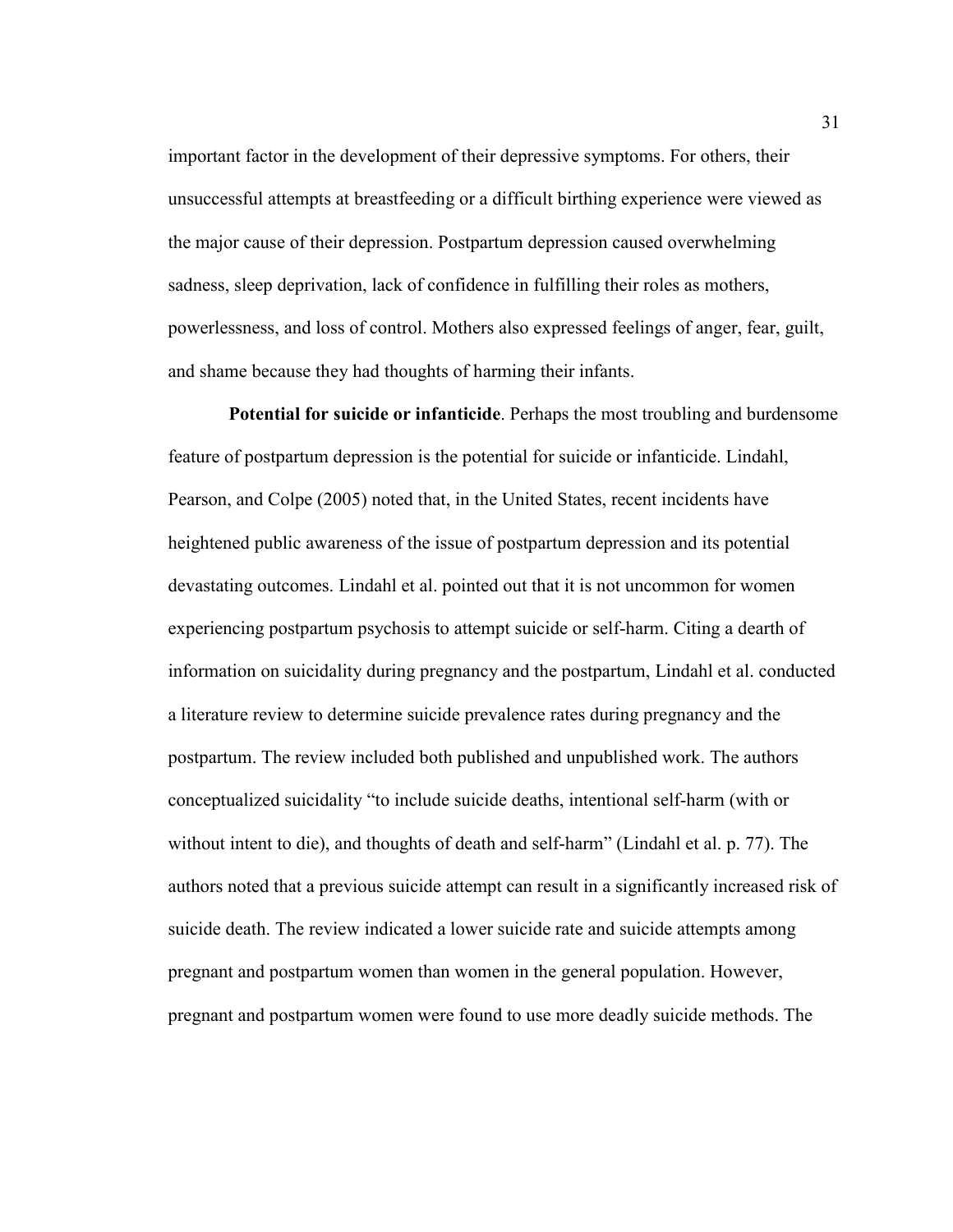important factor in the development of their depressive symptoms. For others, their unsuccessful attempts at breastfeeding or a difficult birthing experience were viewed as the major cause of their depression. Postpartum depression caused overwhelming sadness, sleep deprivation, lack of confidence in fulfilling their roles as mothers, powerlessness, and loss of control. Mothers also expressed feelings of anger, fear, guilt, and shame because they had thoughts of harming their infants.

**Potential for suicide or infanticide**. Perhaps the most troubling and burdensome feature of postpartum depression is the potential for suicide or infanticide. Lindahl, Pearson, and Colpe (2005) noted that, in the United States, recent incidents have heightened public awareness of the issue of postpartum depression and its potential devastating outcomes. Lindahl et al. pointed out that it is not uncommon for women experiencing postpartum psychosis to attempt suicide or self-harm. Citing a dearth of information on suicidality during pregnancy and the postpartum, Lindahl et al. conducted a literature review to determine suicide prevalence rates during pregnancy and the postpartum. The review included both published and unpublished work. The authors conceptualized suicidality "to include suicide deaths, intentional self-harm (with or without intent to die), and thoughts of death and self-harm" (Lindahl et al. p. 77). The authors noted that a previous suicide attempt can result in a significantly increased risk of suicide death. The review indicated a lower suicide rate and suicide attempts among pregnant and postpartum women than women in the general population. However, pregnant and postpartum women were found to use more deadly suicide methods. The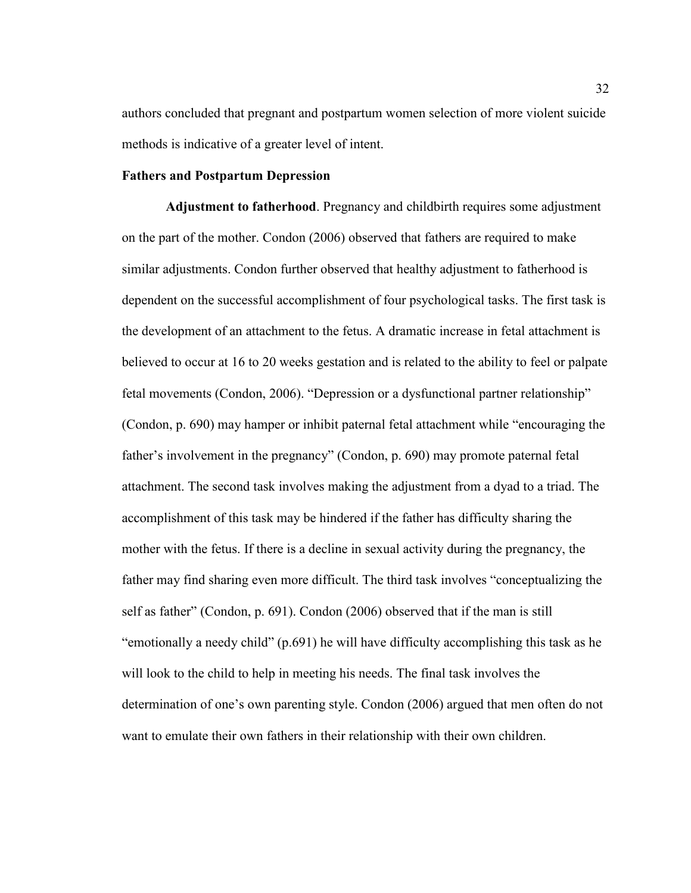authors concluded that pregnant and postpartum women selection of more violent suicide methods is indicative of a greater level of intent.

## Fathers and Postpartum Depression

**Adjustment to fatherhood**. Pregnancy and childbirth requires some adjustment on the part of the mother. Condon (2006) observed that fathers are required to make similar adjustments. Condon further observed that healthy adjustment to fatherhood is dependent on the successful accomplishment of four psychological tasks. The first task is the development of an attachment to the fetus. A dramatic increase in fetal attachment is believed to occur at 16 to 20 weeks gestation and is related to the ability to feel or palpate fetal movements (Condon, 2006). "Depression or a dysfunctional partner relationship" (Condon, p. 690) may hamper or inhibit paternal fetal attachment while "encouraging the father's involvement in the pregnancy" (Condon, p. 690) may promote paternal fetal attachment. The second task involves making the adjustment from a dyad to a triad. The accomplishment of this task may be hindered if the father has difficulty sharing the mother with the fetus. If there is a decline in sexual activity during the pregnancy, the father may find sharing even more difficult. The third task involves "conceptualizing the self as father" (Condon, p. 691). Condon (2006) observed that if the man is still "emotionally a needy child" (p.691) he will have difficulty accomplishing this task as he will look to the child to help in meeting his needs. The final task involves the determination of one's own parenting style. Condon (2006) argued that men often do not want to emulate their own fathers in their relationship with their own children.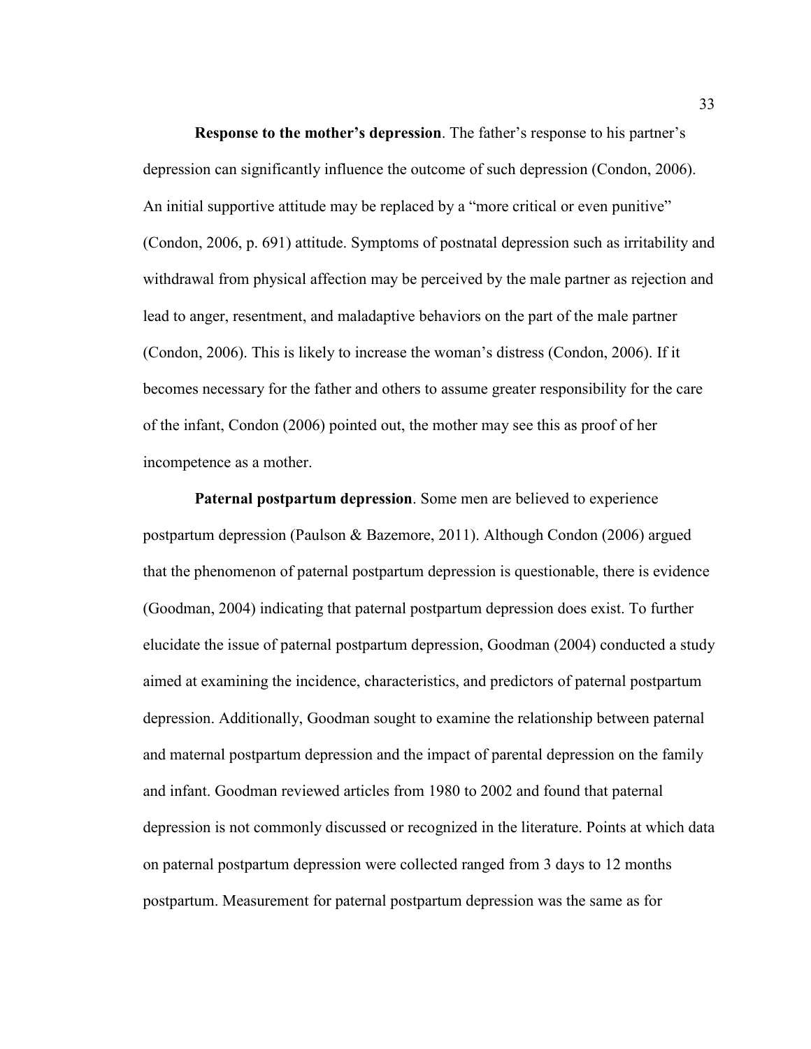**Response to the mother's depression**. The father's response to his partner's depression can significantly influence the outcome of such depression (Condon, 2006). An initial supportive attitude may be replaced by a "more critical or even punitive" (Condon, 2006, p. 691) attitude. Symptoms of postnatal depression such as irritability and withdrawal from physical affection may be perceived by the male partner as rejection and lead to anger, resentment, and maladaptive behaviors on the part of the male partner (Condon, 2006). This is likely to increase the woman's distress (Condon, 2006). If it becomes necessary for the father and others to assume greater responsibility for the care of the infant, Condon (2006) pointed out, the mother may see this as proof of her incompetence as a mother.

**Paternal postpartum depression**. Some men are believed to experience postpartum depression (Paulson & Bazemore, 2011). Although Condon (2006) argued that the phenomenon of paternal postpartum depression is questionable, there is evidence (Goodman, 2004) indicating that paternal postpartum depression does exist. To further elucidate the issue of paternal postpartum depression, Goodman (2004) conducted a study aimed at examining the incidence, characteristics, and predictors of paternal postpartum depression. Additionally, Goodman sought to examine the relationship between paternal and maternal postpartum depression and the impact of parental depression on the family and infant. Goodman reviewed articles from 1980 to 2002 and found that paternal depression is not commonly discussed or recognized in the literature. Points at which data on paternal postpartum depression were collected ranged from 3 days to 12 months postpartum. Measurement for paternal postpartum depression was the same as for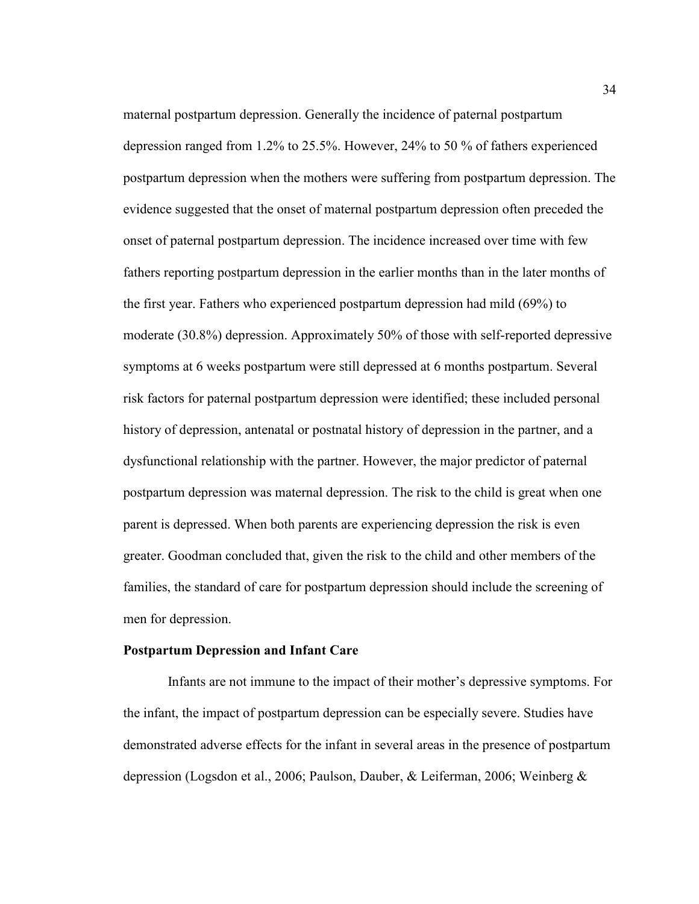maternal postpartum depression. Generally the incidence of paternal postpartum depression ranged from 1.2% to 25.5%. However, 24% to 50 % of fathers experienced postpartum depression when the mothers were suffering from postpartum depression. The evidence suggested that the onset of maternal postpartum depression often preceded the onset of paternal postpartum depression. The incidence increased over time with few fathers reporting postpartum depression in the earlier months than in the later months of the first year. Fathers who experienced postpartum depression had mild (69%) to moderate (30.8%) depression. Approximately 50% of those with self-reported depressive symptoms at 6 weeks postpartum were still depressed at 6 months postpartum. Several risk factors for paternal postpartum depression were identified; these included personal history of depression, antenatal or postnatal history of depression in the partner, and a dysfunctional relationship with the partner. However, the major predictor of paternal postpartum depression was maternal depression. The risk to the child is great when one parent is depressed. When both parents are experiencing depression the risk is even greater. Goodman concluded that, given the risk to the child and other members of the families, the standard of care for postpartum depression should include the screening of men for depression.

**Postpartum Depression and Infant Care**

Infants are not immune to the impact of their mother's depressive symptoms. For the infant, the impact of postpartum depression can be especially severe. Studies have demonstrated adverse effects for the infant in several areas in the presence of postpartum depression (Logsdon et al., 2006; Paulson, Dauber, & Leiferman, 2006; Weinberg &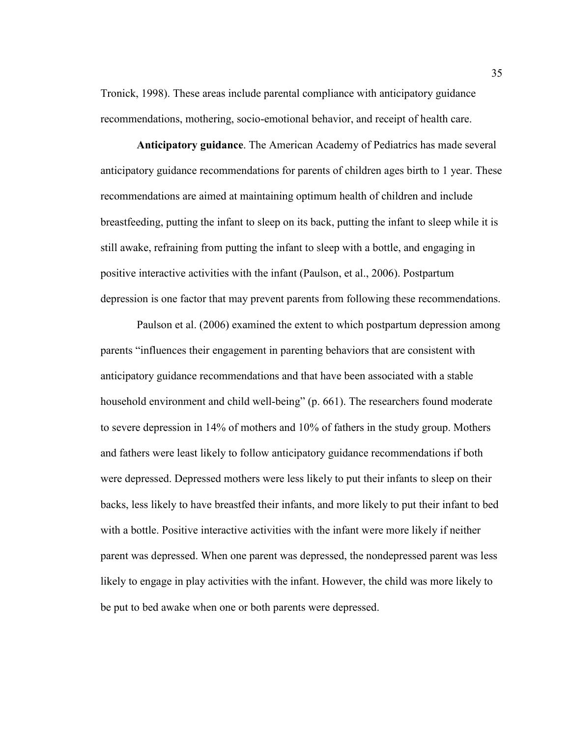Tronick, 1998). These areas include parental compliance with anticipatory guidance recommendations, mothering, socio-emotional behavior, and receipt of health care.

**Anticipatory guidance**. The American Academy of Pediatrics has made several anticipatory guidance recommendations for parents of children ages birth to 1 year. These recommendations are aimed at maintaining optimum health of children and include breastfeeding, putting the infant to sleep on its back, putting the infant to sleep while it is still awake, refraining from putting the infant to sleep with a bottle, and engaging in positive interactive activities with the infant (Paulson, et al., 2006). Postpartum depression is one factor that may prevent parents from following these recommendations.

Paulson et al. (2006) examined the extent to which postpartum depression among parents "influences their engagement in parenting behaviors that are consistent with anticipatory guidance recommendations and that have been associated with a stable household environment and child well-being" (p. 661). The researchers found moderate to severe depression in 14% of mothers and 10% of fathers in the study group. Mothers and fathers were least likely to follow anticipatory guidance recommendations if both were depressed. Depressed mothers were less likely to put their infants to sleep on their backs, less likely to have breastfed their infants, and more likely to put their infant to bed with a bottle. Positive interactive activities with the infant were more likely if neither parent was depressed. When one parent was depressed, the nondepressed parent was less likely to engage in play activities with the infant. However, the child was more likely to be put to bed awake when one or both parents were depressed.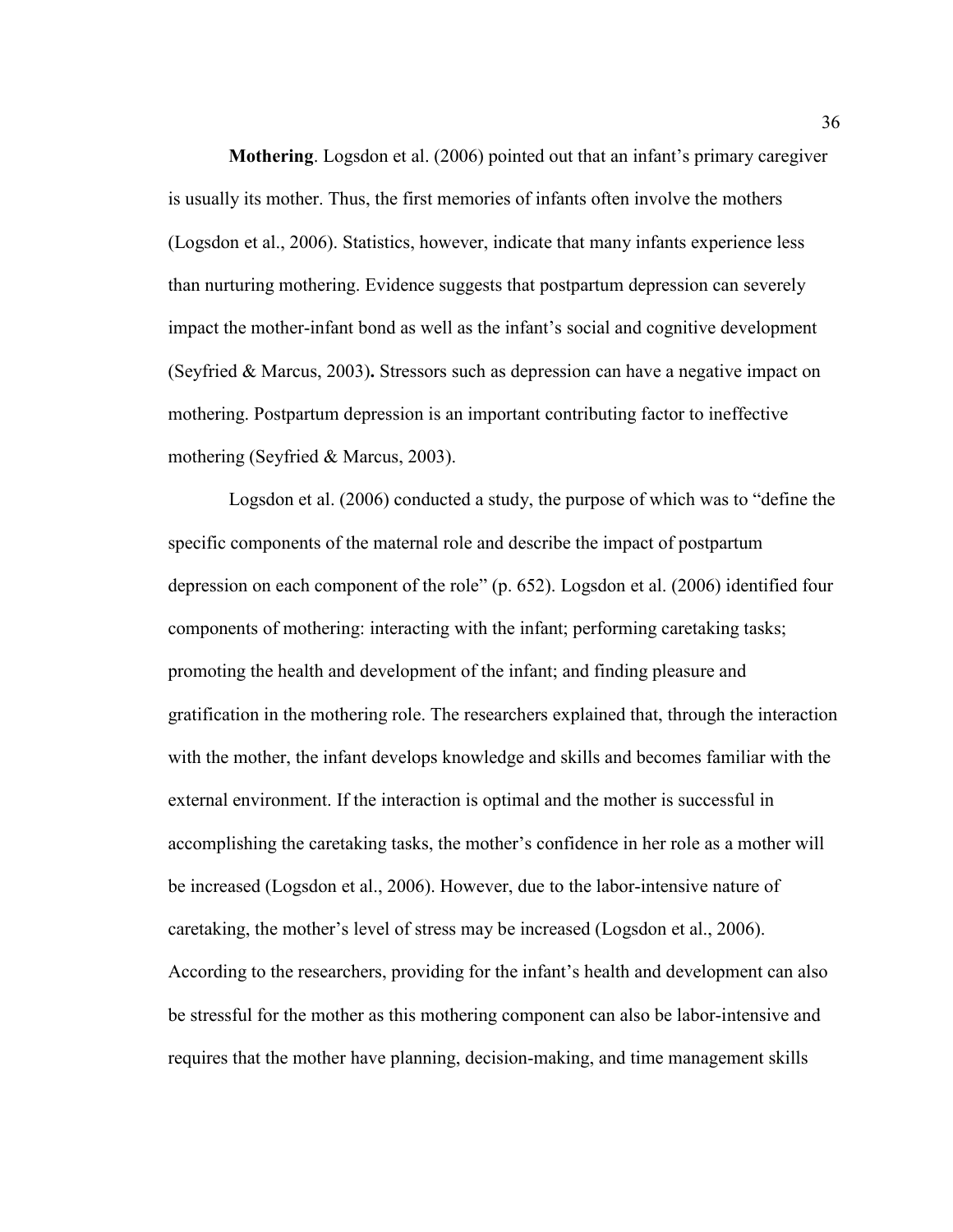**Mothering**. Logsdon et al. (2006) pointed out that an infant's primary caregiver is usually its mother. Thus, the first memories of infants often involve the mothers (Logsdon et al., 2006). Statistics, however, indicate that many infants experience less than nurturing mothering. Evidence suggests that postpartum depression can severely impact the mother-infant bond as well as the infant's social and cognitive development (Seyfried & Marcus, 2003)**.** Stressors such as depression can have a negative impact on mothering. Postpartum depression is an important contributing factor to ineffective mothering (Seyfried & Marcus, 2003).

Logsdon et al. (2006) conducted a study, the purpose of which was to "define the specific components of the maternal role and describe the impact of postpartum depression on each component of the role" (p. 652). Logsdon et al. (2006) identified four components of mothering: interacting with the infant; performing caretaking tasks; promoting the health and development of the infant; and finding pleasure and gratification in the mothering role. The researchers explained that, through the interaction with the mother, the infant develops knowledge and skills and becomes familiar with the external environment. If the interaction is optimal and the mother is successful in accomplishing the caretaking tasks, the mother's confidence in her role as a mother will be increased (Logsdon et al., 2006). However, due to the labor-intensive nature of caretaking, the mother's level of stress may be increased (Logsdon et al., 2006). According to the researchers, providing for the infant's health and development can also be stressful for the mother as this mothering component can also be labor-intensive and requires that the mother have planning, decision-making, and time management skills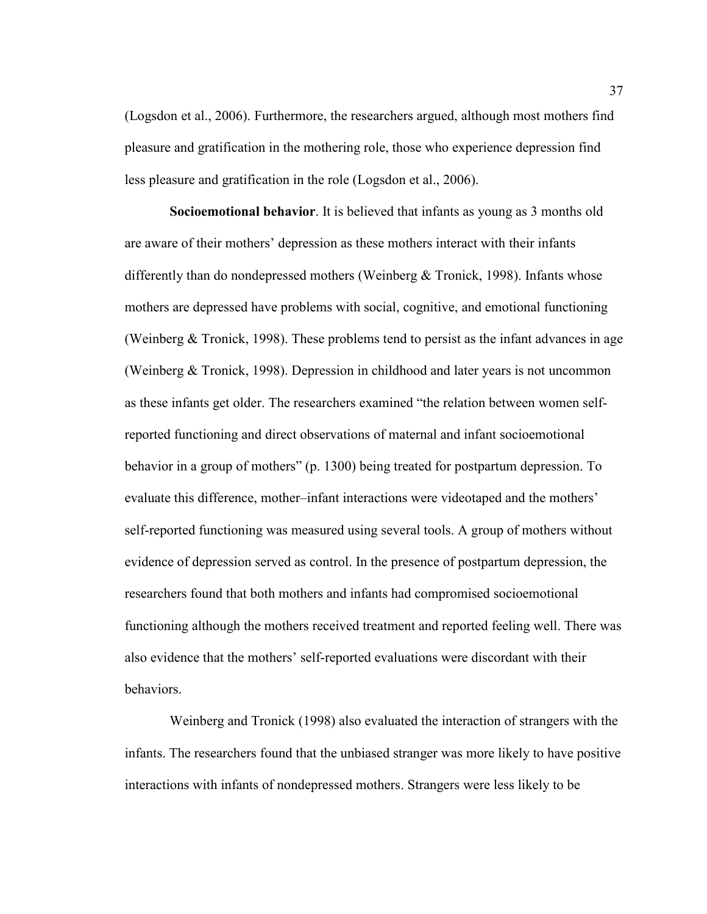(Logsdon et al., 2006). Furthermore, the researchers argued, although most mothers find pleasure and gratification in the mothering role, those who experience depression find less pleasure and gratification in the role (Logsdon et al., 2006).

**Socioemotional behavior**. It is believed that infants as young as 3 months old are aware of their mothers' depression as these mothers interact with their infants differently than do nondepressed mothers (Weinberg & Tronick, 1998). Infants whose mothers are depressed have problems with social, cognitive, and emotional functioning (Weinberg & Tronick, 1998). These problems tend to persist as the infant advances in age (Weinberg & Tronick, 1998). Depression in childhood and later years is not uncommon as these infants get older. The researchers examined "the relation between women self-reported functioning and direct observations of maternal and infant socioemotional behavior in a group of mothers" (p. 1300) being treated for postpartum depression. To evaluate this difference, mother–infant interactions were videotaped and the mothers' self-reported functioning was measured using several tools. A group of mothers without evidence of depression served as control. In the presence of postpartum depression, the researchers found that both mothers and infants had compromised socioemotional functioning although the mothers received treatment and reported feeling well. There was also evidence that the mothers' self-reported evaluations were discordant with their behaviors.

Weinberg and Tronick (1998) also evaluated the interaction of strangers with the infants. The researchers found that the unbiased stranger was more likely to have positive interactions with infants of nondepressed mothers. Strangers were less likely to be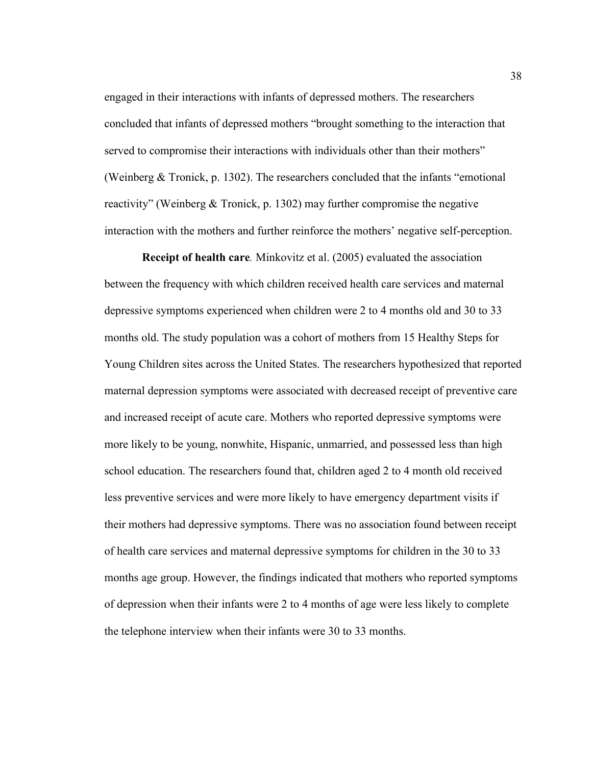engaged in their interactions with infants of depressed mothers. The researchers concluded that infants of depressed mothers "brought something to the interaction that served to compromise their interactions with individuals other than their mothers" (Weinberg & Tronick, p. 1302). The researchers concluded that the infants "emotional reactivity" (Weinberg & Tronick, p. 1302) may further compromise the negative interaction with the mothers and further reinforce the mothers' negative self-perception.

**Receipt of health care***.* Minkovitz et al. (2005) evaluated the association between the frequency with which children received health care services and maternal depressive symptoms experienced when children were 2 to 4 months old and 30 to 33 months old. The study population was a cohort of mothers from 15 Healthy Steps for Young Children sites across the United States. The researchers hypothesized that reported maternal depression symptoms were associated with decreased receipt of preventive care and increased receipt of acute care. Mothers who reported depressive symptoms were more likely to be young, nonwhite, Hispanic, unmarried, and possessed less than high school education. The researchers found that, children aged 2 to 4 month old received less preventive services and were more likely to have emergency department visits if their mothers had depressive symptoms. There was no association found between receipt of health care services and maternal depressive symptoms for children in the 30 to 33 months age group. However, the findings indicated that mothers who reported symptoms of depression when their infants were 2 to 4 months of age were less likely to complete the telephone interview when their infants were 30 to 33 months.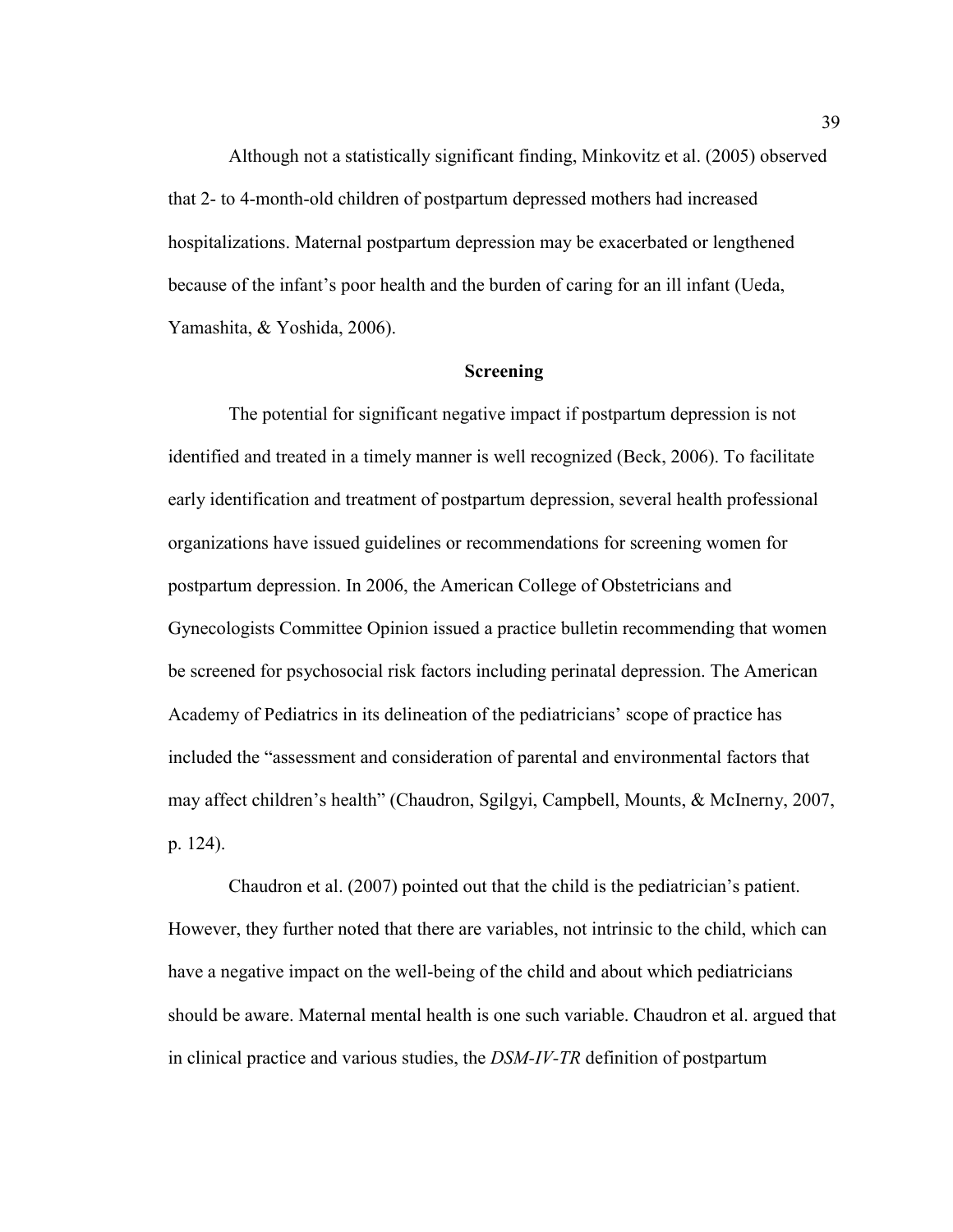Although not a statistically significant finding, Minkovitz et al. (2005) observed that 2- to 4-month-old children of postpartum depressed mothers had increased hospitalizations. Maternal postpartum depression may be exacerbated or lengthened because of the infant's poor health and the burden of caring for an ill infant (Ueda, Yamashita, & Yoshida, 2006).

## Screening

The potential for significant negative impact if postpartum depression is not identified and treated in a timely manner is well recognized (Beck, 2006). To facilitate early identification and treatment of postpartum depression, several health professional organizations have issued guidelines or recommendations for screening women for postpartum depression. In 2006, the American College of Obstetricians and Gynecologists Committee Opinion issued a practice bulletin recommending that women be screened for psychosocial risk factors including perinatal depression. The American Academy of Pediatrics in its delineation of the pediatricians' scope of practice has included the "assessment and consideration of parental and environmental factors that may affect children's health" (Chaudron, Sgilgyi, Campbell, Mounts, & McInerny, 2007, p. 124).

Chaudron et al. (2007) pointed out that the child is the pediatrician's patient. However, they further noted that there are variables, not intrinsic to the child, which can have a negative impact on the well-being of the child and about which pediatricians should be aware. Maternal mental health is one such variable. Chaudron et al. argued that in clinical practice and various studies, the *DSM-IV-TR* definition of postpartum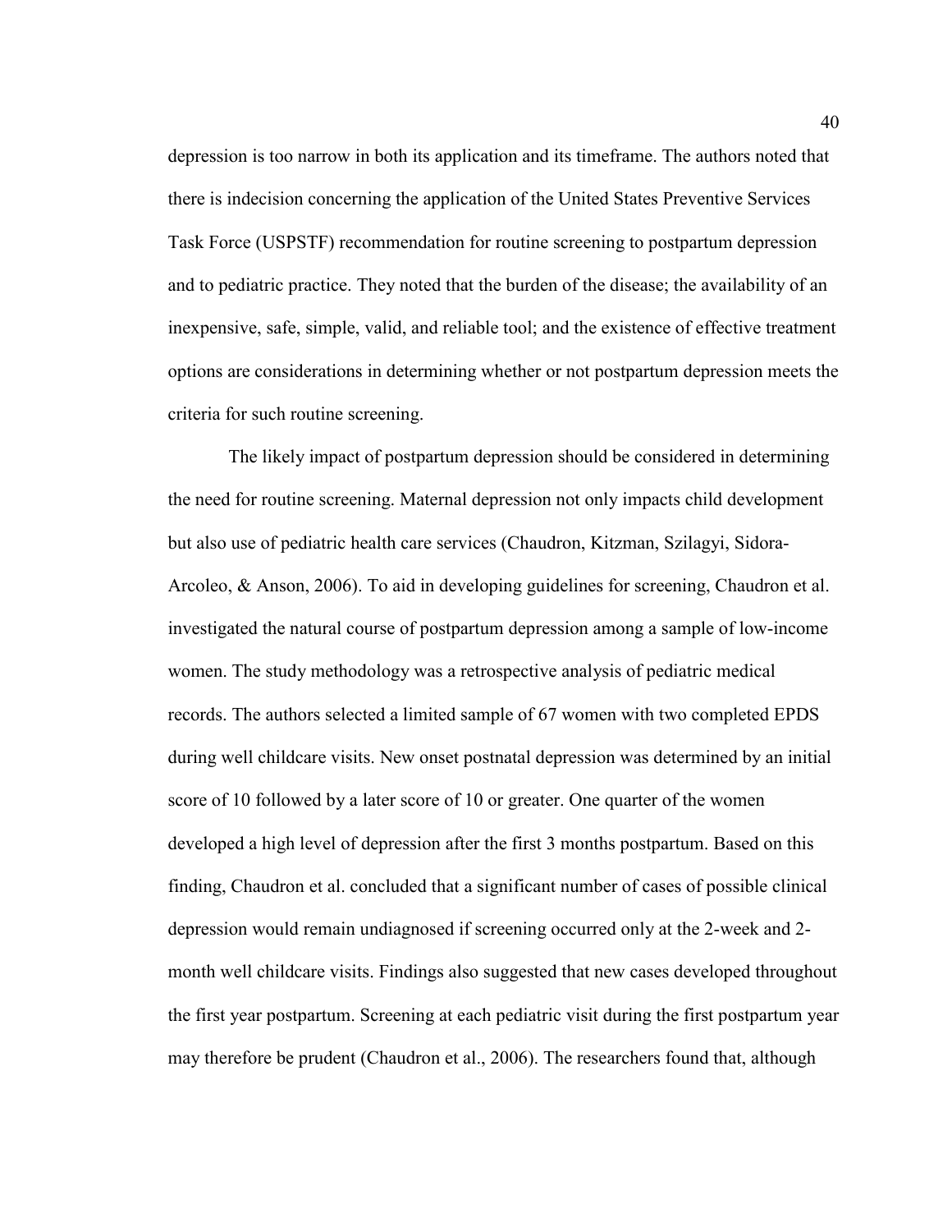depression is too narrow in both its application and its timeframe. The authors noted that there is indecision concerning the application of the United States Preventive Services Task Force (USPSTF) recommendation for routine screening to postpartum depression and to pediatric practice. They noted that the burden of the disease; the availability of an inexpensive, safe, simple, valid, and reliable tool; and the existence of effective treatment options are considerations in determining whether or not postpartum depression meets the criteria for such routine screening.

The likely impact of postpartum depression should be considered in determining the need for routine screening. Maternal depression not only impacts child development but also use of pediatric health care services (Chaudron, Kitzman, Szilagyi, Sidora-Arcoleo, & Anson, 2006). To aid in developing guidelines for screening, Chaudron et al. investigated the natural course of postpartum depression among a sample of low-income women. The study methodology was a retrospective analysis of pediatric medical records. The authors selected a limited sample of 67 women with two completed EPDS during well childcare visits. New onset postnatal depression was determined by an initial score of 10 followed by a later score of 10 or greater. One quarter of the women developed a high level of depression after the first 3 months postpartum. Based on this finding, Chaudron et al. concluded that a significant number of cases of possible clinical depression would remain undiagnosed if screening occurred only at the 2-week and 2-month well childcare visits. Findings also suggested that new cases developed throughout the first year postpartum. Screening at each pediatric visit during the first postpartum year may therefore be prudent (Chaudron et al., 2006). The researchers found that, although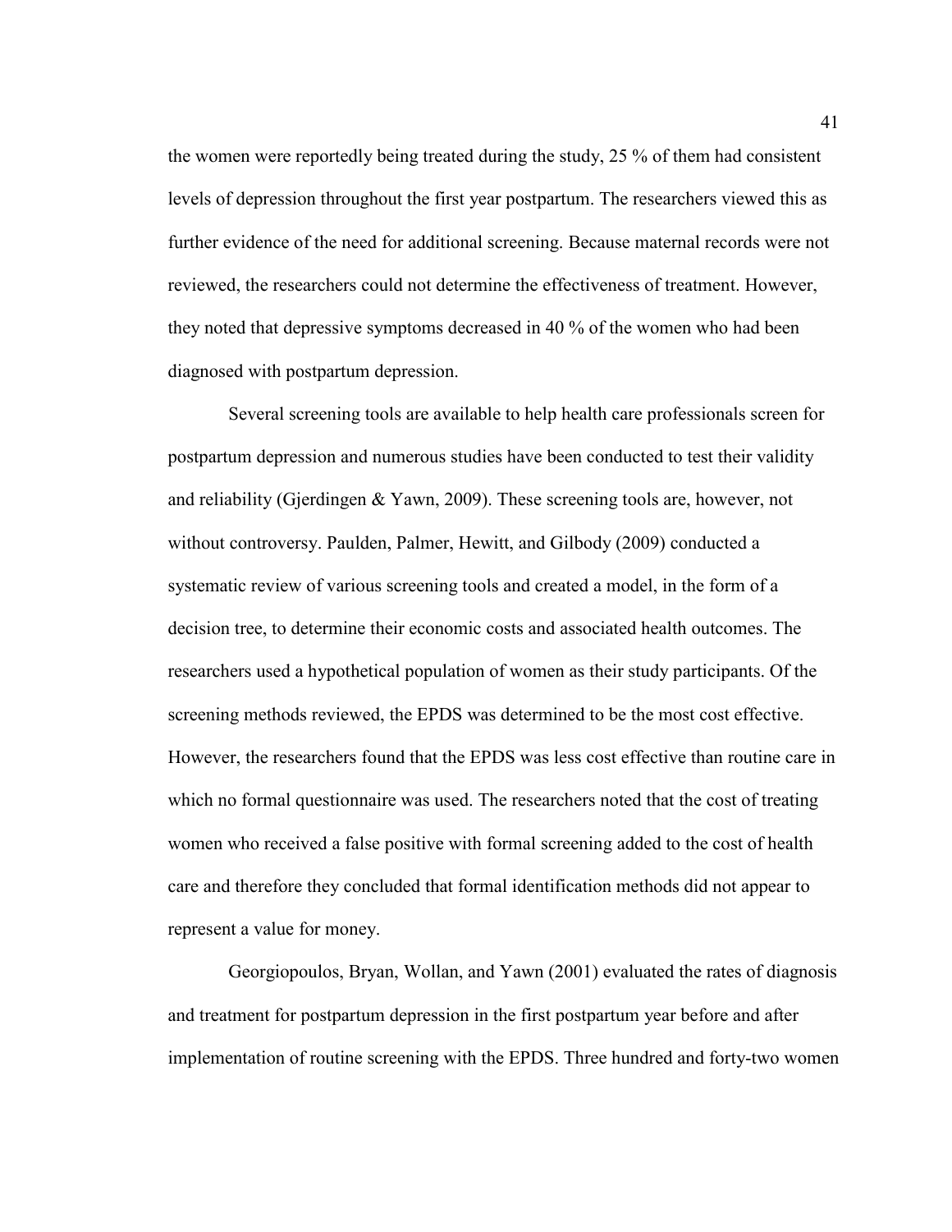the women were reportedly being treated during the study, 25 % of them had consistent levels of depression throughout the first year postpartum. The researchers viewed this as further evidence of the need for additional screening. Because maternal records were not reviewed, the researchers could not determine the effectiveness of treatment. However, they noted that depressive symptoms decreased in 40 % of the women who had been diagnosed with postpartum depression.

Several screening tools are available to help health care professionals screen for postpartum depression and numerous studies have been conducted to test their validity and reliability (Gjerdingen & Yawn, 2009). These screening tools are, however, not without controversy. Paulden, Palmer, Hewitt, and Gilbody (2009) conducted a systematic review of various screening tools and created a model, in the form of a decision tree, to determine their economic costs and associated health outcomes. The researchers used a hypothetical population of women as their study participants. Of the screening methods reviewed, the EPDS was determined to be the most cost effective. However, the researchers found that the EPDS was less cost effective than routine care in which no formal questionnaire was used. The researchers noted that the cost of treating women who received a false positive with formal screening added to the cost of health care and therefore they concluded that formal identification methods did not appear to represent a value for money.

Georgiopoulos, Bryan, Wollan, and Yawn (2001) evaluated the rates of diagnosis and treatment for postpartum depression in the first postpartum year before and after implementation of routine screening with the EPDS. Three hundred and forty-two women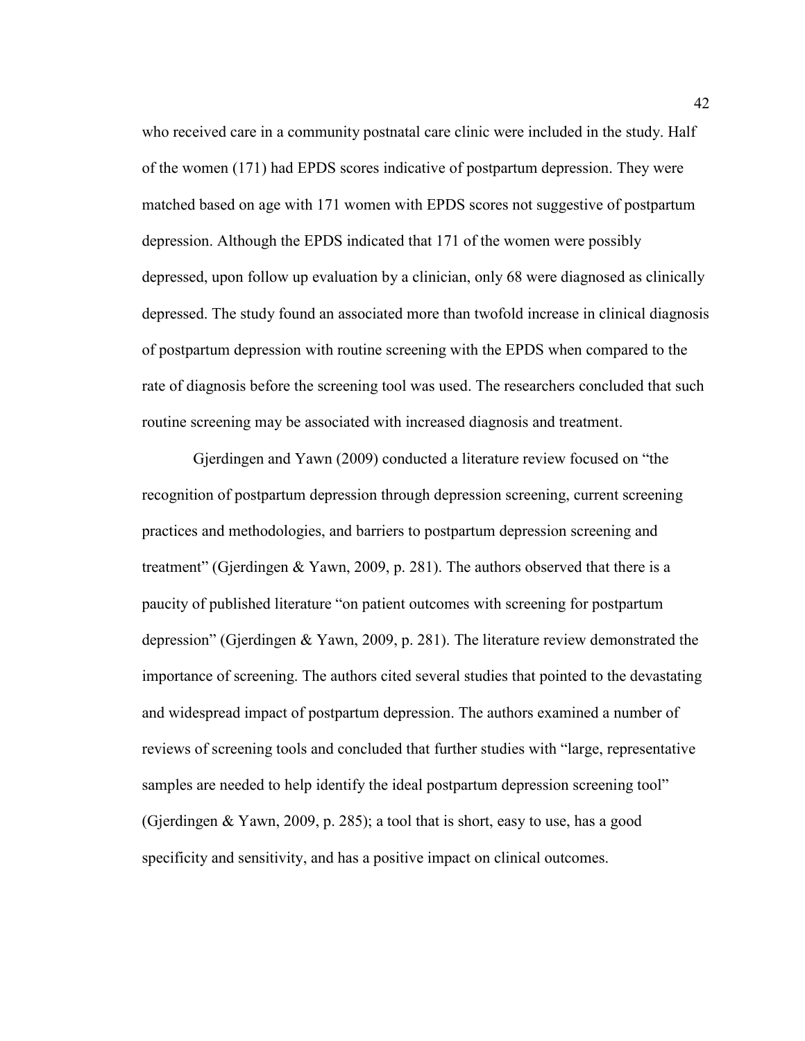who received care in a community postnatal care clinic were included in the study. Half of the women (171) had EPDS scores indicative of postpartum depression. They were matched based on age with 171 women with EPDS scores not suggestive of postpartum depression. Although the EPDS indicated that 171 of the women were possibly depressed, upon follow up evaluation by a clinician, only 68 were diagnosed as clinically depressed. The study found an associated more than twofold increase in clinical diagnosis of postpartum depression with routine screening with the EPDS when compared to the rate of diagnosis before the screening tool was used. The researchers concluded that such routine screening may be associated with increased diagnosis and treatment.

Gjerdingen and Yawn (2009) conducted a literature review focused on "the recognition of postpartum depression through depression screening, current screening practices and methodologies, and barriers to postpartum depression screening and treatment" (Gjerdingen & Yawn, 2009, p. 281). The authors observed that there is a paucity of published literature "on patient outcomes with screening for postpartum depression" (Gjerdingen & Yawn, 2009, p. 281). The literature review demonstrated the importance of screening. The authors cited several studies that pointed to the devastating and widespread impact of postpartum depression. The authors examined a number of reviews of screening tools and concluded that further studies with "large, representative samples are needed to help identify the ideal postpartum depression screening tool" (Gjerdingen & Yawn, 2009, p. 285); a tool that is short, easy to use, has a good specificity and sensitivity, and has a positive impact on clinical outcomes.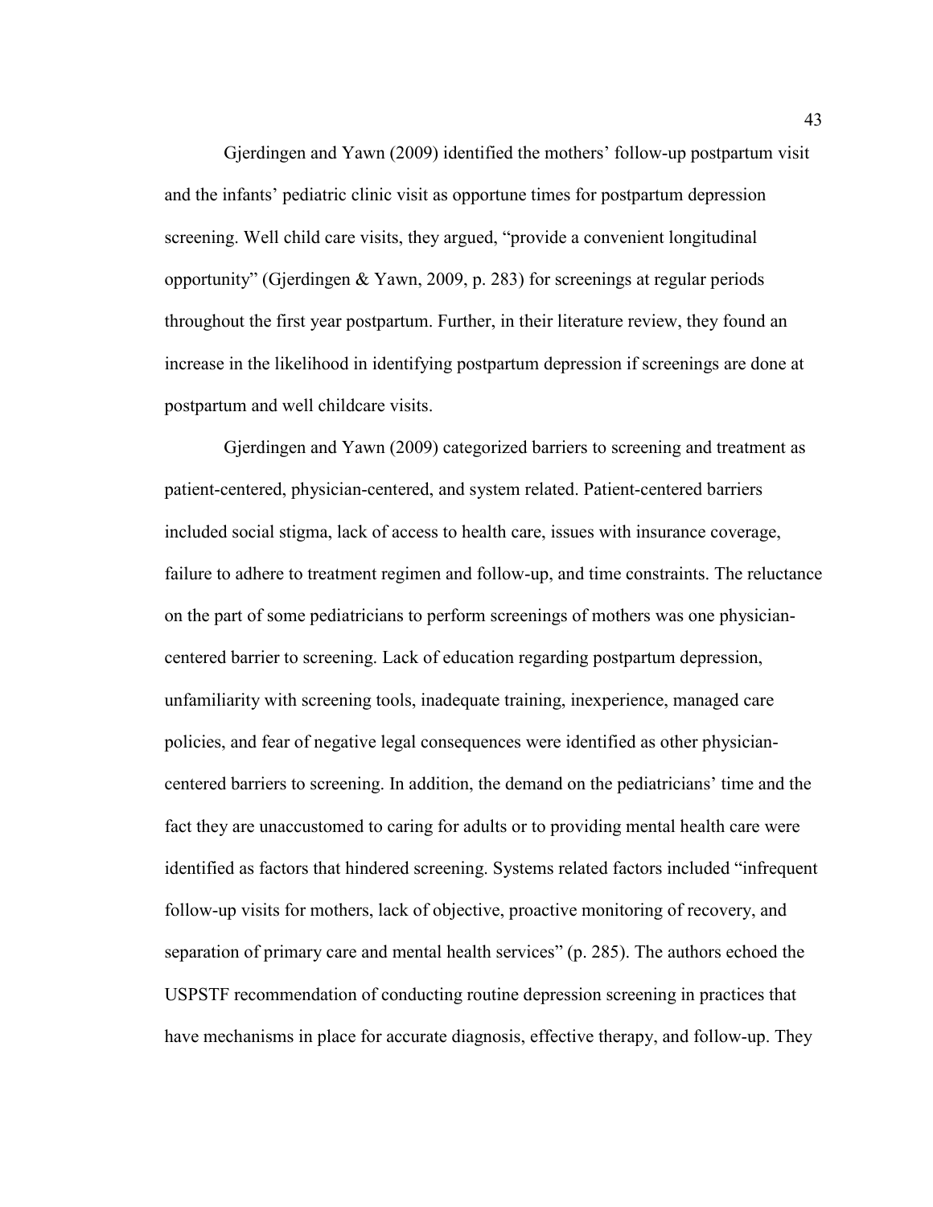Gjerdingen and Yawn (2009) identified the mothers' follow-up postpartum visit and the infants' pediatric clinic visit as opportune times for postpartum depression screening. Well child care visits, they argued, "provide a convenient longitudinal opportunity" (Gjerdingen & Yawn, 2009, p. 283) for screenings at regular periods throughout the first year postpartum. Further, in their literature review, they found an increase in the likelihood in identifying postpartum depression if screenings are done at postpartum and well childcare visits.

Gjerdingen and Yawn (2009) categorized barriers to screening and treatment as patient-centered, physician-centered, and system related. Patient-centered barriers included social stigma, lack of access to health care, issues with insurance coverage, failure to adhere to treatment regimen and follow-up, and time constraints. The reluctance on the part of some pediatricians to perform screenings of mothers was one physician-centered barrier to screening. Lack of education regarding postpartum depression, unfamiliarity with screening tools, inadequate training, inexperience, managed care policies, and fear of negative legal consequences were identified as other physician-centered barriers to screening. In addition, the demand on the pediatricians' time and the fact they are unaccustomed to caring for adults or to providing mental health care were identified as factors that hindered screening. Systems related factors included "infrequent follow-up visits for mothers, lack of objective, proactive monitoring of recovery, and separation of primary care and mental health services" (p. 285). The authors echoed the USPSTF recommendation of conducting routine depression screening in practices that have mechanisms in place for accurate diagnosis, effective therapy, and follow-up. They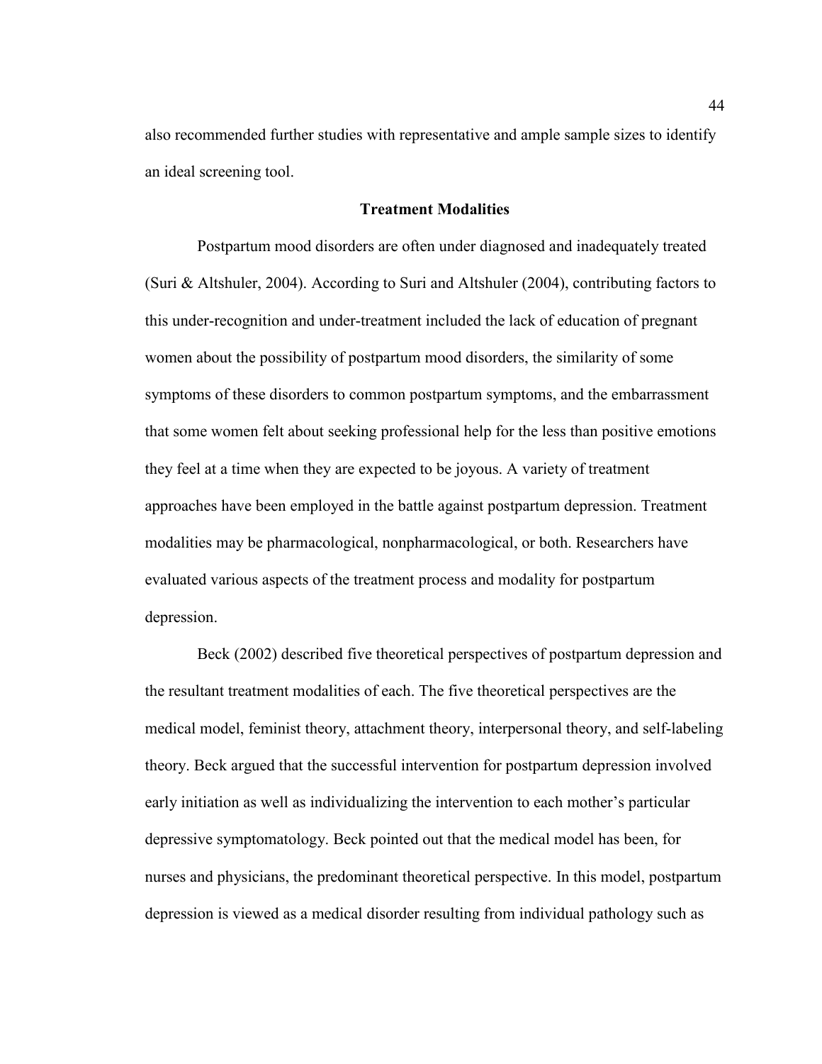also recommended further studies with representative and ample sample sizes to identify an ideal screening tool.

## Treatment Modalities

Postpartum mood disorders are often under diagnosed and inadequately treated (Suri & Altshuler, 2004). According to Suri and Altshuler (2004), contributing factors to this under-recognition and under-treatment included the lack of education of pregnant women about the possibility of postpartum mood disorders, the similarity of some symptoms of these disorders to common postpartum symptoms, and the embarrassment that some women felt about seeking professional help for the less than positive emotions they feel at a time when they are expected to be joyous. A variety of treatment approaches have been employed in the battle against postpartum depression. Treatment modalities may be pharmacological, nonpharmacological, or both. Researchers have evaluated various aspects of the treatment process and modality for postpartum depression.

Beck (2002) described five theoretical perspectives of postpartum depression and the resultant treatment modalities of each. The five theoretical perspectives are the medical model, feminist theory, attachment theory, interpersonal theory, and self-labeling theory. Beck argued that the successful intervention for postpartum depression involved early initiation as well as individualizing the intervention to each mother's particular depressive symptomatology. Beck pointed out that the medical model has been, for nurses and physicians, the predominant theoretical perspective. In this model, postpartum depression is viewed as a medical disorder resulting from individual pathology such as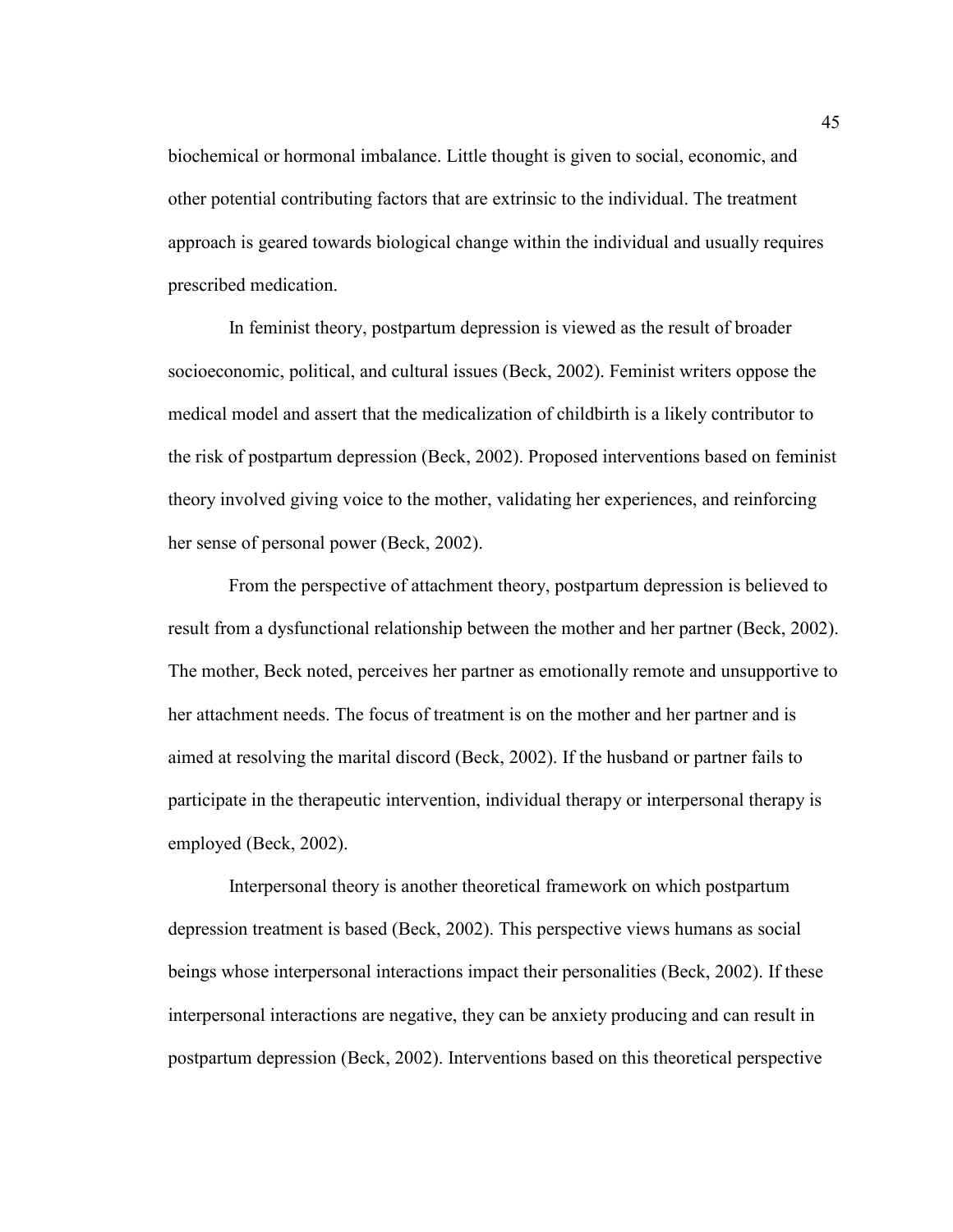biochemical or hormonal imbalance. Little thought is given to social, economic, and other potential contributing factors that are extrinsic to the individual. The treatment approach is geared towards biological change within the individual and usually requires prescribed medication.

In feminist theory, postpartum depression is viewed as the result of broader socioeconomic, political, and cultural issues (Beck, 2002). Feminist writers oppose the medical model and assert that the medicalization of childbirth is a likely contributor to the risk of postpartum depression (Beck, 2002). Proposed interventions based on feminist theory involved giving voice to the mother, validating her experiences, and reinforcing her sense of personal power (Beck, 2002).

From the perspective of attachment theory, postpartum depression is believed to result from a dysfunctional relationship between the mother and her partner (Beck, 2002). The mother, Beck noted, perceives her partner as emotionally remote and unsupportive to her attachment needs. The focus of treatment is on the mother and her partner and is aimed at resolving the marital discord (Beck, 2002). If the husband or partner fails to participate in the therapeutic intervention, individual therapy or interpersonal therapy is employed (Beck, 2002).

Interpersonal theory is another theoretical framework on which postpartum depression treatment is based (Beck, 2002). This perspective views humans as social beings whose interpersonal interactions impact their personalities (Beck, 2002). If these interpersonal interactions are negative, they can be anxiety producing and can result in postpartum depression (Beck, 2002). Interventions based on this theoretical perspective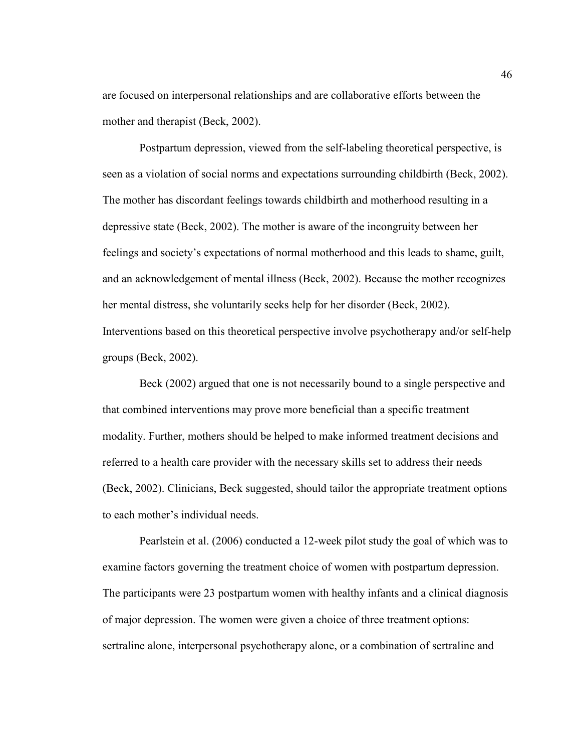are focused on interpersonal relationships and are collaborative efforts between the mother and therapist (Beck, 2002).

Postpartum depression, viewed from the self-labeling theoretical perspective, is seen as a violation of social norms and expectations surrounding childbirth (Beck, 2002). The mother has discordant feelings towards childbirth and motherhood resulting in a depressive state (Beck, 2002). The mother is aware of the incongruity between her feelings and society's expectations of normal motherhood and this leads to shame, guilt, and an acknowledgement of mental illness (Beck, 2002). Because the mother recognizes her mental distress, she voluntarily seeks help for her disorder (Beck, 2002). Interventions based on this theoretical perspective involve psychotherapy and/or self-help groups (Beck, 2002).

Beck (2002) argued that one is not necessarily bound to a single perspective and that combined interventions may prove more beneficial than a specific treatment modality. Further, mothers should be helped to make informed treatment decisions and referred to a health care provider with the necessary skills set to address their needs (Beck, 2002). Clinicians, Beck suggested, should tailor the appropriate treatment options to each mother's individual needs.

Pearlstein et al. (2006) conducted a 12-week pilot study the goal of which was to examine factors governing the treatment choice of women with postpartum depression. The participants were 23 postpartum women with healthy infants and a clinical diagnosis of major depression. The women were given a choice of three treatment options: sertraline alone, interpersonal psychotherapy alone, or a combination of sertraline and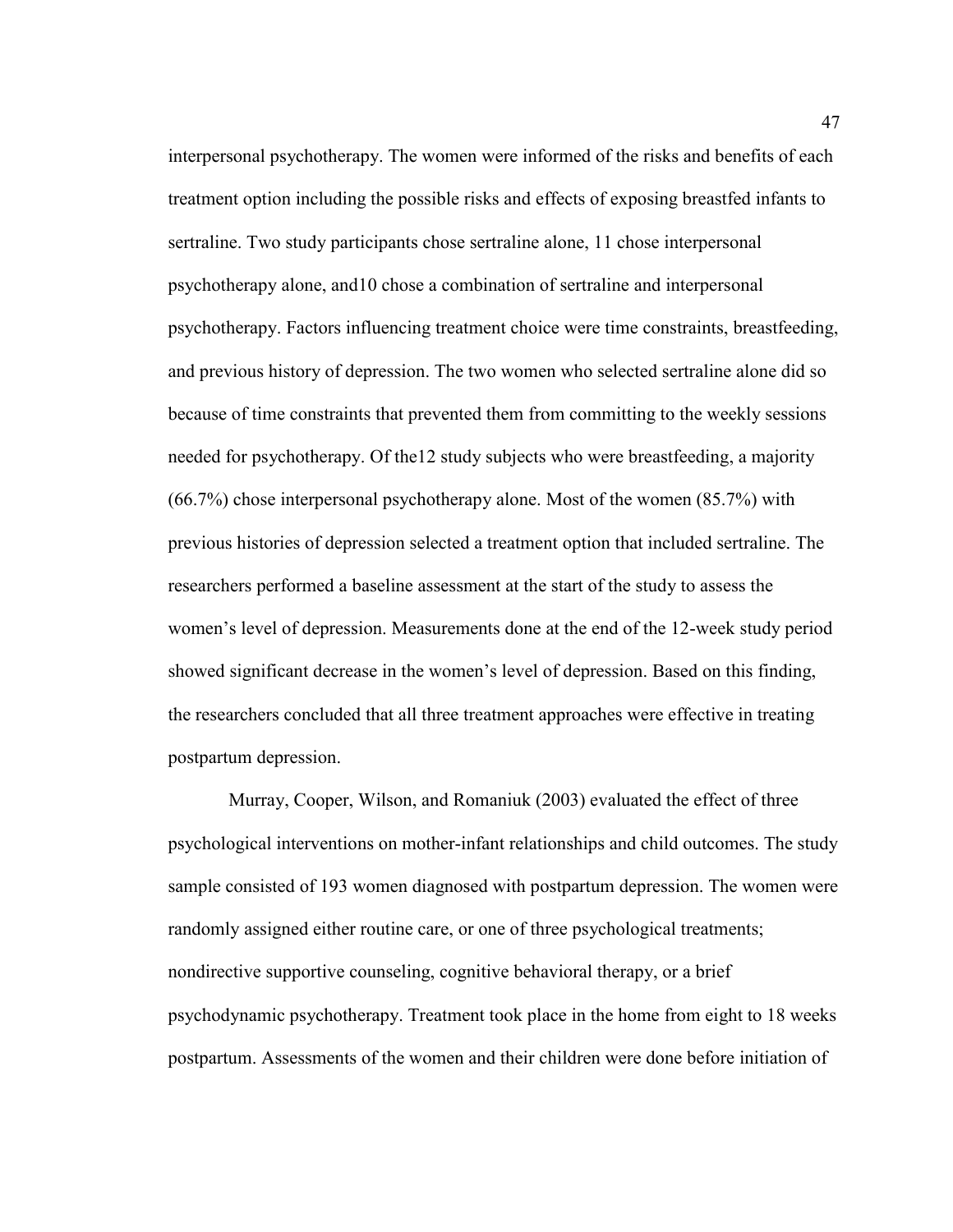interpersonal psychotherapy. The women were informed of the risks and benefits of each treatment option including the possible risks and effects of exposing breastfed infants to sertraline. Two study participants chose sertraline alone, 11 chose interpersonal psychotherapy alone, and10 chose a combination of sertraline and interpersonal psychotherapy. Factors influencing treatment choice were time constraints, breastfeeding, and previous history of depression. The two women who selected sertraline alone did so because of time constraints that prevented them from committing to the weekly sessions needed for psychotherapy. Of the12 study subjects who were breastfeeding, a majority (66.7%) chose interpersonal psychotherapy alone. Most of the women (85.7%) with previous histories of depression selected a treatment option that included sertraline. The researchers performed a baseline assessment at the start of the study to assess the women's level of depression. Measurements done at the end of the 12-week study period showed significant decrease in the women's level of depression. Based on this finding, the researchers concluded that all three treatment approaches were effective in treating postpartum depression.

Murray, Cooper, Wilson, and Romaniuk (2003) evaluated the effect of three psychological interventions on mother-infant relationships and child outcomes. The study sample consisted of 193 women diagnosed with postpartum depression. The women were randomly assigned either routine care, or one of three psychological treatments; nondirective supportive counseling, cognitive behavioral therapy, or a brief psychodynamic psychotherapy. Treatment took place in the home from eight to 18 weeks postpartum. Assessments of the women and their children were done before initiation of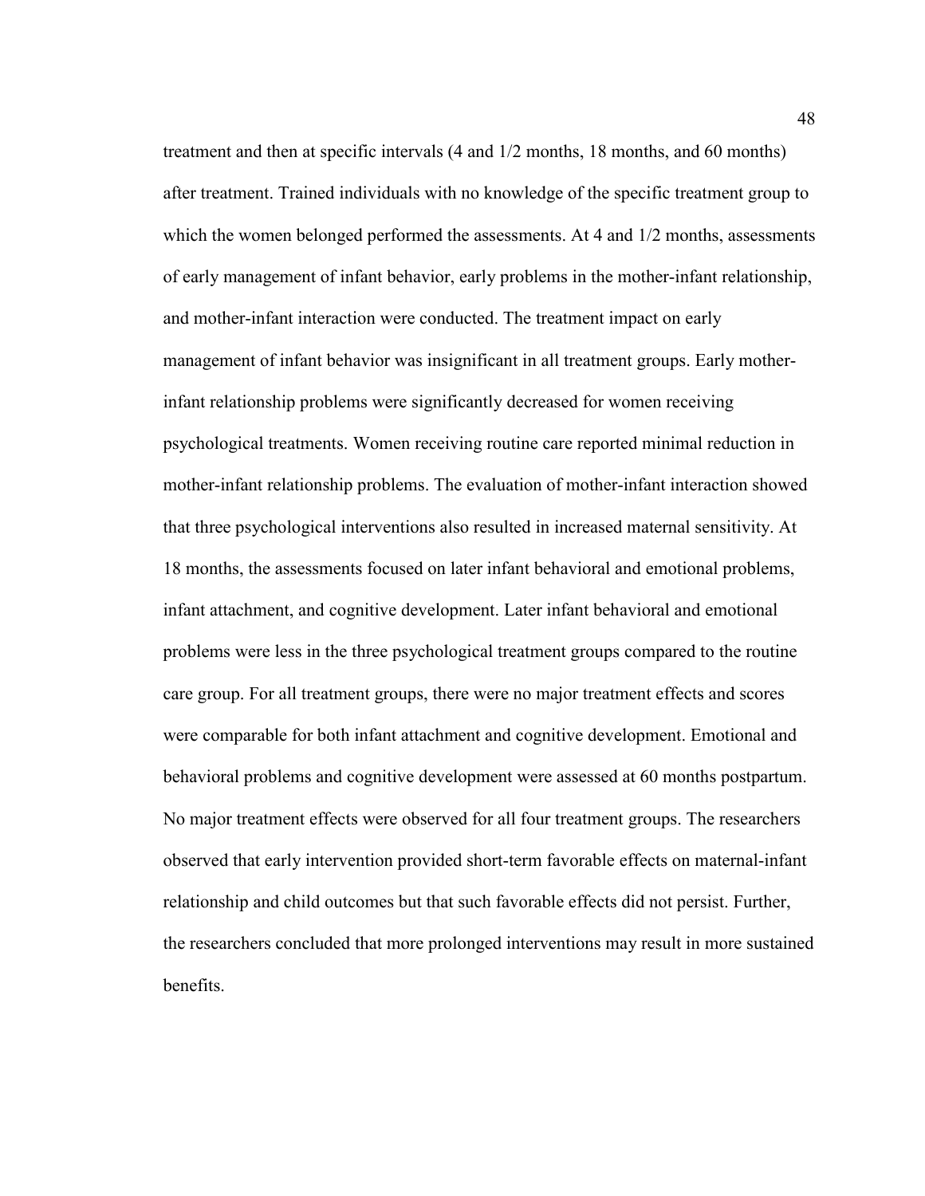treatment and then at specific intervals (4 and 1/2 months, 18 months, and 60 months) after treatment. Trained individuals with no knowledge of the specific treatment group to which the women belonged performed the assessments. At 4 and 1/2 months, assessments of early management of infant behavior, early problems in the mother-infant relationship, and mother-infant interaction were conducted. The treatment impact on early management of infant behavior was insignificant in all treatment groups. Early mother-infant relationship problems were significantly decreased for women receiving psychological treatments. Women receiving routine care reported minimal reduction in mother-infant relationship problems. The evaluation of mother-infant interaction showed that three psychological interventions also resulted in increased maternal sensitivity. At 18 months, the assessments focused on later infant behavioral and emotional problems, infant attachment, and cognitive development. Later infant behavioral and emotional problems were less in the three psychological treatment groups compared to the routine care group. For all treatment groups, there were no major treatment effects and scores were comparable for both infant attachment and cognitive development. Emotional and behavioral problems and cognitive development were assessed at 60 months postpartum. No major treatment effects were observed for all four treatment groups. The researchers observed that early intervention provided short-term favorable effects on maternal-infant relationship and child outcomes but that such favorable effects did not persist. Further, the researchers concluded that more prolonged interventions may result in more sustained benefits.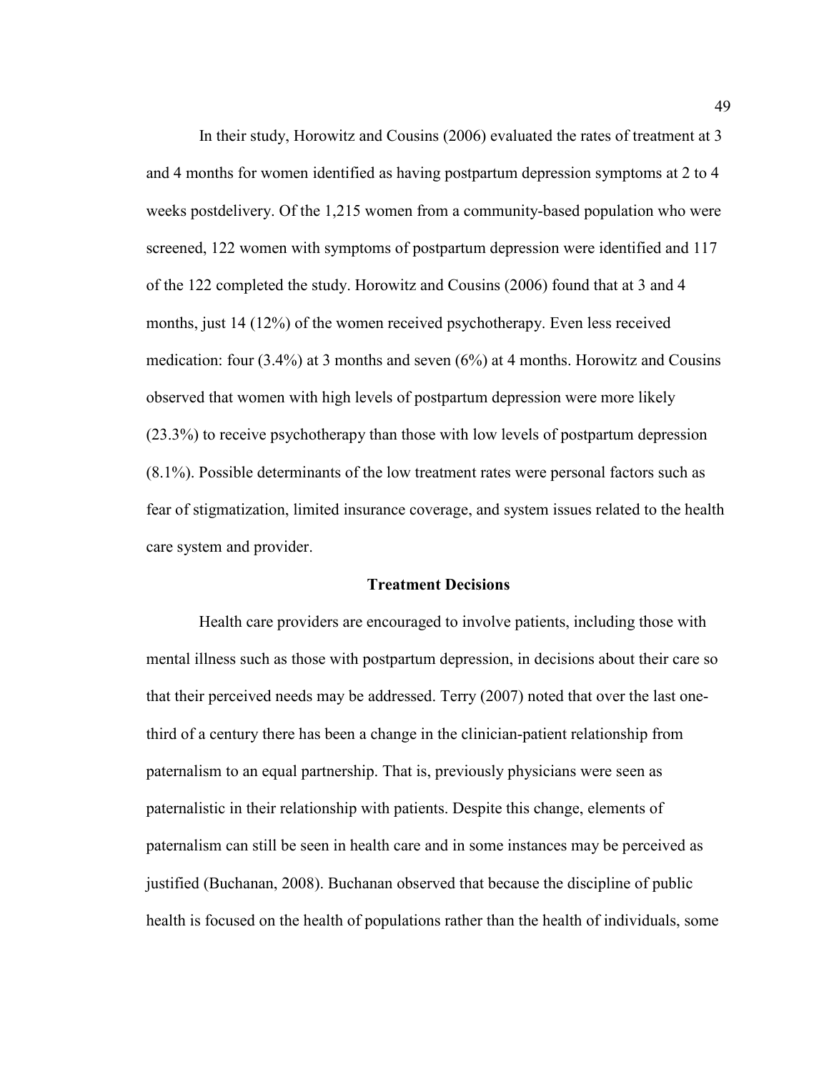In their study, Horowitz and Cousins (2006) evaluated the rates of treatment at 3 and 4 months for women identified as having postpartum depression symptoms at 2 to 4 weeks postdelivery. Of the 1,215 women from a community-based population who were screened, 122 women with symptoms of postpartum depression were identified and 117 of the 122 completed the study. Horowitz and Cousins (2006) found that at 3 and 4 months, just 14 (12%) of the women received psychotherapy. Even less received medication: four (3.4%) at 3 months and seven (6%) at 4 months. Horowitz and Cousins observed that women with high levels of postpartum depression were more likely (23.3%) to receive psychotherapy than those with low levels of postpartum depression (8.1%). Possible determinants of the low treatment rates were personal factors such as fear of stigmatization, limited insurance coverage, and system issues related to the health care system and provider.

## Treatment Decisions

Health care providers are encouraged to involve patients, including those with mental illness such as those with postpartum depression, in decisions about their care so that their perceived needs may be addressed. Terry (2007) noted that over the last one-third of a century there has been a change in the clinician-patient relationship from paternalism to an equal partnership. That is, previously physicians were seen as paternalistic in their relationship with patients. Despite this change, elements of paternalism can still be seen in health care and in some instances may be perceived as justified (Buchanan, 2008). Buchanan observed that because the discipline of public health is focused on the health of populations rather than the health of individuals, some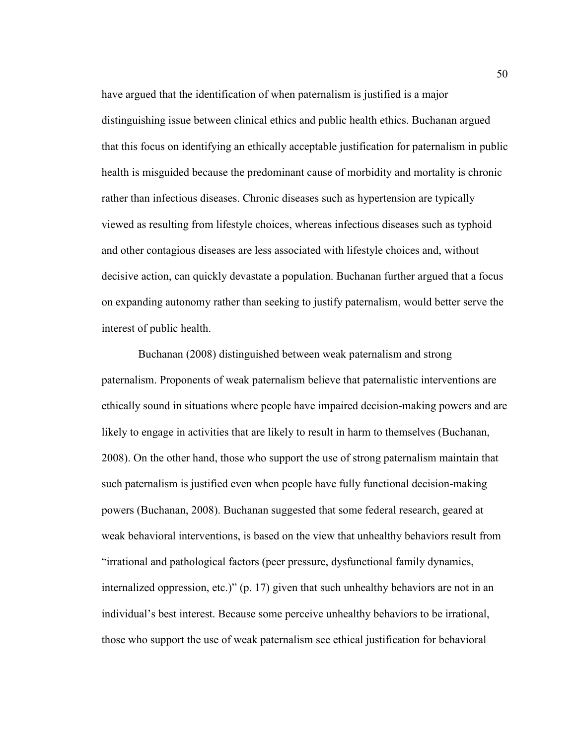have argued that the identification of when paternalism is justified is a major distinguishing issue between clinical ethics and public health ethics. Buchanan argued that this focus on identifying an ethically acceptable justification for paternalism in public health is misguided because the predominant cause of morbidity and mortality is chronic rather than infectious diseases. Chronic diseases such as hypertension are typically viewed as resulting from lifestyle choices, whereas infectious diseases such as typhoid and other contagious diseases are less associated with lifestyle choices and, without decisive action, can quickly devastate a population. Buchanan further argued that a focus on expanding autonomy rather than seeking to justify paternalism, would better serve the interest of public health.

Buchanan (2008) distinguished between weak paternalism and strong paternalism. Proponents of weak paternalism believe that paternalistic interventions are ethically sound in situations where people have impaired decision-making powers and are likely to engage in activities that are likely to result in harm to themselves (Buchanan, 2008). On the other hand, those who support the use of strong paternalism maintain that such paternalism is justified even when people have fully functional decision-making powers (Buchanan, 2008). Buchanan suggested that some federal research, geared at weak behavioral interventions, is based on the view that unhealthy behaviors result from "irrational and pathological factors (peer pressure, dysfunctional family dynamics, internalized oppression, etc.)" (p. 17) given that such unhealthy behaviors are not in an individual's best interest. Because some perceive unhealthy behaviors to be irrational, those who support the use of weak paternalism see ethical justification for behavioral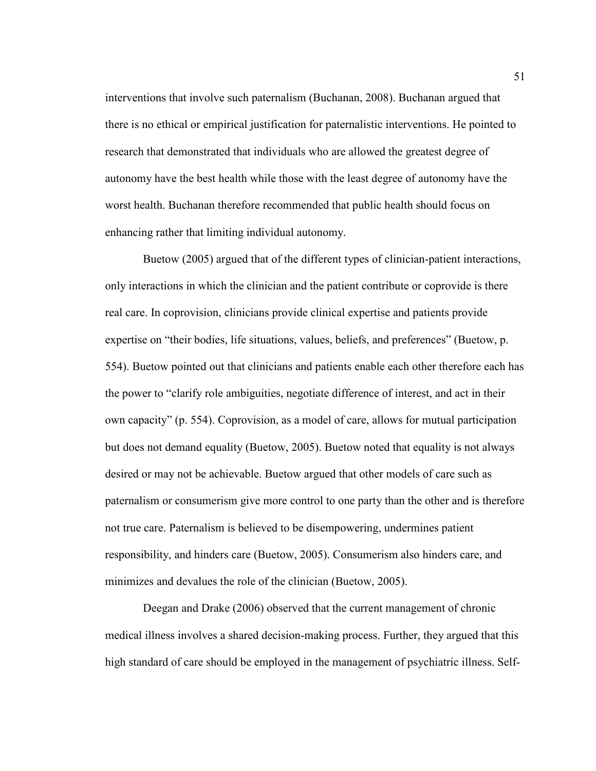interventions that involve such paternalism (Buchanan, 2008). Buchanan argued that there is no ethical or empirical justification for paternalistic interventions. He pointed to research that demonstrated that individuals who are allowed the greatest degree of autonomy have the best health while those with the least degree of autonomy have the worst health. Buchanan therefore recommended that public health should focus on enhancing rather that limiting individual autonomy.

Buetow (2005) argued that of the different types of clinician-patient interactions, only interactions in which the clinician and the patient contribute or coprovide is there real care. In coprovision, clinicians provide clinical expertise and patients provide expertise on "their bodies, life situations, values, beliefs, and preferences" (Buetow, p. 554). Buetow pointed out that clinicians and patients enable each other therefore each has the power to "clarify role ambiguities, negotiate difference of interest, and act in their own capacity" (p. 554). Coprovision, as a model of care, allows for mutual participation but does not demand equality (Buetow, 2005). Buetow noted that equality is not always desired or may not be achievable. Buetow argued that other models of care such as paternalism or consumerism give more control to one party than the other and is therefore not true care. Paternalism is believed to be disempowering, undermines patient responsibility, and hinders care (Buetow, 2005). Consumerism also hinders care, and minimizes and devalues the role of the clinician (Buetow, 2005).

Deegan and Drake (2006) observed that the current management of chronic medical illness involves a shared decision-making process. Further, they argued that this high standard of care should be employed in the management of psychiatric illness. Self-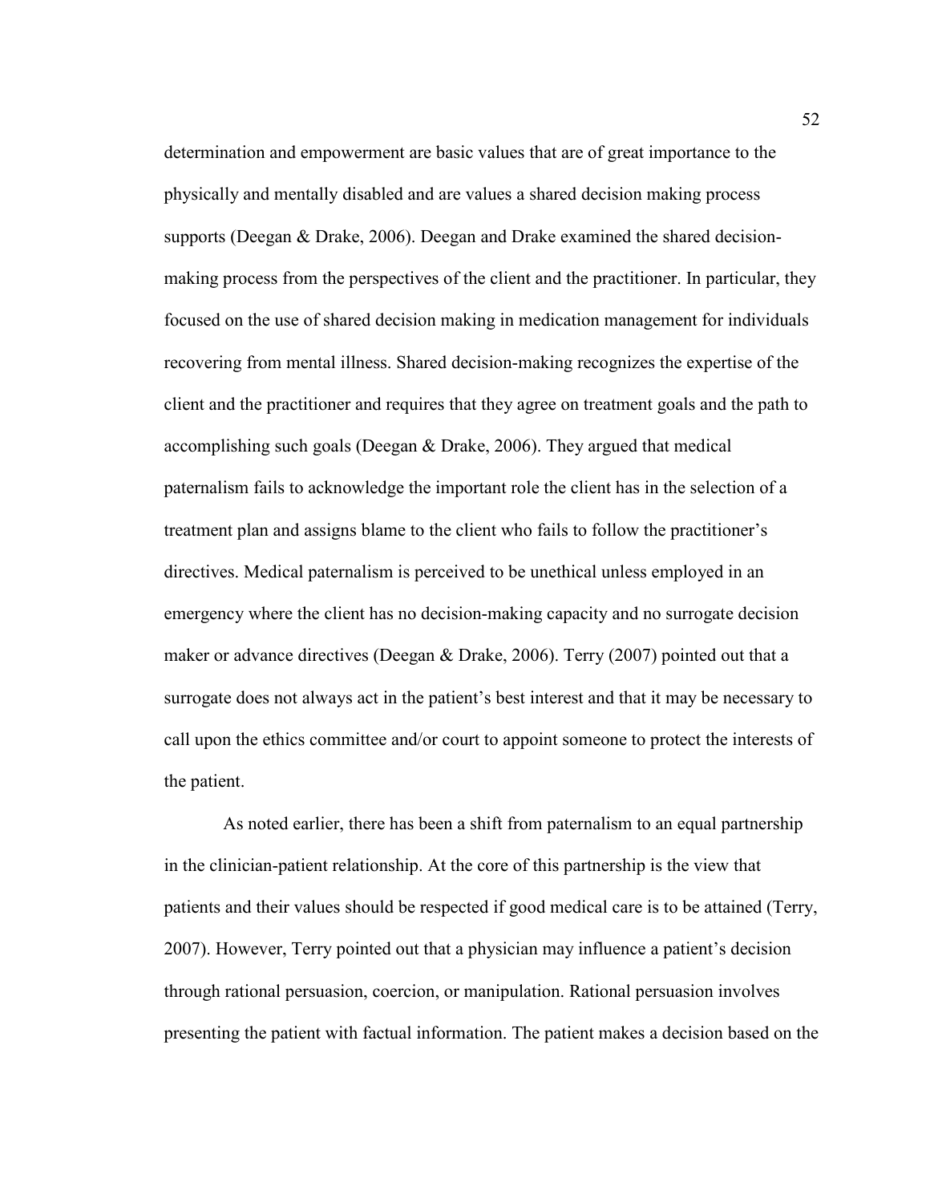determination and empowerment are basic values that are of great importance to the physically and mentally disabled and are values a shared decision making process supports (Deegan & Drake, 2006). Deegan and Drake examined the shared decision-making process from the perspectives of the client and the practitioner. In particular, they focused on the use of shared decision making in medication management for individuals recovering from mental illness. Shared decision-making recognizes the expertise of the client and the practitioner and requires that they agree on treatment goals and the path to accomplishing such goals (Deegan & Drake, 2006). They argued that medical paternalism fails to acknowledge the important role the client has in the selection of a treatment plan and assigns blame to the client who fails to follow the practitioner's directives. Medical paternalism is perceived to be unethical unless employed in an emergency where the client has no decision-making capacity and no surrogate decision maker or advance directives (Deegan & Drake, 2006). Terry (2007) pointed out that a surrogate does not always act in the patient's best interest and that it may be necessary to call upon the ethics committee and/or court to appoint someone to protect the interests of the patient.

As noted earlier, there has been a shift from paternalism to an equal partnership in the clinician-patient relationship. At the core of this partnership is the view that patients and their values should be respected if good medical care is to be attained (Terry, 2007). However, Terry pointed out that a physician may influence a patient's decision through rational persuasion, coercion, or manipulation. Rational persuasion involves presenting the patient with factual information. The patient makes a decision based on the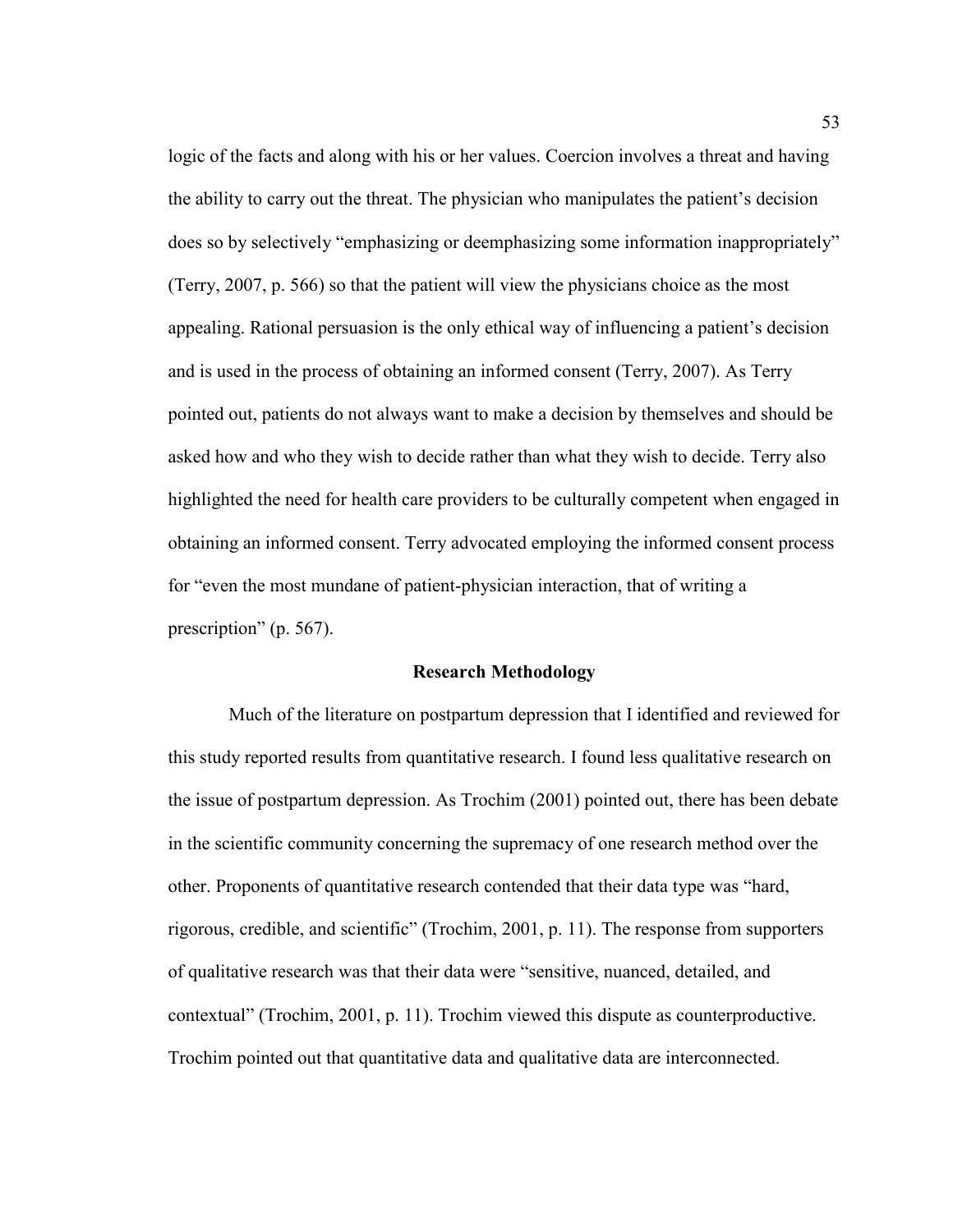logic of the facts and along with his or her values. Coercion involves a threat and having the ability to carry out the threat. The physician who manipulates the patient's decision does so by selectively "emphasizing or deemphasizing some information inappropriately" (Terry, 2007, p. 566) so that the patient will view the physicians choice as the most appealing. Rational persuasion is the only ethical way of influencing a patient's decision and is used in the process of obtaining an informed consent (Terry, 2007). As Terry pointed out, patients do not always want to make a decision by themselves and should be asked how and who they wish to decide rather than what they wish to decide. Terry also highlighted the need for health care providers to be culturally competent when engaged in obtaining an informed consent. Terry advocated employing the informed consent process for "even the most mundane of patient-physician interaction, that of writing a prescription" (p. 567).

## Research Methodology

Much of the literature on postpartum depression that I identified and reviewed for this study reported results from quantitative research. I found less qualitative research on the issue of postpartum depression. As Trochim (2001) pointed out, there has been debate in the scientific community concerning the supremacy of one research method over the other. Proponents of quantitative research contended that their data type was "hard, rigorous, credible, and scientific" (Trochim, 2001, p. 11). The response from supporters of qualitative research was that their data were "sensitive, nuanced, detailed, and contextual" (Trochim, 2001, p. 11). Trochim viewed this dispute as counterproductive. Trochim pointed out that quantitative data and qualitative data are interconnected.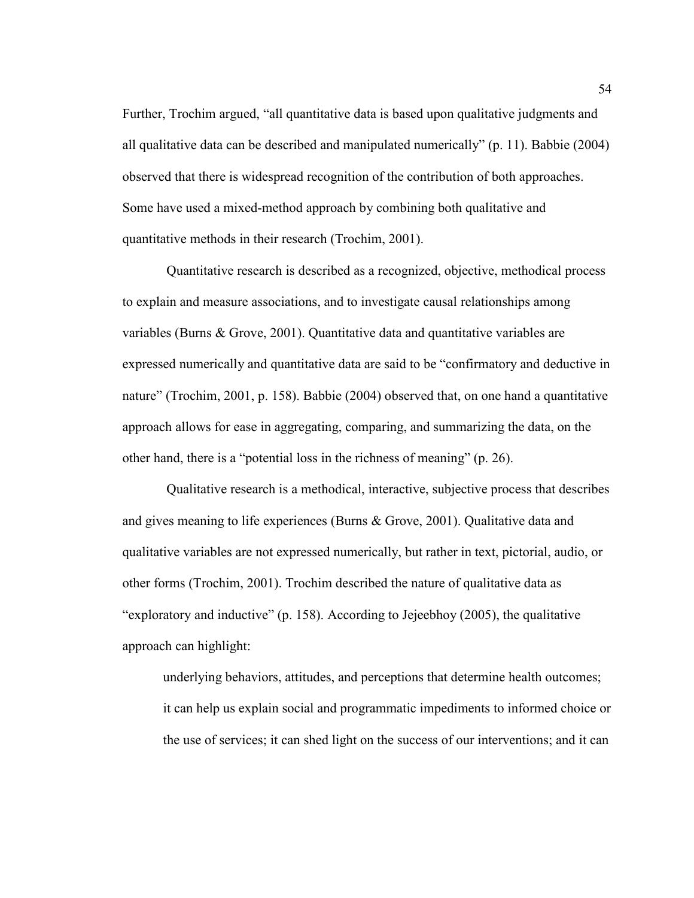Further, Trochim argued, “all quantitative data is based upon qualitative judgments and all qualitative data can be described and manipulated numerically” (p. 11). Babbie (2004) observed that there is widespread recognition of the contribution of both approaches. Some have used a mixed-method approach by combining both qualitative and quantitative methods in their research (Trochim, 2001).

Quantitative research is described as a recognized, objective, methodical process to explain and measure associations, and to investigate causal relationships among variables (Burns & Grove, 2001). Quantitative data and quantitative variables are expressed numerically and quantitative data are said to be “confirmatory and deductive in nature” (Trochim, 2001, p. 158). Babbie (2004) observed that, on one hand a quantitative approach allows for ease in aggregating, comparing, and summarizing the data, on the other hand, there is a “potential loss in the richness of meaning” (p. 26).

Qualitative research is a methodical, interactive, subjective process that describes and gives meaning to life experiences (Burns & Grove, 2001). Qualitative data and qualitative variables are not expressed numerically, but rather in text, pictorial, audio, or other forms (Trochim, 2001). Trochim described the nature of qualitative data as “exploratory and inductive” (p. 158). According to Jejeebhoy (2005), the qualitative approach can highlight:

> underlying behaviors, attitudes, and perceptions that determine health outcomes; it can help us explain social and programmatic impediments to informed choice or the use of services; it can shed light on the success of our interventions; and it can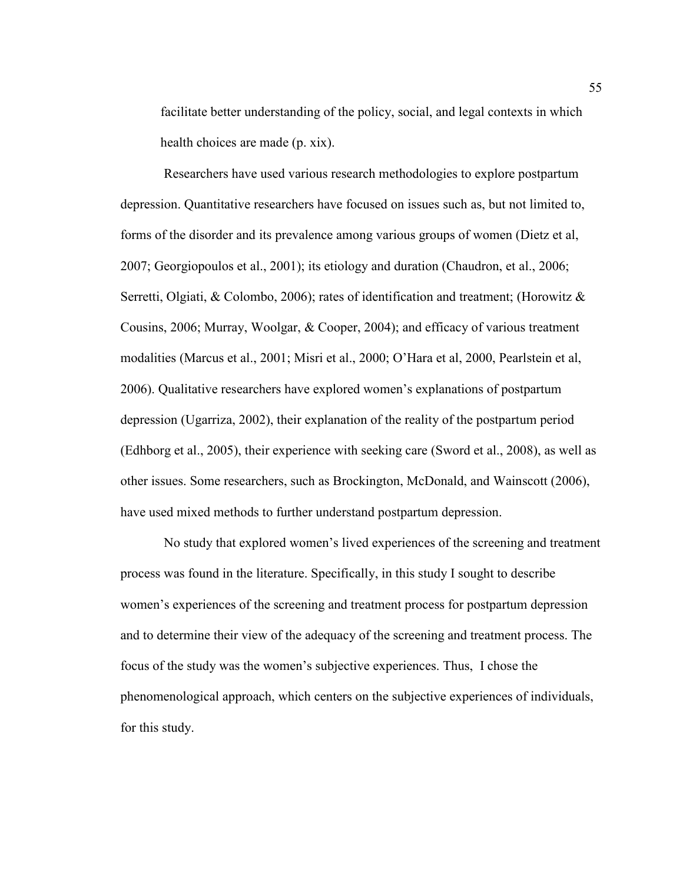facilitate better understanding of the policy, social, and legal contexts in which health choices are made (p. xix).

Researchers have used various research methodologies to explore postpartum depression. Quantitative researchers have focused on issues such as, but not limited to, forms of the disorder and its prevalence among various groups of women (Dietz et al, 2007; Georgiopoulos et al., 2001); its etiology and duration (Chaudron, et al., 2006; Serretti, Olgiati, & Colombo, 2006); rates of identification and treatment; (Horowitz & Cousins, 2006; Murray, Woolgar, & Cooper, 2004); and efficacy of various treatment modalities (Marcus et al., 2001; Misri et al., 2000; O'Hara et al, 2000, Pearlstein et al, 2006). Qualitative researchers have explored women's explanations of postpartum depression (Ugarriza, 2002), their explanation of the reality of the postpartum period (Edhborg et al., 2005), their experience with seeking care (Sword et al., 2008), as well as other issues. Some researchers, such as Brockington, McDonald, and Wainscott (2006), have used mixed methods to further understand postpartum depression.

No study that explored women's lived experiences of the screening and treatment process was found in the literature. Specifically, in this study I sought to describe women's experiences of the screening and treatment process for postpartum depression and to determine their view of the adequacy of the screening and treatment process. The focus of the study was the women's subjective experiences. Thus, I chose the phenomenological approach, which centers on the subjective experiences of individuals, for this study.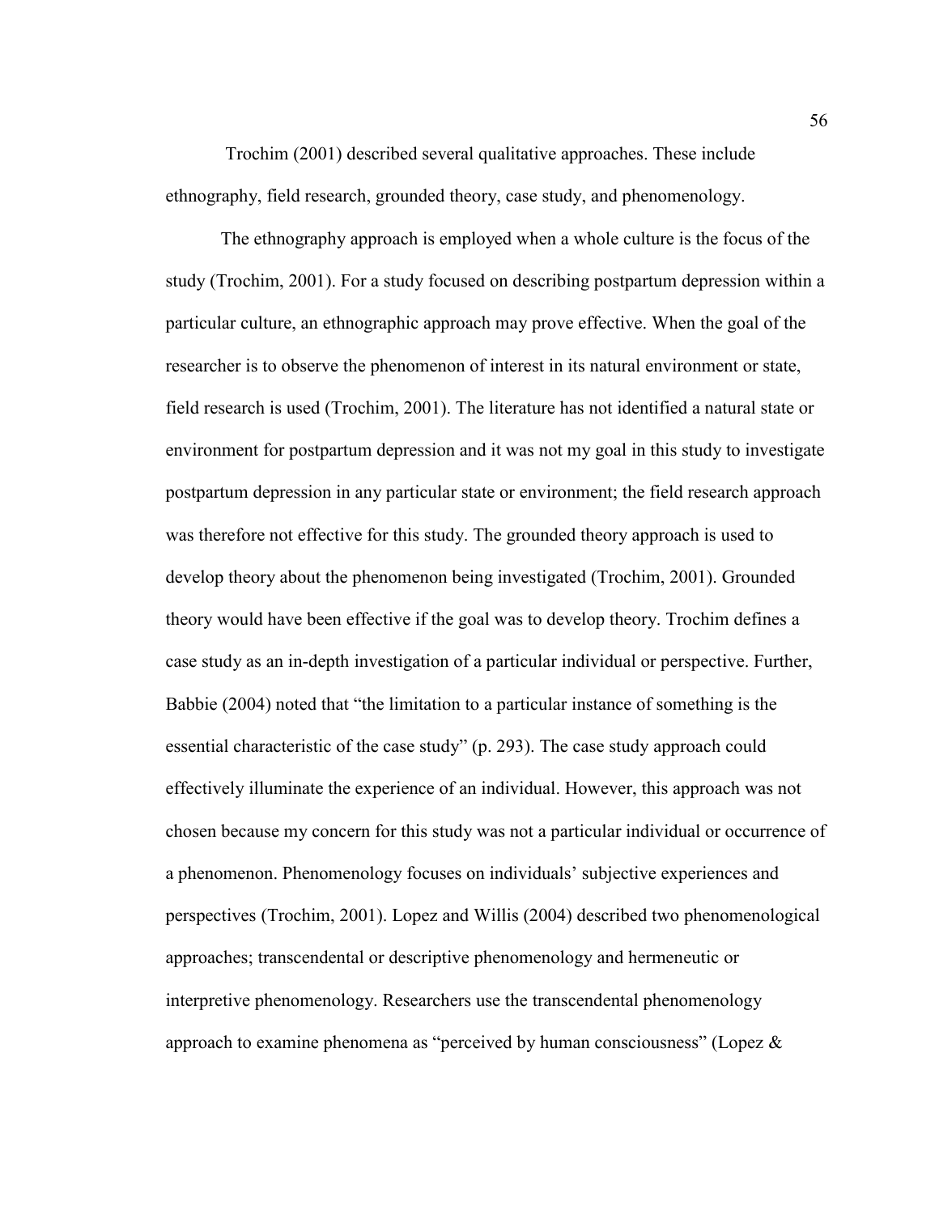Trochim (2001) described several qualitative approaches. These include ethnography, field research, grounded theory, case study, and phenomenology.

The ethnography approach is employed when a whole culture is the focus of the study (Trochim, 2001). For a study focused on describing postpartum depression within a particular culture, an ethnographic approach may prove effective. When the goal of the researcher is to observe the phenomenon of interest in its natural environment or state, field research is used (Trochim, 2001). The literature has not identified a natural state or environment for postpartum depression and it was not my goal in this study to investigate postpartum depression in any particular state or environment; the field research approach was therefore not effective for this study. The grounded theory approach is used to develop theory about the phenomenon being investigated (Trochim, 2001). Grounded theory would have been effective if the goal was to develop theory. Trochim defines a case study as an in-depth investigation of a particular individual or perspective. Further, Babbie (2004) noted that "the limitation to a particular instance of something is the essential characteristic of the case study" (p. 293). The case study approach could effectively illuminate the experience of an individual. However, this approach was not chosen because my concern for this study was not a particular individual or occurrence of a phenomenon. Phenomenology focuses on individuals' subjective experiences and perspectives (Trochim, 2001). Lopez and Willis (2004) described two phenomenological approaches; transcendental or descriptive phenomenology and hermeneutic or interpretive phenomenology. Researchers use the transcendental phenomenology approach to examine phenomena as "perceived by human consciousness" (Lopez &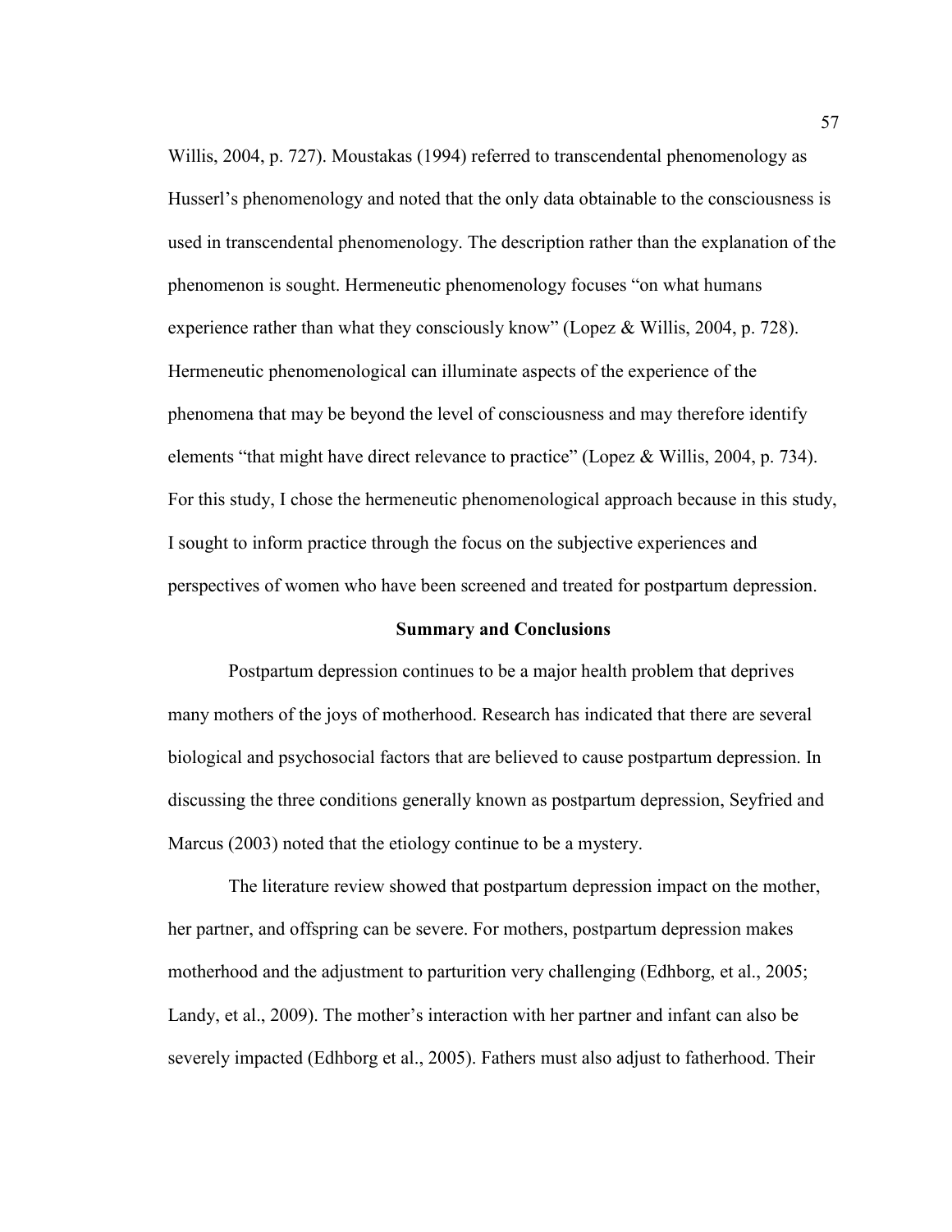Willis, 2004, p. 727). Moustakas (1994) referred to transcendental phenomenology as Husserl's phenomenology and noted that the only data obtainable to the consciousness is used in transcendental phenomenology. The description rather than the explanation of the phenomenon is sought. Hermeneutic phenomenology focuses "on what humans experience rather than what they consciously know" (Lopez & Willis, 2004, p. 728). Hermeneutic phenomenological can illuminate aspects of the experience of the phenomena that may be beyond the level of consciousness and may therefore identify elements "that might have direct relevance to practice" (Lopez & Willis, 2004, p. 734). For this study, I chose the hermeneutic phenomenological approach because in this study, I sought to inform practice through the focus on the subjective experiences and perspectives of women who have been screened and treated for postpartum depression.

## Summary and Conclusions

Postpartum depression continues to be a major health problem that deprives many mothers of the joys of motherhood. Research has indicated that there are several biological and psychosocial factors that are believed to cause postpartum depression. In discussing the three conditions generally known as postpartum depression, Seyfried and Marcus (2003) noted that the etiology continue to be a mystery.

The literature review showed that postpartum depression impact on the mother, her partner, and offspring can be severe. For mothers, postpartum depression makes motherhood and the adjustment to parturition very challenging (Edhborg, et al., 2005; Landy, et al., 2009). The mother's interaction with her partner and infant can also be severely impacted (Edhborg et al., 2005). Fathers must also adjust to fatherhood. Their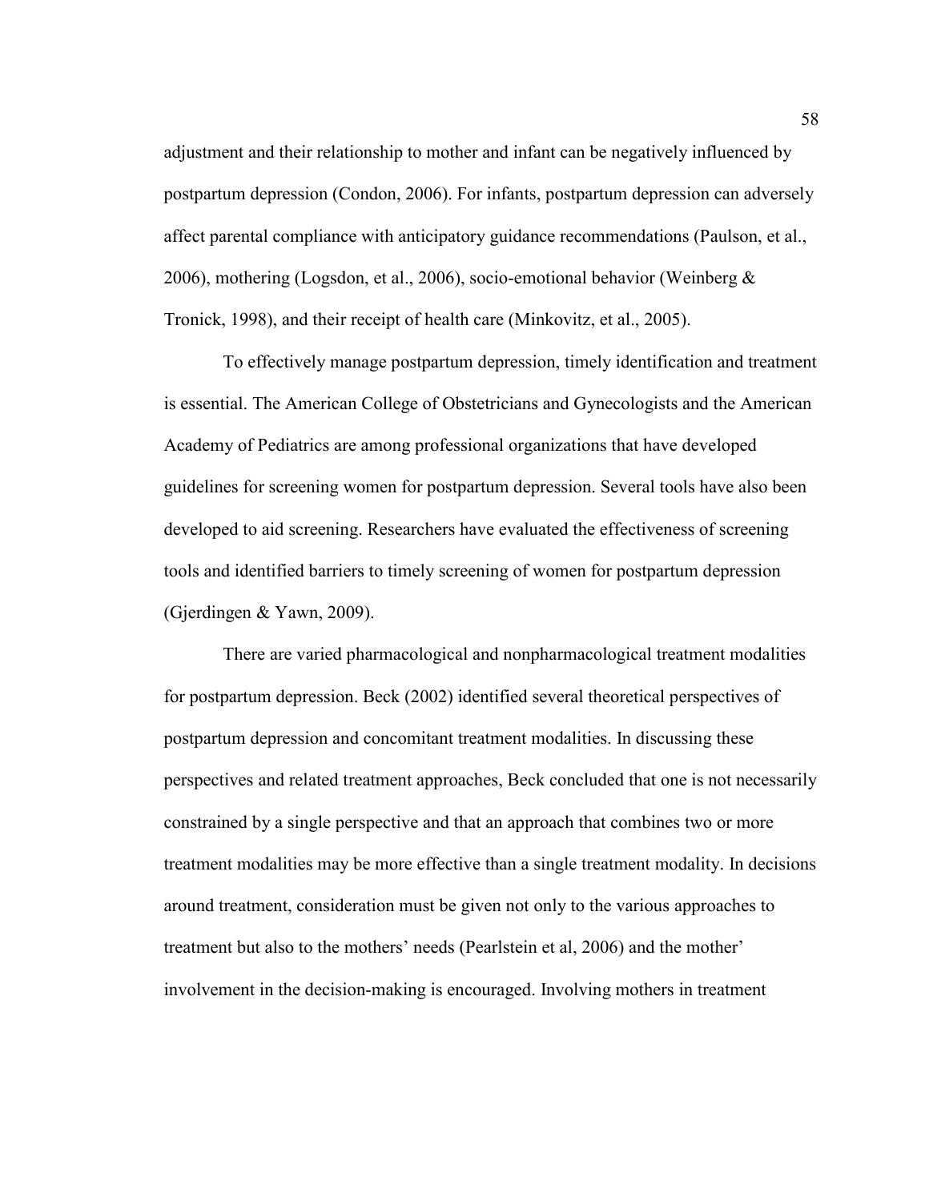adjustment and their relationship to mother and infant can be negatively influenced by postpartum depression (Condon, 2006). For infants, postpartum depression can adversely affect parental compliance with anticipatory guidance recommendations (Paulson, et al., 2006), mothering (Logsdon, et al., 2006), socio-emotional behavior (Weinberg & Tronick, 1998), and their receipt of health care (Minkovitz, et al., 2005).

To effectively manage postpartum depression, timely identification and treatment is essential. The American College of Obstetricians and Gynecologists and the American Academy of Pediatrics are among professional organizations that have developed guidelines for screening women for postpartum depression. Several tools have also been developed to aid screening. Researchers have evaluated the effectiveness of screening tools and identified barriers to timely screening of women for postpartum depression (Gjerdingen & Yawn, 2009).

There are varied pharmacological and nonpharmacological treatment modalities for postpartum depression. Beck (2002) identified several theoretical perspectives of postpartum depression and concomitant treatment modalities. In discussing these perspectives and related treatment approaches, Beck concluded that one is not necessarily constrained by a single perspective and that an approach that combines two or more treatment modalities may be more effective than a single treatment modality. In decisions around treatment, consideration must be given not only to the various approaches to treatment but also to the mothers' needs (Pearlstein et al, 2006) and the mother' involvement in the decision-making is encouraged. Involving mothers in treatment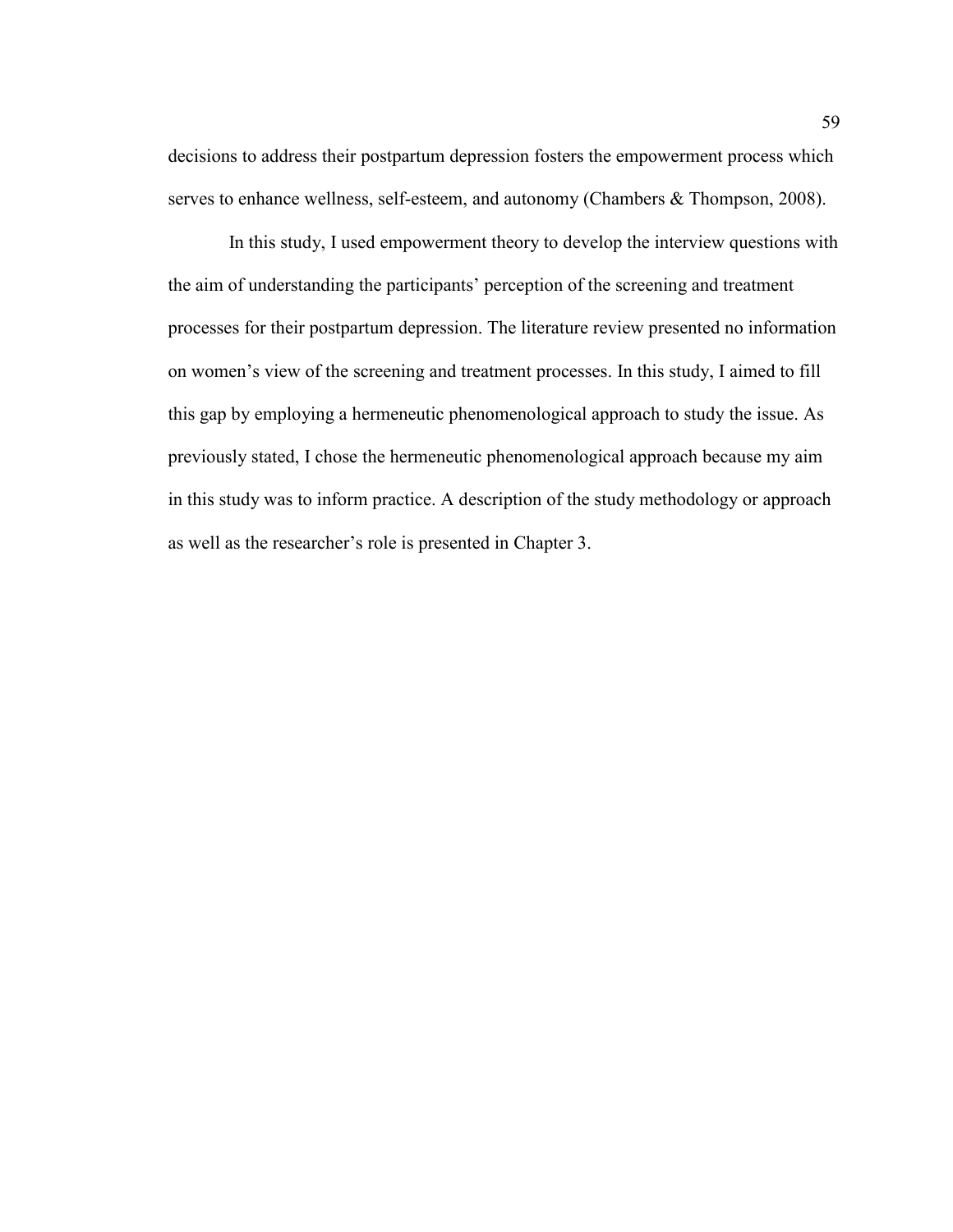decisions to address their postpartum depression fosters the empowerment process which serves to enhance wellness, self-esteem, and autonomy (Chambers & Thompson, 2008).

In this study, I used empowerment theory to develop the interview questions with the aim of understanding the participants' perception of the screening and treatment processes for their postpartum depression. The literature review presented no information on women's view of the screening and treatment processes. In this study, I aimed to fill this gap by employing a hermeneutic phenomenological approach to study the issue. As previously stated, I chose the hermeneutic phenomenological approach because my aim in this study was to inform practice. A description of the study methodology or approach as well as the researcher's role is presented in Chapter 3.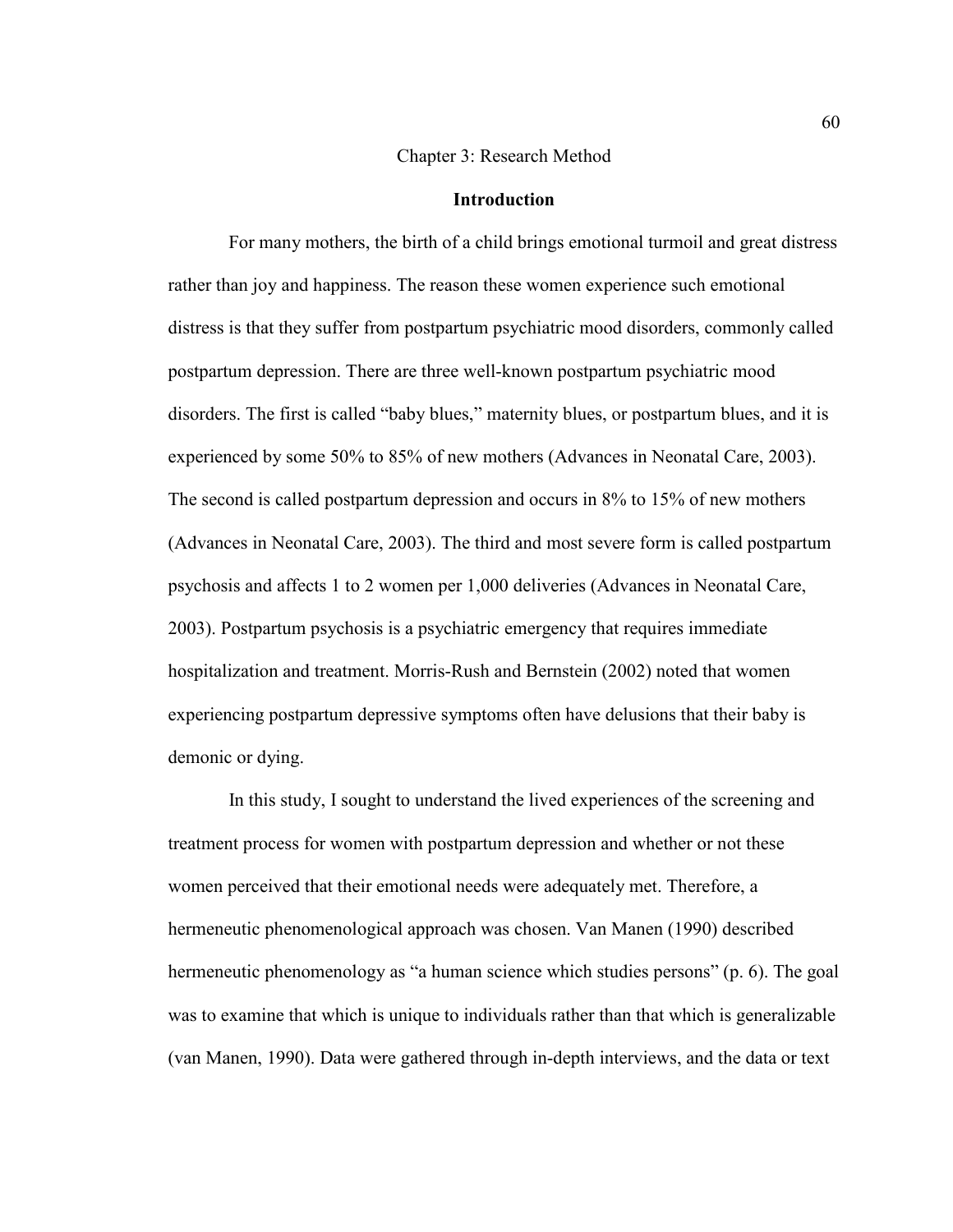# Chapter 3: Research Method

## Introduction

For many mothers, the birth of a child brings emotional turmoil and great distress rather than joy and happiness. The reason these women experience such emotional distress is that they suffer from postpartum psychiatric mood disorders, commonly called postpartum depression. There are three well-known postpartum psychiatric mood disorders. The first is called "baby blues," maternity blues, or postpartum blues, and it is experienced by some 50% to 85% of new mothers (Advances in Neonatal Care, 2003). The second is called postpartum depression and occurs in 8% to 15% of new mothers (Advances in Neonatal Care, 2003). The third and most severe form is called postpartum psychosis and affects 1 to 2 women per 1,000 deliveries (Advances in Neonatal Care, 2003). Postpartum psychosis is a psychiatric emergency that requires immediate hospitalization and treatment. Morris-Rush and Bernstein (2002) noted that women experiencing postpartum depressive symptoms often have delusions that their baby is demonic or dying.

In this study, I sought to understand the lived experiences of the screening and treatment process for women with postpartum depression and whether or not these women perceived that their emotional needs were adequately met. Therefore, a hermeneutic phenomenological approach was chosen. Van Manen (1990) described hermeneutic phenomenology as "a human science which studies persons" (p. 6). The goal was to examine that which is unique to individuals rather than that which is generalizable (van Manen, 1990). Data were gathered through in-depth interviews, and the data or text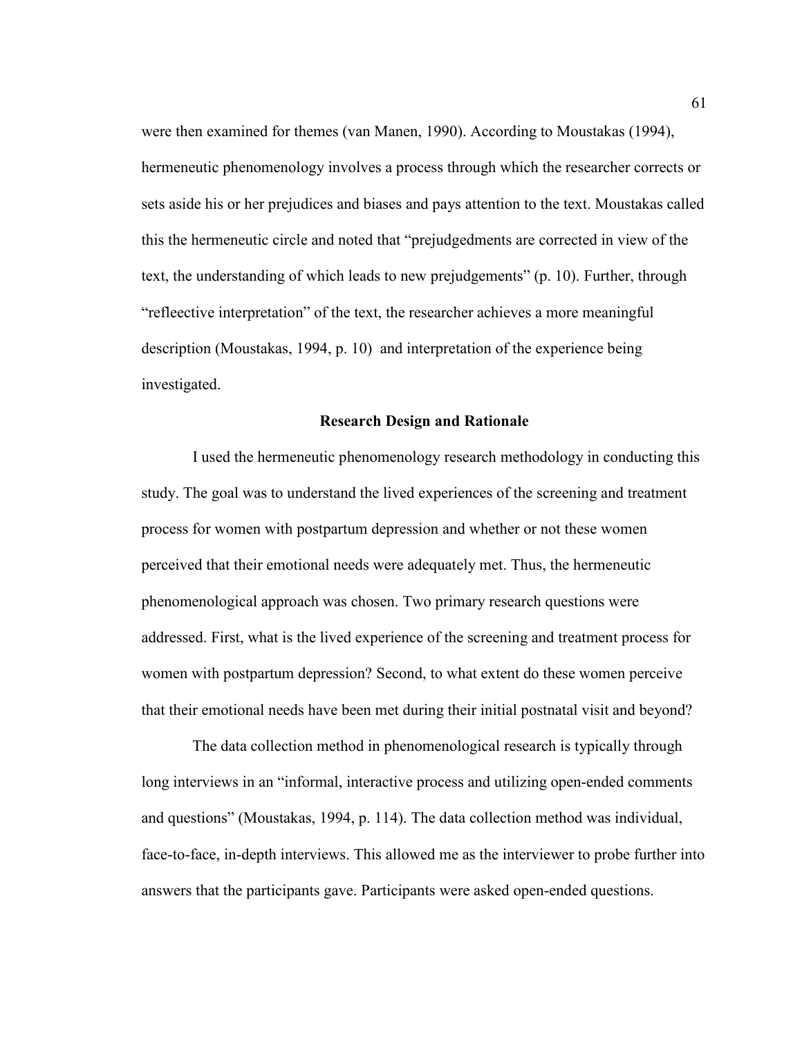were then examined for themes (van Manen, 1990). According to Moustakas (1994), hermeneutic phenomenology involves a process through which the researcher corrects or sets aside his or her prejudices and biases and pays attention to the text. Moustakas called this the hermeneutic circle and noted that "prejudgedments are corrected in view of the text, the understanding of which leads to new prejudgements" (p. 10). Further, through "refleective interpretation" of the text, the researcher achieves a more meaningful description (Moustakas, 1994, p. 10)  and interpretation of the experience being investigated.

## Research Design and Rationale

I used the hermeneutic phenomenology research methodology in conducting this study. The goal was to understand the lived experiences of the screening and treatment process for women with postpartum depression and whether or not these women perceived that their emotional needs were adequately met. Thus, the hermeneutic phenomenological approach was chosen. Two primary research questions were addressed. First, what is the lived experience of the screening and treatment process for women with postpartum depression? Second, to what extent do these women perceive that their emotional needs have been met during their initial postnatal visit and beyond?

The data collection method in phenomenological research is typically through long interviews in an "informal, interactive process and utilizing open-ended comments and questions" (Moustakas, 1994, p. 114). The data collection method was individual, face-to-face, in-depth interviews. This allowed me as the interviewer to probe further into answers that the participants gave. Participants were asked open-ended questions.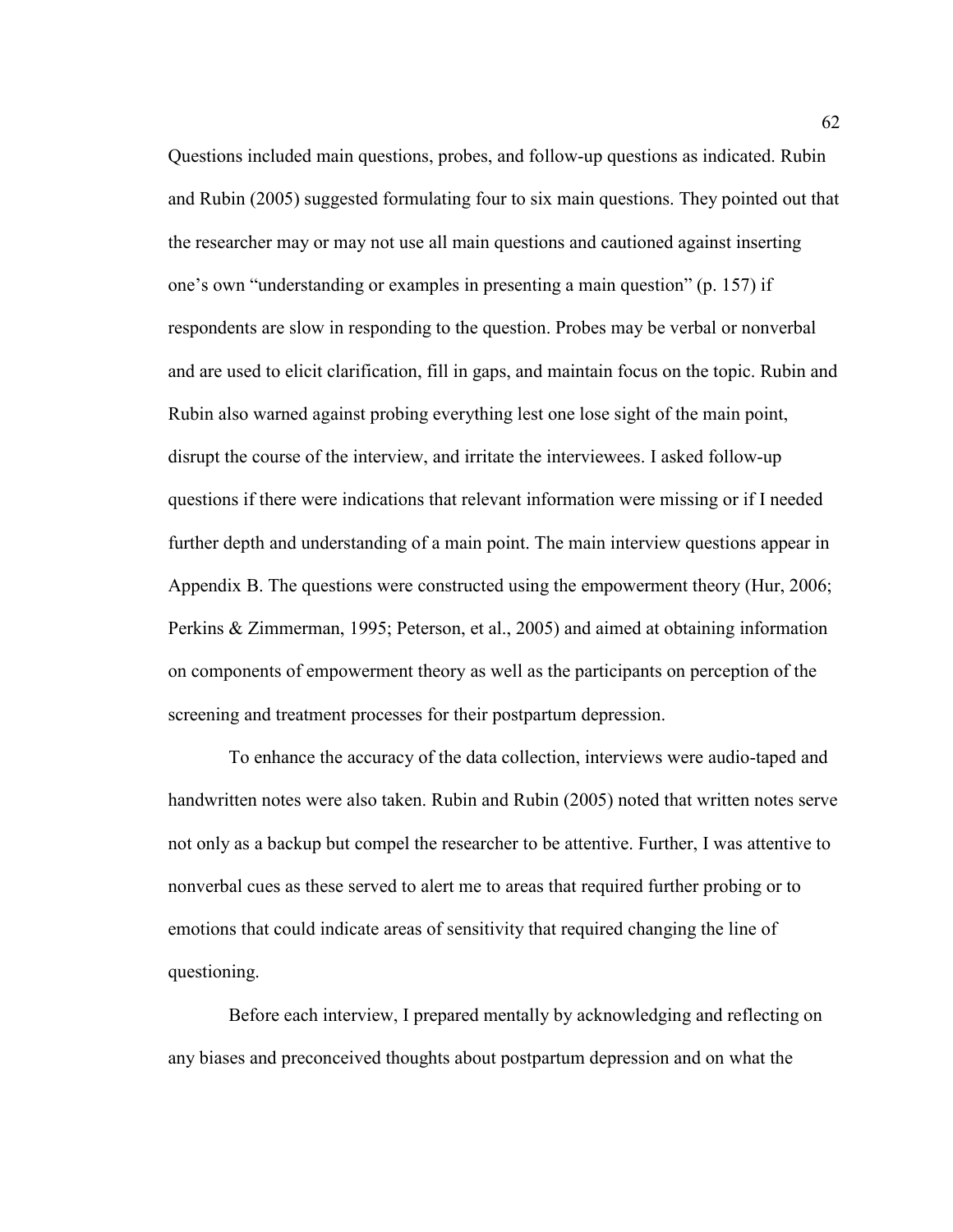Questions included main questions, probes, and follow-up questions as indicated. Rubin and Rubin (2005) suggested formulating four to six main questions. They pointed out that the researcher may or may not use all main questions and cautioned against inserting one's own "understanding or examples in presenting a main question" (p. 157) if respondents are slow in responding to the question. Probes may be verbal or nonverbal and are used to elicit clarification, fill in gaps, and maintain focus on the topic. Rubin and Rubin also warned against probing everything lest one lose sight of the main point, disrupt the course of the interview, and irritate the interviewees. I asked follow-up questions if there were indications that relevant information were missing or if I needed further depth and understanding of a main point. The main interview questions appear in Appendix B. The questions were constructed using the empowerment theory (Hur, 2006; Perkins & Zimmerman, 1995; Peterson, et al., 2005) and aimed at obtaining information on components of empowerment theory as well as the participants on perception of the screening and treatment processes for their postpartum depression.

To enhance the accuracy of the data collection, interviews were audio-taped and handwritten notes were also taken. Rubin and Rubin (2005) noted that written notes serve not only as a backup but compel the researcher to be attentive. Further, I was attentive to nonverbal cues as these served to alert me to areas that required further probing or to emotions that could indicate areas of sensitivity that required changing the line of questioning.

Before each interview, I prepared mentally by acknowledging and reflecting on any biases and preconceived thoughts about postpartum depression and on what the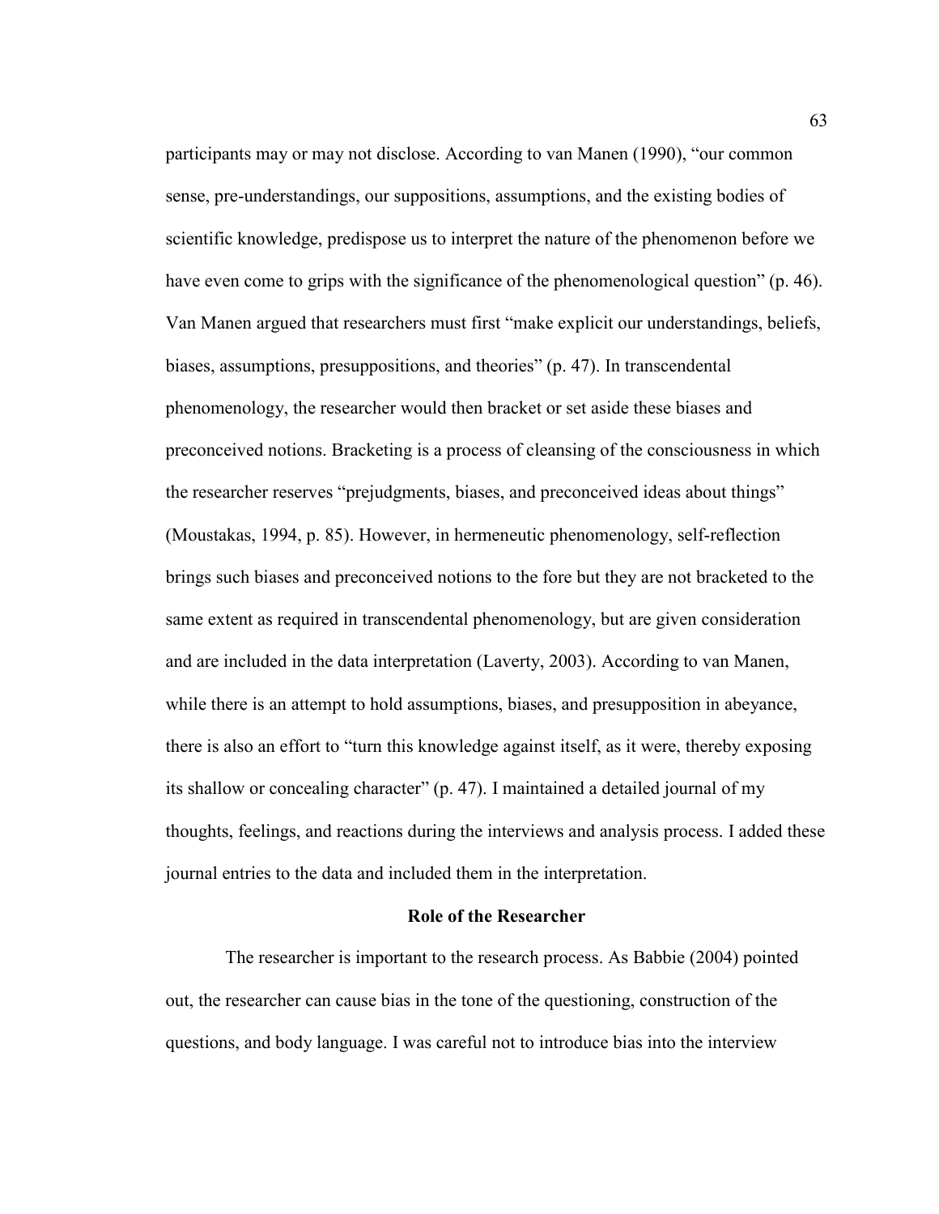participants may or may not disclose. According to van Manen (1990), "our common sense, pre-understandings, our suppositions, assumptions, and the existing bodies of scientific knowledge, predispose us to interpret the nature of the phenomenon before we have even come to grips with the significance of the phenomenological question" (p. 46). Van Manen argued that researchers must first "make explicit our understandings, beliefs, biases, assumptions, presuppositions, and theories" (p. 47). In transcendental phenomenology, the researcher would then bracket or set aside these biases and preconceived notions. Bracketing is a process of cleansing of the consciousness in which the researcher reserves "prejudgments, biases, and preconceived ideas about things" (Moustakas, 1994, p. 85). However, in hermeneutic phenomenology, self-reflection brings such biases and preconceived notions to the fore but they are not bracketed to the same extent as required in transcendental phenomenology, but are given consideration and are included in the data interpretation (Laverty, 2003). According to van Manen, while there is an attempt to hold assumptions, biases, and presupposition in abeyance, there is also an effort to "turn this knowledge against itself, as it were, thereby exposing its shallow or concealing character" (p. 47). I maintained a detailed journal of my thoughts, feelings, and reactions during the interviews and analysis process. I added these journal entries to the data and included them in the interpretation.

## Role of the Researcher

The researcher is important to the research process. As Babbie (2004) pointed out, the researcher can cause bias in the tone of the questioning, construction of the questions, and body language. I was careful not to introduce bias into the interview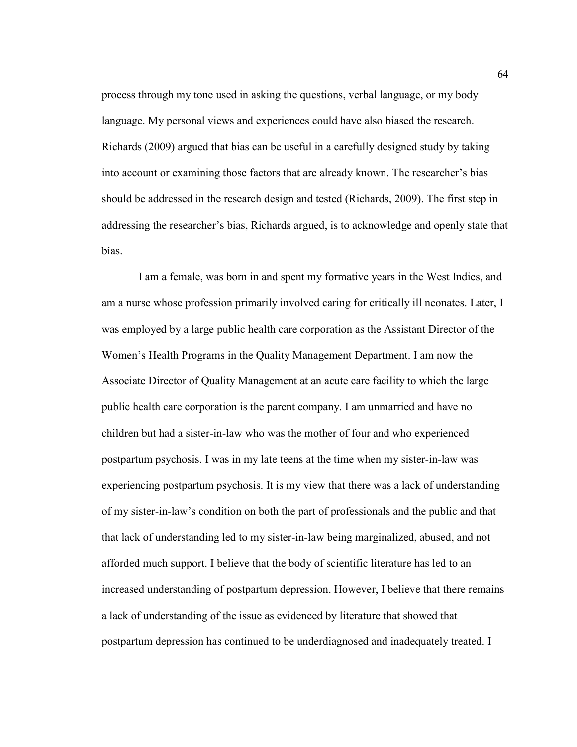process through my tone used in asking the questions, verbal language, or my body language. My personal views and experiences could have also biased the research. Richards (2009) argued that bias can be useful in a carefully designed study by taking into account or examining those factors that are already known. The researcher's bias should be addressed in the research design and tested (Richards, 2009). The first step in addressing the researcher's bias, Richards argued, is to acknowledge and openly state that bias.

I am a female, was born in and spent my formative years in the West Indies, and am a nurse whose profession primarily involved caring for critically ill neonates. Later, I was employed by a large public health care corporation as the Assistant Director of the Women's Health Programs in the Quality Management Department. I am now the Associate Director of Quality Management at an acute care facility to which the large public health care corporation is the parent company. I am unmarried and have no children but had a sister-in-law who was the mother of four and who experienced postpartum psychosis. I was in my late teens at the time when my sister-in-law was experiencing postpartum psychosis. It is my view that there was a lack of understanding of my sister-in-law's condition on both the part of professionals and the public and that that lack of understanding led to my sister-in-law being marginalized, abused, and not afforded much support. I believe that the body of scientific literature has led to an increased understanding of postpartum depression. However, I believe that there remains a lack of understanding of the issue as evidenced by literature that showed that postpartum depression has continued to be underdiagnosed and inadequately treated. I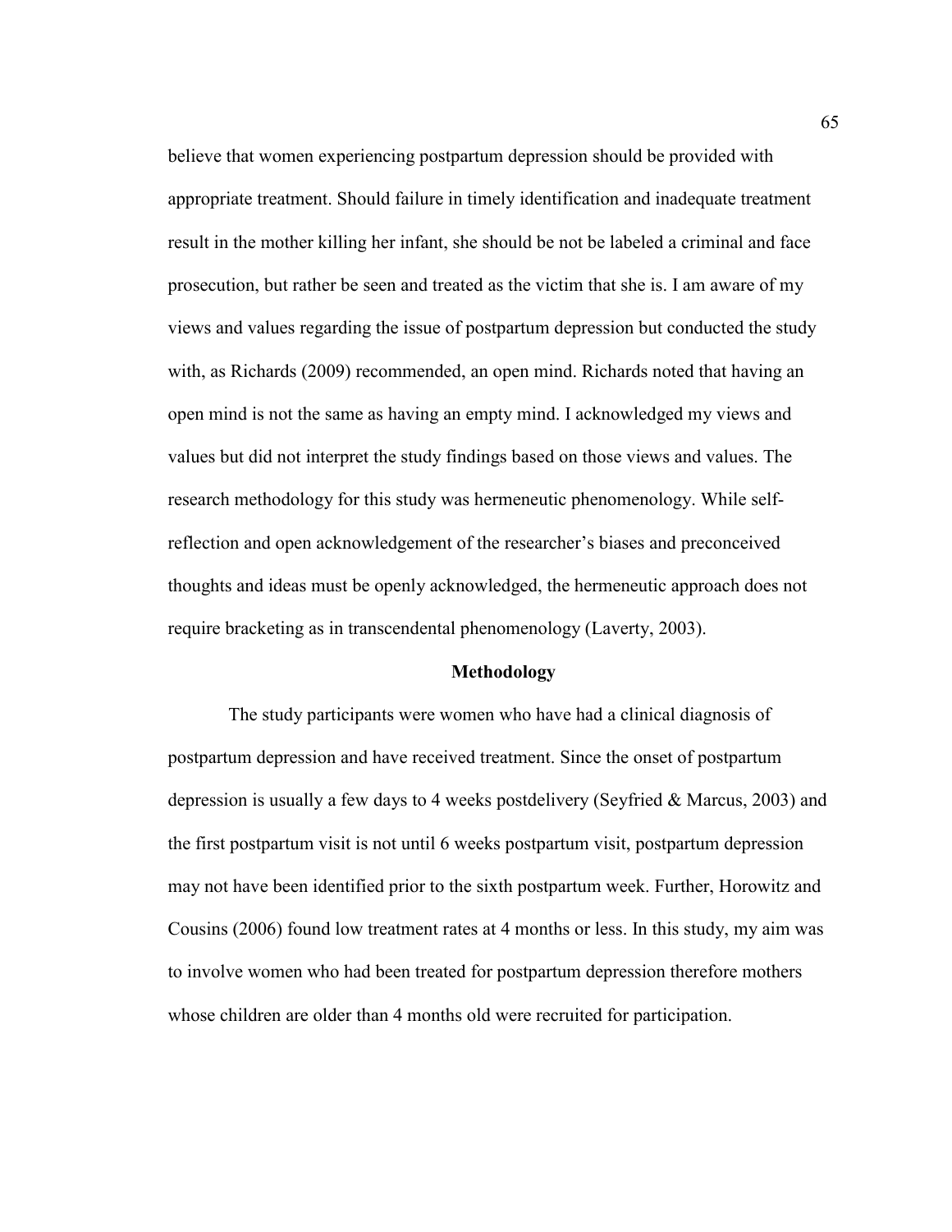believe that women experiencing postpartum depression should be provided with appropriate treatment. Should failure in timely identification and inadequate treatment result in the mother killing her infant, she should be not be labeled a criminal and face prosecution, but rather be seen and treated as the victim that she is. I am aware of my views and values regarding the issue of postpartum depression but conducted the study with, as Richards (2009) recommended, an open mind. Richards noted that having an open mind is not the same as having an empty mind. I acknowledged my views and values but did not interpret the study findings based on those views and values. The research methodology for this study was hermeneutic phenomenology. While self-reflection and open acknowledgement of the researcher's biases and preconceived thoughts and ideas must be openly acknowledged, the hermeneutic approach does not require bracketing as in transcendental phenomenology (Laverty, 2003).

## Methodology

The study participants were women who have had a clinical diagnosis of postpartum depression and have received treatment. Since the onset of postpartum depression is usually a few days to 4 weeks postdelivery (Seyfried & Marcus, 2003) and the first postpartum visit is not until 6 weeks postpartum visit, postpartum depression may not have been identified prior to the sixth postpartum week. Further, Horowitz and Cousins (2006) found low treatment rates at 4 months or less. In this study, my aim was to involve women who had been treated for postpartum depression therefore mothers whose children are older than 4 months old were recruited for participation.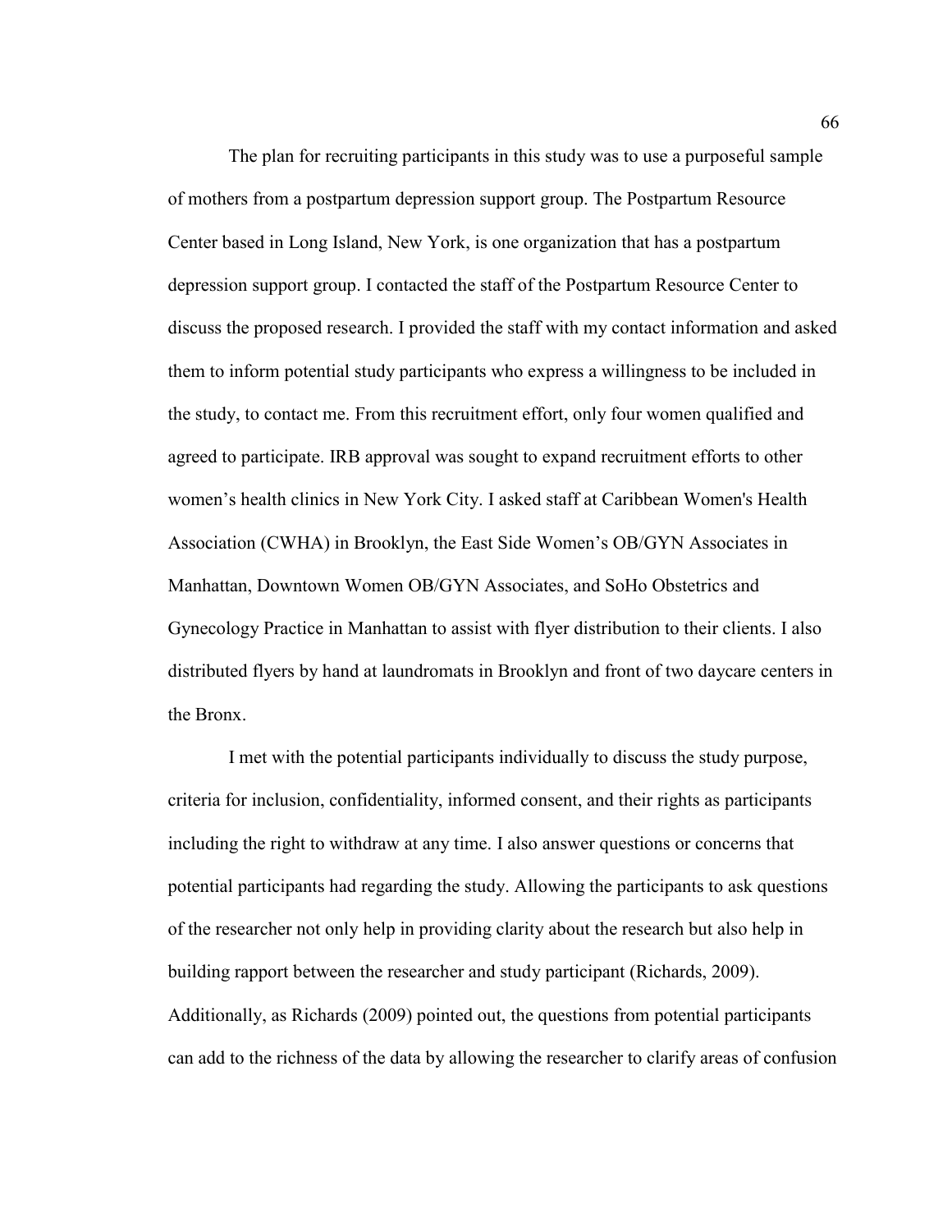The plan for recruiting participants in this study was to use a purposeful sample of mothers from a postpartum depression support group. The Postpartum Resource Center based in Long Island, New York, is one organization that has a postpartum depression support group. I contacted the staff of the Postpartum Resource Center to discuss the proposed research. I provided the staff with my contact information and asked them to inform potential study participants who express a willingness to be included in the study, to contact me. From this recruitment effort, only four women qualified and agreed to participate. IRB approval was sought to expand recruitment efforts to other women's health clinics in New York City. I asked staff at Caribbean Women's Health Association (CWHA) in Brooklyn, the East Side Women's OB/GYN Associates in Manhattan, Downtown Women OB/GYN Associates, and SoHo Obstetrics and Gynecology Practice in Manhattan to assist with flyer distribution to their clients. I also distributed flyers by hand at laundromats in Brooklyn and front of two daycare centers in the Bronx.

I met with the potential participants individually to discuss the study purpose, criteria for inclusion, confidentiality, informed consent, and their rights as participants including the right to withdraw at any time. I also answer questions or concerns that potential participants had regarding the study. Allowing the participants to ask questions of the researcher not only help in providing clarity about the research but also help in building rapport between the researcher and study participant (Richards, 2009). Additionally, as Richards (2009) pointed out, the questions from potential participants can add to the richness of the data by allowing the researcher to clarify areas of confusion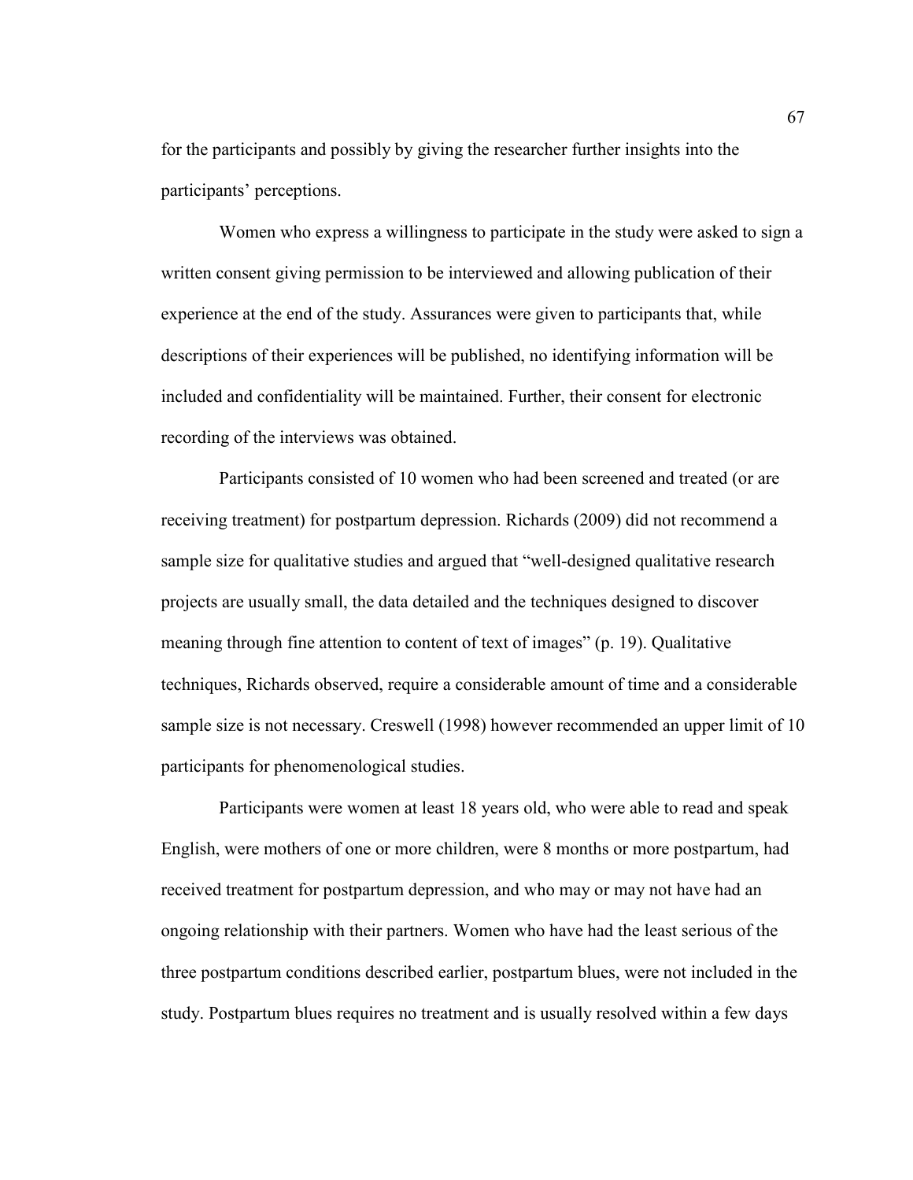for the participants and possibly by giving the researcher further insights into the participants' perceptions.

Women who express a willingness to participate in the study were asked to sign a written consent giving permission to be interviewed and allowing publication of their experience at the end of the study. Assurances were given to participants that, while descriptions of their experiences will be published, no identifying information will be included and confidentiality will be maintained. Further, their consent for electronic recording of the interviews was obtained.

Participants consisted of 10 women who had been screened and treated (or are receiving treatment) for postpartum depression. Richards (2009) did not recommend a sample size for qualitative studies and argued that "well-designed qualitative research projects are usually small, the data detailed and the techniques designed to discover meaning through fine attention to content of text of images" (p. 19). Qualitative techniques, Richards observed, require a considerable amount of time and a considerable sample size is not necessary. Creswell (1998) however recommended an upper limit of 10 participants for phenomenological studies.

Participants were women at least 18 years old, who were able to read and speak English, were mothers of one or more children, were 8 months or more postpartum, had received treatment for postpartum depression, and who may or may not have had an ongoing relationship with their partners. Women who have had the least serious of the three postpartum conditions described earlier, postpartum blues, were not included in the study. Postpartum blues requires no treatment and is usually resolved within a few days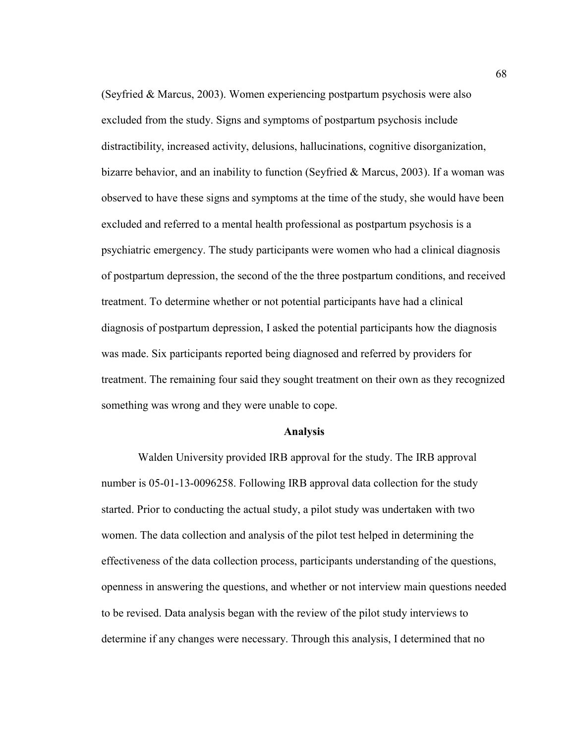(Seyfried & Marcus, 2003). Women experiencing postpartum psychosis were also excluded from the study. Signs and symptoms of postpartum psychosis include distractibility, increased activity, delusions, hallucinations, cognitive disorganization, bizarre behavior, and an inability to function (Seyfried & Marcus, 2003). If a woman was observed to have these signs and symptoms at the time of the study, she would have been excluded and referred to a mental health professional as postpartum psychosis is a psychiatric emergency. The study participants were women who had a clinical diagnosis of postpartum depression, the second of the the three postpartum conditions, and received treatment. To determine whether or not potential participants have had a clinical diagnosis of postpartum depression, I asked the potential participants how the diagnosis was made. Six participants reported being diagnosed and referred by providers for treatment. The remaining four said they sought treatment on their own as they recognized something was wrong and they were unable to cope.

## Analysis

Walden University provided IRB approval for the study. The IRB approval number is 05-01-13-0096258. Following IRB approval data collection for the study started. Prior to conducting the actual study, a pilot study was undertaken with two women. The data collection and analysis of the pilot test helped in determining the effectiveness of the data collection process, participants understanding of the questions, openness in answering the questions, and whether or not interview main questions needed to be revised. Data analysis began with the review of the pilot study interviews to determine if any changes were necessary. Through this analysis, I determined that no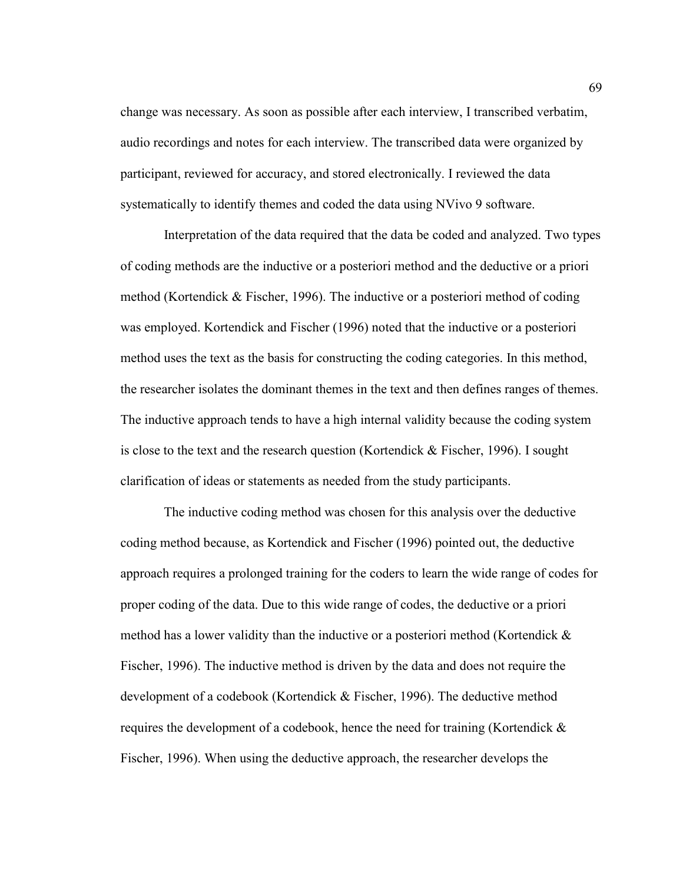change was necessary. As soon as possible after each interview, I transcribed verbatim, audio recordings and notes for each interview. The transcribed data were organized by participant, reviewed for accuracy, and stored electronically. I reviewed the data systematically to identify themes and coded the data using NVivo 9 software.

Interpretation of the data required that the data be coded and analyzed. Two types of coding methods are the inductive or a posteriori method and the deductive or a priori method (Kortendick & Fischer, 1996). The inductive or a posteriori method of coding was employed. Kortendick and Fischer (1996) noted that the inductive or a posteriori method uses the text as the basis for constructing the coding categories. In this method, the researcher isolates the dominant themes in the text and then defines ranges of themes. The inductive approach tends to have a high internal validity because the coding system is close to the text and the research question (Kortendick & Fischer, 1996). I sought clarification of ideas or statements as needed from the study participants.

The inductive coding method was chosen for this analysis over the deductive coding method because, as Kortendick and Fischer (1996) pointed out, the deductive approach requires a prolonged training for the coders to learn the wide range of codes for proper coding of the data. Due to this wide range of codes, the deductive or a priori method has a lower validity than the inductive or a posteriori method (Kortendick & Fischer, 1996). The inductive method is driven by the data and does not require the development of a codebook (Kortendick & Fischer, 1996). The deductive method requires the development of a codebook, hence the need for training (Kortendick & Fischer, 1996). When using the deductive approach, the researcher develops the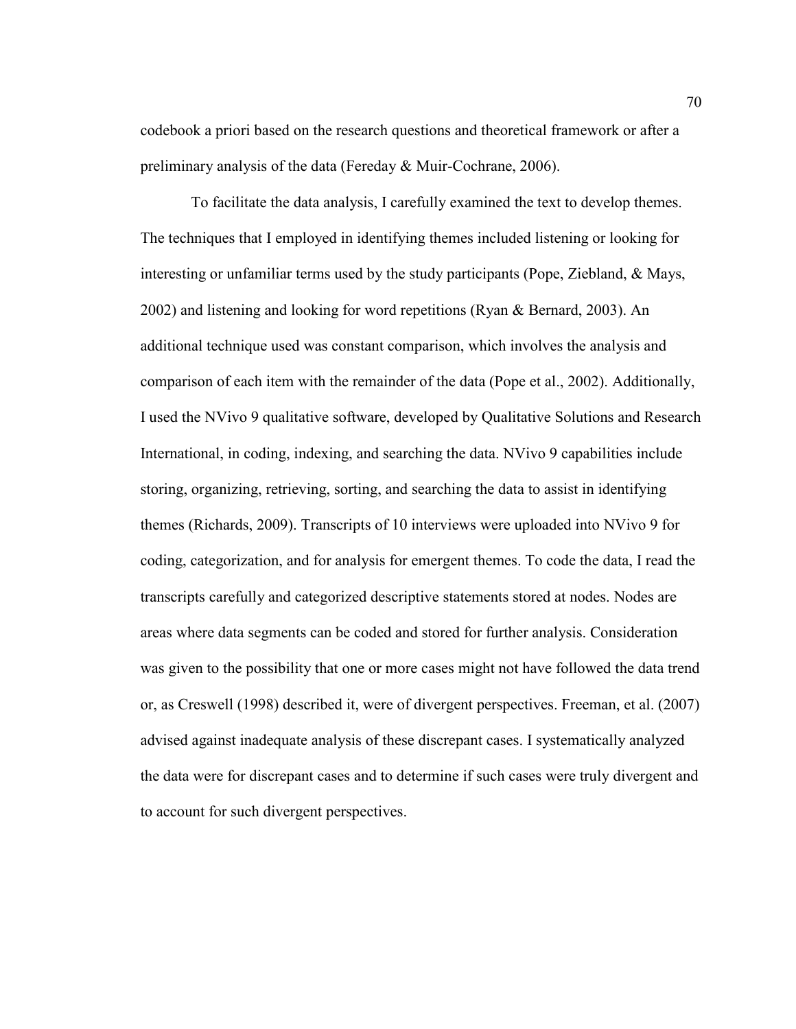codebook a priori based on the research questions and theoretical framework or after a preliminary analysis of the data (Fereday & Muir-Cochrane, 2006).

To facilitate the data analysis, I carefully examined the text to develop themes. The techniques that I employed in identifying themes included listening or looking for interesting or unfamiliar terms used by the study participants (Pope, Ziebland, & Mays, 2002) and listening and looking for word repetitions (Ryan & Bernard, 2003). An additional technique used was constant comparison, which involves the analysis and comparison of each item with the remainder of the data (Pope et al., 2002). Additionally, I used the NVivo 9 qualitative software, developed by Qualitative Solutions and Research International, in coding, indexing, and searching the data. NVivo 9 capabilities include storing, organizing, retrieving, sorting, and searching the data to assist in identifying themes (Richards, 2009). Transcripts of 10 interviews were uploaded into NVivo 9 for coding, categorization, and for analysis for emergent themes. To code the data, I read the transcripts carefully and categorized descriptive statements stored at nodes. Nodes are areas where data segments can be coded and stored for further analysis. Consideration was given to the possibility that one or more cases might not have followed the data trend or, as Creswell (1998) described it, were of divergent perspectives. Freeman, et al. (2007) advised against inadequate analysis of these discrepant cases. I systematically analyzed the data were for discrepant cases and to determine if such cases were truly divergent and to account for such divergent perspectives.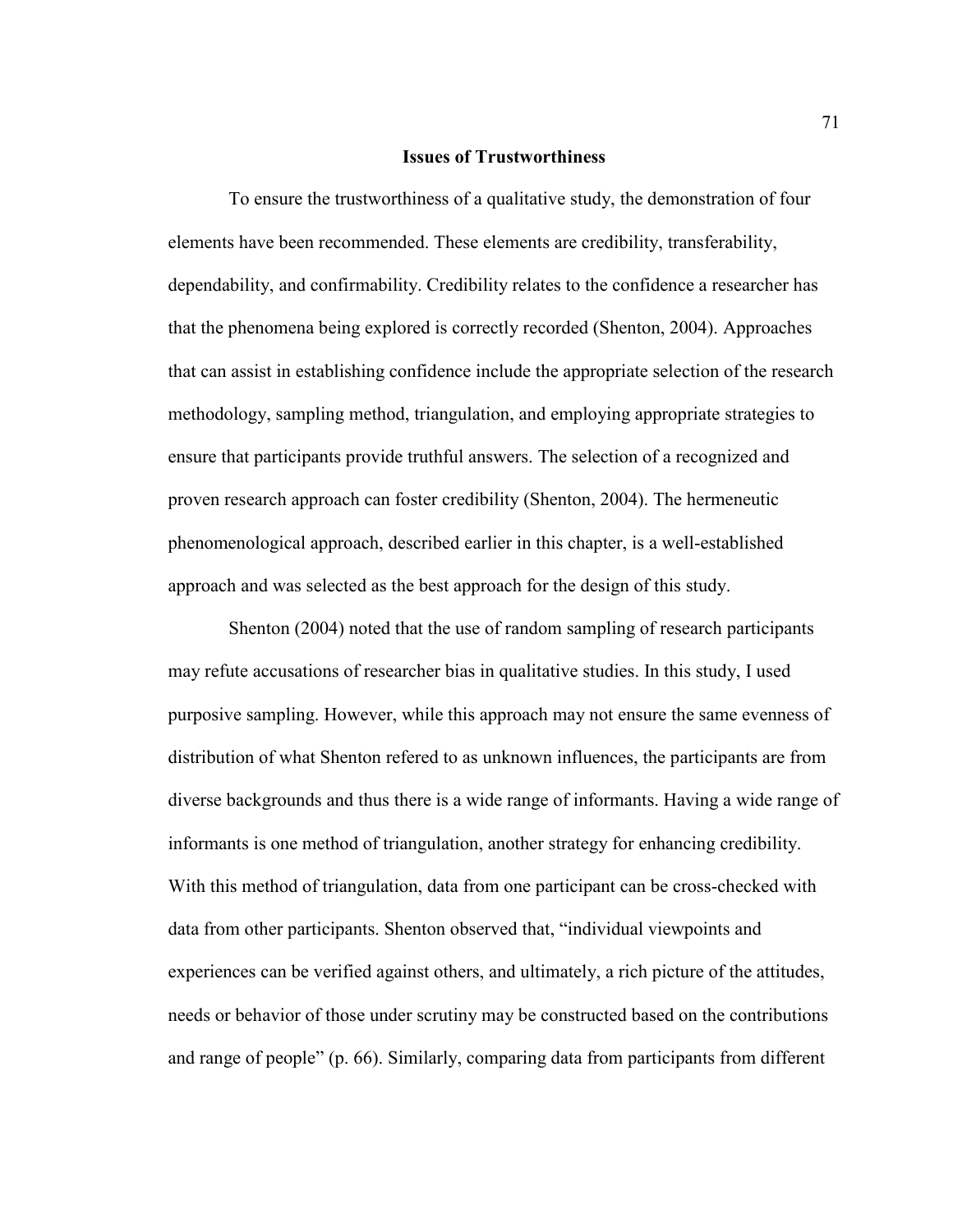## Issues of Trustworthiness

To ensure the trustworthiness of a qualitative study, the demonstration of four elements have been recommended. These elements are credibility, transferability, dependability, and confirmability. Credibility relates to the confidence a researcher has that the phenomena being explored is correctly recorded (Shenton, 2004). Approaches that can assist in establishing confidence include the appropriate selection of the research methodology, sampling method, triangulation, and employing appropriate strategies to ensure that participants provide truthful answers. The selection of a recognized and proven research approach can foster credibility (Shenton, 2004). The hermeneutic phenomenological approach, described earlier in this chapter, is a well-established approach and was selected as the best approach for the design of this study.

Shenton (2004) noted that the use of random sampling of research participants may refute accusations of researcher bias in qualitative studies. In this study, I used purposive sampling. However, while this approach may not ensure the same evenness of distribution of what Shenton refered to as unknown influences, the participants are from diverse backgrounds and thus there is a wide range of informants. Having a wide range of informants is one method of triangulation, another strategy for enhancing credibility. With this method of triangulation, data from one participant can be cross-checked with data from other participants. Shenton observed that, "individual viewpoints and experiences can be verified against others, and ultimately, a rich picture of the attitudes, needs or behavior of those under scrutiny may be constructed based on the contributions and range of people" (p. 66). Similarly, comparing data from participants from different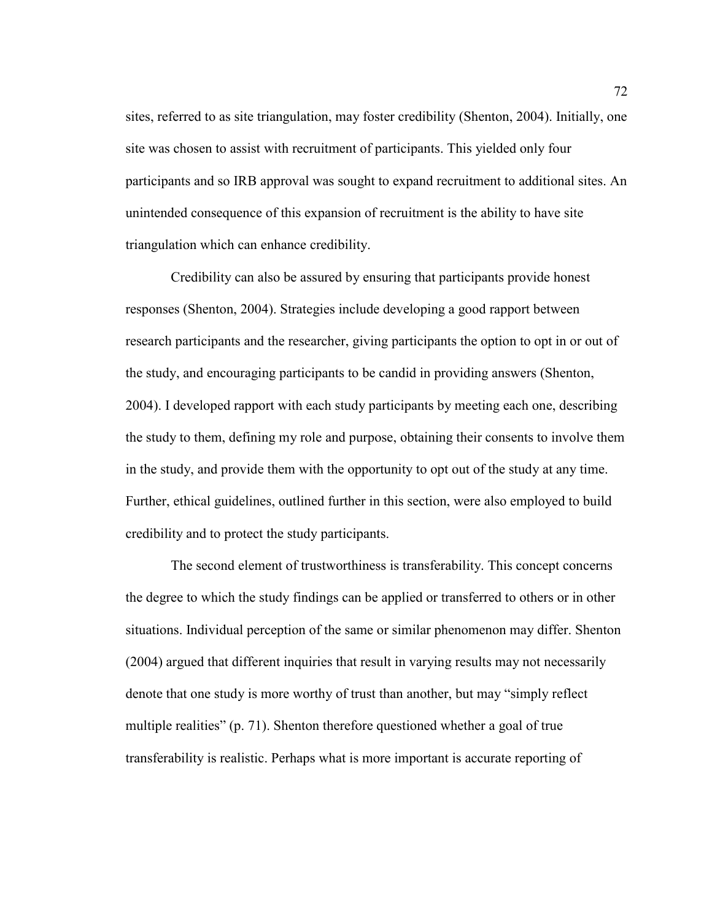sites, referred to as site triangulation, may foster credibility (Shenton, 2004). Initially, one site was chosen to assist with recruitment of participants. This yielded only four participants and so IRB approval was sought to expand recruitment to additional sites. An unintended consequence of this expansion of recruitment is the ability to have site triangulation which can enhance credibility.

Credibility can also be assured by ensuring that participants provide honest responses (Shenton, 2004). Strategies include developing a good rapport between research participants and the researcher, giving participants the option to opt in or out of the study, and encouraging participants to be candid in providing answers (Shenton, 2004). I developed rapport with each study participants by meeting each one, describing the study to them, defining my role and purpose, obtaining their consents to involve them in the study, and provide them with the opportunity to opt out of the study at any time. Further, ethical guidelines, outlined further in this section, were also employed to build credibility and to protect the study participants.

The second element of trustworthiness is transferability. This concept concerns the degree to which the study findings can be applied or transferred to others or in other situations. Individual perception of the same or similar phenomenon may differ. Shenton (2004) argued that different inquiries that result in varying results may not necessarily denote that one study is more worthy of trust than another, but may "simply reflect multiple realities" (p. 71). Shenton therefore questioned whether a goal of true transferability is realistic. Perhaps what is more important is accurate reporting of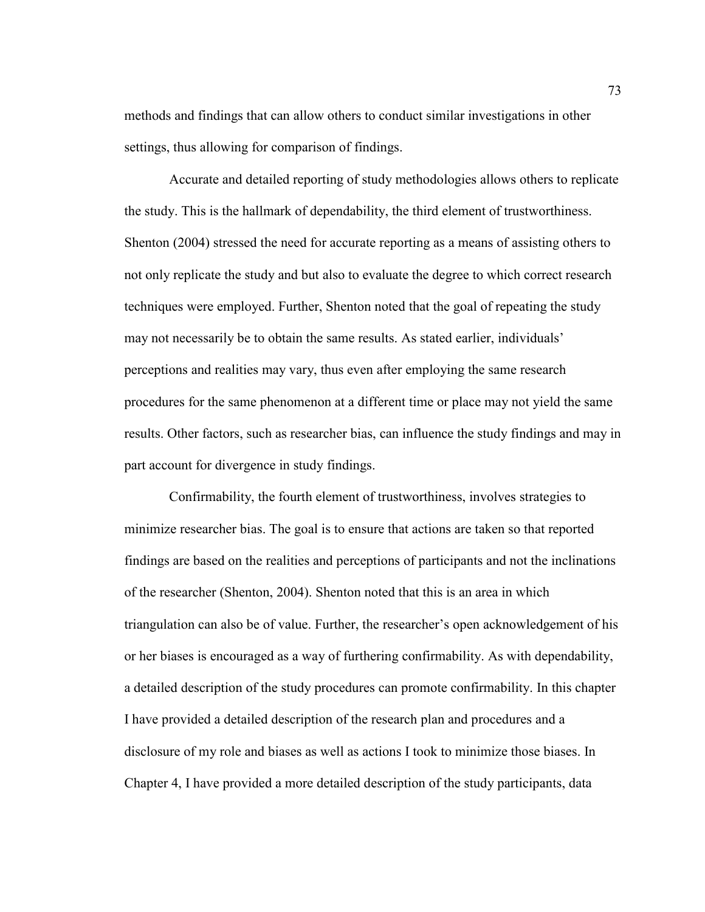methods and findings that can allow others to conduct similar investigations in other settings, thus allowing for comparison of findings.

Accurate and detailed reporting of study methodologies allows others to replicate the study. This is the hallmark of dependability, the third element of trustworthiness. Shenton (2004) stressed the need for accurate reporting as a means of assisting others to not only replicate the study and but also to evaluate the degree to which correct research techniques were employed. Further, Shenton noted that the goal of repeating the study may not necessarily be to obtain the same results. As stated earlier, individuals' perceptions and realities may vary, thus even after employing the same research procedures for the same phenomenon at a different time or place may not yield the same results. Other factors, such as researcher bias, can influence the study findings and may in part account for divergence in study findings.

Confirmability, the fourth element of trustworthiness, involves strategies to minimize researcher bias. The goal is to ensure that actions are taken so that reported findings are based on the realities and perceptions of participants and not the inclinations of the researcher (Shenton, 2004). Shenton noted that this is an area in which triangulation can also be of value. Further, the researcher's open acknowledgement of his or her biases is encouraged as a way of furthering confirmability. As with dependability, a detailed description of the study procedures can promote confirmability. In this chapter I have provided a detailed description of the research plan and procedures and a disclosure of my role and biases as well as actions I took to minimize those biases. In Chapter 4, I have provided a more detailed description of the study participants, data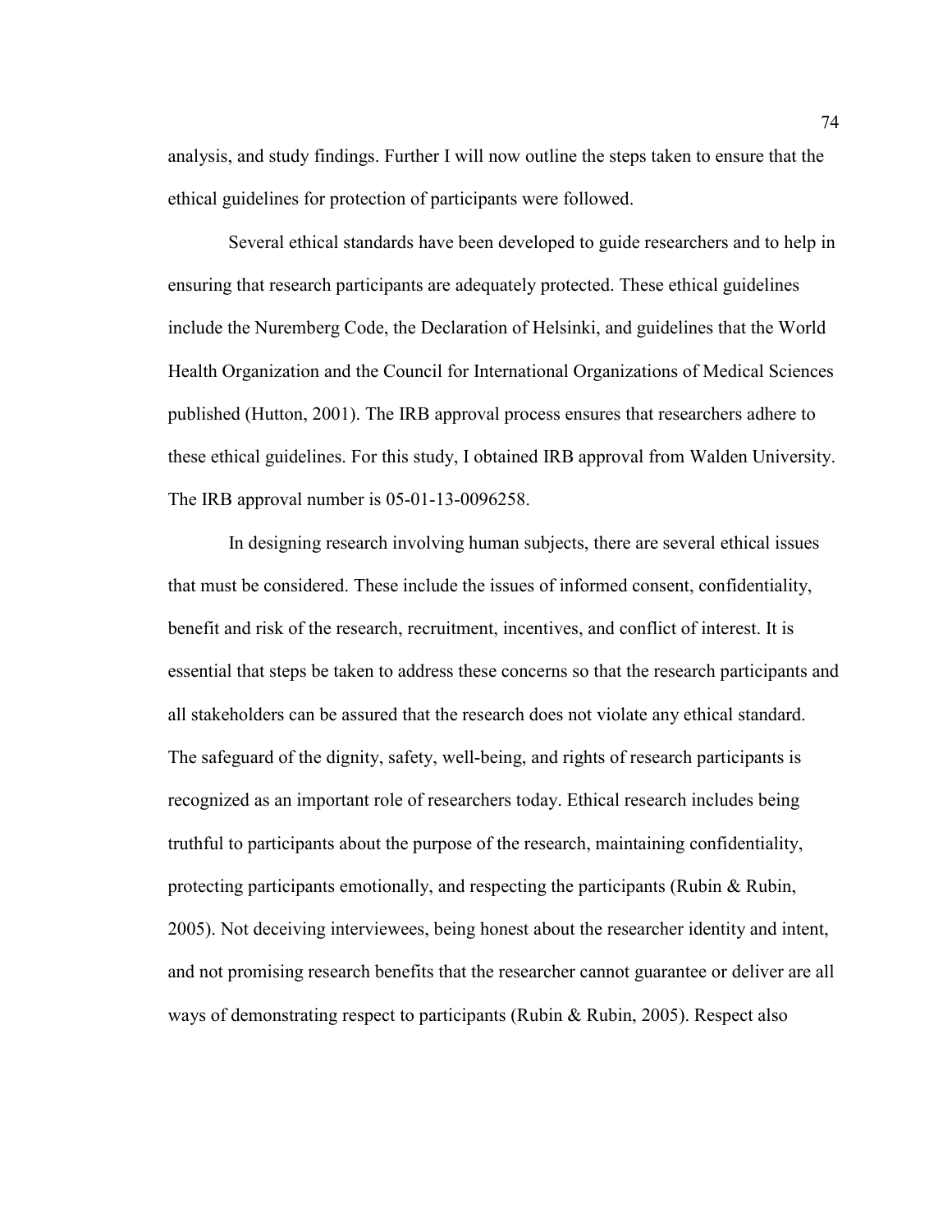analysis, and study findings. Further I will now outline the steps taken to ensure that the ethical guidelines for protection of participants were followed.

Several ethical standards have been developed to guide researchers and to help in ensuring that research participants are adequately protected. These ethical guidelines include the Nuremberg Code, the Declaration of Helsinki, and guidelines that the World Health Organization and the Council for International Organizations of Medical Sciences published (Hutton, 2001). The IRB approval process ensures that researchers adhere to these ethical guidelines. For this study, I obtained IRB approval from Walden University. The IRB approval number is 05-01-13-0096258.

In designing research involving human subjects, there are several ethical issues that must be considered. These include the issues of informed consent, confidentiality, benefit and risk of the research, recruitment, incentives, and conflict of interest. It is essential that steps be taken to address these concerns so that the research participants and all stakeholders can be assured that the research does not violate any ethical standard. The safeguard of the dignity, safety, well-being, and rights of research participants is recognized as an important role of researchers today. Ethical research includes being truthful to participants about the purpose of the research, maintaining confidentiality, protecting participants emotionally, and respecting the participants (Rubin & Rubin, 2005). Not deceiving interviewees, being honest about the researcher identity and intent, and not promising research benefits that the researcher cannot guarantee or deliver are all ways of demonstrating respect to participants (Rubin & Rubin, 2005). Respect also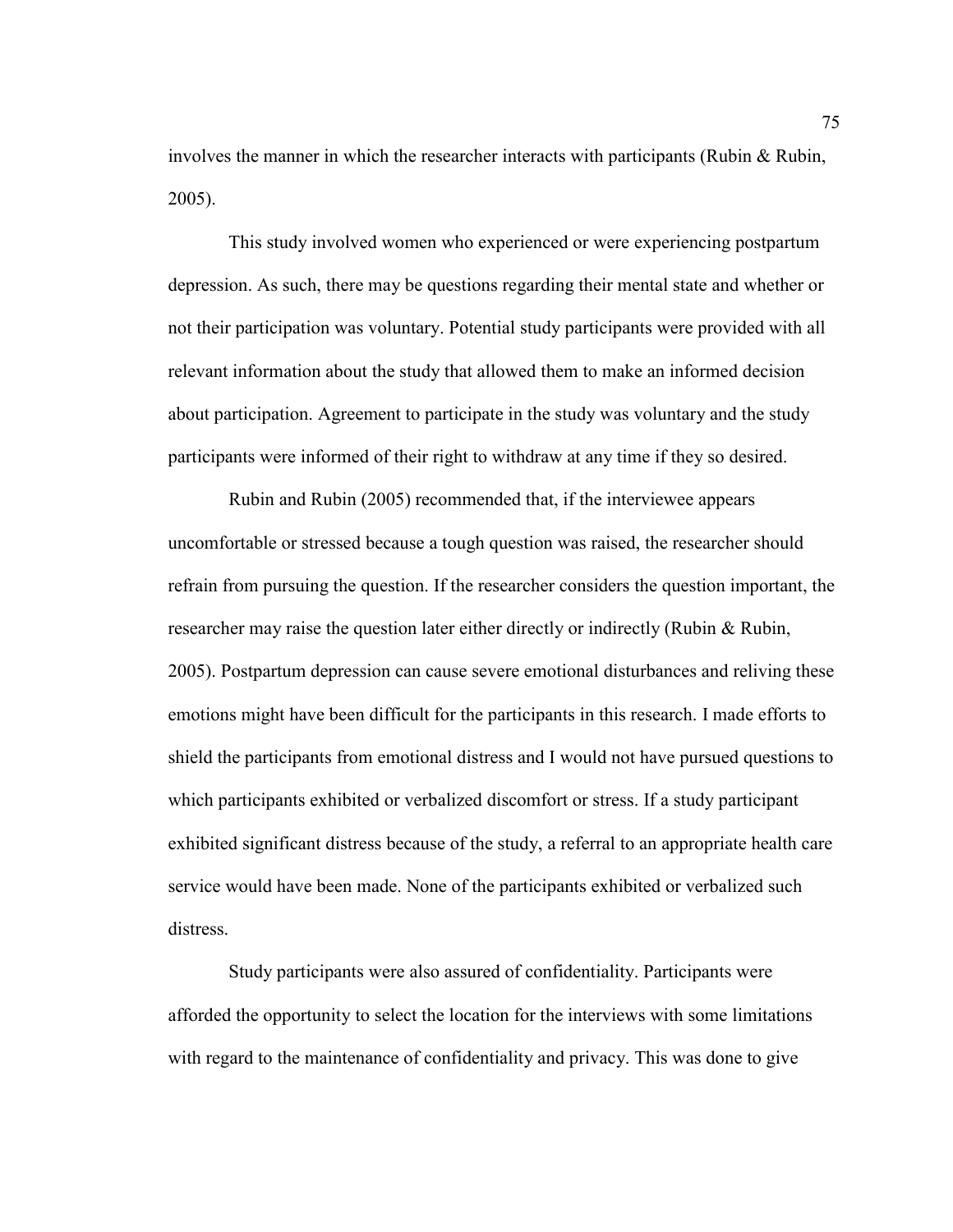involves the manner in which the researcher interacts with participants (Rubin & Rubin, 2005).

This study involved women who experienced or were experiencing postpartum depression. As such, there may be questions regarding their mental state and whether or not their participation was voluntary. Potential study participants were provided with all relevant information about the study that allowed them to make an informed decision about participation. Agreement to participate in the study was voluntary and the study participants were informed of their right to withdraw at any time if they so desired.

Rubin and Rubin (2005) recommended that, if the interviewee appears uncomfortable or stressed because a tough question was raised, the researcher should refrain from pursuing the question. If the researcher considers the question important, the researcher may raise the question later either directly or indirectly (Rubin & Rubin, 2005). Postpartum depression can cause severe emotional disturbances and reliving these emotions might have been difficult for the participants in this research. I made efforts to shield the participants from emotional distress and I would not have pursued questions to which participants exhibited or verbalized discomfort or stress. If a study participant exhibited significant distress because of the study, a referral to an appropriate health care service would have been made. None of the participants exhibited or verbalized such distress.

Study participants were also assured of confidentiality. Participants were afforded the opportunity to select the location for the interviews with some limitations with regard to the maintenance of confidentiality and privacy. This was done to give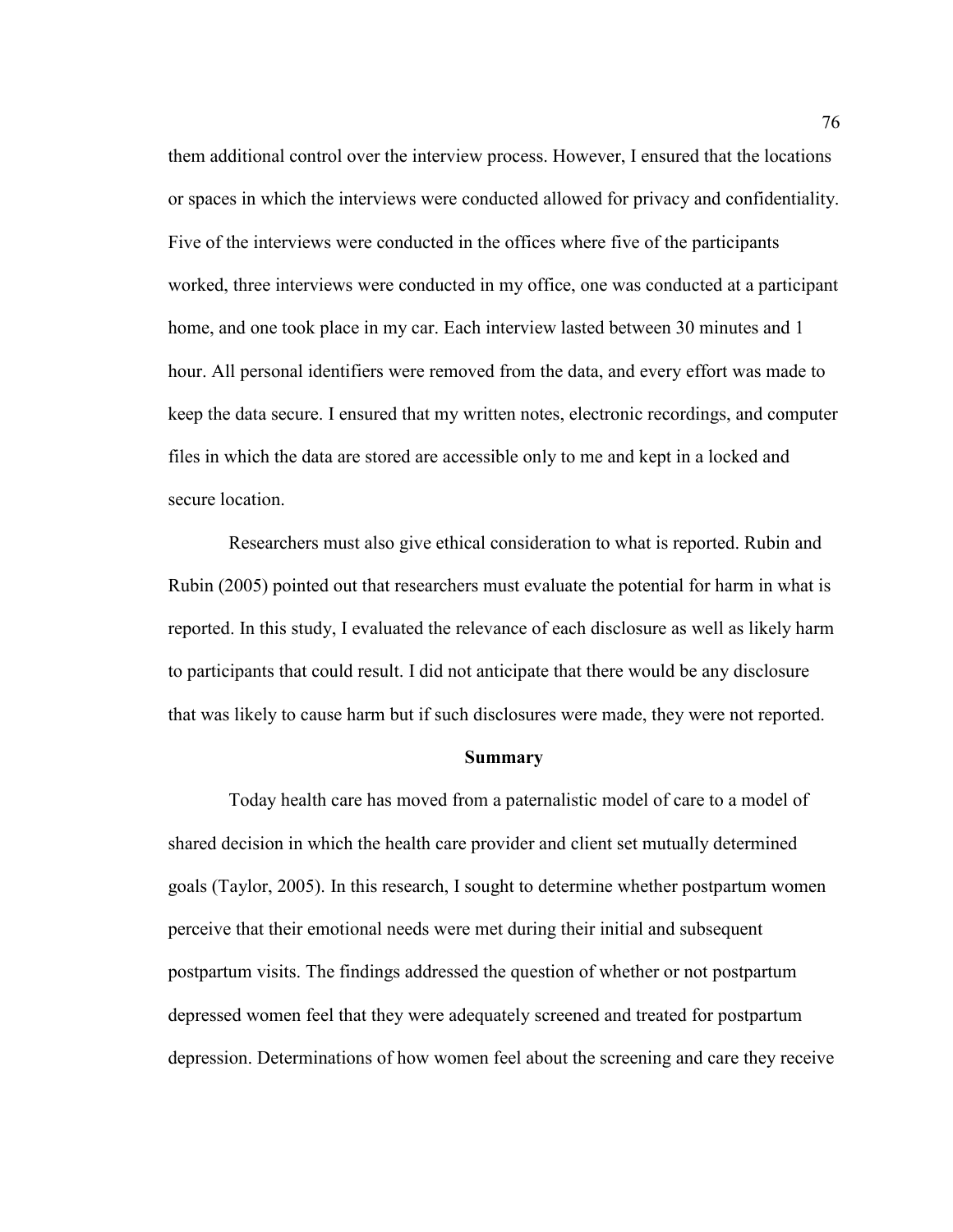them additional control over the interview process. However, I ensured that the locations or spaces in which the interviews were conducted allowed for privacy and confidentiality. Five of the interviews were conducted in the offices where five of the participants worked, three interviews were conducted in my office, one was conducted at a participant home, and one took place in my car. Each interview lasted between 30 minutes and 1 hour. All personal identifiers were removed from the data, and every effort was made to keep the data secure. I ensured that my written notes, electronic recordings, and computer files in which the data are stored are accessible only to me and kept in a locked and secure location.

Researchers must also give ethical consideration to what is reported. Rubin and Rubin (2005) pointed out that researchers must evaluate the potential for harm in what is reported. In this study, I evaluated the relevance of each disclosure as well as likely harm to participants that could result. I did not anticipate that there would be any disclosure that was likely to cause harm but if such disclosures were made, they were not reported.

## Summary

Today health care has moved from a paternalistic model of care to a model of shared decision in which the health care provider and client set mutually determined goals (Taylor, 2005). In this research, I sought to determine whether postpartum women perceive that their emotional needs were met during their initial and subsequent postpartum visits. The findings addressed the question of whether or not postpartum depressed women feel that they were adequately screened and treated for postpartum depression. Determinations of how women feel about the screening and care they receive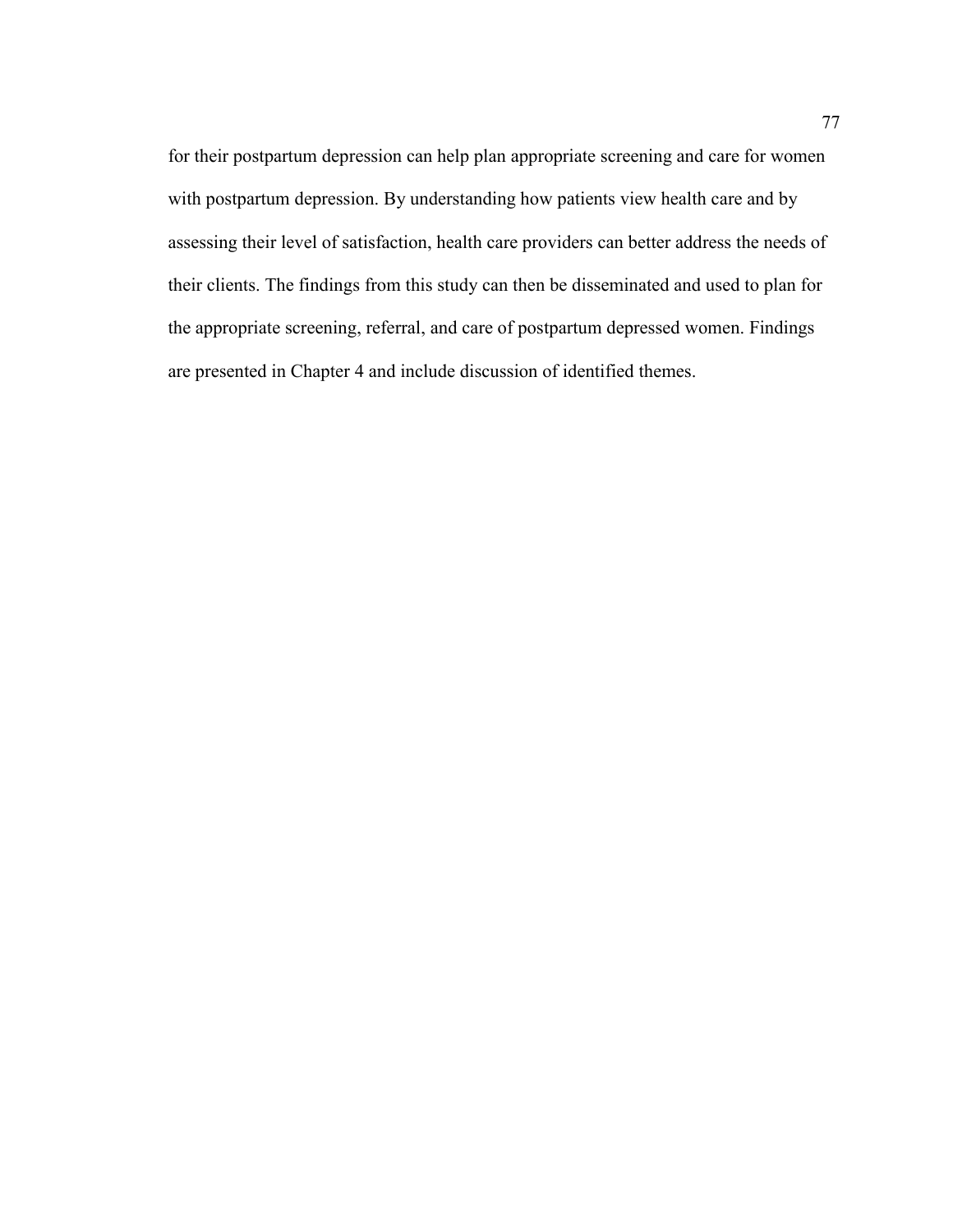for their postpartum depression can help plan appropriate screening and care for women with postpartum depression. By understanding how patients view health care and by assessing their level of satisfaction, health care providers can better address the needs of their clients. The findings from this study can then be disseminated and used to plan for the appropriate screening, referral, and care of postpartum depressed women. Findings are presented in Chapter 4 and include discussion of identified themes.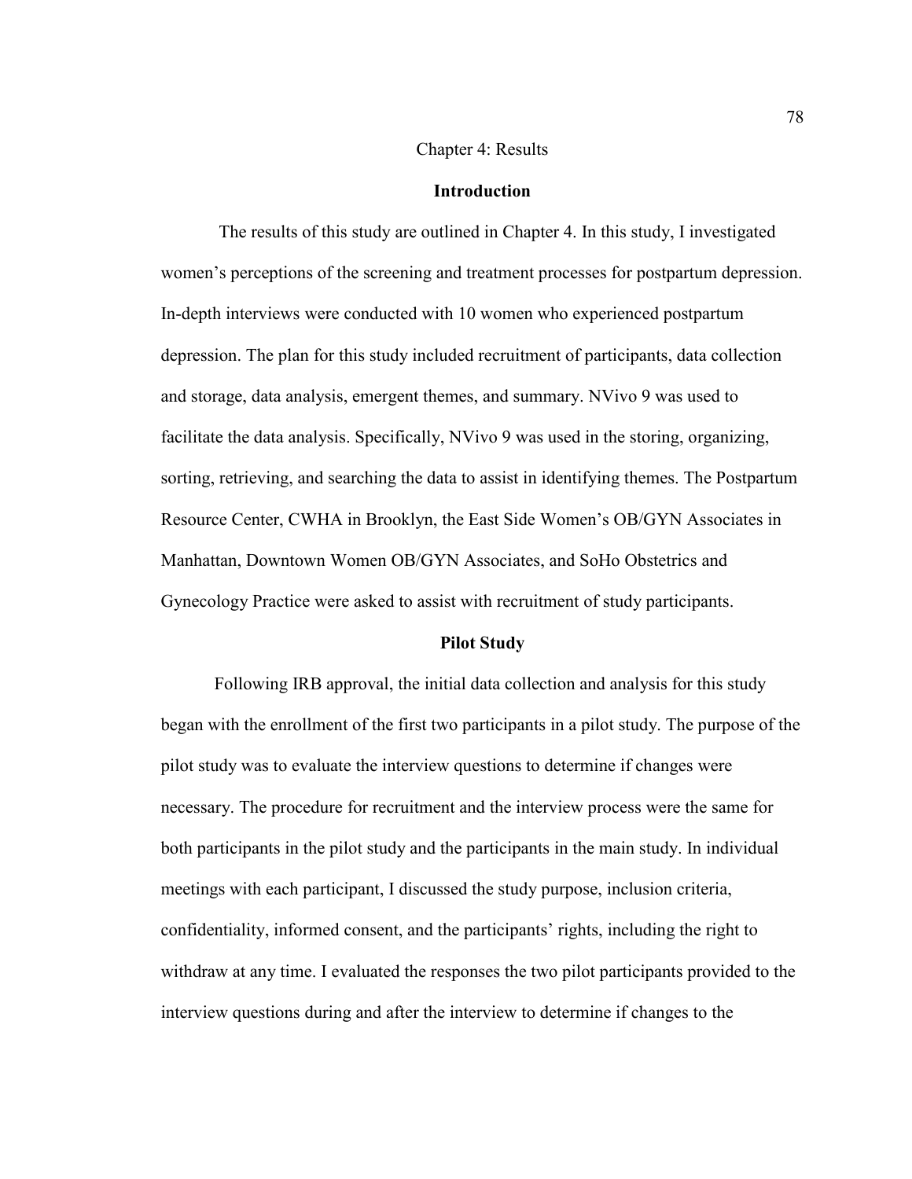Chapter 4: Results

## Introduction

The results of this study are outlined in Chapter 4. In this study, I investigated women's perceptions of the screening and treatment processes for postpartum depression. In-depth interviews were conducted with 10 women who experienced postpartum depression. The plan for this study included recruitment of participants, data collection and storage, data analysis, emergent themes, and summary. NVivo 9 was used to facilitate the data analysis. Specifically, NVivo 9 was used in the storing, organizing, sorting, retrieving, and searching the data to assist in identifying themes. The Postpartum Resource Center, CWHA in Brooklyn, the East Side Women's OB/GYN Associates in Manhattan, Downtown Women OB/GYN Associates, and SoHo Obstetrics and Gynecology Practice were asked to assist with recruitment of study participants.

## Pilot Study

Following IRB approval, the initial data collection and analysis for this study began with the enrollment of the first two participants in a pilot study. The purpose of the pilot study was to evaluate the interview questions to determine if changes were necessary. The procedure for recruitment and the interview process were the same for both participants in the pilot study and the participants in the main study. In individual meetings with each participant, I discussed the study purpose, inclusion criteria, confidentiality, informed consent, and the participants' rights, including the right to withdraw at any time. I evaluated the responses the two pilot participants provided to the interview questions during and after the interview to determine if changes to the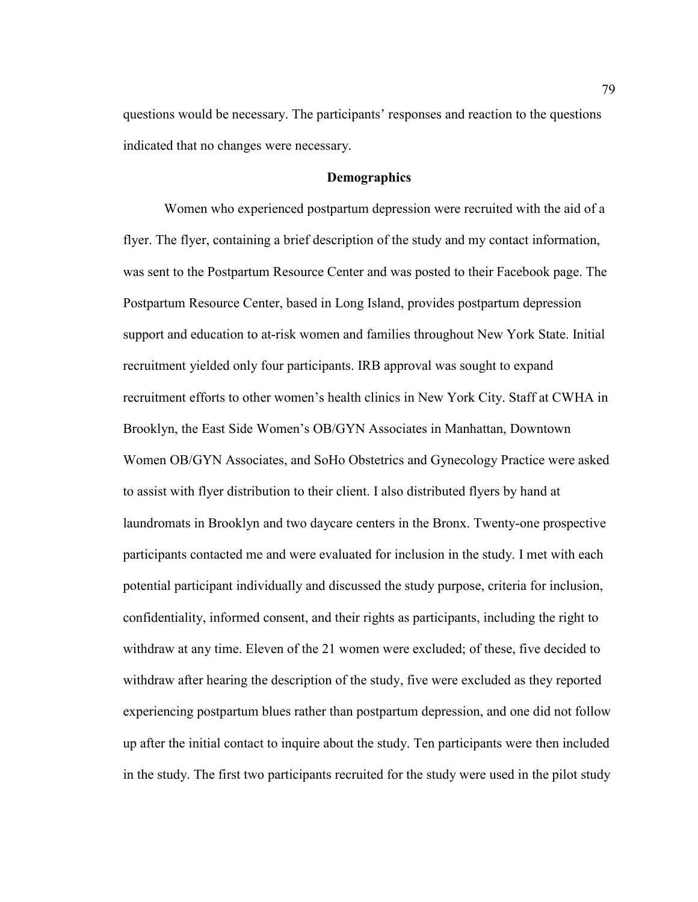questions would be necessary. The participants' responses and reaction to the questions indicated that no changes were necessary.

## Demographics

Women who experienced postpartum depression were recruited with the aid of a flyer. The flyer, containing a brief description of the study and my contact information, was sent to the Postpartum Resource Center and was posted to their Facebook page. The Postpartum Resource Center, based in Long Island, provides postpartum depression support and education to at-risk women and families throughout New York State. Initial recruitment yielded only four participants. IRB approval was sought to expand recruitment efforts to other women's health clinics in New York City. Staff at CWHA in Brooklyn, the East Side Women's OB/GYN Associates in Manhattan, Downtown Women OB/GYN Associates, and SoHo Obstetrics and Gynecology Practice were asked to assist with flyer distribution to their client. I also distributed flyers by hand at laundromats in Brooklyn and two daycare centers in the Bronx. Twenty-one prospective participants contacted me and were evaluated for inclusion in the study. I met with each potential participant individually and discussed the study purpose, criteria for inclusion, confidentiality, informed consent, and their rights as participants, including the right to withdraw at any time. Eleven of the 21 women were excluded; of these, five decided to withdraw after hearing the description of the study, five were excluded as they reported experiencing postpartum blues rather than postpartum depression, and one did not follow up after the initial contact to inquire about the study. Ten participants were then included in the study. The first two participants recruited for the study were used in the pilot study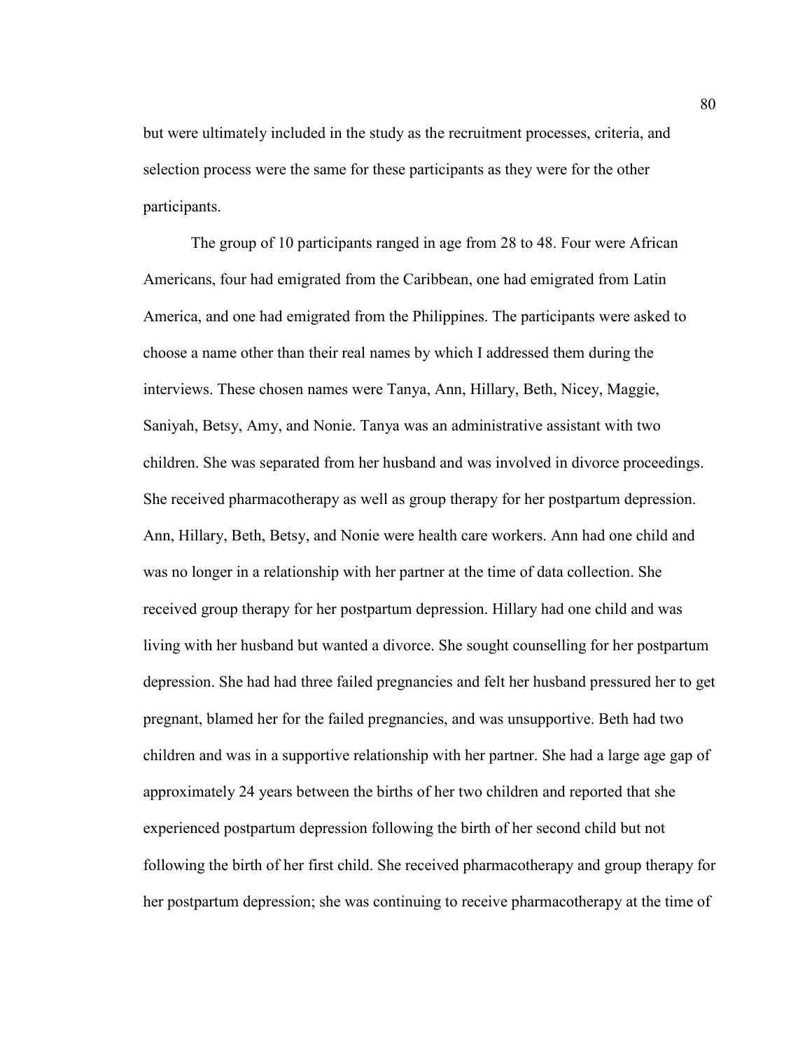but were ultimately included in the study as the recruitment processes, criteria, and selection process were the same for these participants as they were for the other participants.

The group of 10 participants ranged in age from 28 to 48. Four were African Americans, four had emigrated from the Caribbean, one had emigrated from Latin America, and one had emigrated from the Philippines. The participants were asked to choose a name other than their real names by which I addressed them during the interviews. These chosen names were Tanya, Ann, Hillary, Beth, Nicey, Maggie, Saniyah, Betsy, Amy, and Nonie. Tanya was an administrative assistant with two children. She was separated from her husband and was involved in divorce proceedings. She received pharmacotherapy as well as group therapy for her postpartum depression. Ann, Hillary, Beth, Betsy, and Nonie were health care workers. Ann had one child and was no longer in a relationship with her partner at the time of data collection. She received group therapy for her postpartum depression. Hillary had one child and was living with her husband but wanted a divorce. She sought counselling for her postpartum depression. She had had three failed pregnancies and felt her husband pressured her to get pregnant, blamed her for the failed pregnancies, and was unsupportive. Beth had two children and was in a supportive relationship with her partner. She had a large age gap of approximately 24 years between the births of her two children and reported that she experienced postpartum depression following the birth of her second child but not following the birth of her first child. She received pharmacotherapy and group therapy for her postpartum depression; she was continuing to receive pharmacotherapy at the time of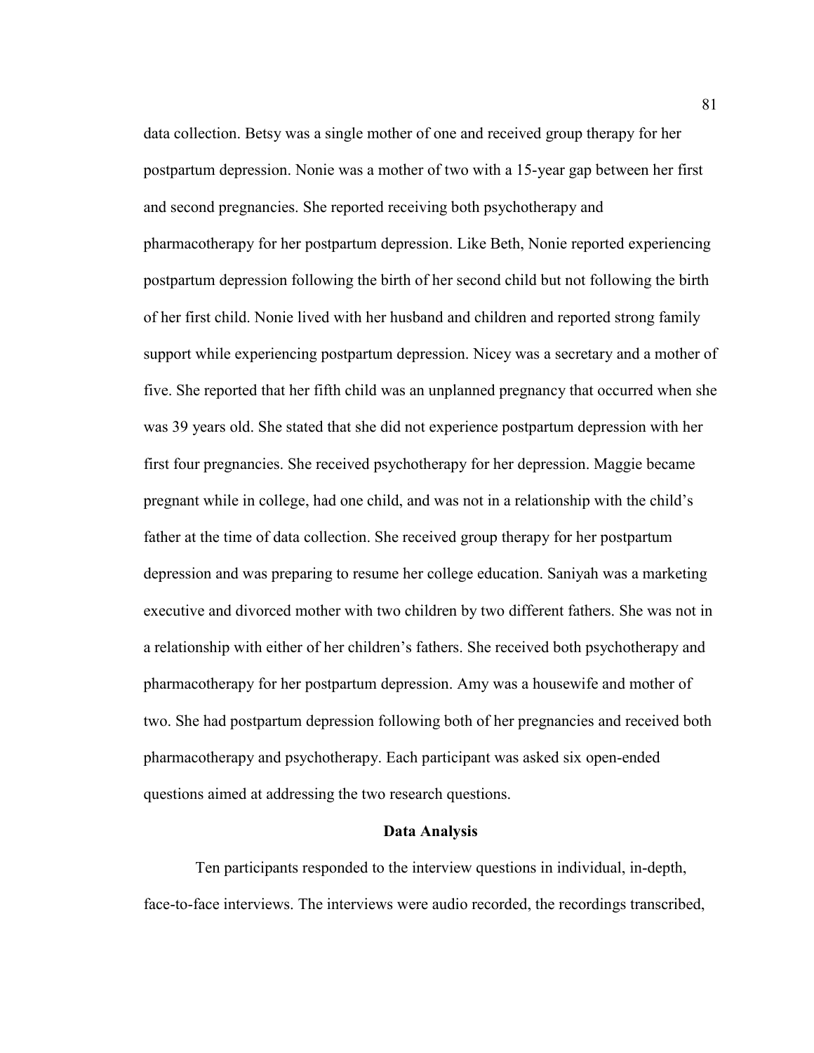data collection. Betsy was a single mother of one and received group therapy for her postpartum depression. Nonie was a mother of two with a 15-year gap between her first and second pregnancies. She reported receiving both psychotherapy and pharmacotherapy for her postpartum depression. Like Beth, Nonie reported experiencing postpartum depression following the birth of her second child but not following the birth of her first child. Nonie lived with her husband and children and reported strong family support while experiencing postpartum depression. Nicey was a secretary and a mother of five. She reported that her fifth child was an unplanned pregnancy that occurred when she was 39 years old. She stated that she did not experience postpartum depression with her first four pregnancies. She received psychotherapy for her depression. Maggie became pregnant while in college, had one child, and was not in a relationship with the child's father at the time of data collection. She received group therapy for her postpartum depression and was preparing to resume her college education. Saniyah was a marketing executive and divorced mother with two children by two different fathers. She was not in a relationship with either of her children's fathers. She received both psychotherapy and pharmacotherapy for her postpartum depression. Amy was a housewife and mother of two. She had postpartum depression following both of her pregnancies and received both pharmacotherapy and psychotherapy. Each participant was asked six open-ended questions aimed at addressing the two research questions.

## Data Analysis

Ten participants responded to the interview questions in individual, in-depth, face-to-face interviews. The interviews were audio recorded, the recordings transcribed,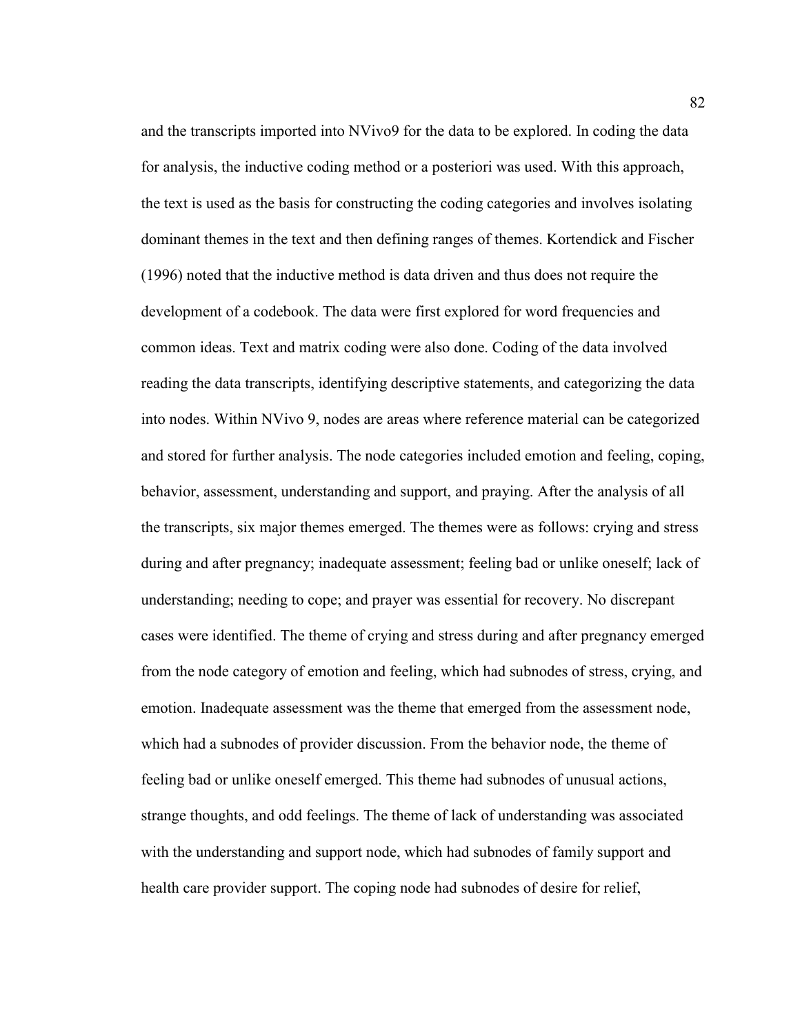and the transcripts imported into NVivo9 for the data to be explored. In coding the data for analysis, the inductive coding method or a posteriori was used. With this approach, the text is used as the basis for constructing the coding categories and involves isolating dominant themes in the text and then defining ranges of themes. Kortendick and Fischer (1996) noted that the inductive method is data driven and thus does not require the development of a codebook. The data were first explored for word frequencies and common ideas. Text and matrix coding were also done. Coding of the data involved reading the data transcripts, identifying descriptive statements, and categorizing the data into nodes. Within NVivo 9, nodes are areas where reference material can be categorized and stored for further analysis. The node categories included emotion and feeling, coping, behavior, assessment, understanding and support, and praying. After the analysis of all the transcripts, six major themes emerged. The themes were as follows: crying and stress during and after pregnancy; inadequate assessment; feeling bad or unlike oneself; lack of understanding; needing to cope; and prayer was essential for recovery. No discrepant cases were identified. The theme of crying and stress during and after pregnancy emerged from the node category of emotion and feeling, which had subnodes of stress, crying, and emotion. Inadequate assessment was the theme that emerged from the assessment node, which had a subnodes of provider discussion. From the behavior node, the theme of feeling bad or unlike oneself emerged. This theme had subnodes of unusual actions, strange thoughts, and odd feelings. The theme of lack of understanding was associated with the understanding and support node, which had subnodes of family support and health care provider support. The coping node had subnodes of desire for relief,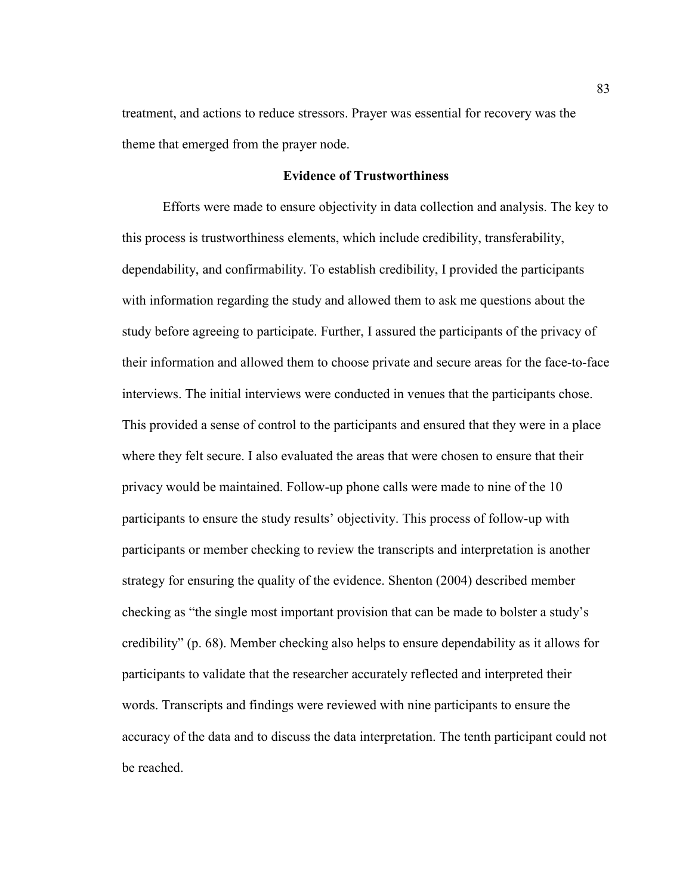treatment, and actions to reduce stressors. Prayer was essential for recovery was the theme that emerged from the prayer node.

## Evidence of Trustworthiness

Efforts were made to ensure objectivity in data collection and analysis. The key to this process is trustworthiness elements, which include credibility, transferability, dependability, and confirmability. To establish credibility, I provided the participants with information regarding the study and allowed them to ask me questions about the study before agreeing to participate. Further, I assured the participants of the privacy of their information and allowed them to choose private and secure areas for the face-to-face interviews. The initial interviews were conducted in venues that the participants chose. This provided a sense of control to the participants and ensured that they were in a place where they felt secure. I also evaluated the areas that were chosen to ensure that their privacy would be maintained. Follow-up phone calls were made to nine of the 10 participants to ensure the study results' objectivity. This process of follow-up with participants or member checking to review the transcripts and interpretation is another strategy for ensuring the quality of the evidence. Shenton (2004) described member checking as "the single most important provision that can be made to bolster a study's credibility" (p. 68). Member checking also helps to ensure dependability as it allows for participants to validate that the researcher accurately reflected and interpreted their words. Transcripts and findings were reviewed with nine participants to ensure the accuracy of the data and to discuss the data interpretation. The tenth participant could not be reached.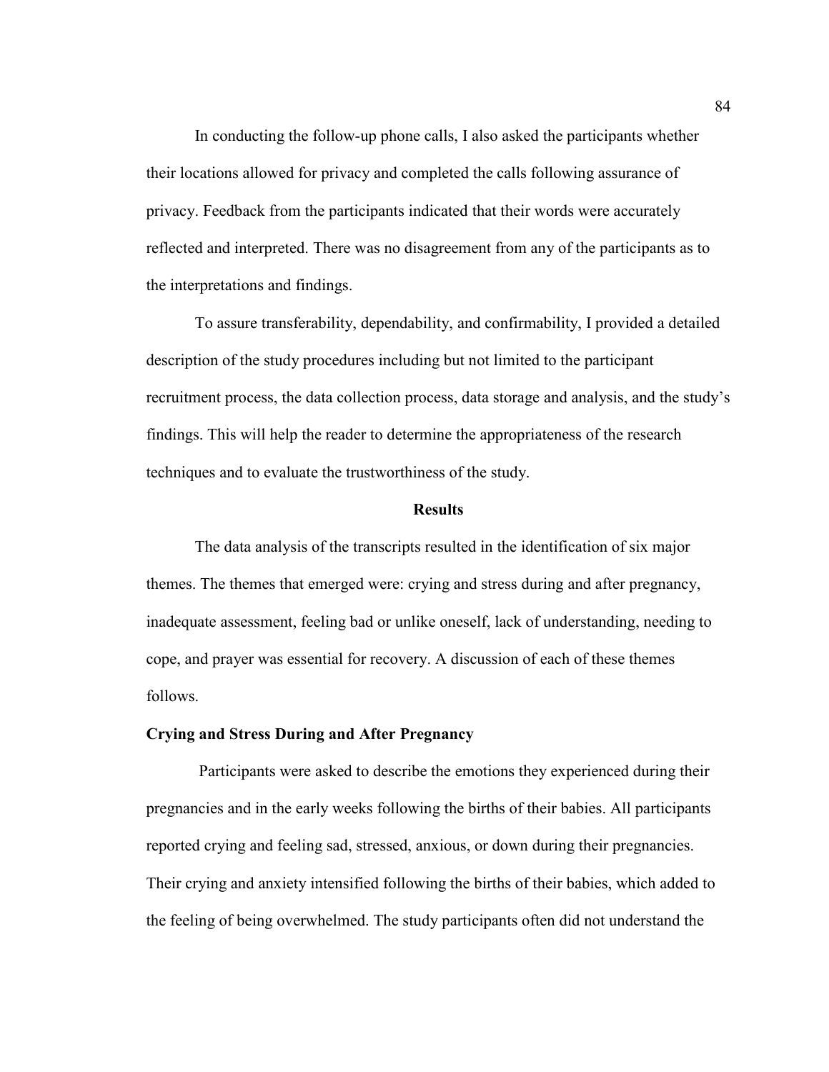In conducting the follow-up phone calls, I also asked the participants whether their locations allowed for privacy and completed the calls following assurance of privacy. Feedback from the participants indicated that their words were accurately reflected and interpreted. There was no disagreement from any of the participants as to the interpretations and findings.

To assure transferability, dependability, and confirmability, I provided a detailed description of the study procedures including but not limited to the participant recruitment process, the data collection process, data storage and analysis, and the study's findings. This will help the reader to determine the appropriateness of the research techniques and to evaluate the trustworthiness of the study.

## Results

The data analysis of the transcripts resulted in the identification of six major themes. The themes that emerged were: crying and stress during and after pregnancy, inadequate assessment, feeling bad or unlike oneself, lack of understanding, needing to cope, and prayer was essential for recovery. A discussion of each of these themes follows.

### Crying and Stress During and After Pregnancy

Participants were asked to describe the emotions they experienced during their pregnancies and in the early weeks following the births of their babies. All participants reported crying and feeling sad, stressed, anxious, or down during their pregnancies. Their crying and anxiety intensified following the births of their babies, which added to the feeling of being overwhelmed. The study participants often did not understand the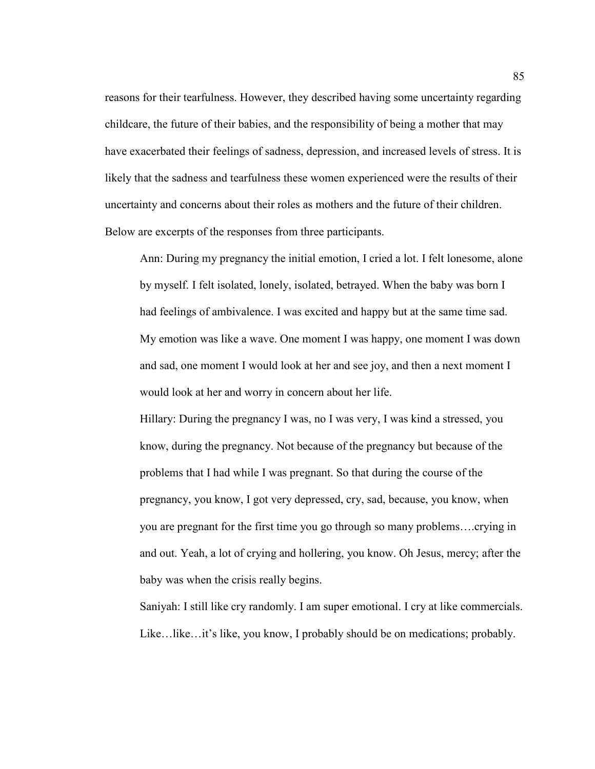reasons for their tearfulness. However, they described having some uncertainty regarding childcare, the future of their babies, and the responsibility of being a mother that may have exacerbated their feelings of sadness, depression, and increased levels of stress. It is likely that the sadness and tearfulness these women experienced were the results of their uncertainty and concerns about their roles as mothers and the future of their children. Below are excerpts of the responses from three participants.

> Ann: During my pregnancy the initial emotion, I cried a lot. I felt lonesome, alone by myself. I felt isolated, lonely, isolated, betrayed. When the baby was born I had feelings of ambivalence. I was excited and happy but at the same time sad. My emotion was like a wave. One moment I was happy, one moment I was down and sad, one moment I would look at her and see joy, and then a next moment I would look at her and worry in concern about her life.
>
> Hillary: During the pregnancy I was, no I was very, I was kind a stressed, you know, during the pregnancy. Not because of the pregnancy but because of the problems that I had while I was pregnant. So that during the course of the pregnancy, you know, I got very depressed, cry, sad, because, you know, when you are pregnant for the first time you go through so many problems….crying in and out. Yeah, a lot of crying and hollering, you know. Oh Jesus, mercy; after the baby was when the crisis really begins.
>
> Saniyah: I still like cry randomly. I am super emotional. I cry at like commercials. Like…like…it's like, you know, I probably should be on medications; probably.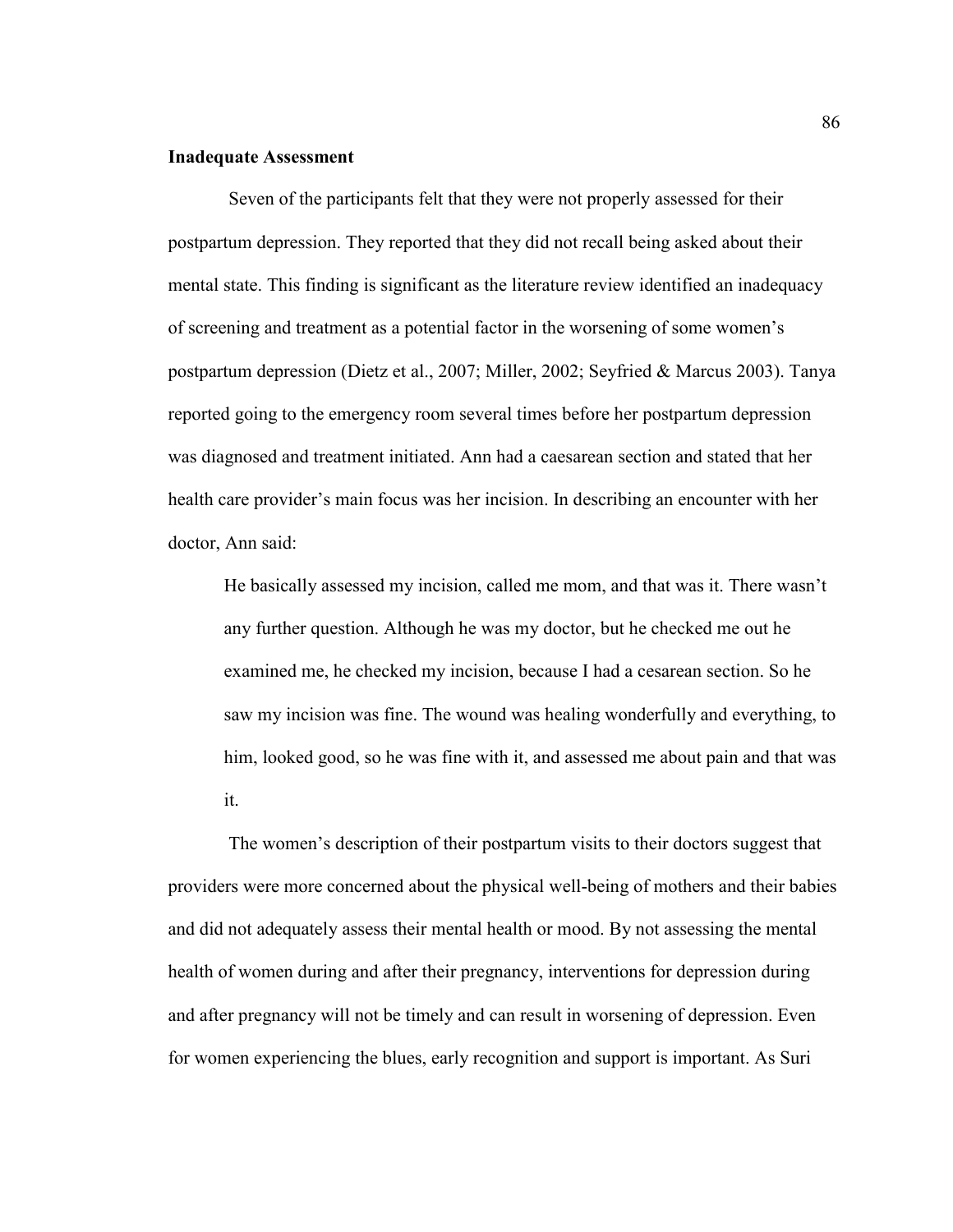**Inadequate Assessment**

Seven of the participants felt that they were not properly assessed for their postpartum depression. They reported that they did not recall being asked about their mental state. This finding is significant as the literature review identified an inadequacy of screening and treatment as a potential factor in the worsening of some women's postpartum depression (Dietz et al., 2007; Miller, 2002; Seyfried & Marcus 2003). Tanya reported going to the emergency room several times before her postpartum depression was diagnosed and treatment initiated. Ann had a caesarean section and stated that her health care provider's main focus was her incision. In describing an encounter with her doctor, Ann said:

> He basically assessed my incision, called me mom, and that was it. There wasn't any further question. Although he was my doctor, but he checked me out he examined me, he checked my incision, because I had a cesarean section. So he saw my incision was fine. The wound was healing wonderfully and everything, to him, looked good, so he was fine with it, and assessed me about pain and that was it.

The women's description of their postpartum visits to their doctors suggest that providers were more concerned about the physical well-being of mothers and their babies and did not adequately assess their mental health or mood. By not assessing the mental health of women during and after their pregnancy, interventions for depression during and after pregnancy will not be timely and can result in worsening of depression. Even for women experiencing the blues, early recognition and support is important. As Suri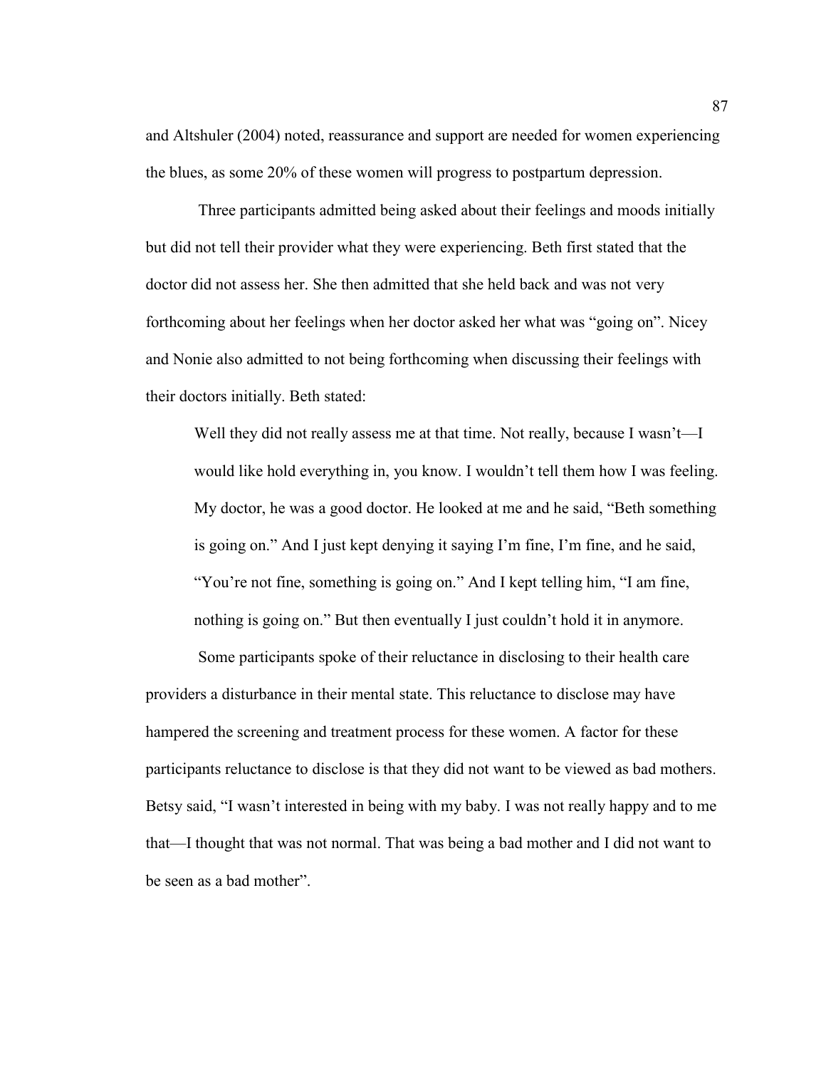and Altshuler (2004) noted, reassurance and support are needed for women experiencing the blues, as some 20% of these women will progress to postpartum depression.

Three participants admitted being asked about their feelings and moods initially but did not tell their provider what they were experiencing. Beth first stated that the doctor did not assess her. She then admitted that she held back and was not very forthcoming about her feelings when her doctor asked her what was "going on". Nicey and Nonie also admitted to not being forthcoming when discussing their feelings with their doctors initially. Beth stated:

> Well they did not really assess me at that time. Not really, because I wasn't—I would like hold everything in, you know. I wouldn't tell them how I was feeling. My doctor, he was a good doctor. He looked at me and he said, "Beth something is going on." And I just kept denying it saying I'm fine, I'm fine, and he said, "You're not fine, something is going on." And I kept telling him, "I am fine, nothing is going on." But then eventually I just couldn't hold it in anymore.

Some participants spoke of their reluctance in disclosing to their health care providers a disturbance in their mental state. This reluctance to disclose may have hampered the screening and treatment process for these women. A factor for these participants reluctance to disclose is that they did not want to be viewed as bad mothers. Betsy said, "I wasn't interested in being with my baby. I was not really happy and to me that—I thought that was not normal. That was being a bad mother and I did not want to be seen as a bad mother".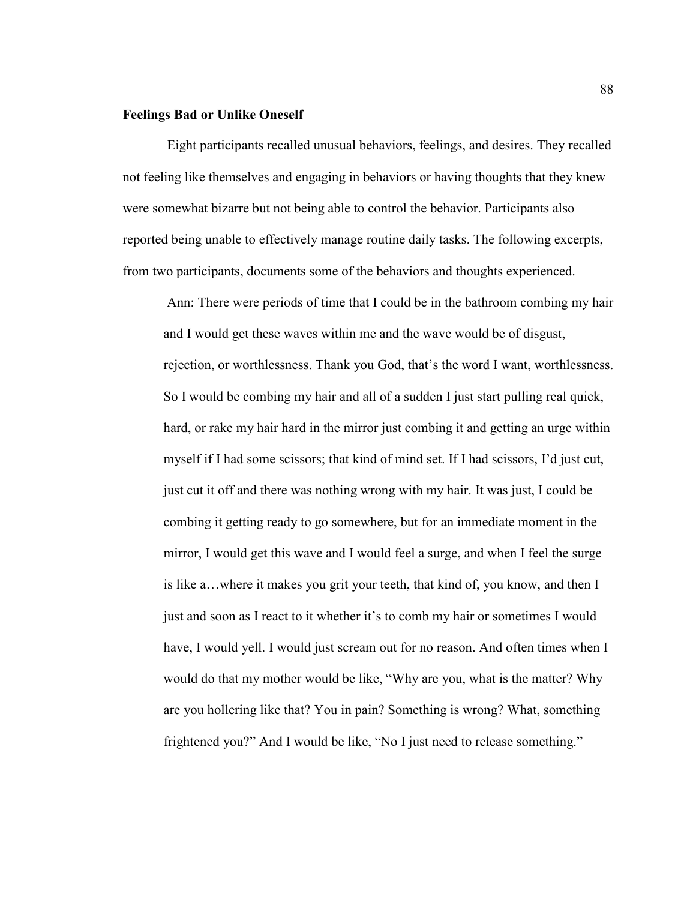**Feelings Bad or Unlike Oneself**

Eight participants recalled unusual behaviors, feelings, and desires. They recalled not feeling like themselves and engaging in behaviors or having thoughts that they knew were somewhat bizarre but not being able to control the behavior. Participants also reported being unable to effectively manage routine daily tasks. The following excerpts, from two participants, documents some of the behaviors and thoughts experienced.

> Ann: There were periods of time that I could be in the bathroom combing my hair and I would get these waves within me and the wave would be of disgust, rejection, or worthlessness. Thank you God, that's the word I want, worthlessness. So I would be combing my hair and all of a sudden I just start pulling real quick, hard, or rake my hair hard in the mirror just combing it and getting an urge within myself if I had some scissors; that kind of mind set. If I had scissors, I'd just cut, just cut it off and there was nothing wrong with my hair. It was just, I could be combing it getting ready to go somewhere, but for an immediate moment in the mirror, I would get this wave and I would feel a surge, and when I feel the surge is like a…where it makes you grit your teeth, that kind of, you know, and then I just and soon as I react to it whether it's to comb my hair or sometimes I would have, I would yell. I would just scream out for no reason. And often times when I would do that my mother would be like, "Why are you, what is the matter? Why are you hollering like that? You in pain? Something is wrong? What, something frightened you?" And I would be like, "No I just need to release something."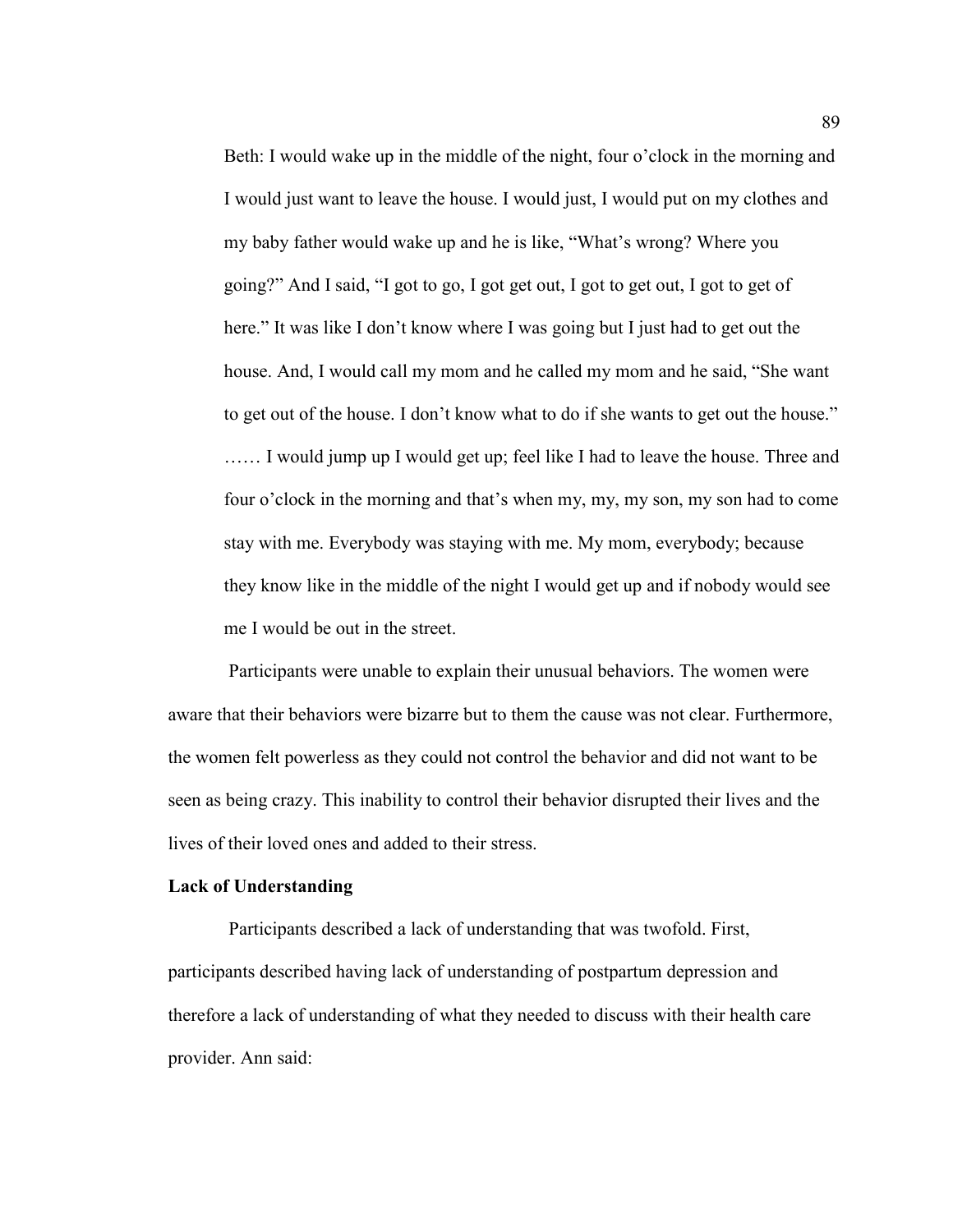> Beth: I would wake up in the middle of the night, four o'clock in the morning and I would just want to leave the house. I would just, I would put on my clothes and my baby father would wake up and he is like, "What's wrong? Where you going?" And I said, "I got to go, I got get out, I got to get out, I got to get of here." It was like I don't know where I was going but I just had to get out the house. And, I would call my mom and he called my mom and he said, "She want to get out of the house. I don't know what to do if she wants to get out the house." …… I would jump up I would get up; feel like I had to leave the house. Three and four o'clock in the morning and that's when my, my, my son, my son had to come stay with me. Everybody was staying with me. My mom, everybody; because they know like in the middle of the night I would get up and if nobody would see me I would be out in the street.

Participants were unable to explain their unusual behaviors. The women were aware that their behaviors were bizarre but to them the cause was not clear. Furthermore, the women felt powerless as they could not control the behavior and did not want to be seen as being crazy. This inability to control their behavior disrupted their lives and the lives of their loved ones and added to their stress.

**Lack of Understanding**

Participants described a lack of understanding that was twofold. First, participants described having lack of understanding of postpartum depression and therefore a lack of understanding of what they needed to discuss with their health care provider. Ann said: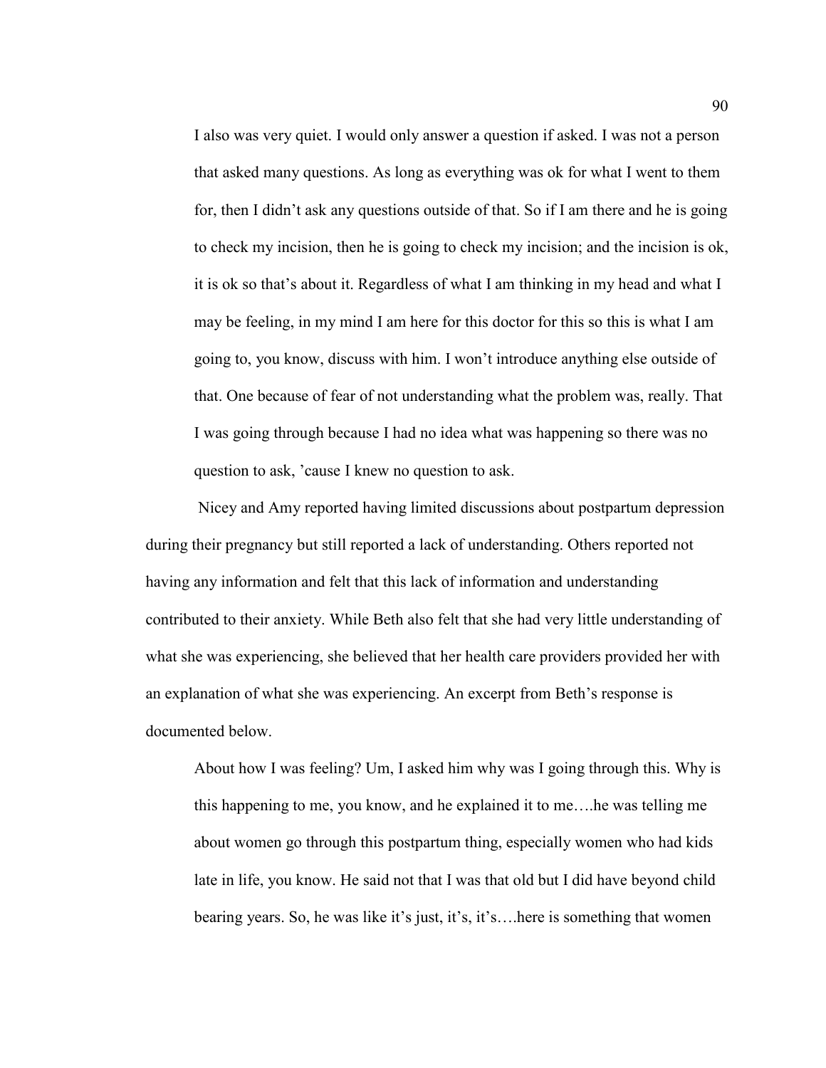> I also was very quiet. I would only answer a question if asked. I was not a person that asked many questions. As long as everything was ok for what I went to them for, then I didn't ask any questions outside of that. So if I am there and he is going to check my incision, then he is going to check my incision; and the incision is ok, it is ok so that's about it. Regardless of what I am thinking in my head and what I may be feeling, in my mind I am here for this doctor for this so this is what I am going to, you know, discuss with him. I won't introduce anything else outside of that. One because of fear of not understanding what the problem was, really. That I was going through because I had no idea what was happening so there was no question to ask, 'cause I knew no question to ask.

Nicey and Amy reported having limited discussions about postpartum depression during their pregnancy but still reported a lack of understanding. Others reported not having any information and felt that this lack of information and understanding contributed to their anxiety. While Beth also felt that she had very little understanding of what she was experiencing, she believed that her health care providers provided her with an explanation of what she was experiencing. An excerpt from Beth's response is documented below.

> About how I was feeling? Um, I asked him why was I going through this. Why is this happening to me, you know, and he explained it to me….he was telling me about women go through this postpartum thing, especially women who had kids late in life, you know. He said not that I was that old but I did have beyond child bearing years. So, he was like it's just, it's, it's….here is something that women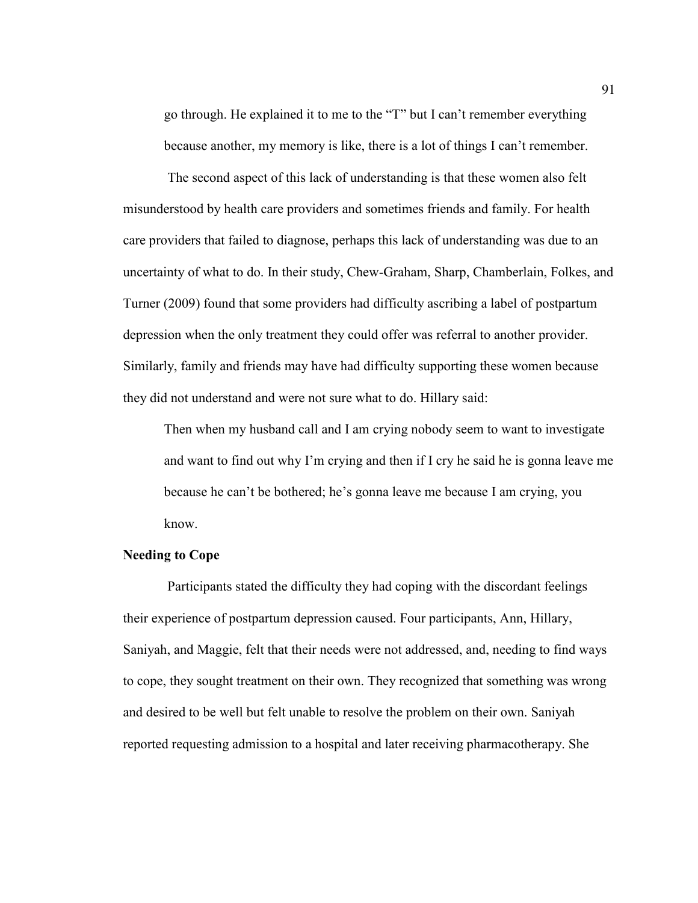go through. He explained it to me to the "T" but I can't remember everything because another, my memory is like, there is a lot of things I can't remember.

The second aspect of this lack of understanding is that these women also felt misunderstood by health care providers and sometimes friends and family. For health care providers that failed to diagnose, perhaps this lack of understanding was due to an uncertainty of what to do. In their study, Chew-Graham, Sharp, Chamberlain, Folkes, and Turner (2009) found that some providers had difficulty ascribing a label of postpartum depression when the only treatment they could offer was referral to another provider. Similarly, family and friends may have had difficulty supporting these women because they did not understand and were not sure what to do. Hillary said:

> Then when my husband call and I am crying nobody seem to want to investigate and want to find out why I'm crying and then if I cry he said he is gonna leave me because he can't be bothered; he's gonna leave me because I am crying, you know.

**Needing to Cope**

Participants stated the difficulty they had coping with the discordant feelings their experience of postpartum depression caused. Four participants, Ann, Hillary, Saniyah, and Maggie, felt that their needs were not addressed, and, needing to find ways to cope, they sought treatment on their own. They recognized that something was wrong and desired to be well but felt unable to resolve the problem on their own. Saniyah reported requesting admission to a hospital and later receiving pharmacotherapy. She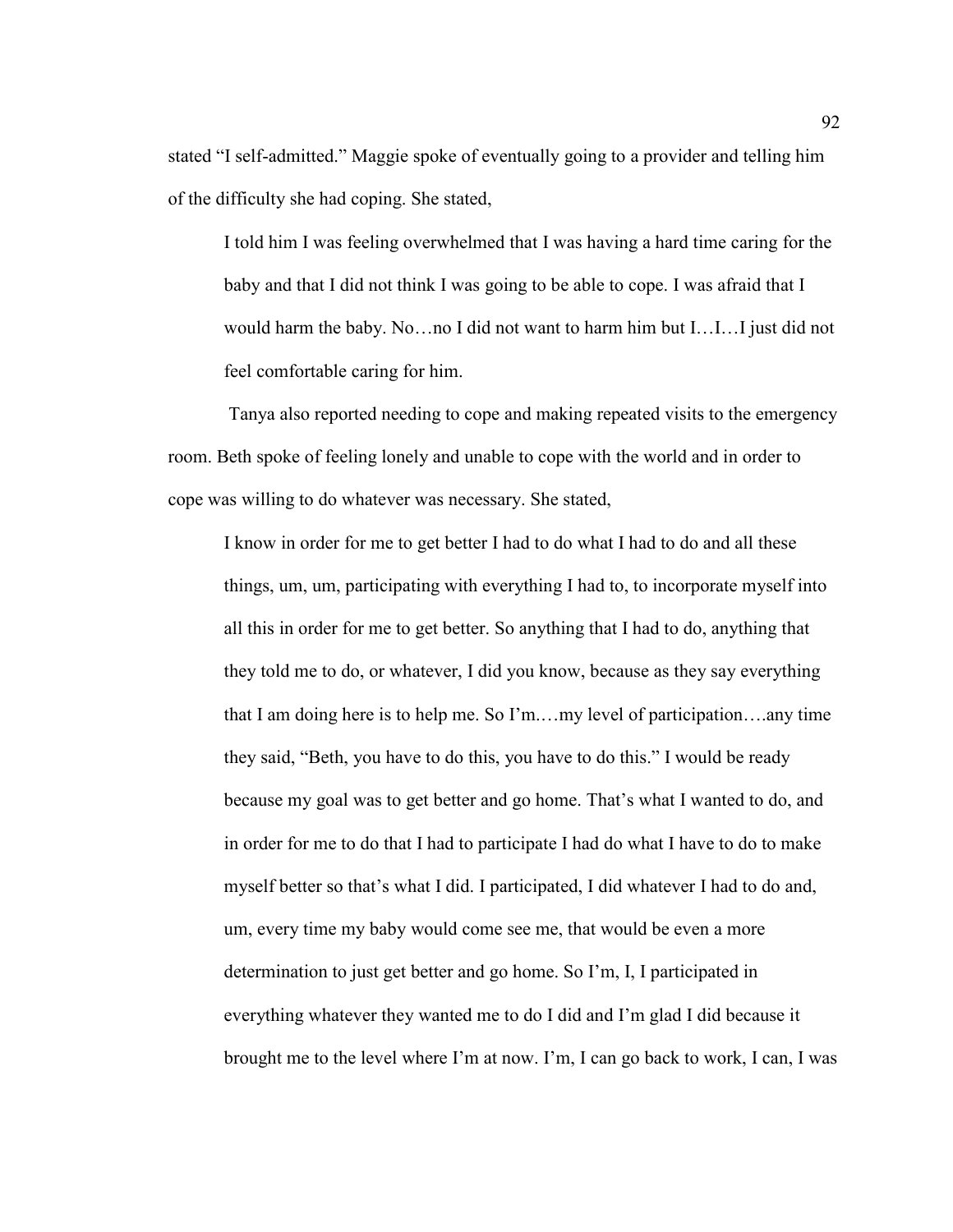stated "I self-admitted." Maggie spoke of eventually going to a provider and telling him of the difficulty she had coping. She stated,

> I told him I was feeling overwhelmed that I was having a hard time caring for the baby and that I did not think I was going to be able to cope. I was afraid that I would harm the baby. No…no I did not want to harm him but I…I…I just did not feel comfortable caring for him.

Tanya also reported needing to cope and making repeated visits to the emergency room. Beth spoke of feeling lonely and unable to cope with the world and in order to cope was willing to do whatever was necessary. She stated,

> I know in order for me to get better I had to do what I had to do and all these things, um, um, participating with everything I had to, to incorporate myself into all this in order for me to get better. So anything that I had to do, anything that they told me to do, or whatever, I did you know, because as they say everything that I am doing here is to help me. So I'm.…my level of participation….any time they said, "Beth, you have to do this, you have to do this." I would be ready because my goal was to get better and go home. That's what I wanted to do, and in order for me to do that I had to participate I had do what I have to do to make myself better so that's what I did. I participated, I did whatever I had to do and, um, every time my baby would come see me, that would be even a more determination to just get better and go home. So I'm, I, I participated in everything whatever they wanted me to do I did and I'm glad I did because it brought me to the level where I'm at now. I'm, I can go back to work, I can, I was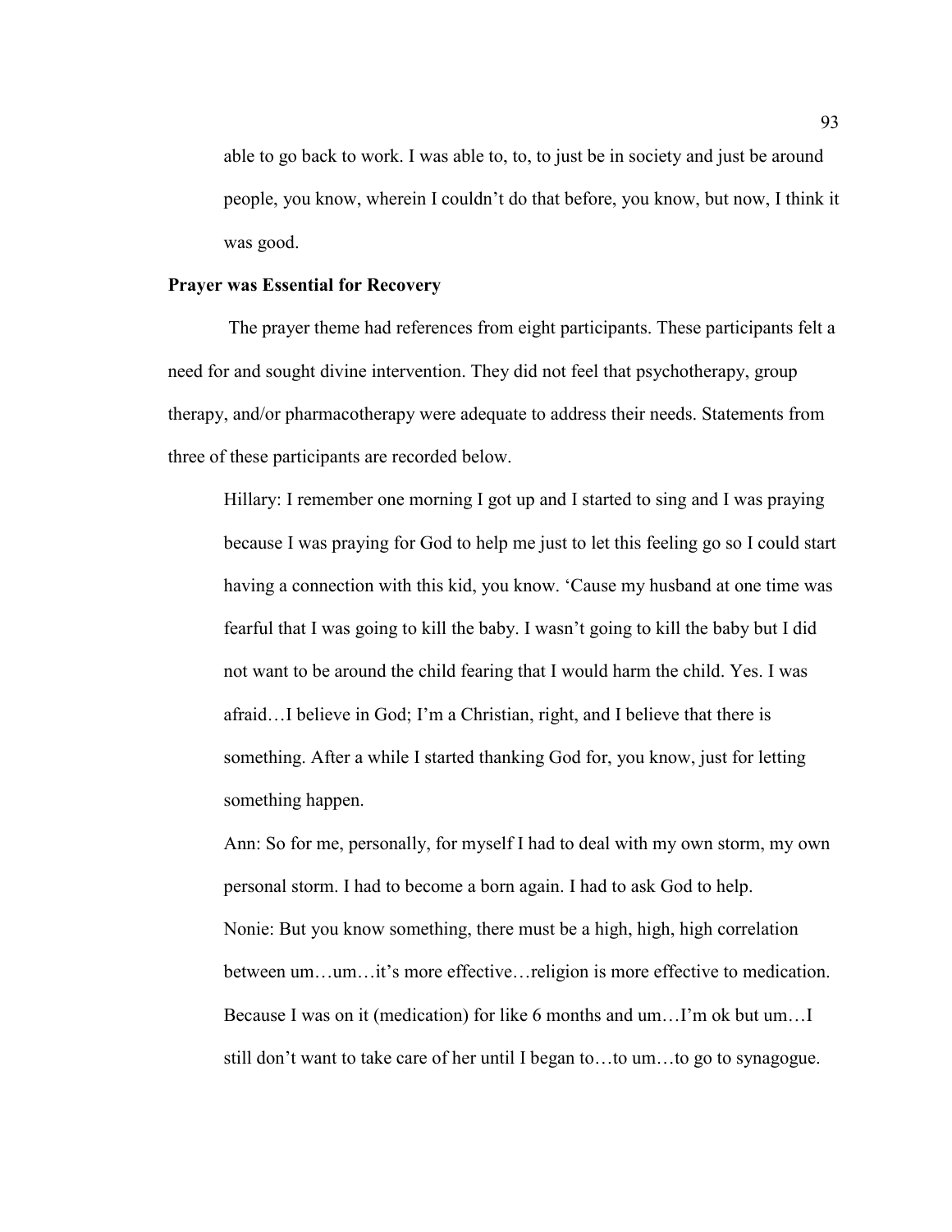able to go back to work. I was able to, to, to just be in society and just be around people, you know, wherein I couldn't do that before, you know, but now, I think it was good.

### Prayer was Essential for Recovery

The prayer theme had references from eight participants. These participants felt a need for and sought divine intervention. They did not feel that psychotherapy, group therapy, and/or pharmacotherapy were adequate to address their needs. Statements from three of these participants are recorded below.

> Hillary: I remember one morning I got up and I started to sing and I was praying because I was praying for God to help me just to let this feeling go so I could start having a connection with this kid, you know. 'Cause my husband at one time was fearful that I was going to kill the baby. I wasn't going to kill the baby but I did not want to be around the child fearing that I would harm the child. Yes. I was afraid…I believe in God; I'm a Christian, right, and I believe that there is something. After a while I started thanking God for, you know, just for letting something happen.
>
> Ann: So for me, personally, for myself I had to deal with my own storm, my own personal storm. I had to become a born again. I had to ask God to help.
>
> Nonie: But you know something, there must be a high, high, high correlation between um…um…it's more effective…religion is more effective to medication. Because I was on it (medication) for like 6 months and um…I'm ok but um…I still don't want to take care of her until I began to…to um…to go to synagogue.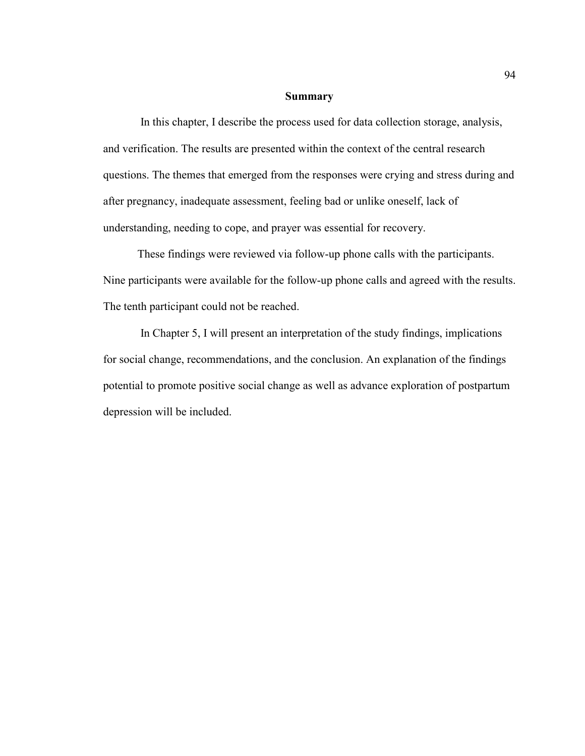## Summary

In this chapter, I describe the process used for data collection storage, analysis, and verification. The results are presented within the context of the central research questions. The themes that emerged from the responses were crying and stress during and after pregnancy, inadequate assessment, feeling bad or unlike oneself, lack of understanding, needing to cope, and prayer was essential for recovery.

These findings were reviewed via follow-up phone calls with the participants. Nine participants were available for the follow-up phone calls and agreed with the results. The tenth participant could not be reached.

In Chapter 5, I will present an interpretation of the study findings, implications for social change, recommendations, and the conclusion. An explanation of the findings potential to promote positive social change as well as advance exploration of postpartum depression will be included.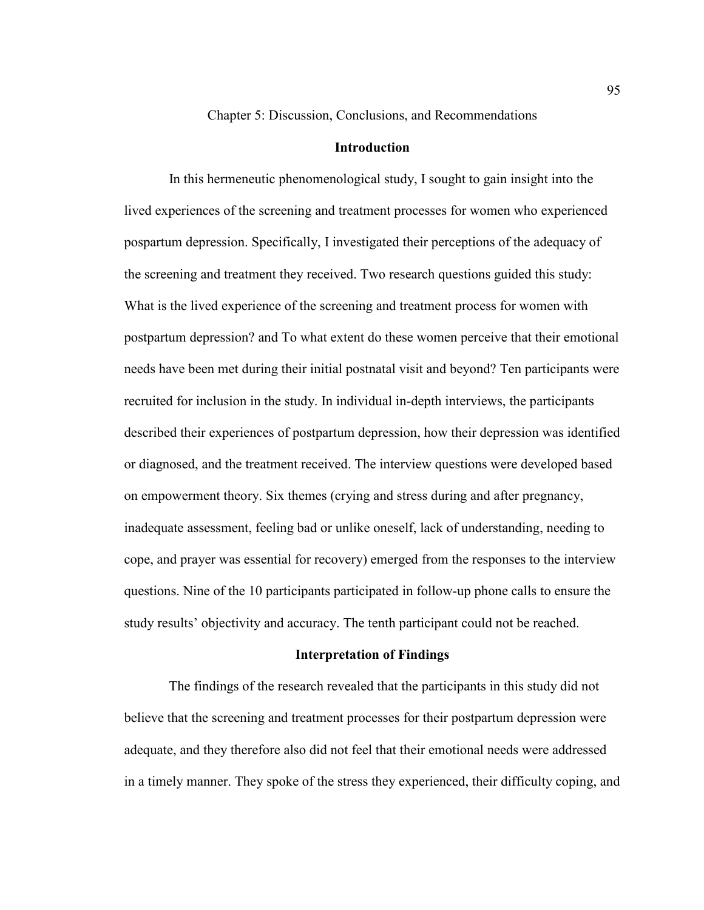# Chapter 5: Discussion, Conclusions, and Recommendations

## Introduction

In this hermeneutic phenomenological study, I sought to gain insight into the lived experiences of the screening and treatment processes for women who experienced pospartum depression. Specifically, I investigated their perceptions of the adequacy of the screening and treatment they received. Two research questions guided this study: What is the lived experience of the screening and treatment process for women with postpartum depression? and To what extent do these women perceive that their emotional needs have been met during their initial postnatal visit and beyond? Ten participants were recruited for inclusion in the study. In individual in-depth interviews, the participants described their experiences of postpartum depression, how their depression was identified or diagnosed, and the treatment received. The interview questions were developed based on empowerment theory. Six themes (crying and stress during and after pregnancy, inadequate assessment, feeling bad or unlike oneself, lack of understanding, needing to cope, and prayer was essential for recovery) emerged from the responses to the interview questions. Nine of the 10 participants participated in follow-up phone calls to ensure the study results' objectivity and accuracy. The tenth participant could not be reached.

## Interpretation of Findings

The findings of the research revealed that the participants in this study did not believe that the screening and treatment processes for their postpartum depression were adequate, and they therefore also did not feel that their emotional needs were addressed in a timely manner. They spoke of the stress they experienced, their difficulty coping, and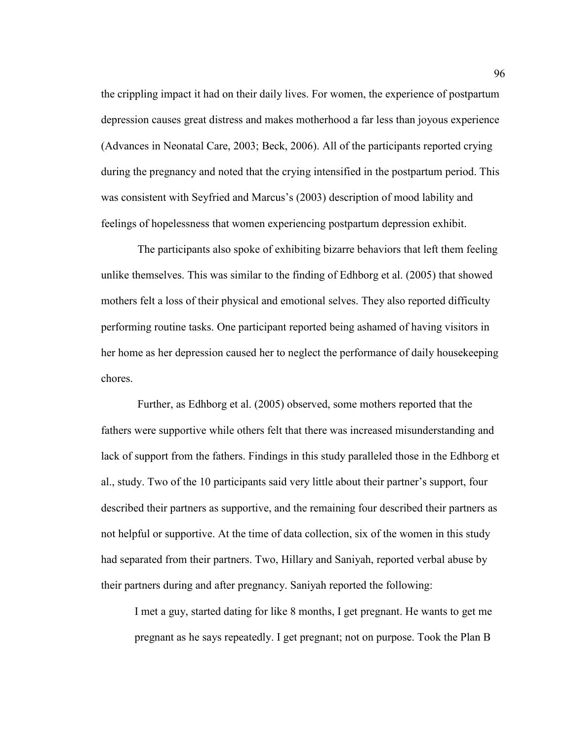the crippling impact it had on their daily lives. For women, the experience of postpartum depression causes great distress and makes motherhood a far less than joyous experience (Advances in Neonatal Care, 2003; Beck, 2006). All of the participants reported crying during the pregnancy and noted that the crying intensified in the postpartum period. This was consistent with Seyfried and Marcus's (2003) description of mood lability and feelings of hopelessness that women experiencing postpartum depression exhibit.

The participants also spoke of exhibiting bizarre behaviors that left them feeling unlike themselves. This was similar to the finding of Edhborg et al. (2005) that showed mothers felt a loss of their physical and emotional selves. They also reported difficulty performing routine tasks. One participant reported being ashamed of having visitors in her home as her depression caused her to neglect the performance of daily housekeeping chores.

Further, as Edhborg et al. (2005) observed, some mothers reported that the fathers were supportive while others felt that there was increased misunderstanding and lack of support from the fathers. Findings in this study paralleled those in the Edhborg et al., study. Two of the 10 participants said very little about their partner's support, four described their partners as supportive, and the remaining four described their partners as not helpful or supportive. At the time of data collection, six of the women in this study had separated from their partners. Two, Hillary and Saniyah, reported verbal abuse by their partners during and after pregnancy. Saniyah reported the following:

> I met a guy, started dating for like 8 months, I get pregnant. He wants to get me pregnant as he says repeatedly. I get pregnant; not on purpose. Took the Plan B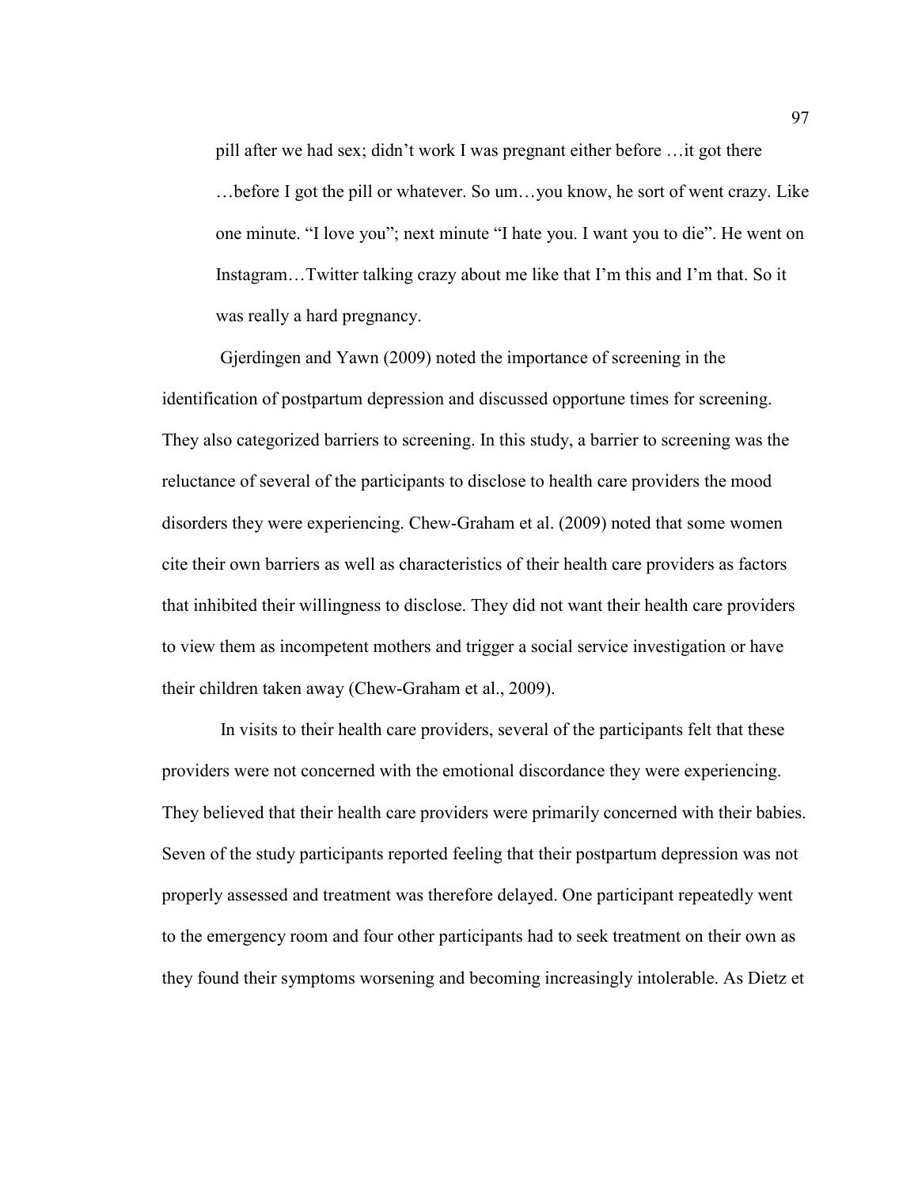> pill after we had sex; didn't work I was pregnant either before …it got there …before I got the pill or whatever. So um…you know, he sort of went crazy. Like one minute. "I love you"; next minute "I hate you. I want you to die". He went on Instagram…Twitter talking crazy about me like that I'm this and I'm that. So it was really a hard pregnancy.

Gjerdingen and Yawn (2009) noted the importance of screening in the identification of postpartum depression and discussed opportune times for screening. They also categorized barriers to screening. In this study, a barrier to screening was the reluctance of several of the participants to disclose to health care providers the mood disorders they were experiencing. Chew-Graham et al. (2009) noted that some women cite their own barriers as well as characteristics of their health care providers as factors that inhibited their willingness to disclose. They did not want their health care providers to view them as incompetent mothers and trigger a social service investigation or have their children taken away (Chew-Graham et al., 2009).

In visits to their health care providers, several of the participants felt that these providers were not concerned with the emotional discordance they were experiencing. They believed that their health care providers were primarily concerned with their babies. Seven of the study participants reported feeling that their postpartum depression was not properly assessed and treatment was therefore delayed. One participant repeatedly went to the emergency room and four other participants had to seek treatment on their own as they found their symptoms worsening and becoming increasingly intolerable. As Dietz et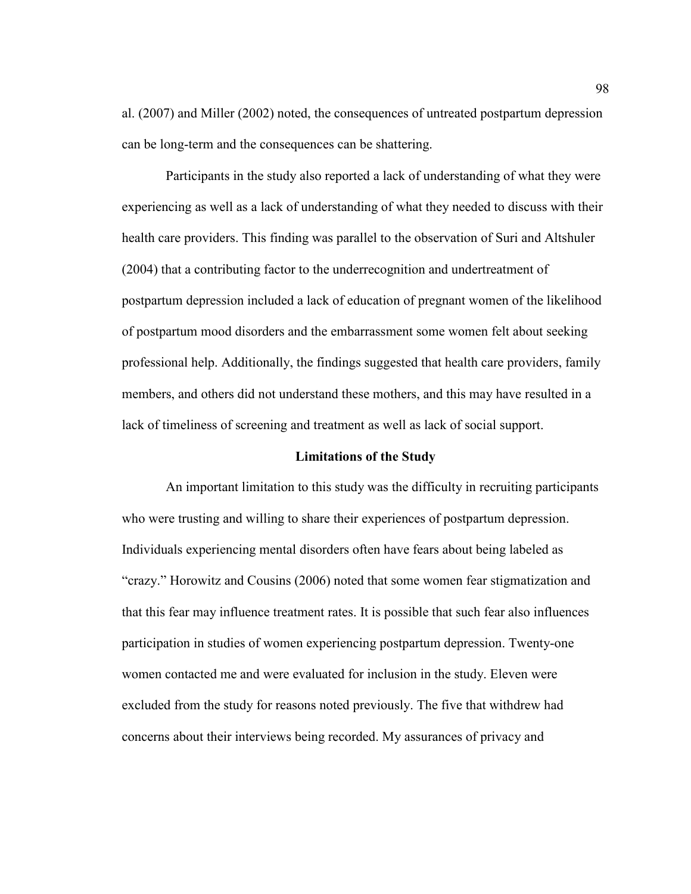al. (2007) and Miller (2002) noted, the consequences of untreated postpartum depression can be long-term and the consequences can be shattering.

Participants in the study also reported a lack of understanding of what they were experiencing as well as a lack of understanding of what they needed to discuss with their health care providers. This finding was parallel to the observation of Suri and Altshuler (2004) that a contributing factor to the underrecognition and undertreatment of postpartum depression included a lack of education of pregnant women of the likelihood of postpartum mood disorders and the embarrassment some women felt about seeking professional help. Additionally, the findings suggested that health care providers, family members, and others did not understand these mothers, and this may have resulted in a lack of timeliness of screening and treatment as well as lack of social support.

## Limitations of the Study

An important limitation to this study was the difficulty in recruiting participants who were trusting and willing to share their experiences of postpartum depression. Individuals experiencing mental disorders often have fears about being labeled as "crazy." Horowitz and Cousins (2006) noted that some women fear stigmatization and that this fear may influence treatment rates. It is possible that such fear also influences participation in studies of women experiencing postpartum depression. Twenty-one women contacted me and were evaluated for inclusion in the study. Eleven were excluded from the study for reasons noted previously. The five that withdrew had concerns about their interviews being recorded. My assurances of privacy and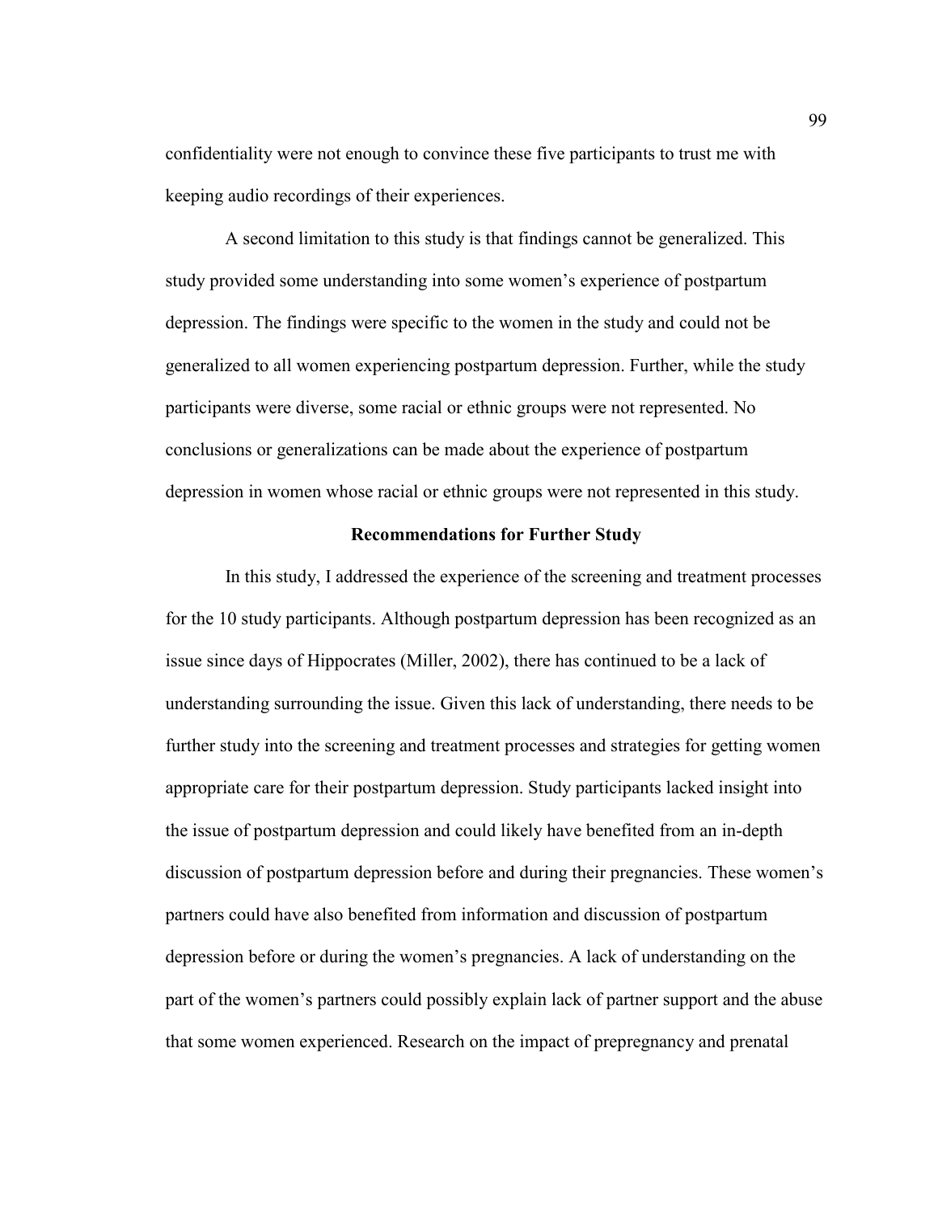confidentiality were not enough to convince these five participants to trust me with keeping audio recordings of their experiences.

A second limitation to this study is that findings cannot be generalized. This study provided some understanding into some women's experience of postpartum depression. The findings were specific to the women in the study and could not be generalized to all women experiencing postpartum depression. Further, while the study participants were diverse, some racial or ethnic groups were not represented. No conclusions or generalizations can be made about the experience of postpartum depression in women whose racial or ethnic groups were not represented in this study.

## Recommendations for Further Study

In this study, I addressed the experience of the screening and treatment processes for the 10 study participants. Although postpartum depression has been recognized as an issue since days of Hippocrates (Miller, 2002), there has continued to be a lack of understanding surrounding the issue. Given this lack of understanding, there needs to be further study into the screening and treatment processes and strategies for getting women appropriate care for their postpartum depression. Study participants lacked insight into the issue of postpartum depression and could likely have benefited from an in-depth discussion of postpartum depression before and during their pregnancies. These women's partners could have also benefited from information and discussion of postpartum depression before or during the women's pregnancies. A lack of understanding on the part of the women's partners could possibly explain lack of partner support and the abuse that some women experienced. Research on the impact of prepregnancy and prenatal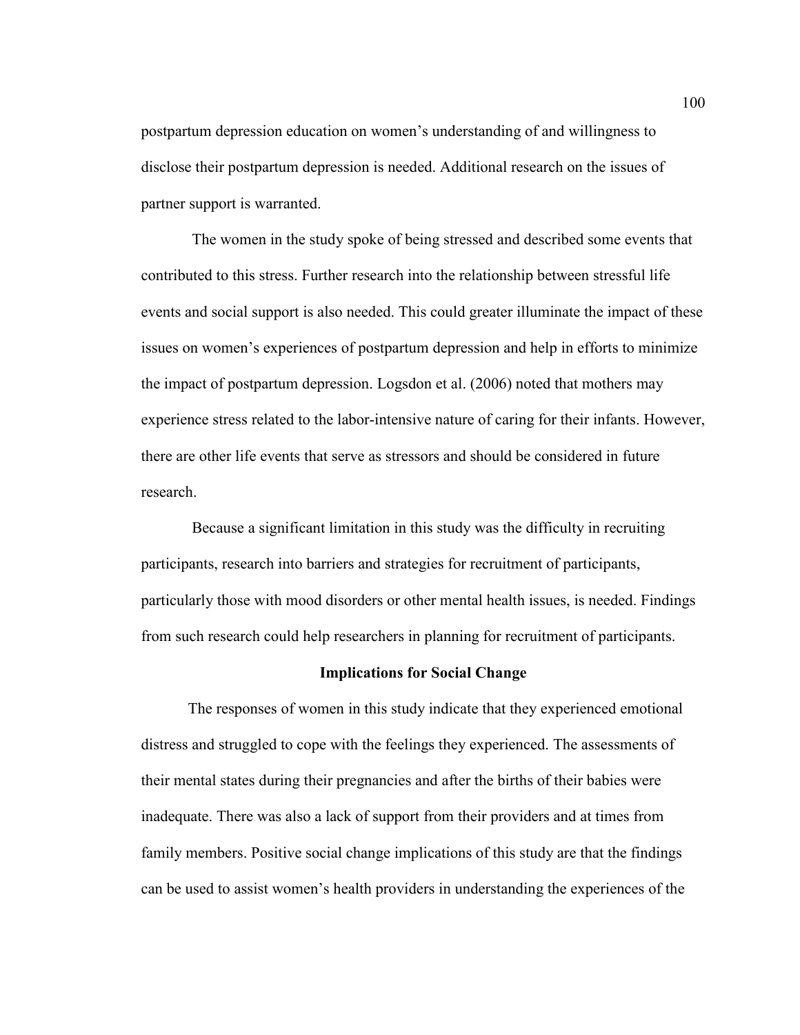postpartum depression education on women's understanding of and willingness to disclose their postpartum depression is needed. Additional research on the issues of partner support is warranted.

The women in the study spoke of being stressed and described some events that contributed to this stress. Further research into the relationship between stressful life events and social support is also needed. This could greater illuminate the impact of these issues on women's experiences of postpartum depression and help in efforts to minimize the impact of postpartum depression. Logsdon et al. (2006) noted that mothers may experience stress related to the labor-intensive nature of caring for their infants. However, there are other life events that serve as stressors and should be considered in future research.

Because a significant limitation in this study was the difficulty in recruiting participants, research into barriers and strategies for recruitment of participants, particularly those with mood disorders or other mental health issues, is needed. Findings from such research could help researchers in planning for recruitment of participants.

## Implications for Social Change

The responses of women in this study indicate that they experienced emotional distress and struggled to cope with the feelings they experienced. The assessments of their mental states during their pregnancies and after the births of their babies were inadequate. There was also a lack of support from their providers and at times from family members. Positive social change implications of this study are that the findings can be used to assist women's health providers in understanding the experiences of the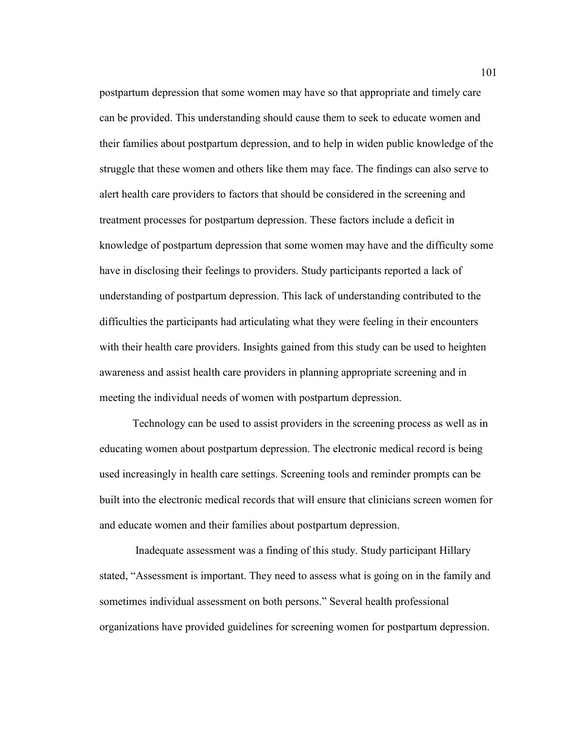postpartum depression that some women may have so that appropriate and timely care can be provided. This understanding should cause them to seek to educate women and their families about postpartum depression, and to help in widen public knowledge of the struggle that these women and others like them may face. The findings can also serve to alert health care providers to factors that should be considered in the screening and treatment processes for postpartum depression. These factors include a deficit in knowledge of postpartum depression that some women may have and the difficulty some have in disclosing their feelings to providers. Study participants reported a lack of understanding of postpartum depression. This lack of understanding contributed to the difficulties the participants had articulating what they were feeling in their encounters with their health care providers. Insights gained from this study can be used to heighten awareness and assist health care providers in planning appropriate screening and in meeting the individual needs of women with postpartum depression.

Technology can be used to assist providers in the screening process as well as in educating women about postpartum depression. The electronic medical record is being used increasingly in health care settings. Screening tools and reminder prompts can be built into the electronic medical records that will ensure that clinicians screen women for and educate women and their families about postpartum depression.

Inadequate assessment was a finding of this study. Study participant Hillary stated, "Assessment is important. They need to assess what is going on in the family and sometimes individual assessment on both persons." Several health professional organizations have provided guidelines for screening women for postpartum depression.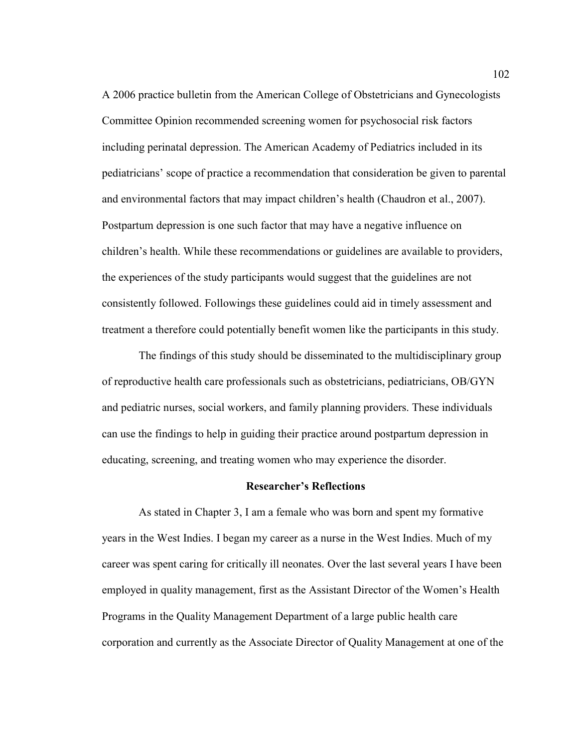A 2006 practice bulletin from the American College of Obstetricians and Gynecologists Committee Opinion recommended screening women for psychosocial risk factors including perinatal depression. The American Academy of Pediatrics included in its pediatricians' scope of practice a recommendation that consideration be given to parental and environmental factors that may impact children's health (Chaudron et al., 2007). Postpartum depression is one such factor that may have a negative influence on children's health. While these recommendations or guidelines are available to providers, the experiences of the study participants would suggest that the guidelines are not consistently followed. Followings these guidelines could aid in timely assessment and treatment a therefore could potentially benefit women like the participants in this study.

The findings of this study should be disseminated to the multidisciplinary group of reproductive health care professionals such as obstetricians, pediatricians, OB/GYN and pediatric nurses, social workers, and family planning providers. These individuals can use the findings to help in guiding their practice around postpartum depression in educating, screening, and treating women who may experience the disorder.

## Researcher's Reflections

As stated in Chapter 3, I am a female who was born and spent my formative years in the West Indies. I began my career as a nurse in the West Indies. Much of my career was spent caring for critically ill neonates. Over the last several years I have been employed in quality management, first as the Assistant Director of the Women's Health Programs in the Quality Management Department of a large public health care corporation and currently as the Associate Director of Quality Management at one of the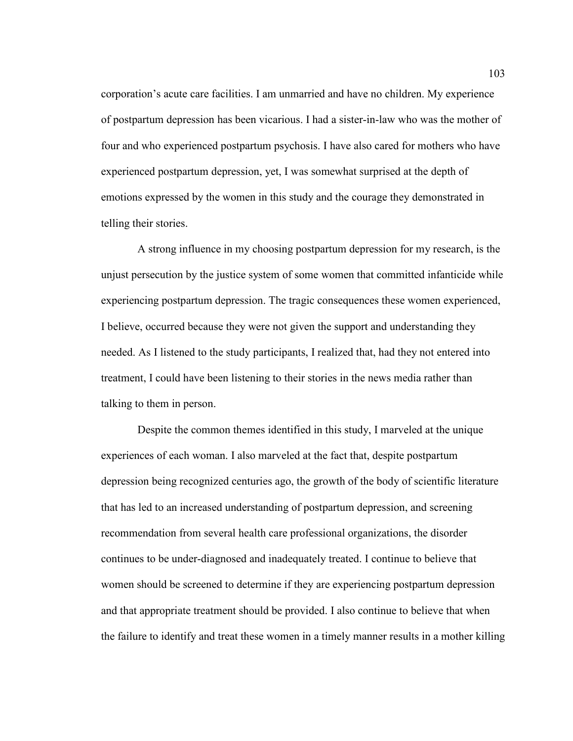corporation's acute care facilities. I am unmarried and have no children. My experience of postpartum depression has been vicarious. I had a sister-in-law who was the mother of four and who experienced postpartum psychosis. I have also cared for mothers who have experienced postpartum depression, yet, I was somewhat surprised at the depth of emotions expressed by the women in this study and the courage they demonstrated in telling their stories.

A strong influence in my choosing postpartum depression for my research, is the unjust persecution by the justice system of some women that committed infanticide while experiencing postpartum depression. The tragic consequences these women experienced, I believe, occurred because they were not given the support and understanding they needed. As I listened to the study participants, I realized that, had they not entered into treatment, I could have been listening to their stories in the news media rather than talking to them in person.

Despite the common themes identified in this study, I marveled at the unique experiences of each woman. I also marveled at the fact that, despite postpartum depression being recognized centuries ago, the growth of the body of scientific literature that has led to an increased understanding of postpartum depression, and screening recommendation from several health care professional organizations, the disorder continues to be under-diagnosed and inadequately treated. I continue to believe that women should be screened to determine if they are experiencing postpartum depression and that appropriate treatment should be provided. I also continue to believe that when the failure to identify and treat these women in a timely manner results in a mother killing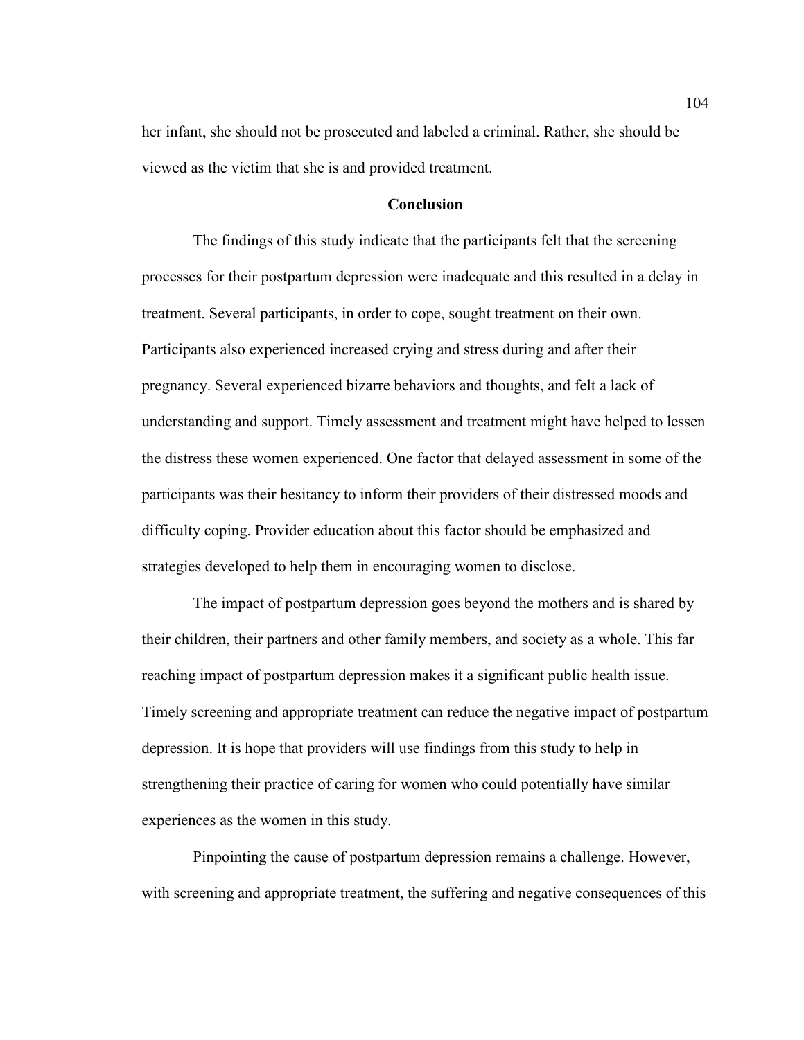her infant, she should not be prosecuted and labeled a criminal. Rather, she should be viewed as the victim that she is and provided treatment.

## Conclusion

The findings of this study indicate that the participants felt that the screening processes for their postpartum depression were inadequate and this resulted in a delay in treatment. Several participants, in order to cope, sought treatment on their own. Participants also experienced increased crying and stress during and after their pregnancy. Several experienced bizarre behaviors and thoughts, and felt a lack of understanding and support. Timely assessment and treatment might have helped to lessen the distress these women experienced. One factor that delayed assessment in some of the participants was their hesitancy to inform their providers of their distressed moods and difficulty coping. Provider education about this factor should be emphasized and strategies developed to help them in encouraging women to disclose.

The impact of postpartum depression goes beyond the mothers and is shared by their children, their partners and other family members, and society as a whole. This far reaching impact of postpartum depression makes it a significant public health issue. Timely screening and appropriate treatment can reduce the negative impact of postpartum depression. It is hope that providers will use findings from this study to help in strengthening their practice of caring for women who could potentially have similar experiences as the women in this study.

Pinpointing the cause of postpartum depression remains a challenge. However, with screening and appropriate treatment, the suffering and negative consequences of this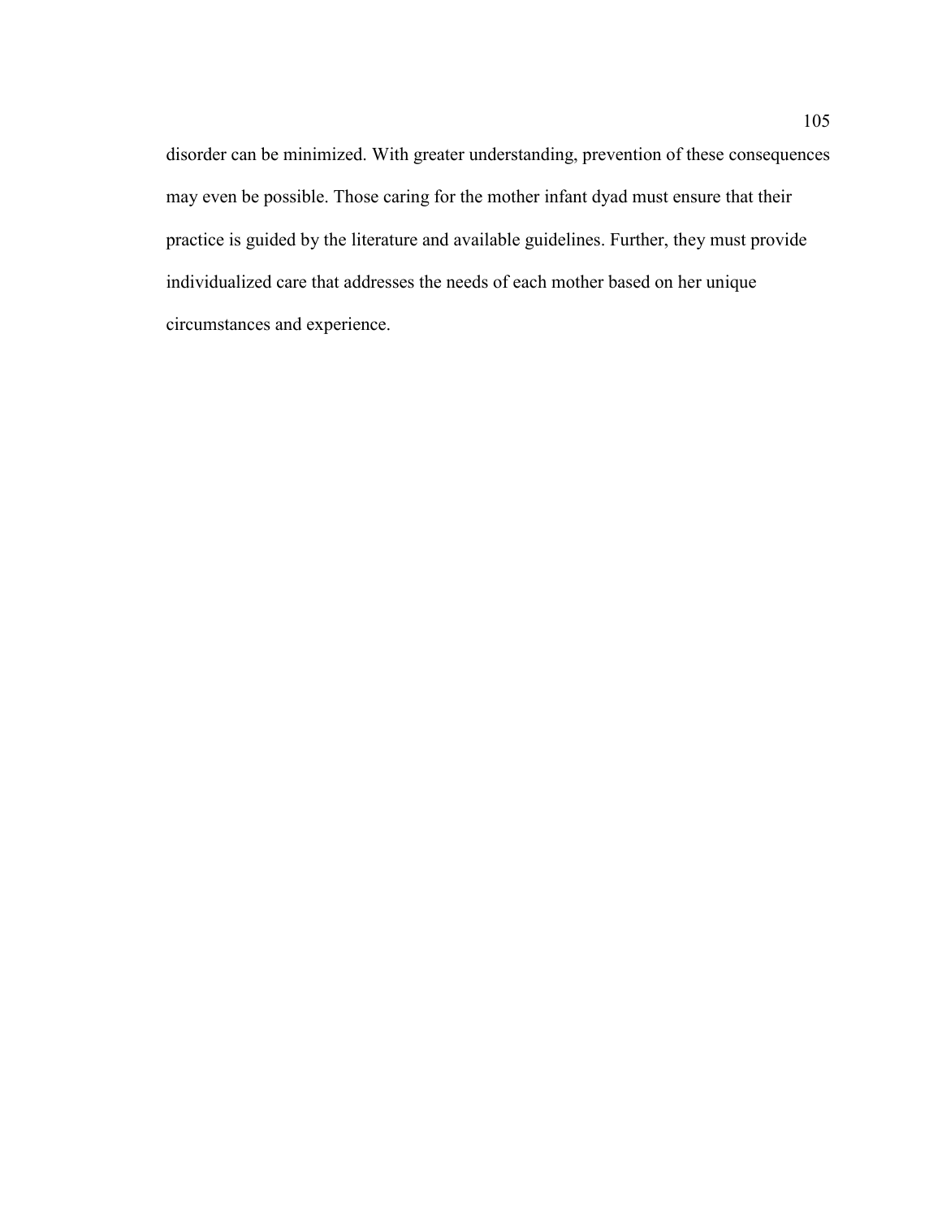disorder can be minimized. With greater understanding, prevention of these consequences may even be possible. Those caring for the mother infant dyad must ensure that their practice is guided by the literature and available guidelines. Further, they must provide individualized care that addresses the needs of each mother based on her unique circumstances and experience.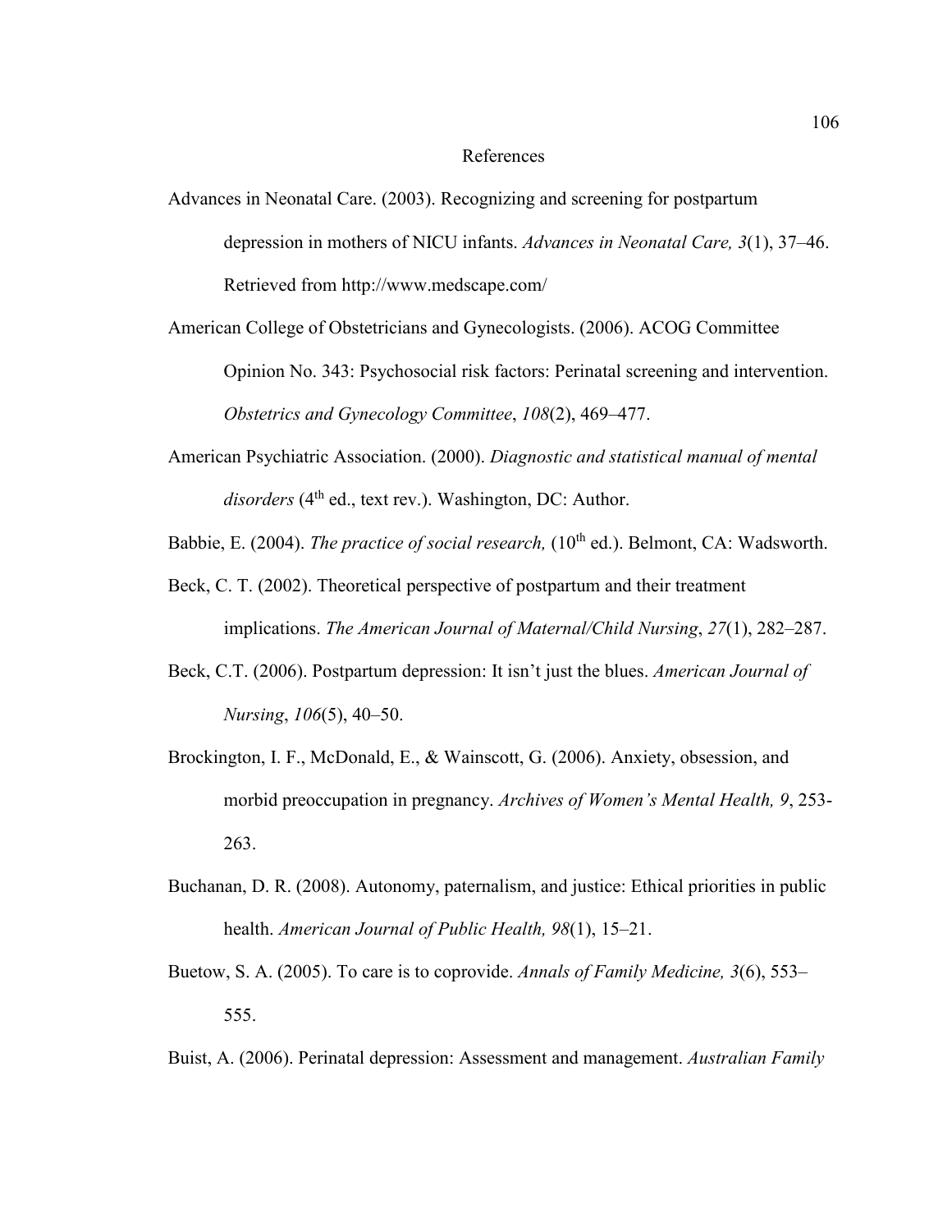# References

Advances in Neonatal Care. (2003). Recognizing and screening for postpartum depression in mothers of NICU infants. *Advances in Neonatal Care, 3*(1), 37–46. Retrieved from http://www.medscape.com/

American College of Obstetricians and Gynecologists. (2006). ACOG Committee Opinion No. 343: Psychosocial risk factors: Perinatal screening and intervention. *Obstetrics and Gynecology Committee*, *108*(2), 469–477.

American Psychiatric Association. (2000). *Diagnostic and statistical manual of mental disorders* (4th ed., text rev.). Washington, DC: Author.

Babbie, E. (2004). *The practice of social research,* (10th ed.). Belmont, CA: Wadsworth.

Beck, C. T. (2002). Theoretical perspective of postpartum and their treatment implications. *The American Journal of Maternal/Child Nursing*, *27*(1), 282–287.

Beck, C.T. (2006). Postpartum depression: It isn't just the blues. *American Journal of Nursing*, *106*(5), 40–50.

Brockington, I. F., McDonald, E., & Wainscott, G. (2006). Anxiety, obsession, and morbid preoccupation in pregnancy. *Archives of Women's Mental Health, 9*, 253-263.

Buchanan, D. R. (2008). Autonomy, paternalism, and justice: Ethical priorities in public health. *American Journal of Public Health, 98*(1), 15–21.

Buetow, S. A. (2005). To care is to coprovide. *Annals of Family Medicine, 3*(6), 553–555.

Buist, A. (2006). Perinatal depression: Assessment and management. *Australian Family*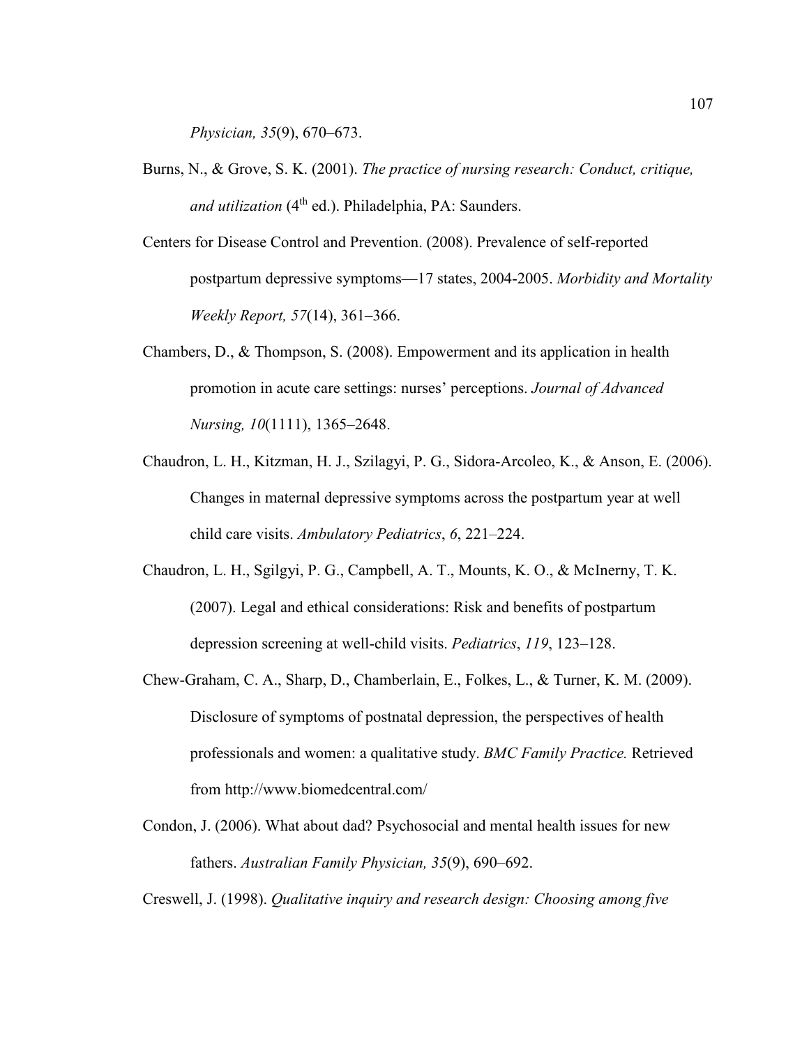*Physician, 35*(9), 670–673.

Burns, N., & Grove, S. K. (2001). *The practice of nursing research: Conduct, critique, and utilization* (4th ed.). Philadelphia, PA: Saunders.

Centers for Disease Control and Prevention. (2008). Prevalence of self-reported postpartum depressive symptoms—17 states, 2004-2005. *Morbidity and Mortality Weekly Report, 57*(14), 361–366.

Chambers, D., & Thompson, S. (2008). Empowerment and its application in health promotion in acute care settings: nurses' perceptions. *Journal of Advanced Nursing, 10*(1111), 1365–2648.

Chaudron, L. H., Kitzman, H. J., Szilagyi, P. G., Sidora-Arcoleo, K., & Anson, E. (2006). Changes in maternal depressive symptoms across the postpartum year at well child care visits. *Ambulatory Pediatrics*, *6*, 221–224.

Chaudron, L. H., Sgilgyi, P. G., Campbell, A. T., Mounts, K. O., & McInerny, T. K. (2007). Legal and ethical considerations: Risk and benefits of postpartum depression screening at well-child visits. *Pediatrics*, *119*, 123–128.

Chew-Graham, C. A., Sharp, D., Chamberlain, E., Folkes, L., & Turner, K. M. (2009). Disclosure of symptoms of postnatal depression, the perspectives of health professionals and women: a qualitative study. *BMC Family Practice.* Retrieved from http://www.biomedcentral.com/

Condon, J. (2006). What about dad? Psychosocial and mental health issues for new fathers. *Australian Family Physician, 35*(9), 690–692.

Creswell, J. (1998). *Qualitative inquiry and research design: Choosing among five*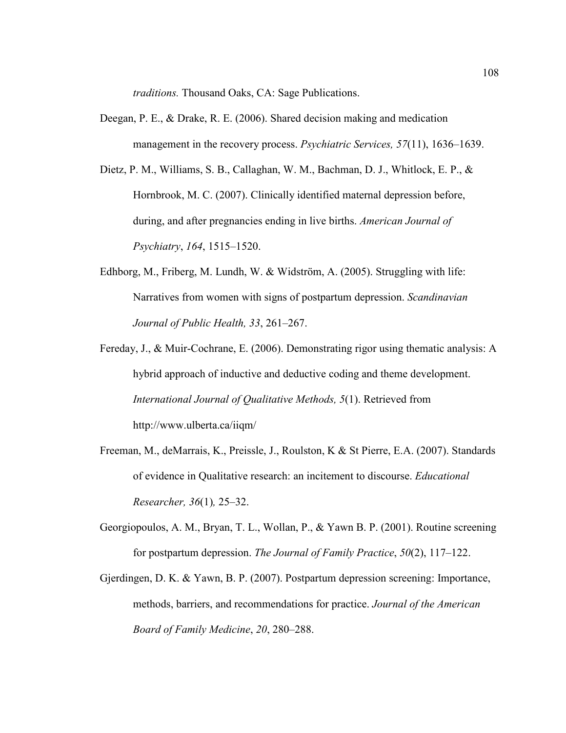*traditions.* Thousand Oaks, CA: Sage Publications.

Deegan, P. E., & Drake, R. E. (2006). Shared decision making and medication management in the recovery process. *Psychiatric Services, 57*(11), 1636–1639.

Dietz, P. M., Williams, S. B., Callaghan, W. M., Bachman, D. J., Whitlock, E. P., & Hornbrook, M. C. (2007). Clinically identified maternal depression before, during, and after pregnancies ending in live births. *American Journal of Psychiatry*, *164*, 1515–1520.

Edhborg, M., Friberg, M. Lundh, W. & Widström, A. (2005). Struggling with life: Narratives from women with signs of postpartum depression. *Scandinavian Journal of Public Health, 33*, 261–267.

Fereday, J., & Muir-Cochrane, E. (2006). Demonstrating rigor using thematic analysis: A hybrid approach of inductive and deductive coding and theme development. *International Journal of Qualitative Methods, 5*(1). Retrieved from http://www.ulberta.ca/iiqm/

Freeman, M., deMarrais, K., Preissle, J., Roulston, K & St Pierre, E.A. (2007). Standards of evidence in Qualitative research: an incitement to discourse. *Educational Researcher, 36*(1)*,* 25–32.

Georgiopoulos, A. M., Bryan, T. L., Wollan, P., & Yawn B. P. (2001). Routine screening for postpartum depression. *The Journal of Family Practice*, *50*(2), 117–122.

Gjerdingen, D. K. & Yawn, B. P. (2007). Postpartum depression screening: Importance, methods, barriers, and recommendations for practice. *Journal of the American Board of Family Medicine*, *20*, 280–288.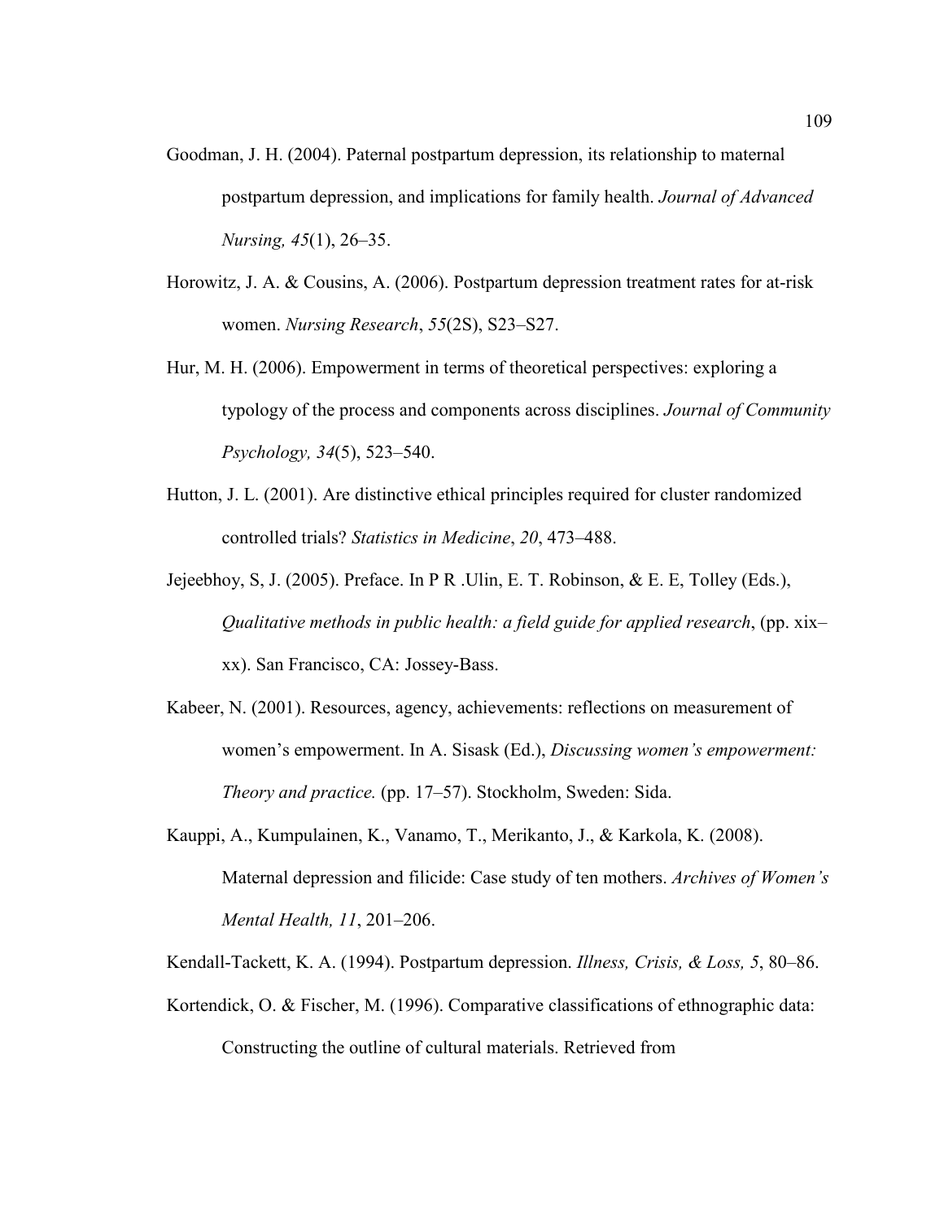Goodman, J. H. (2004). Paternal postpartum depression, its relationship to maternal postpartum depression, and implications for family health. *Journal of Advanced Nursing, 45*(1), 26–35.

Horowitz, J. A. & Cousins, A. (2006). Postpartum depression treatment rates for at-risk women. *Nursing Research*, *55*(2S), S23–S27.

Hur, M. H. (2006). Empowerment in terms of theoretical perspectives: exploring a typology of the process and components across disciplines. *Journal of Community Psychology, 34*(5), 523–540.

Hutton, J. L. (2001). Are distinctive ethical principles required for cluster randomized controlled trials? *Statistics in Medicine*, *20*, 473–488.

Jejeebhoy, S, J. (2005). Preface. In P R .Ulin, E. T. Robinson, & E. E, Tolley (Eds.), *Qualitative methods in public health: a field guide for applied research*, (pp. xix–xx). San Francisco, CA: Jossey-Bass.

Kabeer, N. (2001). Resources, agency, achievements: reflections on measurement of women's empowerment. In A. Sisask (Ed.), *Discussing women's empowerment: Theory and practice.* (pp. 17–57). Stockholm, Sweden: Sida.

Kauppi, A., Kumpulainen, K., Vanamo, T., Merikanto, J., & Karkola, K. (2008). Maternal depression and filicide: Case study of ten mothers. *Archives of Women's Mental Health, 11*, 201–206.

Kendall-Tackett, K. A. (1994). Postpartum depression. *Illness, Crisis, & Loss, 5*, 80–86.

Kortendick, O. & Fischer, M. (1996). Comparative classifications of ethnographic data: Constructing the outline of cultural materials. Retrieved from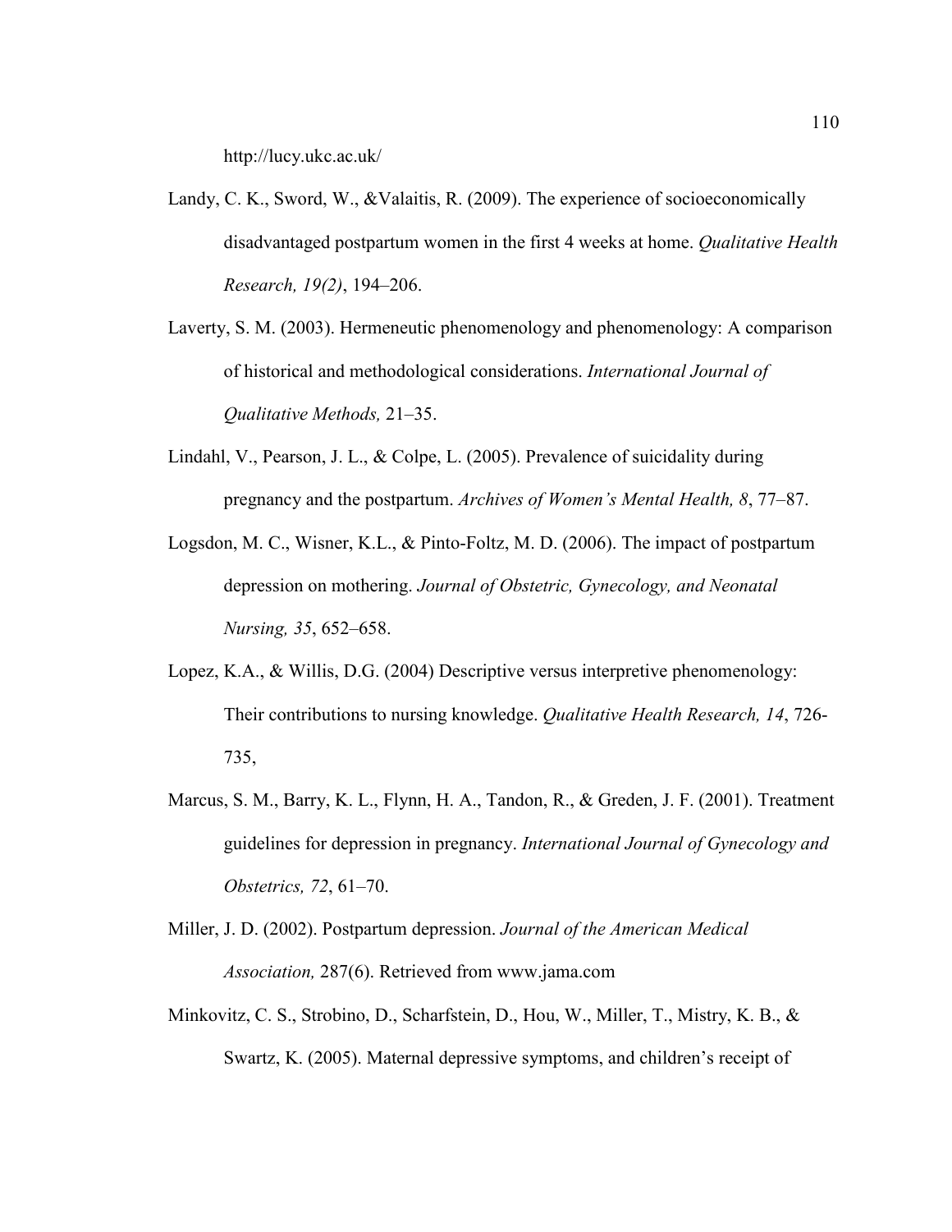http://lucy.ukc.ac.uk/

Landy, C. K., Sword, W., &Valaitis, R. (2009). The experience of socioeconomically disadvantaged postpartum women in the first 4 weeks at home. *Qualitative Health Research, 19(2)*, 194–206.

Laverty, S. M. (2003). Hermeneutic phenomenology and phenomenology: A comparison of historical and methodological considerations. *International Journal of Qualitative Methods,* 21–35.

Lindahl, V., Pearson, J. L., & Colpe, L. (2005). Prevalence of suicidality during pregnancy and the postpartum. *Archives of Women's Mental Health, 8*, 77–87.

Logsdon, M. C., Wisner, K.L., & Pinto-Foltz, M. D. (2006). The impact of postpartum depression on mothering. *Journal of Obstetric, Gynecology, and Neonatal Nursing, 35*, 652–658.

Lopez, K.A., & Willis, D.G. (2004) Descriptive versus interpretive phenomenology: Their contributions to nursing knowledge. *Qualitative Health Research, 14*, 726-735,

Marcus, S. M., Barry, K. L., Flynn, H. A., Tandon, R., & Greden, J. F. (2001). Treatment guidelines for depression in pregnancy. *International Journal of Gynecology and Obstetrics, 72*, 61–70.

Miller, J. D. (2002). Postpartum depression. *Journal of the American Medical Association,* 287(6). Retrieved from www.jama.com

Minkovitz, C. S., Strobino, D., Scharfstein, D., Hou, W., Miller, T., Mistry, K. B., & Swartz, K. (2005). Maternal depressive symptoms, and children's receipt of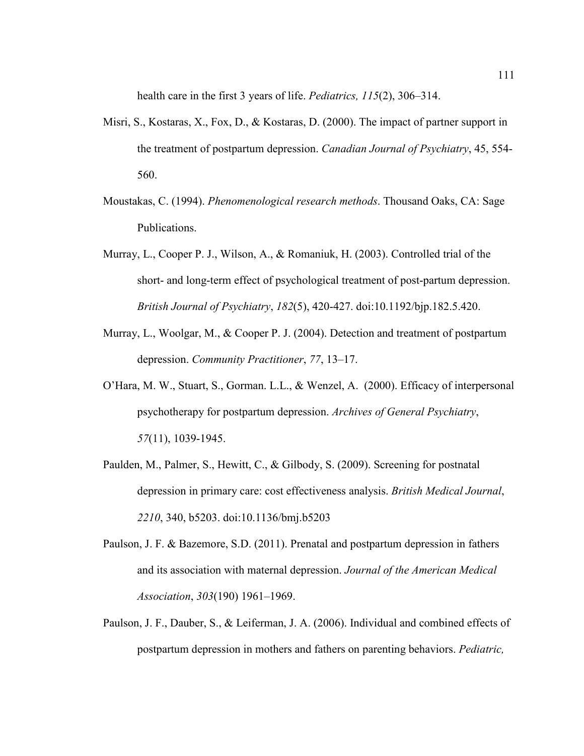health care in the first 3 years of life. *Pediatrics, 115*(2), 306–314.

Misri, S., Kostaras, X., Fox, D., & Kostaras, D. (2000). The impact of partner support in the treatment of postpartum depression. *Canadian Journal of Psychiatry*, 45, 554-560.

Moustakas, C. (1994). *Phenomenological research methods*. Thousand Oaks, CA: Sage Publications.

Murray, L., Cooper P. J., Wilson, A., & Romaniuk, H. (2003). Controlled trial of the short- and long-term effect of psychological treatment of post-partum depression. *British Journal of Psychiatry*, *182*(5), 420-427. doi:10.1192/bjp.182.5.420.

Murray, L., Woolgar, M., & Cooper P. J. (2004). Detection and treatment of postpartum depression. *Community Practitioner*, *77*, 13–17.

O'Hara, M. W., Stuart, S., Gorman. L.L., & Wenzel, A. (2000). Efficacy of interpersonal psychotherapy for postpartum depression. *Archives of General Psychiatry*, *57*(11), 1039-1945.

Paulden, M., Palmer, S., Hewitt, C., & Gilbody, S. (2009). Screening for postnatal depression in primary care: cost effectiveness analysis. *British Medical Journal*, *2210*, 340, b5203. doi:10.1136/bmj.b5203

Paulson, J. F. & Bazemore, S.D. (2011). Prenatal and postpartum depression in fathers and its association with maternal depression. *Journal of the American Medical Association*, *303*(190) 1961–1969.

Paulson, J. F., Dauber, S., & Leiferman, J. A. (2006). Individual and combined effects of postpartum depression in mothers and fathers on parenting behaviors. *Pediatric,*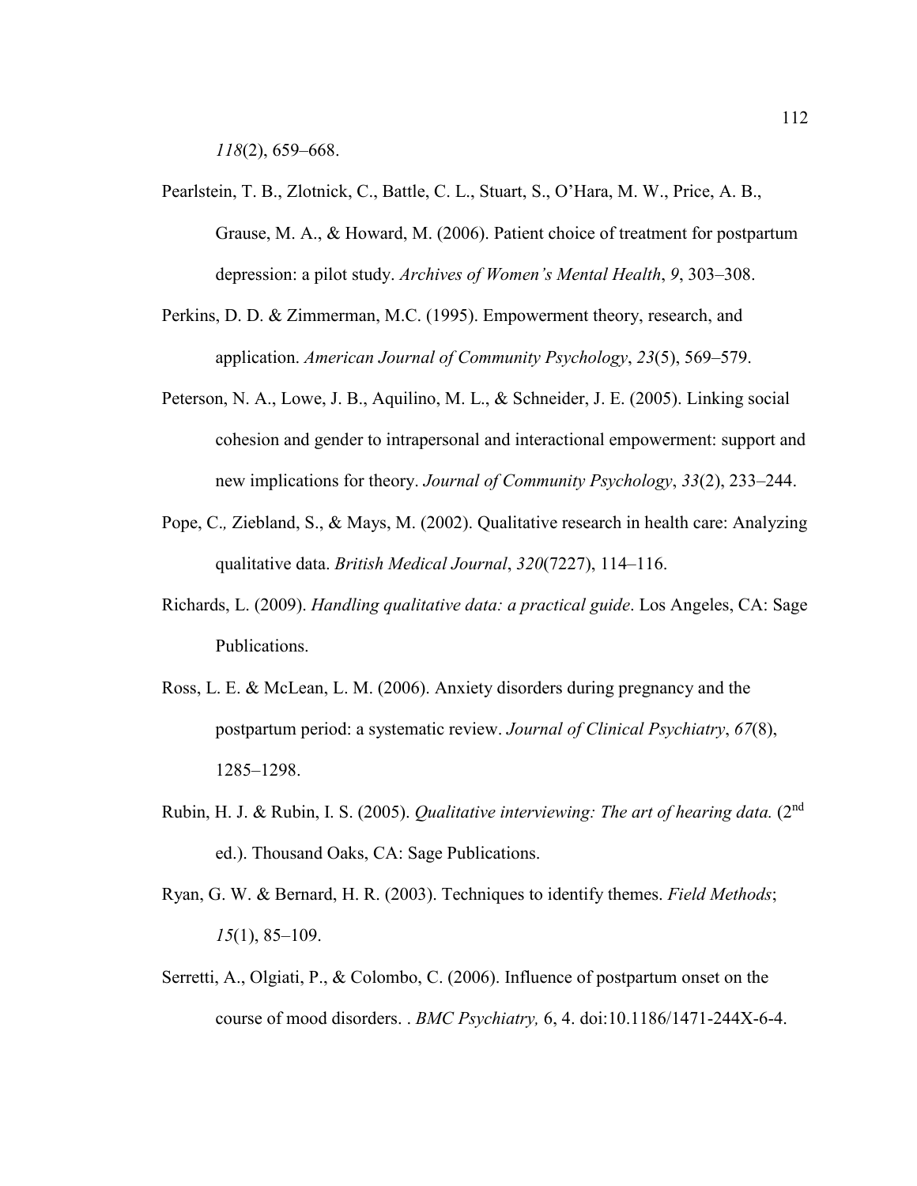*118*(2), 659–668.

Pearlstein, T. B., Zlotnick, C., Battle, C. L., Stuart, S., O'Hara, M. W., Price, A. B., Grause, M. A., & Howard, M. (2006). Patient choice of treatment for postpartum depression: a pilot study. *Archives of Women's Mental Health*, *9*, 303–308.

Perkins, D. D. & Zimmerman, M.C. (1995). Empowerment theory, research, and application. *American Journal of Community Psychology*, *23*(5), 569–579.

Peterson, N. A., Lowe, J. B., Aquilino, M. L., & Schneider, J. E. (2005). Linking social cohesion and gender to intrapersonal and interactional empowerment: support and new implications for theory. *Journal of Community Psychology*, *33*(2), 233–244.

Pope, C.*,* Ziebland, S., & Mays, M. (2002). Qualitative research in health care: Analyzing qualitative data. *British Medical Journal*, *320*(7227), 114–116.

Richards, L. (2009). *Handling qualitative data: a practical guide*. Los Angeles, CA: Sage Publications.

Ross, L. E. & McLean, L. M. (2006). Anxiety disorders during pregnancy and the postpartum period: a systematic review. *Journal of Clinical Psychiatry*, *67*(8), 1285–1298.

Rubin, H. J. & Rubin, I. S. (2005). *Qualitative interviewing: The art of hearing data.* (2nd ed.). Thousand Oaks, CA: Sage Publications.

Ryan, G. W. & Bernard, H. R. (2003). Techniques to identify themes. *Field Methods*; *15*(1), 85–109.

Serretti, A., Olgiati, P., & Colombo, C. (2006). Influence of postpartum onset on the course of mood disorders. . *BMC Psychiatry,* 6, 4. doi:10.1186/1471-244X-6-4.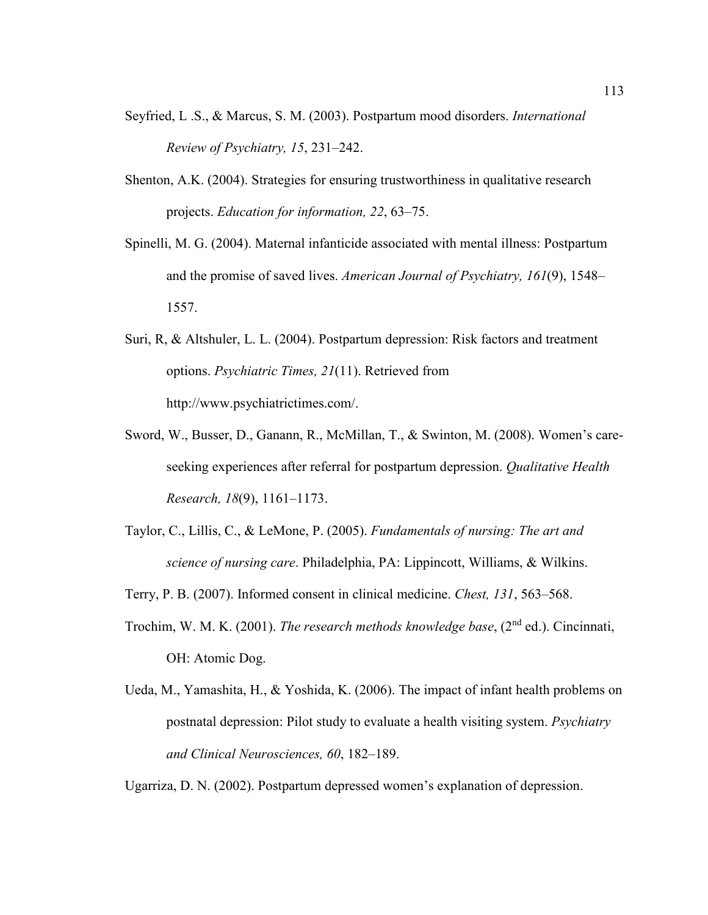Seyfried, L .S., & Marcus, S. M. (2003). Postpartum mood disorders. *International Review of Psychiatry, 15*, 231–242.

Shenton, A.K. (2004). Strategies for ensuring trustworthiness in qualitative research projects. *Education for information, 22*, 63–75.

Spinelli, M. G. (2004). Maternal infanticide associated with mental illness: Postpartum and the promise of saved lives. *American Journal of Psychiatry, 161*(9), 1548–1557.

Suri, R, & Altshuler, L. L. (2004). Postpartum depression: Risk factors and treatment options. *Psychiatric Times, 21*(11). Retrieved from http://www.psychiatrictimes.com/.

Sword, W., Busser, D., Ganann, R., McMillan, T., & Swinton, M. (2008). Women's care-seeking experiences after referral for postpartum depression. *Qualitative Health Research, 18*(9), 1161–1173.

Taylor, C., Lillis, C., & LeMone, P. (2005). *Fundamentals of nursing: The art and science of nursing care*. Philadelphia, PA: Lippincott, Williams, & Wilkins.

Terry, P. B. (2007). Informed consent in clinical medicine. *Chest, 131*, 563–568.

Trochim, W. M. K. (2001). *The research methods knowledge base*, (2nd ed.). Cincinnati, OH: Atomic Dog.

Ueda, M., Yamashita, H., & Yoshida, K. (2006). The impact of infant health problems on postnatal depression: Pilot study to evaluate a health visiting system. *Psychiatry and Clinical Neurosciences, 60*, 182–189.

Ugarriza, D. N. (2002). Postpartum depressed women's explanation of depression.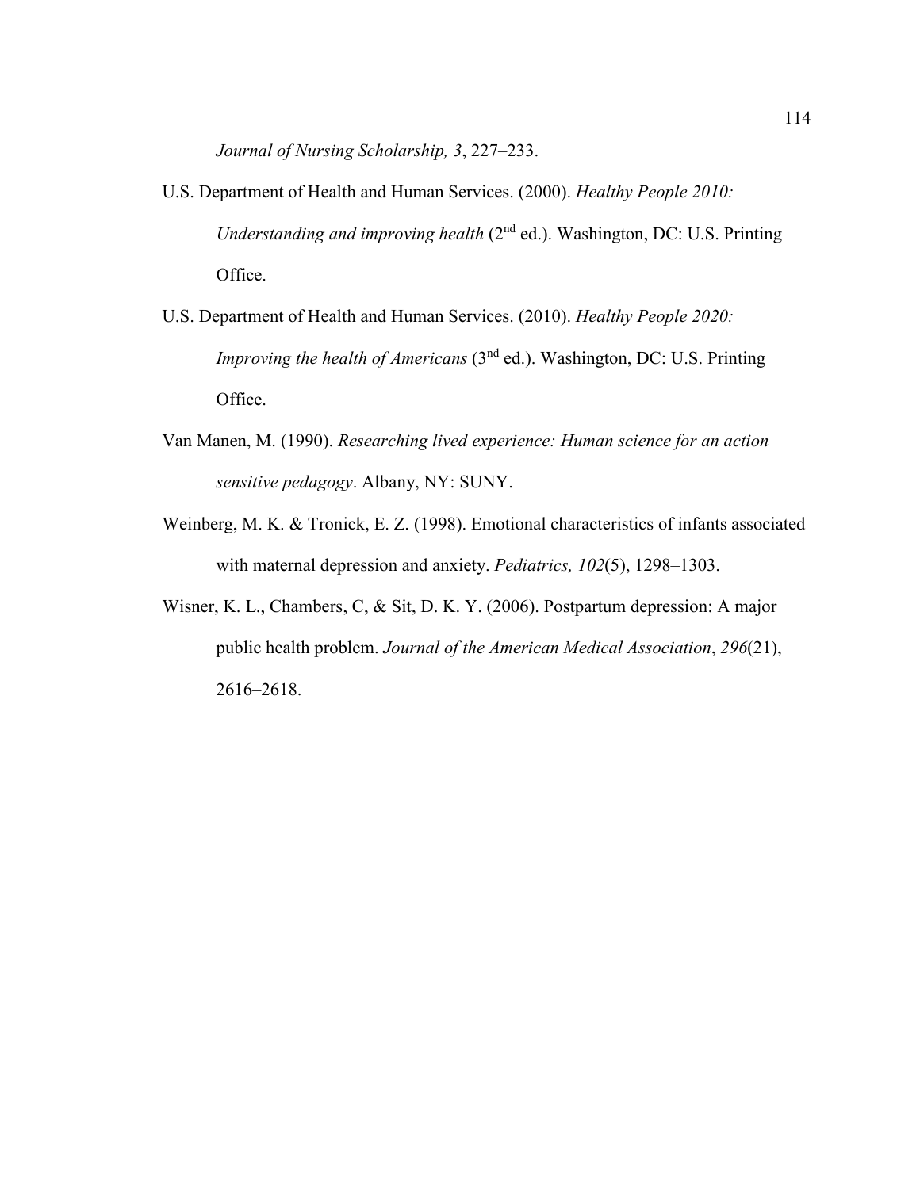*Journal of Nursing Scholarship, 3*, 227–233.

U.S. Department of Health and Human Services. (2000). *Healthy People 2010: Understanding and improving health* (2nd ed.). Washington, DC: U.S. Printing Office.

U.S. Department of Health and Human Services. (2010). *Healthy People 2020: Improving the health of Americans* (3nd ed.). Washington, DC: U.S. Printing Office.

Van Manen, M. (1990). *Researching lived experience: Human science for an action sensitive pedagogy*. Albany, NY: SUNY.

Weinberg, M. K. & Tronick, E. Z. (1998). Emotional characteristics of infants associated with maternal depression and anxiety. *Pediatrics, 102*(5), 1298–1303.

Wisner, K. L., Chambers, C, & Sit, D. K. Y. (2006). Postpartum depression: A major public health problem. *Journal of the American Medical Association*, *296*(21), 2616–2618.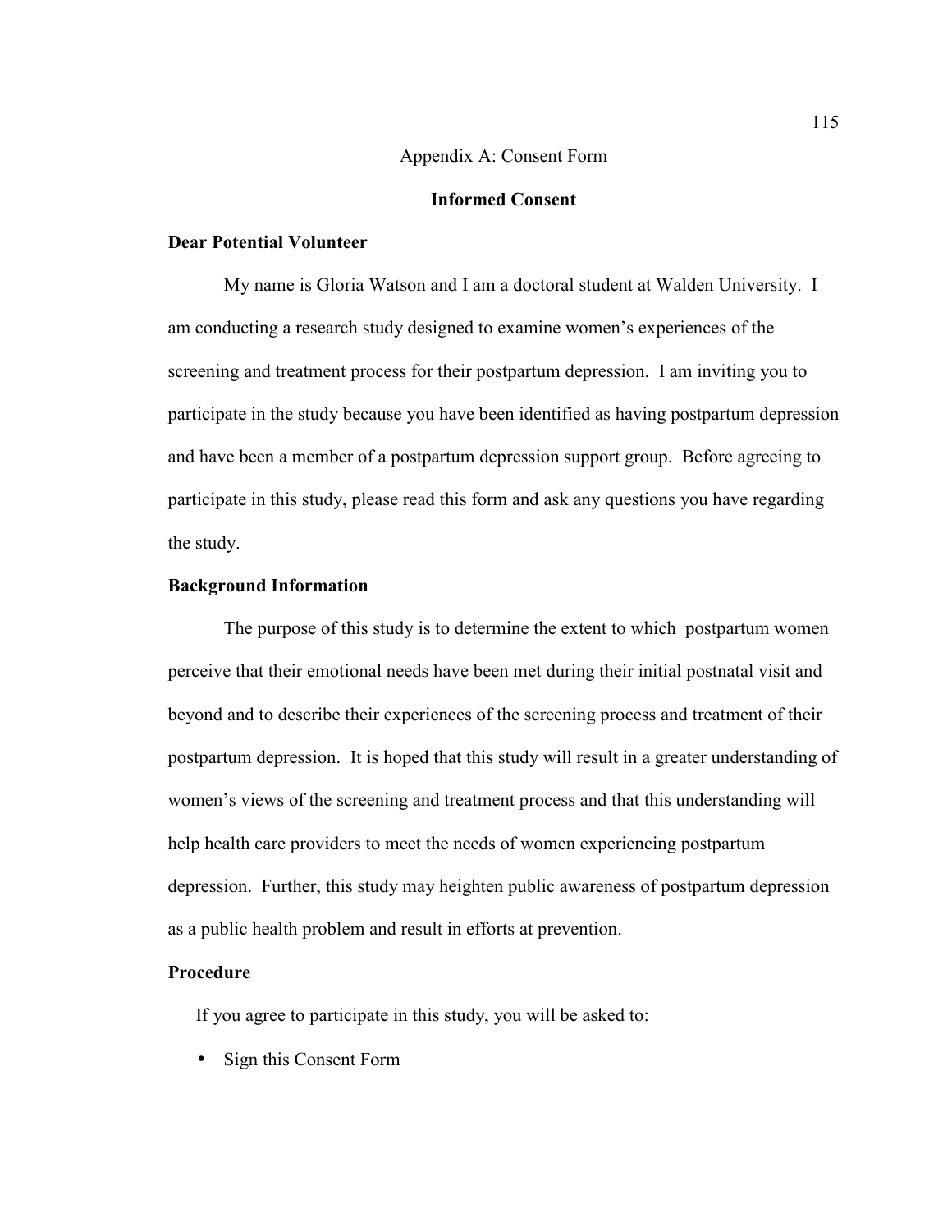## Appendix A: Consent Form

### Informed Consent

**Dear Potential Volunteer**

My name is Gloria Watson and I am a doctoral student at Walden University. I am conducting a research study designed to examine women's experiences of the screening and treatment process for their postpartum depression. I am inviting you to participate in the study because you have been identified as having postpartum depression and have been a member of a postpartum depression support group. Before agreeing to participate in this study, please read this form and ask any questions you have regarding the study.

**Background Information**

The purpose of this study is to determine the extent to which postpartum women perceive that their emotional needs have been met during their initial postnatal visit and beyond and to describe their experiences of the screening process and treatment of their postpartum depression. It is hoped that this study will result in a greater understanding of women's views of the screening and treatment process and that this understanding will help health care providers to meet the needs of women experiencing postpartum depression. Further, this study may heighten public awareness of postpartum depression as a public health problem and result in efforts at prevention.

**Procedure**

If you agree to participate in this study, you will be asked to:

- Sign this Consent Form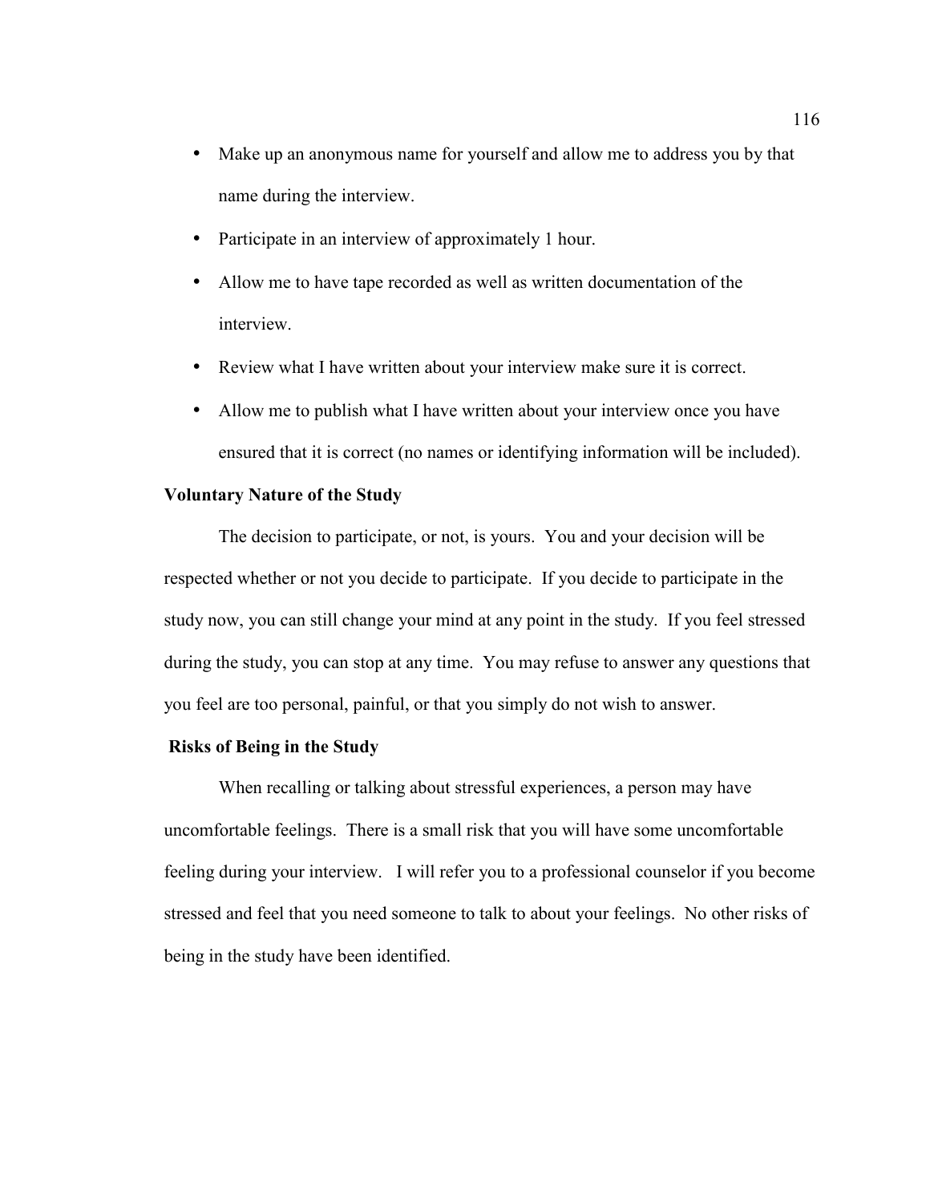- Make up an anonymous name for yourself and allow me to address you by that name during the interview.
- Participate in an interview of approximately 1 hour.
- Allow me to have tape recorded as well as written documentation of the interview.
- Review what I have written about your interview make sure it is correct.
- Allow me to publish what I have written about your interview once you have ensured that it is correct (no names or identifying information will be included).

**Voluntary Nature of the Study**

The decision to participate, or not, is yours. You and your decision will be respected whether or not you decide to participate. If you decide to participate in the study now, you can still change your mind at any point in the study. If you feel stressed during the study, you can stop at any time. You may refuse to answer any questions that you feel are too personal, painful, or that you simply do not wish to answer.

**Risks of Being in the Study**

When recalling or talking about stressful experiences, a person may have uncomfortable feelings. There is a small risk that you will have some uncomfortable feeling during your interview. I will refer you to a professional counselor if you become stressed and feel that you need someone to talk to about your feelings. No other risks of being in the study have been identified.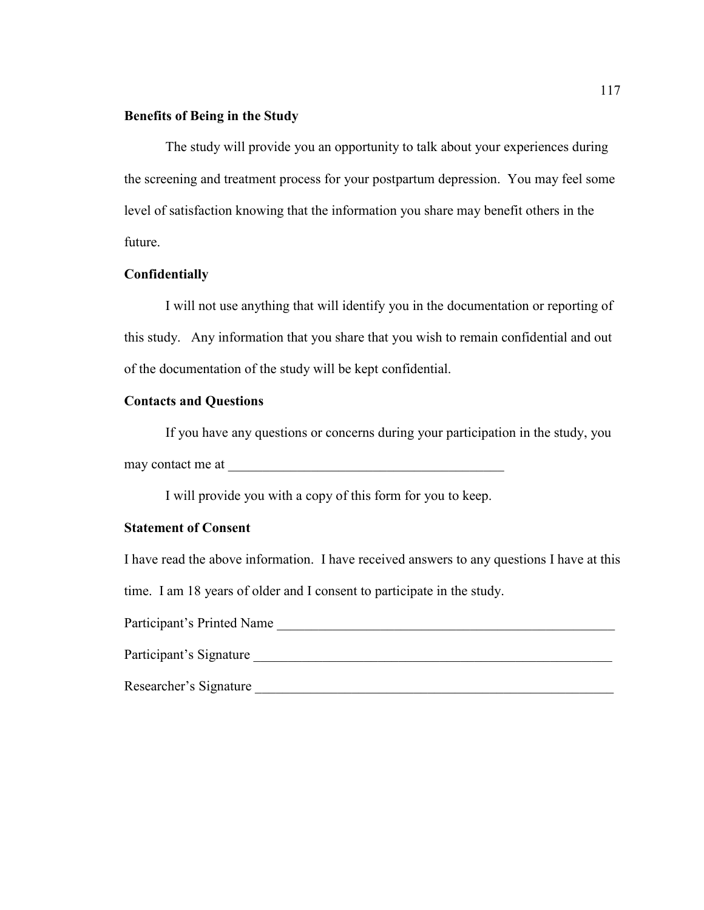**Benefits of Being in the Study**

The study will provide you an opportunity to talk about your experiences during the screening and treatment process for your postpartum depression. You may feel some level of satisfaction knowing that the information you share may benefit others in the future.

**Confidentially**

I will not use anything that will identify you in the documentation or reporting of this study. Any information that you share that you wish to remain confidential and out of the documentation of the study will be kept confidential.

**Contacts and Questions**

If you have any questions or concerns during your participation in the study, you may contact me at ________________________________________

I will provide you with a copy of this form for you to keep.

**Statement of Consent**

I have read the above information. I have received answers to any questions I have at this time. I am 18 years of older and I consent to participate in the study.

Participant's Printed Name ___________________________________________________

Participant's Signature ______________________________________________________

Researcher's Signature ______________________________________________________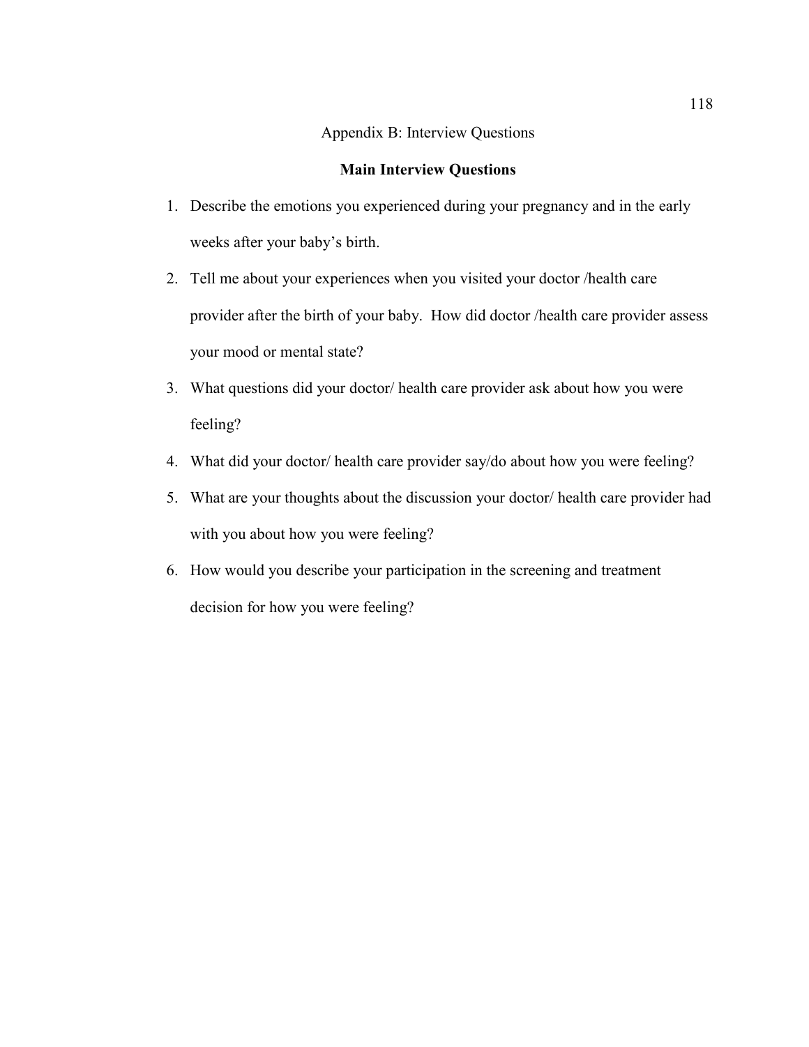# Appendix B: Interview Questions

## Main Interview Questions

1. Describe the emotions you experienced during your pregnancy and in the early weeks after your baby's birth.
2. Tell me about your experiences when you visited your doctor /health care provider after the birth of your baby.  How did doctor /health care provider assess your mood or mental state?
3. What questions did your doctor/ health care provider ask about how you were feeling?
4. What did your doctor/ health care provider say/do about how you were feeling?
5. What are your thoughts about the discussion your doctor/ health care provider had with you about how you were feeling?
6. How would you describe your participation in the screening and treatment decision for how you were feeling?